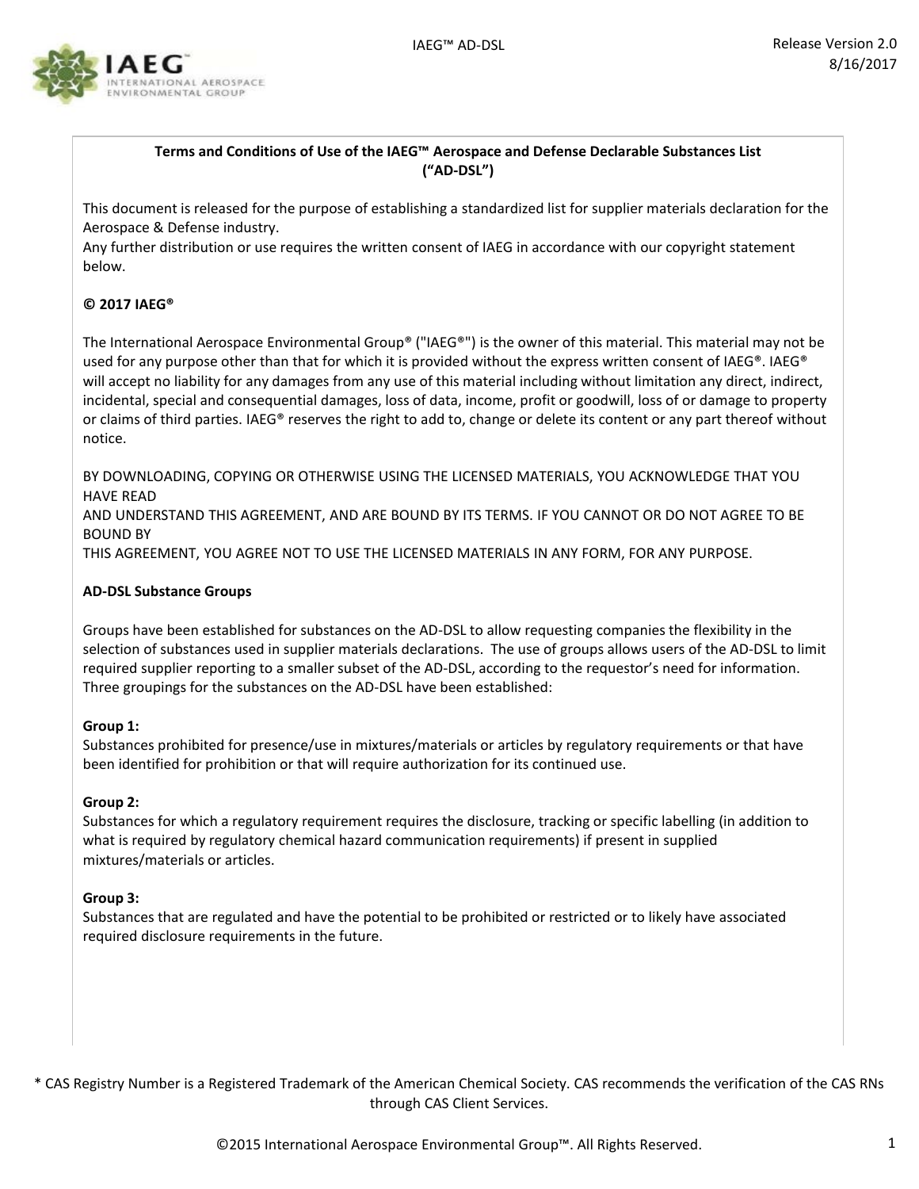**Terms and Conditions of Use of the IAEG™ Aerospace and Defense Declarable Substances List (“AD-DSL”)**

This document is released for the purpose of establishing a standardized list for supplier materials declaration for the Aerospace & Defense industry.
Any further distribution or use requires the written consent of IAEG in accordance with our copyright statement below.

**© 2017 IAEG®**

The International Aerospace Environmental Group® ("IAEG®") is the owner of this material. This material may not be used for any purpose other than that for which it is provided without the express written consent of IAEG®. IAEG® will accept no liability for any damages from any use of this material including without limitation any direct, indirect, incidental, special and consequential damages, loss of data, income, profit or goodwill, loss of or damage to property or claims of third parties. IAEG® reserves the right to add to, change or delete its content or any part thereof without notice.

BY DOWNLOADING, COPYING OR OTHERWISE USING THE LICENSED MATERIALS, YOU ACKNOWLEDGE THAT YOU HAVE READ
AND UNDERSTAND THIS AGREEMENT, AND ARE BOUND BY ITS TERMS. IF YOU CANNOT OR DO NOT AGREE TO BE BOUND BY
THIS AGREEMENT, YOU AGREE NOT TO USE THE LICENSED MATERIALS IN ANY FORM, FOR ANY PURPOSE.

**AD-DSL Substance Groups**

Groups have been established for substances on the AD-DSL to allow requesting companies the flexibility in the selection of substances used in supplier materials declarations. The use of groups allows users of the AD-DSL to limit required supplier reporting to a smaller subset of the AD-DSL, according to the requestor’s need for information. Three groupings for the substances on the AD-DSL have been established:

**Group 1:**
Substances prohibited for presence/use in mixtures/materials or articles by regulatory requirements or that have been identified for prohibition or that will require authorization for its continued use.

**Group 2:**
Substances for which a regulatory requirement requires the disclosure, tracking or specific labelling (in addition to what is required by regulatory chemical hazard communication requirements) if present in supplied mixtures/materials or articles.

**Group 3:**
Substances that are regulated and have the potential to be prohibited or restricted or to likely have associated required disclosure requirements in the future.

\* CAS Registry Number is a Registered Trademark of the American Chemical Society. CAS recommends the verification of the CAS RNs through CAS Client Services.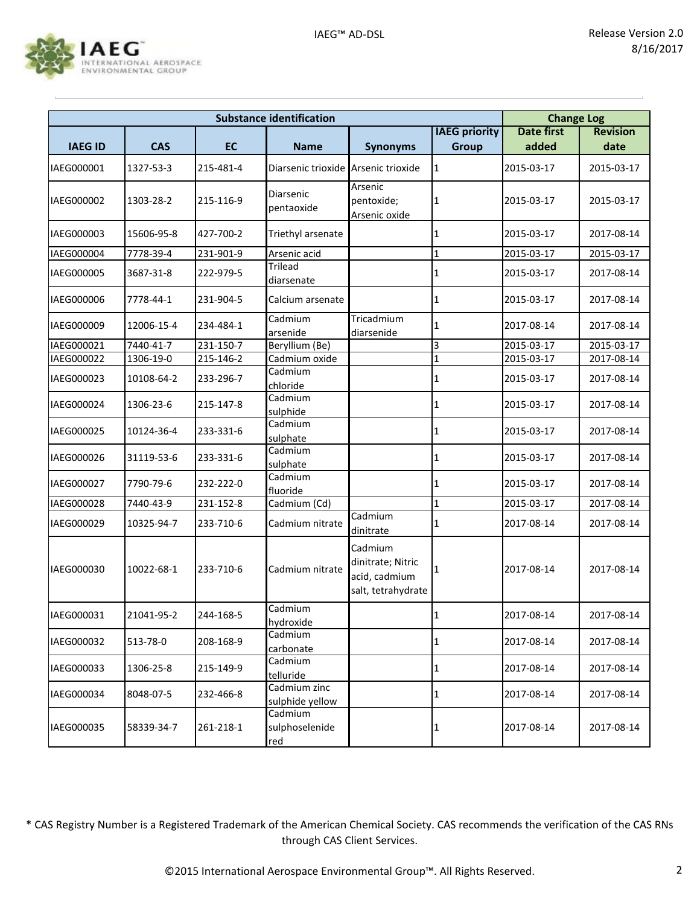| Substance identification | | | | | | Change Log | |
|---|---|---|---|---|---|---|---|
| IAEG ID | CAS | EC | Name | Synonyms | IAEG priority Group | Date first added | Revision date |
| IAEG000001 | 1327-53-3 | 215-481-4 | Diarsenic trioxide | Arsenic trioxide | 1 | 2015-03-17 | 2015-03-17 |
| IAEG000002 | 1303-28-2 | 215-116-9 | Diarsenic pentaoxide | Arsenic pentoxide; Arsenic oxide | 1 | 2015-03-17 | 2015-03-17 |
| IAEG000003 | 15606-95-8 | 427-700-2 | Triethyl arsenate | | 1 | 2015-03-17 | 2017-08-14 |
| IAEG000004 | 7778-39-4 | 231-901-9 | Arsenic acid | | 1 | 2015-03-17 | 2015-03-17 |
| IAEG000005 | 3687-31-8 | 222-979-5 | Trilead diarsenate | | 1 | 2015-03-17 | 2017-08-14 |
| IAEG000006 | 7778-44-1 | 231-904-5 | Calcium arsenate | | 1 | 2015-03-17 | 2017-08-14 |
| IAEG000009 | 12006-15-4 | 234-484-1 | Cadmium arsenide | Tricadmium diarsenide | 1 | 2017-08-14 | 2017-08-14 |
| IAEG000021 | 7440-41-7 | 231-150-7 | Beryllium (Be) | | 3 | 2015-03-17 | 2015-03-17 |
| IAEG000022 | 1306-19-0 | 215-146-2 | Cadmium oxide | | 1 | 2015-03-17 | 2017-08-14 |
| IAEG000023 | 10108-64-2 | 233-296-7 | Cadmium chloride | | 1 | 2015-03-17 | 2017-08-14 |
| IAEG000024 | 1306-23-6 | 215-147-8 | Cadmium sulphide | | 1 | 2015-03-17 | 2017-08-14 |
| IAEG000025 | 10124-36-4 | 233-331-6 | Cadmium sulphate | | 1 | 2015-03-17 | 2017-08-14 |
| IAEG000026 | 31119-53-6 | 233-331-6 | Cadmium sulphate | | 1 | 2015-03-17 | 2017-08-14 |
| IAEG000027 | 7790-79-6 | 232-222-0 | Cadmium fluoride | | 1 | 2015-03-17 | 2017-08-14 |
| IAEG000028 | 7440-43-9 | 231-152-8 | Cadmium (Cd) | | 1 | 2015-03-17 | 2017-08-14 |
| IAEG000029 | 10325-94-7 | 233-710-6 | Cadmium nitrate | Cadmium dinitrate | 1 | 2017-08-14 | 2017-08-14 |
| IAEG000030 | 10022-68-1 | 233-710-6 | Cadmium nitrate | Cadmium dinitrate; Nitric acid, cadmium salt, tetrahydrate | 1 | 2017-08-14 | 2017-08-14 |
| IAEG000031 | 21041-95-2 | 244-168-5 | Cadmium hydroxide | | 1 | 2017-08-14 | 2017-08-14 |
| IAEG000032 | 513-78-0 | 208-168-9 | Cadmium carbonate | | 1 | 2017-08-14 | 2017-08-14 |
| IAEG000033 | 1306-25-8 | 215-149-9 | Cadmium telluride | | 1 | 2017-08-14 | 2017-08-14 |
| IAEG000034 | 8048-07-5 | 232-466-8 | Cadmium zinc sulphide yellow | | 1 | 2017-08-14 | 2017-08-14 |
| IAEG000035 | 58339-34-7 | 261-218-1 | Cadmium sulphoselenide red | | 1 | 2017-08-14 | 2017-08-14 |

* CAS Registry Number is a Registered Trademark of the American Chemical Society. CAS recommends the verification of the CAS RNs through CAS Client Services.

©2015 International Aerospace Environmental Group™. All Rights Reserved.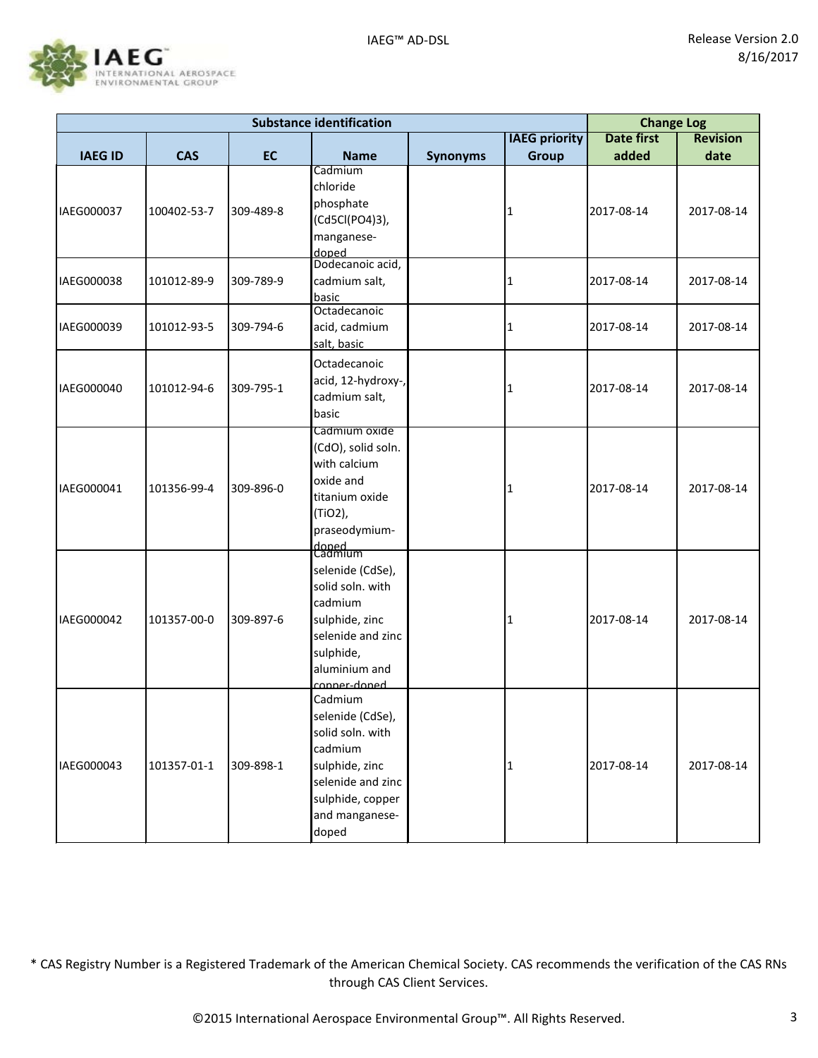| Substance identification | | | | | | Change Log | |
|---|---|---|---|---|---|---|---|
| IAEG ID | CAS | EC | Name | Synonyms | IAEG priority Group | Date first added | Revision date |
| IAEG000037 | 100402-53-7 | 309-489-8 | Cadmium chloride phosphate (Cd5Cl(PO4)3), manganese-doped | | 1 | 2017-08-14 | 2017-08-14 |
| IAEG000038 | 101012-89-9 | 309-789-9 | Dodecanoic acid, cadmium salt, basic | | 1 | 2017-08-14 | 2017-08-14 |
| IAEG000039 | 101012-93-5 | 309-794-6 | Octadecanoic acid, cadmium salt, basic | | 1 | 2017-08-14 | 2017-08-14 |
| IAEG000040 | 101012-94-6 | 309-795-1 | Octadecanoic acid, 12-hydroxy-, cadmium salt, basic | | 1 | 2017-08-14 | 2017-08-14 |
| IAEG000041 | 101356-99-4 | 309-896-0 | Cadmium oxide (CdO), solid soln. with calcium oxide and titanium oxide (TiO2), praseodymium-doped | | 1 | 2017-08-14 | 2017-08-14 |
| IAEG000042 | 101357-00-0 | 309-897-6 | Cadmium selenide (CdSe), solid soln. with cadmium sulphide, zinc selenide and zinc sulphide, aluminium and copper-doped | | 1 | 2017-08-14 | 2017-08-14 |
| IAEG000043 | 101357-01-1 | 309-898-1 | Cadmium selenide (CdSe), solid soln. with cadmium sulphide, zinc selenide and zinc sulphide, copper and manganese-doped | | 1 | 2017-08-14 | 2017-08-14 |

* CAS Registry Number is a Registered Trademark of the American Chemical Society. CAS recommends the verification of the CAS RNs through CAS Client Services.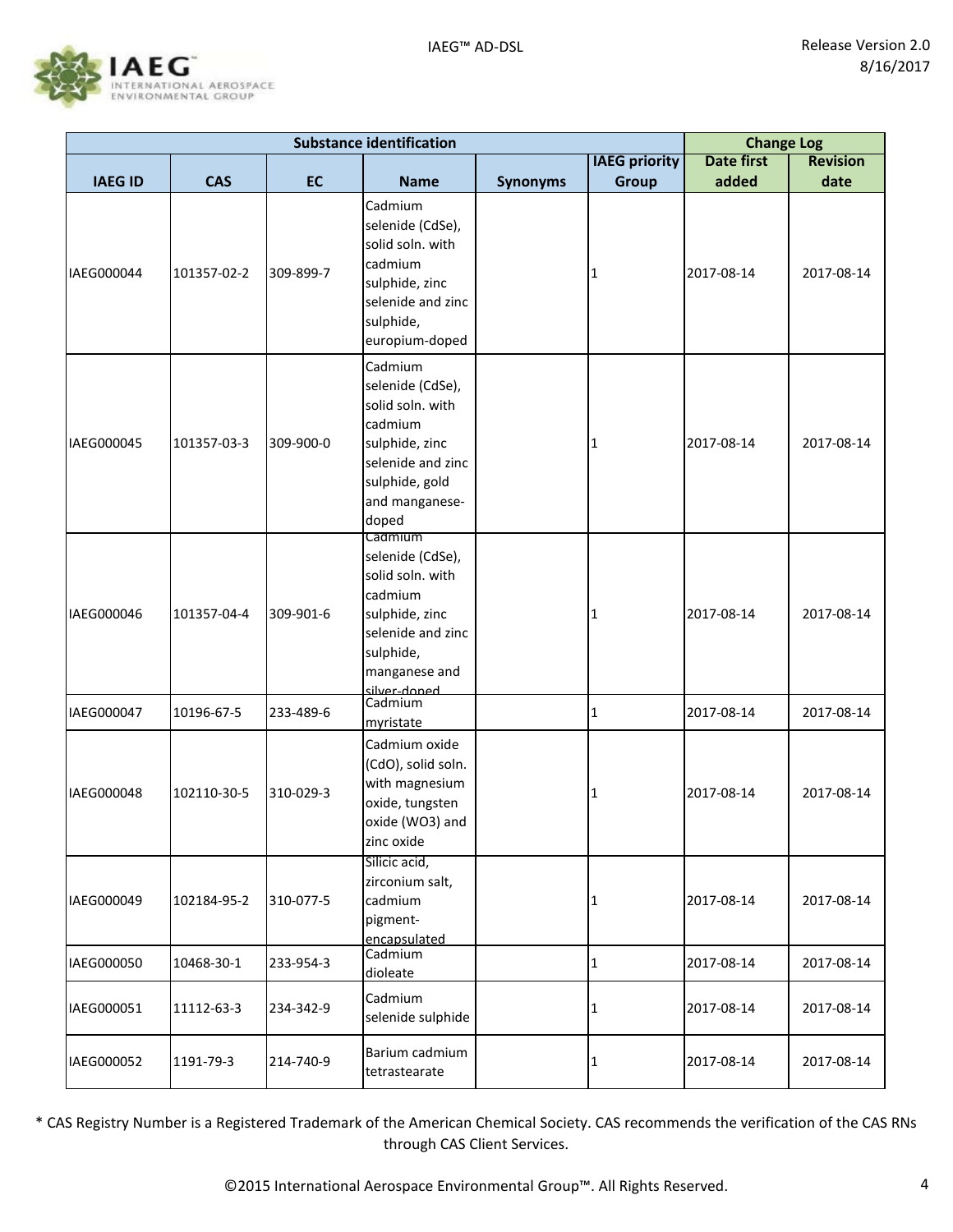| Substance identification | | | | | | Change Log | |
|---|---|---|---|---|---|---|---|
| IAEG ID | CAS | EC | Name | Synonyms | IAEG priority Group | Date first added | Revision date |
| IAEG000044 | 101357-02-2 | 309-899-7 | Cadmium selenide (CdSe), solid soln. with cadmium sulphide, zinc selenide and zinc sulphide, europium-doped | | 1 | 2017-08-14 | 2017-08-14 |
| IAEG000045 | 101357-03-3 | 309-900-0 | Cadmium selenide (CdSe), solid soln. with cadmium sulphide, zinc selenide and zinc sulphide, gold and manganese-doped | | 1 | 2017-08-14 | 2017-08-14 |
| IAEG000046 | 101357-04-4 | 309-901-6 | Cadmium selenide (CdSe), solid soln. with cadmium sulphide, zinc selenide and zinc sulphide, manganese and silver-doped | | 1 | 2017-08-14 | 2017-08-14 |
| IAEG000047 | 10196-67-5 | 233-489-6 | Cadmium myristate | | 1 | 2017-08-14 | 2017-08-14 |
| IAEG000048 | 102110-30-5 | 310-029-3 | Cadmium oxide (CdO), solid soln. with magnesium oxide, tungsten oxide (WO3) and zinc oxide | | 1 | 2017-08-14 | 2017-08-14 |
| IAEG000049 | 102184-95-2 | 310-077-5 | Silicic acid, zirconium salt, cadmium pigment-encapsulated | | 1 | 2017-08-14 | 2017-08-14 |
| IAEG000050 | 10468-30-1 | 233-954-3 | Cadmium dioleate | | 1 | 2017-08-14 | 2017-08-14 |
| IAEG000051 | 11112-63-3 | 234-342-9 | Cadmium selenide sulphide | | 1 | 2017-08-14 | 2017-08-14 |
| IAEG000052 | 1191-79-3 | 214-740-9 | Barium cadmium tetrastearate | | 1 | 2017-08-14 | 2017-08-14 |

* CAS Registry Number is a Registered Trademark of the American Chemical Society. CAS recommends the verification of the CAS RNs through CAS Client Services.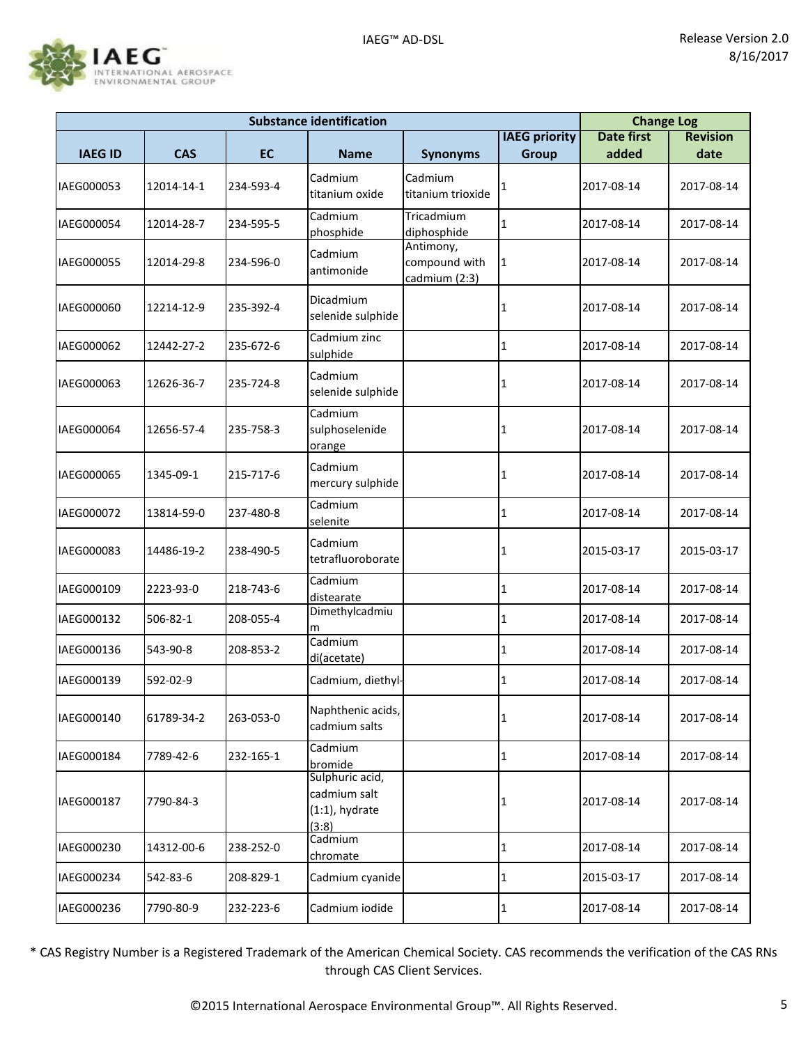| Substance identification | | | | | | Change Log | |
|---|---|---|---|---|---|---|---|
| IAEG ID | CAS | EC | Name | Synonyms | IAEG priority Group | Date first added | Revision date |
| IAEG000053 | 12014-14-1 | 234-593-4 | Cadmium titanium oxide | Cadmium titanium trioxide | 1 | 2017-08-14 | 2017-08-14 |
| IAEG000054 | 12014-28-7 | 234-595-5 | Cadmium phosphide | Tricadmium diphosphide | 1 | 2017-08-14 | 2017-08-14 |
| IAEG000055 | 12014-29-8 | 234-596-0 | Cadmium antimonide | Antimony, compound with cadmium (2:3) | 1 | 2017-08-14 | 2017-08-14 |
| IAEG000060 | 12214-12-9 | 235-392-4 | Dicadmium selenide sulphide | | 1 | 2017-08-14 | 2017-08-14 |
| IAEG000062 | 12442-27-2 | 235-672-6 | Cadmium zinc sulphide | | 1 | 2017-08-14 | 2017-08-14 |
| IAEG000063 | 12626-36-7 | 235-724-8 | Cadmium selenide sulphide | | 1 | 2017-08-14 | 2017-08-14 |
| IAEG000064 | 12656-57-4 | 235-758-3 | Cadmium sulphoselenide orange | | 1 | 2017-08-14 | 2017-08-14 |
| IAEG000065 | 1345-09-1 | 215-717-6 | Cadmium mercury sulphide | | 1 | 2017-08-14 | 2017-08-14 |
| IAEG000072 | 13814-59-0 | 237-480-8 | Cadmium selenite | | 1 | 2017-08-14 | 2017-08-14 |
| IAEG000083 | 14486-19-2 | 238-490-5 | Cadmium tetrafluoroborate | | 1 | 2015-03-17 | 2015-03-17 |
| IAEG000109 | 2223-93-0 | 218-743-6 | Cadmium distearate | | 1 | 2017-08-14 | 2017-08-14 |
| IAEG000132 | 506-82-1 | 208-055-4 | Dimethylcadmium | | 1 | 2017-08-14 | 2017-08-14 |
| IAEG000136 | 543-90-8 | 208-853-2 | Cadmium di(acetate) | | 1 | 2017-08-14 | 2017-08-14 |
| IAEG000139 | 592-02-9 | | Cadmium, diethyl- | | 1 | 2017-08-14 | 2017-08-14 |
| IAEG000140 | 61789-34-2 | 263-053-0 | Naphthenic acids, cadmium salts | | 1 | 2017-08-14 | 2017-08-14 |
| IAEG000184 | 7789-42-6 | 232-165-1 | Cadmium bromide | | 1 | 2017-08-14 | 2017-08-14 |
| IAEG000187 | 7790-84-3 | | Sulphuric acid, cadmium salt (1:1), hydrate (3:8) | | 1 | 2017-08-14 | 2017-08-14 |
| IAEG000230 | 14312-00-6 | 238-252-0 | Cadmium chromate | | 1 | 2017-08-14 | 2017-08-14 |
| IAEG000234 | 542-83-6 | 208-829-1 | Cadmium cyanide | | 1 | 2015-03-17 | 2017-08-14 |
| IAEG000236 | 7790-80-9 | 232-223-6 | Cadmium iodide | | 1 | 2017-08-14 | 2017-08-14 |

* CAS Registry Number is a Registered Trademark of the American Chemical Society. CAS recommends the verification of the CAS RNs through CAS Client Services.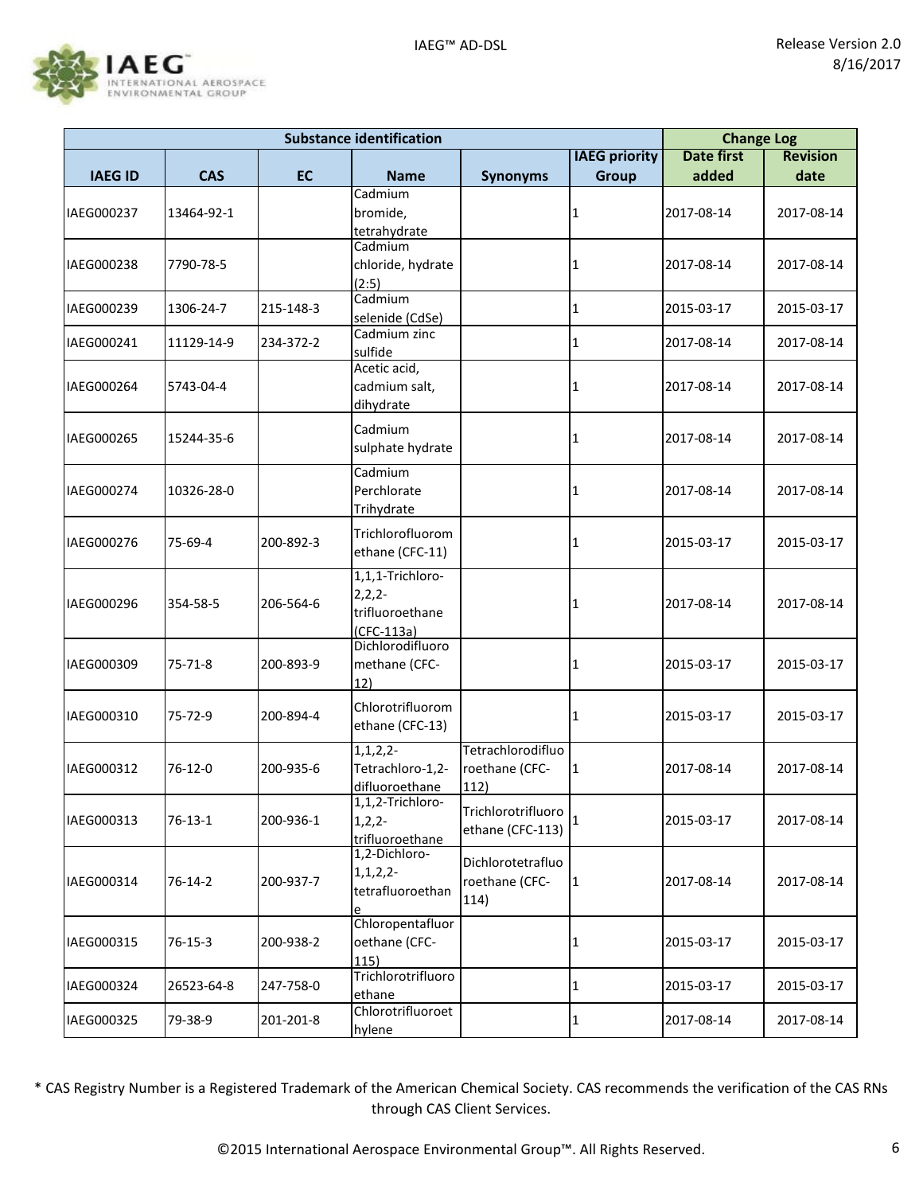| Substance identification | | | | | | Change Log | |
|---|---|---|---|---|---|---|---|
| IAEG ID | CAS | EC | Name | Synonyms | IAEG priority Group | Date first added | Revision date |
| IAEG000237 | 13464-92-1 | | Cadmium bromide, tetrahydrate | | 1 | 2017-08-14 | 2017-08-14 |
| IAEG000238 | 7790-78-5 | | Cadmium chloride, hydrate (2:5) | | 1 | 2017-08-14 | 2017-08-14 |
| IAEG000239 | 1306-24-7 | 215-148-3 | Cadmium selenide (CdSe) | | 1 | 2015-03-17 | 2015-03-17 |
| IAEG000241 | 11129-14-9 | 234-372-2 | Cadmium zinc sulfide | | 1 | 2017-08-14 | 2017-08-14 |
| IAEG000264 | 5743-04-4 | | Acetic acid, cadmium salt, dihydrate | | 1 | 2017-08-14 | 2017-08-14 |
| IAEG000265 | 15244-35-6 | | Cadmium sulphate hydrate | | 1 | 2017-08-14 | 2017-08-14 |
| IAEG000274 | 10326-28-0 | | Cadmium Perchlorate Trihydrate | | 1 | 2017-08-14 | 2017-08-14 |
| IAEG000276 | 75-69-4 | 200-892-3 | Trichlorofluoromethane (CFC-11) | | 1 | 2015-03-17 | 2015-03-17 |
| IAEG000296 | 354-58-5 | 206-564-6 | 1,1,1-Trichloro-2,2,2-trifluoroethane (CFC-113a) | | 1 | 2017-08-14 | 2017-08-14 |
| IAEG000309 | 75-71-8 | 200-893-9 | Dichlorodifluoromethane (CFC-12) | | 1 | 2015-03-17 | 2015-03-17 |
| IAEG000310 | 75-72-9 | 200-894-4 | Chlorotrifluoromethane (CFC-13) | | 1 | 2015-03-17 | 2015-03-17 |
| IAEG000312 | 76-12-0 | 200-935-6 | 1,1,2,2-Tetrachloro-1,2-difluoroethane | Tetrachlorodifluoroethane (CFC-112) | 1 | 2017-08-14 | 2017-08-14 |
| IAEG000313 | 76-13-1 | 200-936-1 | 1,1,2-Trichloro-1,2,2-trifluoroethane | Trichlorotrifluoroethane (CFC-113) | 1 | 2015-03-17 | 2017-08-14 |
| IAEG000314 | 76-14-2 | 200-937-7 | 1,2-Dichloro-1,1,2,2-tetrafluoroethane | Dichlorotetrafluoroethane (CFC-114) | 1 | 2017-08-14 | 2017-08-14 |
| IAEG000315 | 76-15-3 | 200-938-2 | Chloropentafluoroethane (CFC-115) | | 1 | 2015-03-17 | 2015-03-17 |
| IAEG000324 | 26523-64-8 | 247-758-0 | Trichlorotrifluoroethane | | 1 | 2015-03-17 | 2015-03-17 |
| IAEG000325 | 79-38-9 | 201-201-8 | Chlorotrifluoroethylene | | 1 | 2017-08-14 | 2017-08-14 |

* CAS Registry Number is a Registered Trademark of the American Chemical Society. CAS recommends the verification of the CAS RNs through CAS Client Services.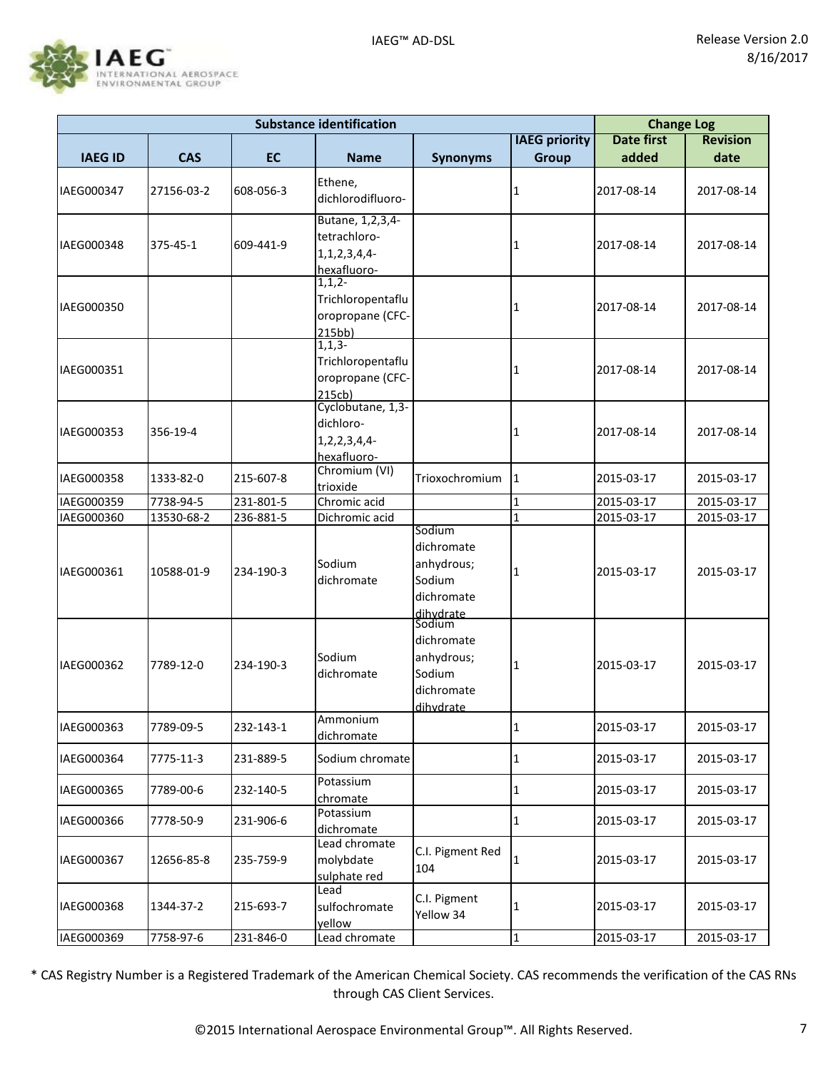| Substance identification | | | | | | Change Log | |
|---|---|---|---|---|---|---|---|
| IAEG ID | CAS | EC | Name | Synonyms | IAEG priority Group | Date first added | Revision date |
| IAEG000347 | 27156-03-2 | 608-056-3 | Ethene, dichlorodifluoro- | | 1 | 2017-08-14 | 2017-08-14 |
| IAEG000348 | 375-45-1 | 609-441-9 | Butane, 1,2,3,4-tetrachloro-1,1,2,3,4,4-hexafluoro- | | 1 | 2017-08-14 | 2017-08-14 |
| IAEG000350 | | | 1,1,2-Trichloropentafluoropropane (CFC-215bb) | | 1 | 2017-08-14 | 2017-08-14 |
| IAEG000351 | | | 1,1,3-Trichloropentafluoropropane (CFC-215cb) | | 1 | 2017-08-14 | 2017-08-14 |
| IAEG000353 | 356-19-4 | | Cyclobutane, 1,3-dichloro-1,2,2,3,4,4-hexafluoro- | | 1 | 2017-08-14 | 2017-08-14 |
| IAEG000358 | 1333-82-0 | 215-607-8 | Chromium (VI) trioxide | Trioxochromium | 1 | 2015-03-17 | 2015-03-17 |
| IAEG000359 | 7738-94-5 | 231-801-5 | Chromic acid | | 1 | 2015-03-17 | 2015-03-17 |
| IAEG000360 | 13530-68-2 | 236-881-5 | Dichromic acid | | 1 | 2015-03-17 | 2015-03-17 |
| IAEG000361 | 10588-01-9 | 234-190-3 | Sodium dichromate | Sodium dichromate anhydrous; Sodium dichromate dihydrate | 1 | 2015-03-17 | 2015-03-17 |
| IAEG000362 | 7789-12-0 | 234-190-3 | Sodium dichromate | Sodium dichromate anhydrous; Sodium dichromate dihydrate | 1 | 2015-03-17 | 2015-03-17 |
| IAEG000363 | 7789-09-5 | 232-143-1 | Ammonium dichromate | | 1 | 2015-03-17 | 2015-03-17 |
| IAEG000364 | 7775-11-3 | 231-889-5 | Sodium chromate | | 1 | 2015-03-17 | 2015-03-17 |
| IAEG000365 | 7789-00-6 | 232-140-5 | Potassium chromate | | 1 | 2015-03-17 | 2015-03-17 |
| IAEG000366 | 7778-50-9 | 231-906-6 | Potassium dichromate | | 1 | 2015-03-17 | 2015-03-17 |
| IAEG000367 | 12656-85-8 | 235-759-9 | Lead chromate molybdate sulphate red | C.I. Pigment Red 104 | 1 | 2015-03-17 | 2015-03-17 |
| IAEG000368 | 1344-37-2 | 215-693-7 | Lead sulfochromate yellow | C.I. Pigment Yellow 34 | 1 | 2015-03-17 | 2015-03-17 |
| IAEG000369 | 7758-97-6 | 231-846-0 | Lead chromate | | 1 | 2015-03-17 | 2015-03-17 |

* CAS Registry Number is a Registered Trademark of the American Chemical Society. CAS recommends the verification of the CAS RNs through CAS Client Services.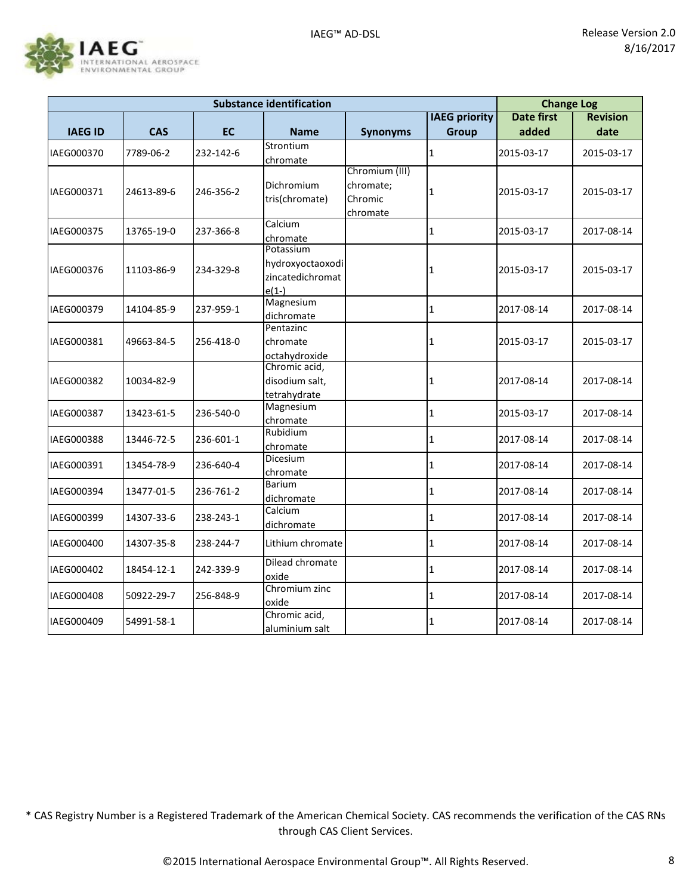| Substance identification | | | | | | Change Log | |
|---|---|---|---|---|---|---|---|
| IAEG ID | CAS | EC | Name | Synonyms | IAEG priority Group | Date first added | Revision date |
| IAEG000370 | 7789-06-2 | 232-142-6 | Strontium chromate | | 1 | 2015-03-17 | 2015-03-17 |
| IAEG000371 | 24613-89-6 | 246-356-2 | Dichromium tris(chromate) | Chromium (III) chromate; Chromic chromate | 1 | 2015-03-17 | 2015-03-17 |
| IAEG000375 | 13765-19-0 | 237-366-8 | Calcium chromate | | 1 | 2015-03-17 | 2017-08-14 |
| IAEG000376 | 11103-86-9 | 234-329-8 | Potassium hydroxyoctaoxodizincatedichromate(1-) | | 1 | 2015-03-17 | 2015-03-17 |
| IAEG000379 | 14104-85-9 | 237-959-1 | Magnesium dichromate | | 1 | 2017-08-14 | 2017-08-14 |
| IAEG000381 | 49663-84-5 | 256-418-0 | Pentazinc chromate octahydroxide | | 1 | 2015-03-17 | 2015-03-17 |
| IAEG000382 | 10034-82-9 | | Chromic acid, disodium salt, tetrahydrate | | 1 | 2017-08-14 | 2017-08-14 |
| IAEG000387 | 13423-61-5 | 236-540-0 | Magnesium chromate | | 1 | 2015-03-17 | 2017-08-14 |
| IAEG000388 | 13446-72-5 | 236-601-1 | Rubidium chromate | | 1 | 2017-08-14 | 2017-08-14 |
| IAEG000391 | 13454-78-9 | 236-640-4 | Dicesium chromate | | 1 | 2017-08-14 | 2017-08-14 |
| IAEG000394 | 13477-01-5 | 236-761-2 | Barium dichromate | | 1 | 2017-08-14 | 2017-08-14 |
| IAEG000399 | 14307-33-6 | 238-243-1 | Calcium dichromate | | 1 | 2017-08-14 | 2017-08-14 |
| IAEG000400 | 14307-35-8 | 238-244-7 | Lithium chromate | | 1 | 2017-08-14 | 2017-08-14 |
| IAEG000402 | 18454-12-1 | 242-339-9 | Dilead chromate oxide | | 1 | 2017-08-14 | 2017-08-14 |
| IAEG000408 | 50922-29-7 | 256-848-9 | Chromium zinc oxide | | 1 | 2017-08-14 | 2017-08-14 |
| IAEG000409 | 54991-58-1 | | Chromic acid, aluminium salt | | 1 | 2017-08-14 | 2017-08-14 |

* CAS Registry Number is a Registered Trademark of the American Chemical Society. CAS recommends the verification of the CAS RNs through CAS Client Services.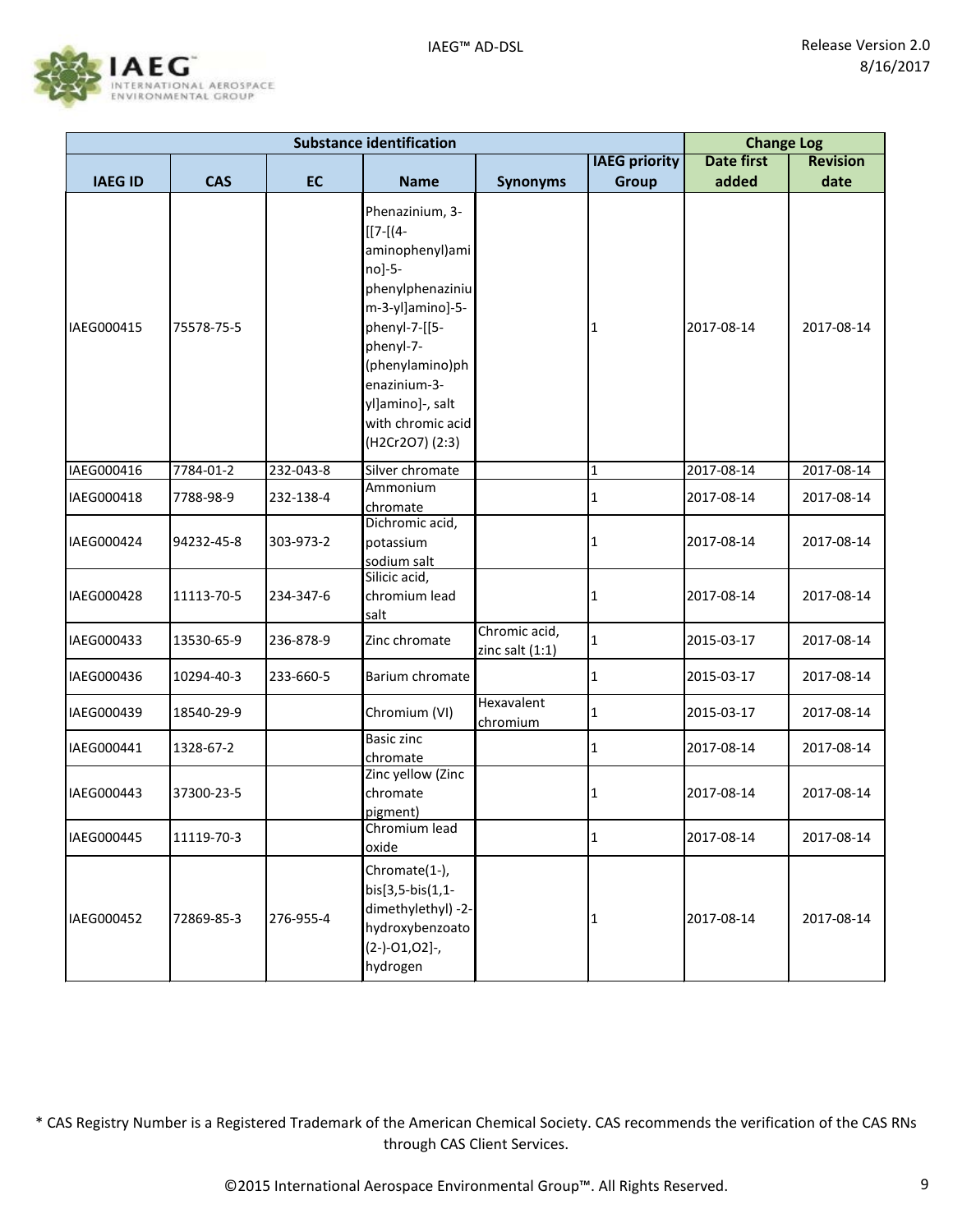| Substance identification | | | | | | Change Log | |
|---|---|---|---|---|---|---|---|
| IAEG ID | CAS | EC | Name | Synonyms | IAEG priority Group | Date first added | Revision date |
| IAEG000415 | 75578-75-5 | | Phenazinium, 3-[[7-[(4-aminophenyl)amino]-5-phenylphenazinium-3-yl]amino]-5-phenyl-7-[[5-phenyl-7-(phenylamino)phenazinium-3-yl]amino]-, salt with chromic acid (H2Cr2O7) (2:3) | | 1 | 2017-08-14 | 2017-08-14 |
| IAEG000416 | 7784-01-2 | 232-043-8 | Silver chromate | | 1 | 2017-08-14 | 2017-08-14 |
| IAEG000418 | 7788-98-9 | 232-138-4 | Ammonium chromate | | 1 | 2017-08-14 | 2017-08-14 |
| IAEG000424 | 94232-45-8 | 303-973-2 | Dichromic acid, potassium sodium salt | | 1 | 2017-08-14 | 2017-08-14 |
| IAEG000428 | 11113-70-5 | 234-347-6 | Silicic acid, chromium lead salt | | 1 | 2017-08-14 | 2017-08-14 |
| IAEG000433 | 13530-65-9 | 236-878-9 | Zinc chromate | Chromic acid, zinc salt (1:1) | 1 | 2015-03-17 | 2017-08-14 |
| IAEG000436 | 10294-40-3 | 233-660-5 | Barium chromate | | 1 | 2015-03-17 | 2017-08-14 |
| IAEG000439 | 18540-29-9 | | Chromium (VI) | Hexavalent chromium | 1 | 2015-03-17 | 2017-08-14 |
| IAEG000441 | 1328-67-2 | | Basic zinc chromate | | 1 | 2017-08-14 | 2017-08-14 |
| IAEG000443 | 37300-23-5 | | Zinc yellow (Zinc chromate pigment) | | 1 | 2017-08-14 | 2017-08-14 |
| IAEG000445 | 11119-70-3 | | Chromium lead oxide | | 1 | 2017-08-14 | 2017-08-14 |
| IAEG000452 | 72869-85-3 | 276-955-4 | Chromate(1-), bis[3,5-bis(1,1-dimethylethyl) -2-hydroxybenzoato(2-)-O1,O2]-, hydrogen | | 1 | 2017-08-14 | 2017-08-14 |

* CAS Registry Number is a Registered Trademark of the American Chemical Society. CAS recommends the verification of the CAS RNs through CAS Client Services.

©2015 International Aerospace Environmental Group™. All Rights Reserved.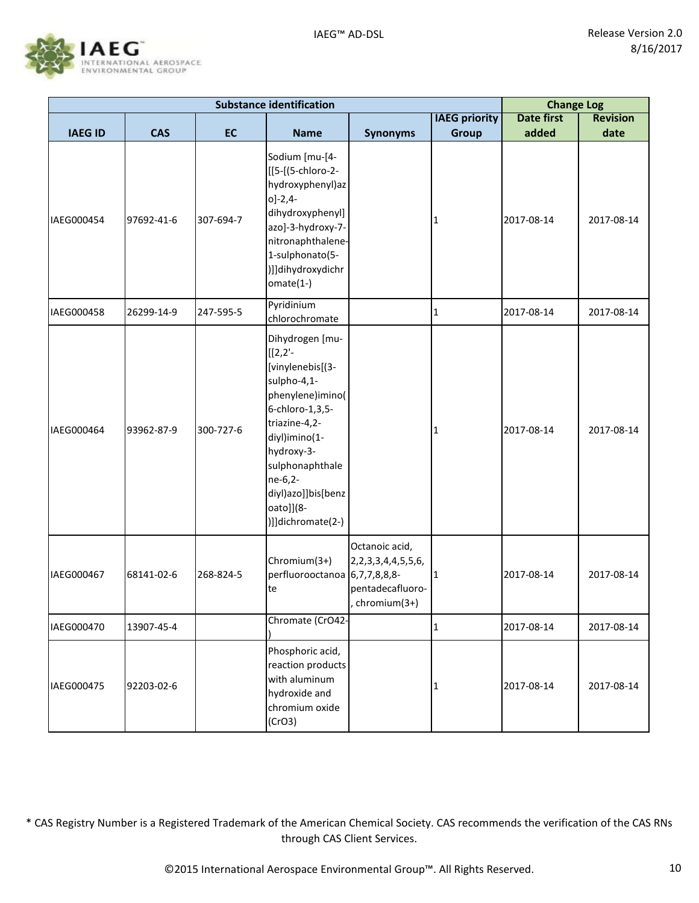| Substance identification | | | | | | Change Log | |
|---|---|---|---|---|---|---|---|
| IAEG ID | CAS | EC | Name | Synonyms | IAEG priority Group | Date first added | Revision date |
| IAEG000454 | 97692-41-6 | 307-694-7 | Sodium [mu-[4-[[5-[(5-chloro-2-hydroxyphenyl)azo]-2,4-dihydroxyphenyl]azo]-3-hydroxy-7-nitronaphthalene-1-sulphonato(5-)]]dihydroxydichromate(1-) | | 1 | 2017-08-14 | 2017-08-14 |
| IAEG000458 | 26299-14-9 | 247-595-5 | Pyridinium chlorochromate | | 1 | 2017-08-14 | 2017-08-14 |
| IAEG000464 | 93962-87-9 | 300-727-6 | Dihydrogen [mu-[[2,2'-[vinylenebis[(3-sulpho-4,1-phenylene)imino(6-chloro-1,3,5-triazine-4,2-diyl)imino(1-hydroxy-3-sulphonaphthalene-6,2-diyl)azo]]bis[benzoato]](8-)]]dichromate(2-) | | 1 | 2017-08-14 | 2017-08-14 |
| IAEG000467 | 68141-02-6 | 268-824-5 | Chromium(3+) perfluorooctanoate | Octanoic acid, 2,2,3,3,4,4,5,5,6,6,7,7,8,8,8-pentadecafluoro-, chromium(3+) | 1 | 2017-08-14 | 2017-08-14 |
| IAEG000470 | 13907-45-4 | | Chromate (CrO42-) | | 1 | 2017-08-14 | 2017-08-14 |
| IAEG000475 | 92203-02-6 | | Phosphoric acid, reaction products with aluminum hydroxide and chromium oxide (CrO3) | | 1 | 2017-08-14 | 2017-08-14 |

* CAS Registry Number is a Registered Trademark of the American Chemical Society. CAS recommends the verification of the CAS RNs through CAS Client Services.

©2015 International Aerospace Environmental Group™. All Rights Reserved.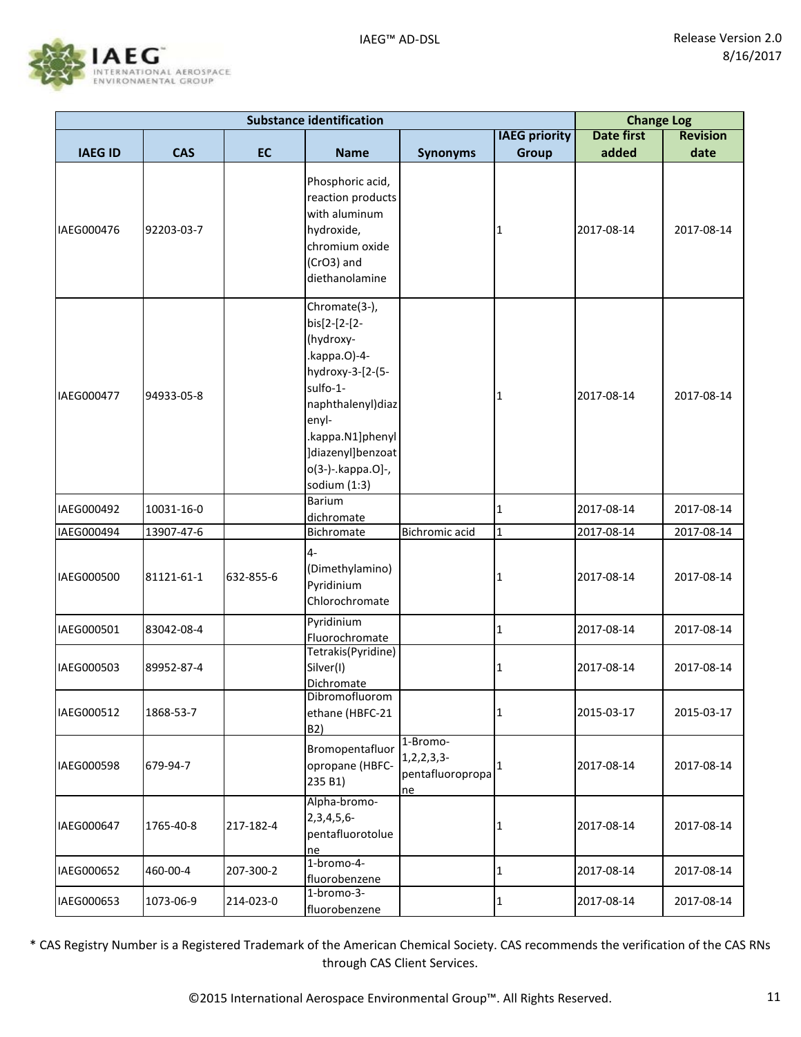| Substance identification | | | | | | Change Log | |
|---|---|---|---|---|---|---|---|
| IAEG ID | CAS | EC | Name | Synonyms | IAEG priority Group | Date first added | Revision date |
| IAEG000476 | 92203-03-7 | | Phosphoric acid, reaction products with aluminum hydroxide, chromium oxide (CrO3) and diethanolamine | | 1 | 2017-08-14 | 2017-08-14 |
| IAEG000477 | 94933-05-8 | | Chromate(3-), bis[2-[2-[2-(hydroxy-.kappa.O)-4-hydroxy-3-[2-(5-sulfo-1-naphthalenyl)diazenyl-.kappa.N1]phenyl]diazenyl]benzoato(3-)-.kappa.O]-, sodium (1:3) | | 1 | 2017-08-14 | 2017-08-14 |
| IAEG000492 | 10031-16-0 | | Barium dichromate | | 1 | 2017-08-14 | 2017-08-14 |
| IAEG000494 | 13907-47-6 | | Bichromate | Bichromic acid | 1 | 2017-08-14 | 2017-08-14 |
| IAEG000500 | 81121-61-1 | 632-855-6 | 4-(Dimethylamino) Pyridinium Chlorochromate | | 1 | 2017-08-14 | 2017-08-14 |
| IAEG000501 | 83042-08-4 | | Pyridinium Fluorochromate | | 1 | 2017-08-14 | 2017-08-14 |
| IAEG000503 | 89952-87-4 | | Tetrakis(Pyridine) Silver(I) Dichromate | | 1 | 2017-08-14 | 2017-08-14 |
| IAEG000512 | 1868-53-7 | | Dibromofluoromethane (HBFC-21 B2) | | 1 | 2015-03-17 | 2015-03-17 |
| IAEG000598 | 679-94-7 | | Bromopentafluoropropane (HBFC-235 B1) | 1-Bromo-1,2,2,3,3-pentafluoropropane | 1 | 2017-08-14 | 2017-08-14 |
| IAEG000647 | 1765-40-8 | 217-182-4 | Alpha-bromo-2,3,4,5,6-pentafluorotoluene | | 1 | 2017-08-14 | 2017-08-14 |
| IAEG000652 | 460-00-4 | 207-300-2 | 1-bromo-4-fluorobenzene | | 1 | 2017-08-14 | 2017-08-14 |
| IAEG000653 | 1073-06-9 | 214-023-0 | 1-bromo-3-fluorobenzene | | 1 | 2017-08-14 | 2017-08-14 |

* CAS Registry Number is a Registered Trademark of the American Chemical Society. CAS recommends the verification of the CAS RNs through CAS Client Services.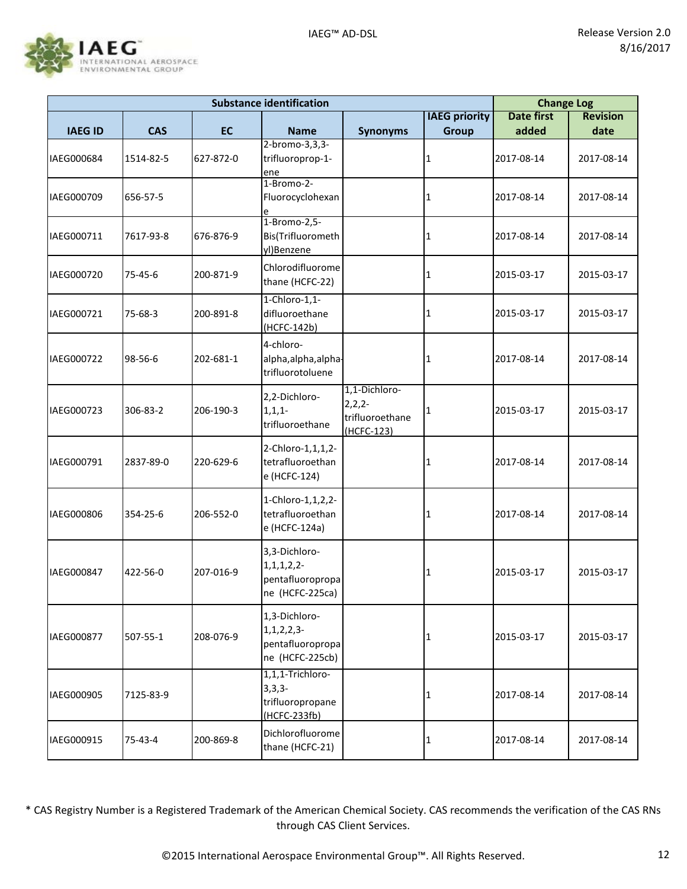| Substance identification | | | | | | Change Log | |
|---|---|---|---|---|---|---|---|
| IAEG ID | CAS | EC | Name | Synonyms | IAEG priority Group | Date first added | Revision date |
| IAEG000684 | 1514-82-5 | 627-872-0 | 2-bromo-3,3,3-trifluoroprop-1-ene | | 1 | 2017-08-14 | 2017-08-14 |
| IAEG000709 | 656-57-5 | | 1-Bromo-2-Fluorocyclohexane | | 1 | 2017-08-14 | 2017-08-14 |
| IAEG000711 | 7617-93-8 | 676-876-9 | 1-Bromo-2,5-Bis(Trifluoromethyl)Benzene | | 1 | 2017-08-14 | 2017-08-14 |
| IAEG000720 | 75-45-6 | 200-871-9 | Chlorodifluoromethane (HCFC-22) | | 1 | 2015-03-17 | 2015-03-17 |
| IAEG000721 | 75-68-3 | 200-891-8 | 1-Chloro-1,1-difluoroethane (HCFC-142b) | | 1 | 2015-03-17 | 2015-03-17 |
| IAEG000722 | 98-56-6 | 202-681-1 | 4-chloro-alpha,alpha,alpha-trifluorotoluene | | 1 | 2017-08-14 | 2017-08-14 |
| IAEG000723 | 306-83-2 | 206-190-3 | 2,2-Dichloro-1,1,1-trifluoroethane | 1,1-Dichloro-2,2,2-trifluoroethane (HCFC-123) | 1 | 2015-03-17 | 2015-03-17 |
| IAEG000791 | 2837-89-0 | 220-629-6 | 2-Chloro-1,1,1,2-tetrafluoroethane (HCFC-124) | | 1 | 2017-08-14 | 2017-08-14 |
| IAEG000806 | 354-25-6 | 206-552-0 | 1-Chloro-1,1,2,2-tetrafluoroethane (HCFC-124a) | | 1 | 2017-08-14 | 2017-08-14 |
| IAEG000847 | 422-56-0 | 207-016-9 | 3,3-Dichloro-1,1,1,2,2-pentafluoropropane (HCFC-225ca) | | 1 | 2015-03-17 | 2015-03-17 |
| IAEG000877 | 507-55-1 | 208-076-9 | 1,3-Dichloro-1,1,2,2,3-pentafluoropropane (HCFC-225cb) | | 1 | 2015-03-17 | 2015-03-17 |
| IAEG000905 | 7125-83-9 | | 1,1,1-Trichloro-3,3,3-trifluoropropane (HCFC-233fb) | | 1 | 2017-08-14 | 2017-08-14 |
| IAEG000915 | 75-43-4 | 200-869-8 | Dichlorofluoromethane (HCFC-21) | | 1 | 2017-08-14 | 2017-08-14 |

* CAS Registry Number is a Registered Trademark of the American Chemical Society. CAS recommends the verification of the CAS RNs through CAS Client Services.

©2015 International Aerospace Environmental Group™. All Rights Reserved.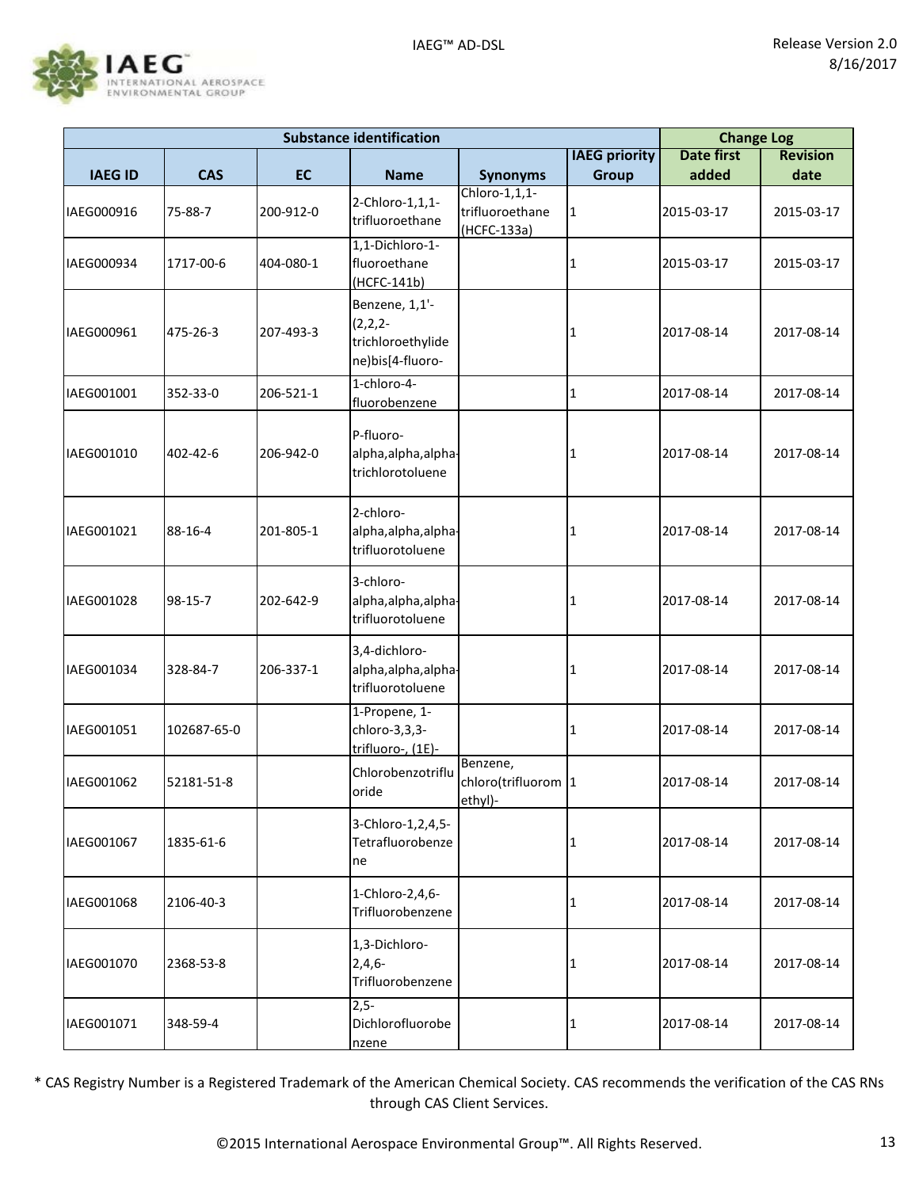| Substance identification | | | | | | Change Log | |
|---|---|---|---|---|---|---|---|
| IAEG ID | CAS | EC | Name | Synonyms | IAEG priority Group | Date first added | Revision date |
| IAEG000916 | 75-88-7 | 200-912-0 | 2-Chloro-1,1,1-trifluoroethane | Chloro-1,1,1-trifluoroethane (HCFC-133a) | 1 | 2015-03-17 | 2015-03-17 |
| IAEG000934 | 1717-00-6 | 404-080-1 | 1,1-Dichloro-1-fluoroethane (HCFC-141b) | | 1 | 2015-03-17 | 2015-03-17 |
| IAEG000961 | 475-26-3 | 207-493-3 | Benzene, 1,1'-(2,2,2-trichloroethylidene)bis[4-fluoro- | | 1 | 2017-08-14 | 2017-08-14 |
| IAEG001001 | 352-33-0 | 206-521-1 | 1-chloro-4-fluorobenzene | | 1 | 2017-08-14 | 2017-08-14 |
| IAEG001010 | 402-42-6 | 206-942-0 | P-fluoro-alpha,alpha,alpha-trichlorotoluene | | 1 | 2017-08-14 | 2017-08-14 |
| IAEG001021 | 88-16-4 | 201-805-1 | 2-chloro-alpha,alpha,alpha-trifluorotoluene | | 1 | 2017-08-14 | 2017-08-14 |
| IAEG001028 | 98-15-7 | 202-642-9 | 3-chloro-alpha,alpha,alpha-trifluorotoluene | | 1 | 2017-08-14 | 2017-08-14 |
| IAEG001034 | 328-84-7 | 206-337-1 | 3,4-dichloro-alpha,alpha,alpha-trifluorotoluene | | 1 | 2017-08-14 | 2017-08-14 |
| IAEG001051 | 102687-65-0 | | 1-Propene, 1-chloro-3,3,3-trifluoro-, (1E)- | | 1 | 2017-08-14 | 2017-08-14 |
| IAEG001062 | 52181-51-8 | | Chlorobenzotrifluoride | Benzene, chloro(trifluoromethyl)- | 1 | 2017-08-14 | 2017-08-14 |
| IAEG001067 | 1835-61-6 | | 3-Chloro-1,2,4,5-Tetrafluorobenzene | | 1 | 2017-08-14 | 2017-08-14 |
| IAEG001068 | 2106-40-3 | | 1-Chloro-2,4,6-Trifluorobenzene | | 1 | 2017-08-14 | 2017-08-14 |
| IAEG001070 | 2368-53-8 | | 1,3-Dichloro-2,4,6-Trifluorobenzene | | 1 | 2017-08-14 | 2017-08-14 |
| IAEG001071 | 348-59-4 | | 2,5-Dichlorofluorobenzene | | 1 | 2017-08-14 | 2017-08-14 |

* CAS Registry Number is a Registered Trademark of the American Chemical Society. CAS recommends the verification of the CAS RNs through CAS Client Services.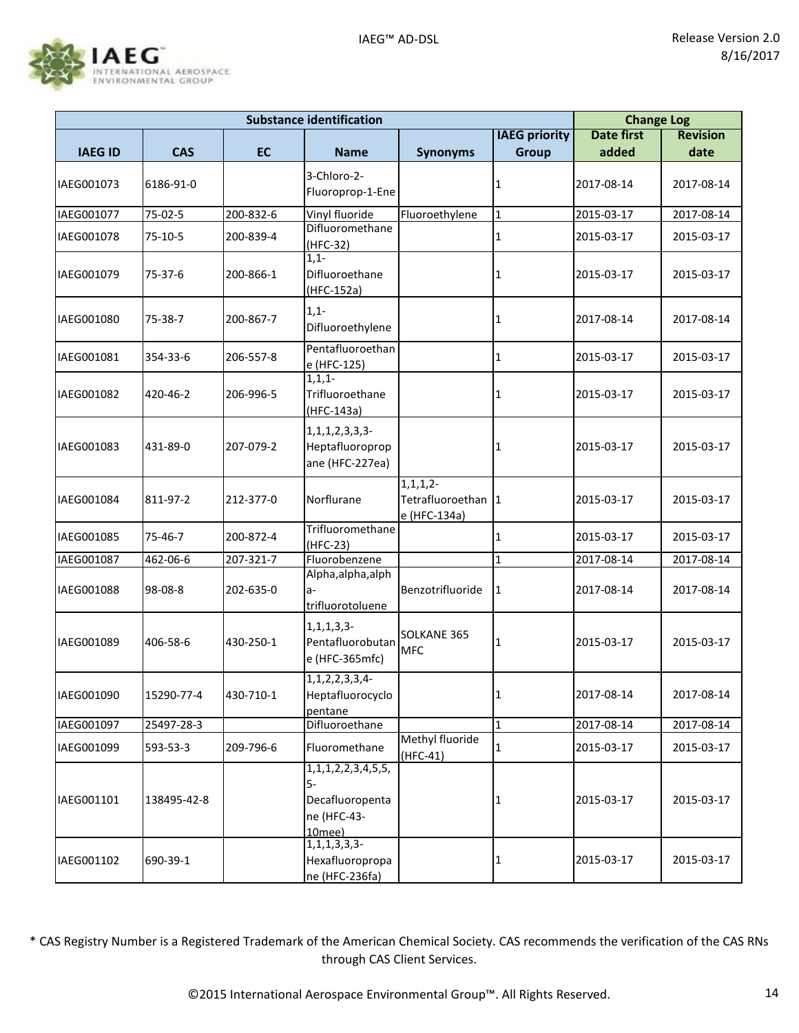| Substance identification | | | | | | Change Log | |
|---|---|---|---|---|---|---|---|
| IAEG ID | CAS | EC | Name | Synonyms | IAEG priority Group | Date first added | Revision date |
| IAEG001073 | 6186-91-0 | | 3-Chloro-2-Fluoroprop-1-Ene | | 1 | 2017-08-14 | 2017-08-14 |
| IAEG001077 | 75-02-5 | 200-832-6 | Vinyl fluoride | Fluoroethylene | 1 | 2015-03-17 | 2017-08-14 |
| IAEG001078 | 75-10-5 | 200-839-4 | Difluoromethane (HFC-32) | | 1 | 2015-03-17 | 2015-03-17 |
| IAEG001079 | 75-37-6 | 200-866-1 | 1,1-Difluoroethane (HFC-152a) | | 1 | 2015-03-17 | 2015-03-17 |
| IAEG001080 | 75-38-7 | 200-867-7 | 1,1-Difluoroethylene | | 1 | 2017-08-14 | 2017-08-14 |
| IAEG001081 | 354-33-6 | 206-557-8 | Pentafluoroethane (HFC-125) | | 1 | 2015-03-17 | 2015-03-17 |
| IAEG001082 | 420-46-2 | 206-996-5 | 1,1,1-Trifluoroethane (HFC-143a) | | 1 | 2015-03-17 | 2015-03-17 |
| IAEG001083 | 431-89-0 | 207-079-2 | 1,1,1,2,3,3,3-Heptafluoropropane (HFC-227ea) | | 1 | 2015-03-17 | 2015-03-17 |
| IAEG001084 | 811-97-2 | 212-377-0 | Norflurane | 1,1,1,2-Tetrafluoroethane (HFC-134a) | 1 | 2015-03-17 | 2015-03-17 |
| IAEG001085 | 75-46-7 | 200-872-4 | Trifluoromethane (HFC-23) | | 1 | 2015-03-17 | 2015-03-17 |
| IAEG001087 | 462-06-6 | 207-321-7 | Fluorobenzene | | 1 | 2017-08-14 | 2017-08-14 |
| IAEG001088 | 98-08-8 | 202-635-0 | Alpha,alpha,alpha-trifluorotoluene | Benzotrifluoride | 1 | 2017-08-14 | 2017-08-14 |
| IAEG001089 | 406-58-6 | 430-250-1 | 1,1,1,3,3-Pentafluorobutane (HFC-365mfc) | SOLKANE 365 MFC | 1 | 2015-03-17 | 2015-03-17 |
| IAEG001090 | 15290-77-4 | 430-710-1 | 1,1,2,2,3,3,4-Heptafluorocyclopentane | | 1 | 2017-08-14 | 2017-08-14 |
| IAEG001097 | 25497-28-3 | | Difluoroethane | | 1 | 2017-08-14 | 2017-08-14 |
| IAEG001099 | 593-53-3 | 209-796-6 | Fluoromethane | Methyl fluoride (HFC-41) | 1 | 2015-03-17 | 2015-03-17 |
| IAEG001101 | 138495-42-8 | | 1,1,1,2,2,3,4,5,5,5-Decafluoropentane (HFC-43-10mee) | | 1 | 2015-03-17 | 2015-03-17 |
| IAEG001102 | 690-39-1 | | 1,1,1,3,3,3-Hexafluoropropane (HFC-236fa) | | 1 | 2015-03-17 | 2015-03-17 |

* CAS Registry Number is a Registered Trademark of the American Chemical Society. CAS recommends the verification of the CAS RNs through CAS Client Services.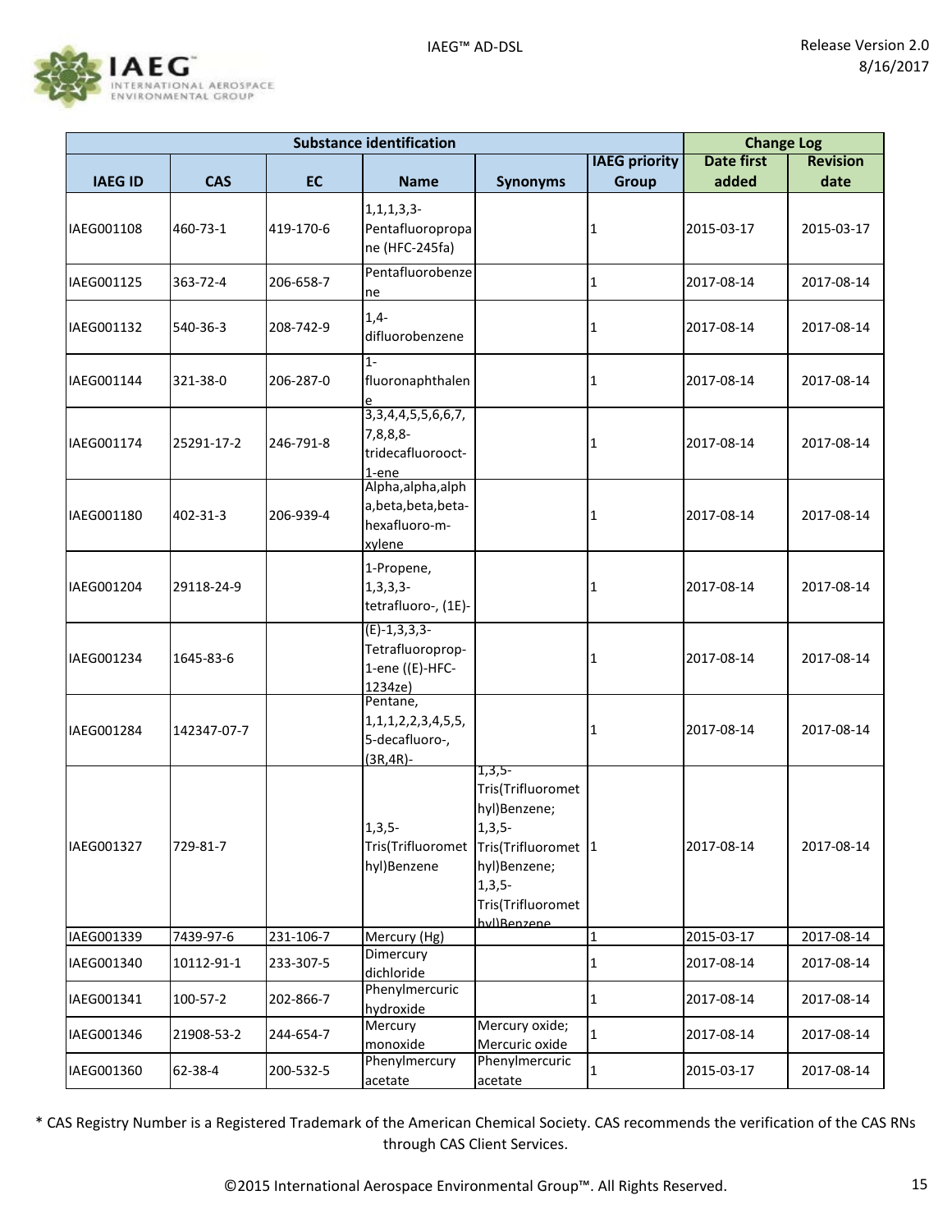| Substance identification | | | | | | Change Log | |
|---|---|---|---|---|---|---|---|
| IAEG ID | CAS | EC | Name | Synonyms | IAEG priority Group | Date first added | Revision date |
| IAEG001108 | 460-73-1 | 419-170-6 | 1,1,1,3,3-Pentafluoropropane (HFC-245fa) | | 1 | 2015-03-17 | 2015-03-17 |
| IAEG001125 | 363-72-4 | 206-658-7 | Pentafluorobenzene | | 1 | 2017-08-14 | 2017-08-14 |
| IAEG001132 | 540-36-3 | 208-742-9 | 1,4-difluorobenzene | | 1 | 2017-08-14 | 2017-08-14 |
| IAEG001144 | 321-38-0 | 206-287-0 | 1-fluoronaphthalene | | 1 | 2017-08-14 | 2017-08-14 |
| IAEG001174 | 25291-17-2 | 246-791-8 | 3,3,4,4,5,5,6,6,7,7,8,8,8-tridecafluorooct-1-ene | | 1 | 2017-08-14 | 2017-08-14 |
| IAEG001180 | 402-31-3 | 206-939-4 | Alpha,alpha,alpha,beta,beta,beta-hexafluoro-m-xylene | | 1 | 2017-08-14 | 2017-08-14 |
| IAEG001204 | 29118-24-9 | | 1-Propene, 1,3,3,3-tetrafluoro-, (1E)- | | 1 | 2017-08-14 | 2017-08-14 |
| IAEG001234 | 1645-83-6 | | (E)-1,3,3,3-Tetrafluoroprop-1-ene ((E)-HFC-1234ze) | | 1 | 2017-08-14 | 2017-08-14 |
| IAEG001284 | 142347-07-7 | | Pentane, 1,1,1,2,2,3,4,5,5,5-decafluoro-, (3R,4R)- | | 1 | 2017-08-14 | 2017-08-14 |
| IAEG001327 | 729-81-7 | | 1,3,5-Tris(Trifluoromethyl)Benzene | 1,3,5-Tris(Trifluoromethyl)Benzene; 1,3,5-Tris(Trifluoromethyl)Benzene; 1,3,5-Tris(Trifluoromethyl)Benzene | 1 | 2017-08-14 | 2017-08-14 |
| IAEG001339 | 7439-97-6 | 231-106-7 | Mercury (Hg) | | 1 | 2015-03-17 | 2017-08-14 |
| IAEG001340 | 10112-91-1 | 233-307-5 | Dimercury dichloride | | 1 | 2017-08-14 | 2017-08-14 |
| IAEG001341 | 100-57-2 | 202-866-7 | Phenylmercuric hydroxide | | 1 | 2017-08-14 | 2017-08-14 |
| IAEG001346 | 21908-53-2 | 244-654-7 | Mercury monoxide | Mercury oxide; Mercuric oxide | 1 | 2017-08-14 | 2017-08-14 |
| IAEG001360 | 62-38-4 | 200-532-5 | Phenylmercury acetate | Phenylmercuric acetate | 1 | 2015-03-17 | 2017-08-14 |

* CAS Registry Number is a Registered Trademark of the American Chemical Society. CAS recommends the verification of the CAS RNs through CAS Client Services.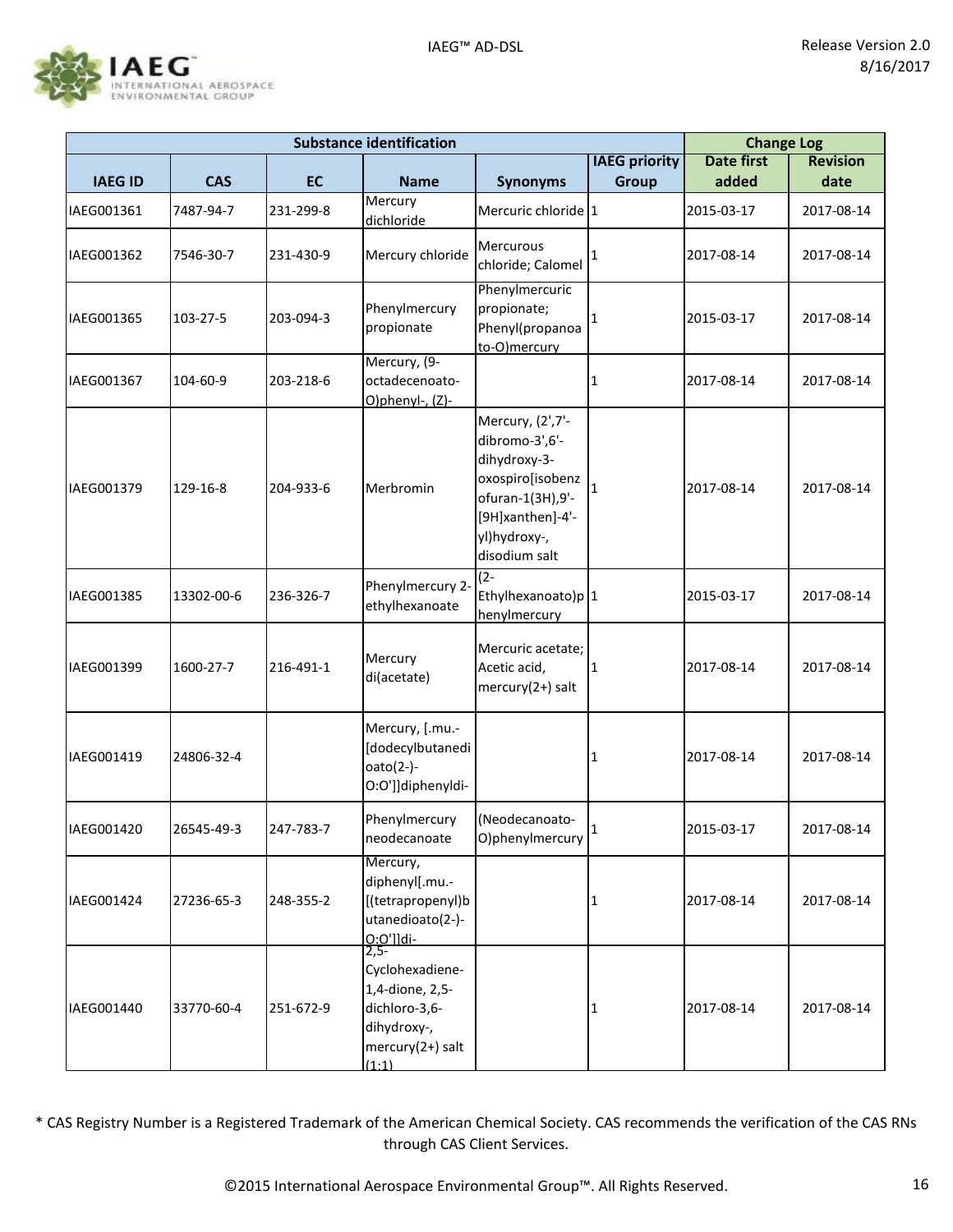| Substance identification | | | | | | Change Log | |
|---|---|---|---|---|---|---|---|
| IAEG ID | CAS | EC | Name | Synonyms | IAEG priority Group | Date first added | Revision date |
| IAEG001361 | 7487-94-7 | 231-299-8 | Mercury dichloride | Mercuric chloride | 1 | 2015-03-17 | 2017-08-14 |
| IAEG001362 | 7546-30-7 | 231-430-9 | Mercury chloride | Mercurous chloride; Calomel | 1 | 2017-08-14 | 2017-08-14 |
| IAEG001365 | 103-27-5 | 203-094-3 | Phenylmercury propionate | Phenylmercuric propionate; Phenyl(propanoato-O)mercury | 1 | 2015-03-17 | 2017-08-14 |
| IAEG001367 | 104-60-9 | 203-218-6 | Mercury, (9-octadecenoato-O)phenyl-, (Z)- | | 1 | 2017-08-14 | 2017-08-14 |
| IAEG001379 | 129-16-8 | 204-933-6 | Merbromin | Mercury, (2',7'-dibromo-3',6'-dihydroxy-3-oxospiro[isobenzofuran-1(3H),9'-[9H]xanthen]-4'-yl)hydroxy-, disodium salt | 1 | 2017-08-14 | 2017-08-14 |
| IAEG001385 | 13302-00-6 | 236-326-7 | Phenylmercury 2-ethylhexanoate | (2-Ethylhexanoato)phenylmercury | 1 | 2015-03-17 | 2017-08-14 |
| IAEG001399 | 1600-27-7 | 216-491-1 | Mercury di(acetate) | Mercuric acetate; Acetic acid, mercury(2+) salt | 1 | 2017-08-14 | 2017-08-14 |
| IAEG001419 | 24806-32-4 | | Mercury, [.mu.-[dodecylbutanedioato(2-)-O:O']]diphenyldi- | | 1 | 2017-08-14 | 2017-08-14 |
| IAEG001420 | 26545-49-3 | 247-783-7 | Phenylmercury neodecanoate | (Neodecanoato-O)phenylmercury | 1 | 2015-03-17 | 2017-08-14 |
| IAEG001424 | 27236-65-3 | 248-355-2 | Mercury, diphenyl[.mu.-[(tetrapropenyl)butanedioato(2-)-O:O']]di- | | 1 | 2017-08-14 | 2017-08-14 |
| IAEG001440 | 33770-60-4 | 251-672-9 | 2,5-Cyclohexadiene-1,4-dione, 2,5-dichloro-3,6-dihydroxy-, mercury(2+) salt (1:1) | | 1 | 2017-08-14 | 2017-08-14 |

\* CAS Registry Number is a Registered Trademark of the American Chemical Society. CAS recommends the verification of the CAS RNs through CAS Client Services.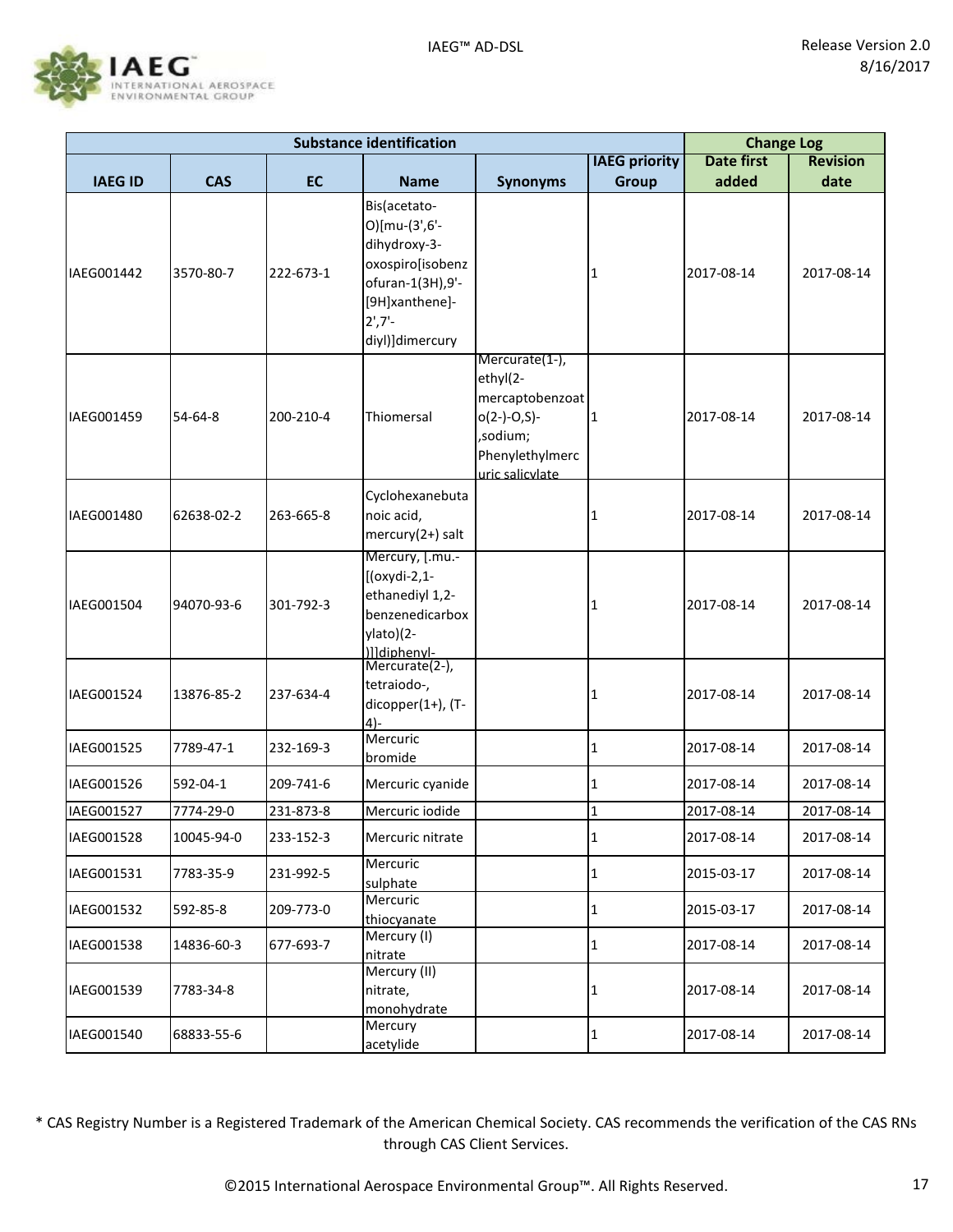| Substance identification | | | | | | Change Log | |
|---|---|---|---|---|---|---|---|
| IAEG ID | CAS | EC | Name | Synonyms | IAEG priority Group | Date first added | Revision date |
| IAEG001442 | 3570-80-7 | 222-673-1 | Bis(acetato-O)[mu-(3',6'-dihydroxy-3-oxospiro[isobenzofuran-1(3H),9'-[9H]xanthene]-2',7'-diyl)]dimercury | | 1 | 2017-08-14 | 2017-08-14 |
| IAEG001459 | 54-64-8 | 200-210-4 | Thiomersal | Mercurate(1-), ethyl(2-mercaptobenzoato(2-)-O,S)-,sodium; Phenylethylmercuric salicylate | 1 | 2017-08-14 | 2017-08-14 |
| IAEG001480 | 62638-02-2 | 263-665-8 | Cyclohexanebutanoic acid, mercury(2+) salt | | 1 | 2017-08-14 | 2017-08-14 |
| IAEG001504 | 94070-93-6 | 301-792-3 | Mercury, [.mu.-[(oxydi-2,1-ethanediyl 1,2-benzenedicarboxylato)(2-)]]diphenyl- | | 1 | 2017-08-14 | 2017-08-14 |
| IAEG001524 | 13876-85-2 | 237-634-4 | Mercurate(2-), tetraiodo-, dicopper(1+), (T-4)- | | 1 | 2017-08-14 | 2017-08-14 |
| IAEG001525 | 7789-47-1 | 232-169-3 | Mercuric bromide | | 1 | 2017-08-14 | 2017-08-14 |
| IAEG001526 | 592-04-1 | 209-741-6 | Mercuric cyanide | | 1 | 2017-08-14 | 2017-08-14 |
| IAEG001527 | 7774-29-0 | 231-873-8 | Mercuric iodide | | 1 | 2017-08-14 | 2017-08-14 |
| IAEG001528 | 10045-94-0 | 233-152-3 | Mercuric nitrate | | 1 | 2017-08-14 | 2017-08-14 |
| IAEG001531 | 7783-35-9 | 231-992-5 | Mercuric sulphate | | 1 | 2015-03-17 | 2017-08-14 |
| IAEG001532 | 592-85-8 | 209-773-0 | Mercuric thiocyanate | | 1 | 2015-03-17 | 2017-08-14 |
| IAEG001538 | 14836-60-3 | 677-693-7 | Mercury (I) nitrate | | 1 | 2017-08-14 | 2017-08-14 |
| IAEG001539 | 7783-34-8 | | Mercury (II) nitrate, monohydrate | | 1 | 2017-08-14 | 2017-08-14 |
| IAEG001540 | 68833-55-6 | | Mercury acetylide | | 1 | 2017-08-14 | 2017-08-14 |

* CAS Registry Number is a Registered Trademark of the American Chemical Society. CAS recommends the verification of the CAS RNs through CAS Client Services.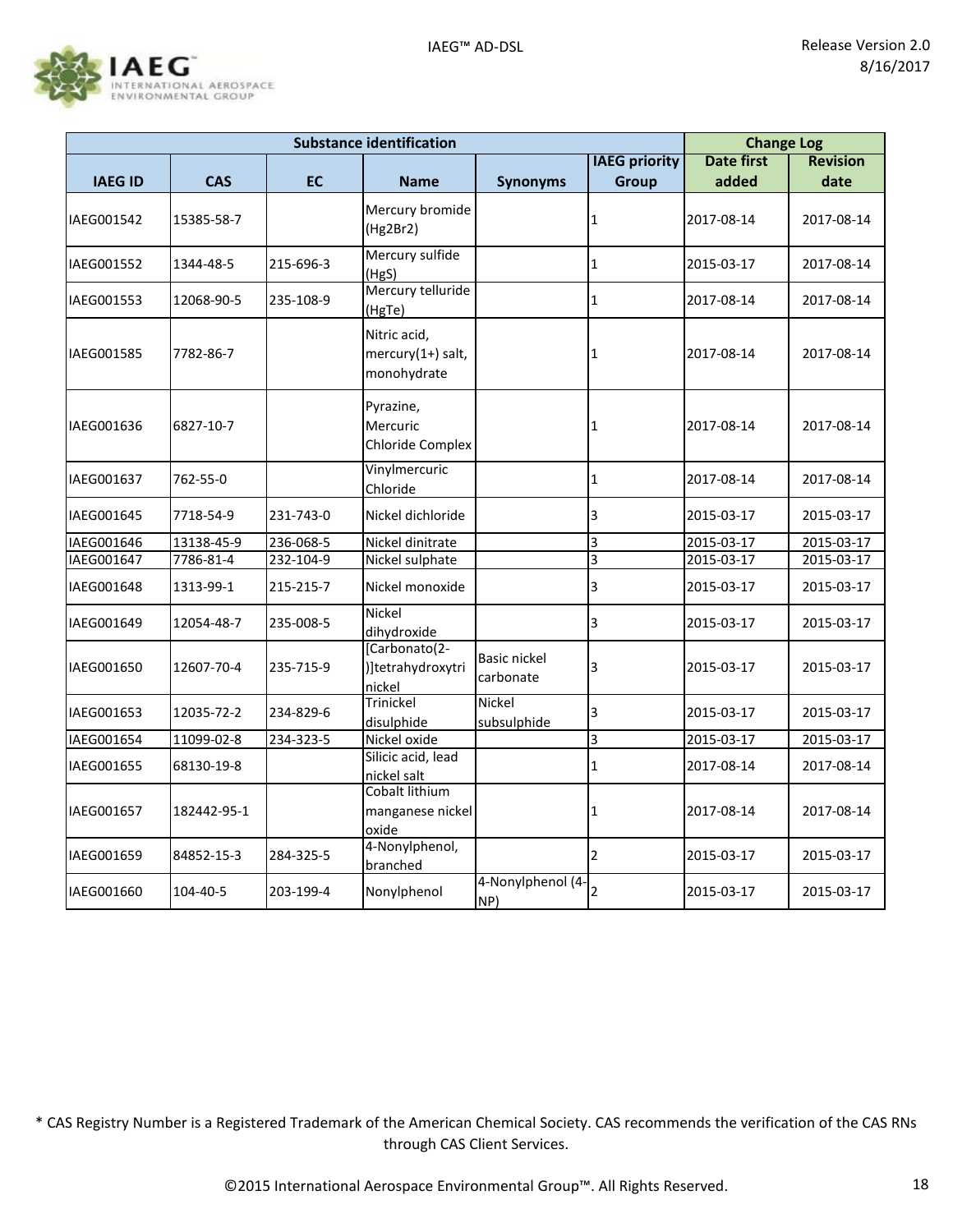| Substance identification | | | | | | Change Log | |
|---|---|---|---|---|---|---|---|
| IAEG ID | CAS | EC | Name | Synonyms | IAEG priority Group | Date first added | Revision date |
| IAEG001542 | 15385-58-7 | | Mercury bromide (Hg2Br2) | | 1 | 2017-08-14 | 2017-08-14 |
| IAEG001552 | 1344-48-5 | 215-696-3 | Mercury sulfide (HgS) | | 1 | 2015-03-17 | 2017-08-14 |
| IAEG001553 | 12068-90-5 | 235-108-9 | Mercury telluride (HgTe) | | 1 | 2017-08-14 | 2017-08-14 |
| IAEG001585 | 7782-86-7 | | Nitric acid, mercury(1+) salt, monohydrate | | 1 | 2017-08-14 | 2017-08-14 |
| IAEG001636 | 6827-10-7 | | Pyrazine, Mercuric Chloride Complex | | 1 | 2017-08-14 | 2017-08-14 |
| IAEG001637 | 762-55-0 | | Vinylmercuric Chloride | | 1 | 2017-08-14 | 2017-08-14 |
| IAEG001645 | 7718-54-9 | 231-743-0 | Nickel dichloride | | 3 | 2015-03-17 | 2015-03-17 |
| IAEG001646 | 13138-45-9 | 236-068-5 | Nickel dinitrate | | 3 | 2015-03-17 | 2015-03-17 |
| IAEG001647 | 7786-81-4 | 232-104-9 | Nickel sulphate | | 3 | 2015-03-17 | 2015-03-17 |
| IAEG001648 | 1313-99-1 | 215-215-7 | Nickel monoxide | | 3 | 2015-03-17 | 2015-03-17 |
| IAEG001649 | 12054-48-7 | 235-008-5 | Nickel dihydroxide | | 3 | 2015-03-17 | 2015-03-17 |
| IAEG001650 | 12607-70-4 | 235-715-9 | [Carbonato(2-)]tetrahydroxytri nickel | Basic nickel carbonate | 3 | 2015-03-17 | 2015-03-17 |
| IAEG001653 | 12035-72-2 | 234-829-6 | Trinickel disulphide | Nickel subsulphide | 3 | 2015-03-17 | 2015-03-17 |
| IAEG001654 | 11099-02-8 | 234-323-5 | Nickel oxide | | 3 | 2015-03-17 | 2015-03-17 |
| IAEG001655 | 68130-19-8 | | Silicic acid, lead nickel salt | | 1 | 2017-08-14 | 2017-08-14 |
| IAEG001657 | 182442-95-1 | | Cobalt lithium manganese nickel oxide | | 1 | 2017-08-14 | 2017-08-14 |
| IAEG001659 | 84852-15-3 | 284-325-5 | 4-Nonylphenol, branched | | 2 | 2015-03-17 | 2015-03-17 |
| IAEG001660 | 104-40-5 | 203-199-4 | Nonylphenol | 4-Nonylphenol (4-NP) | 2 | 2015-03-17 | 2015-03-17 |

* CAS Registry Number is a Registered Trademark of the American Chemical Society. CAS recommends the verification of the CAS RNs through CAS Client Services.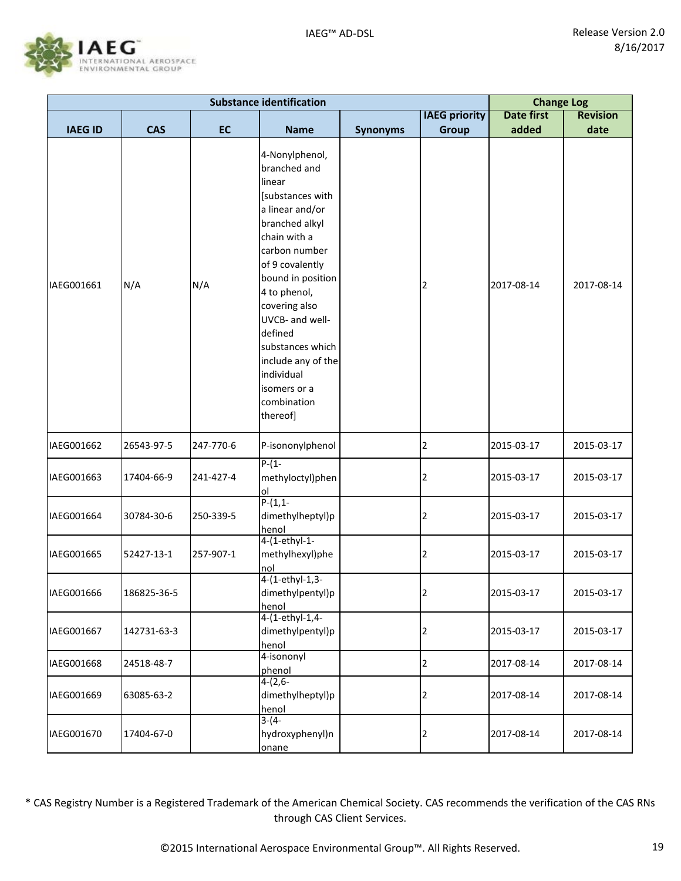| Substance identification | | | | | | Change Log | |
|---|---|---|---|---|---|---|---|
| IAEG ID | CAS | EC | Name | Synonyms | IAEG priority Group | Date first added | Revision date |
| IAEG001661 | N/A | N/A | 4-Nonylphenol, branched and linear [substances with a linear and/or branched alkyl chain with a carbon number of 9 covalently bound in position 4 to phenol, covering also UVCB- and well-defined substances which include any of the individual isomers or a combination thereof] | | 2 | 2017-08-14 | 2017-08-14 |
| IAEG001662 | 26543-97-5 | 247-770-6 | P-isononylphenol | | 2 | 2015-03-17 | 2015-03-17 |
| IAEG001663 | 17404-66-9 | 241-427-4 | P-(1-methyloctyl)phenol | | 2 | 2015-03-17 | 2015-03-17 |
| IAEG001664 | 30784-30-6 | 250-339-5 | P-(1,1-dimethylheptyl)phenol | | 2 | 2015-03-17 | 2015-03-17 |
| IAEG001665 | 52427-13-1 | 257-907-1 | 4-(1-ethyl-1-methylhexyl)phenol | | 2 | 2015-03-17 | 2015-03-17 |
| IAEG001666 | 186825-36-5 | | 4-(1-ethyl-1,3-dimethylpentyl)phenol | | 2 | 2015-03-17 | 2015-03-17 |
| IAEG001667 | 142731-63-3 | | 4-(1-ethyl-1,4-dimethylpentyl)phenol | | 2 | 2015-03-17 | 2015-03-17 |
| IAEG001668 | 24518-48-7 | | 4-isononyl phenol | | 2 | 2017-08-14 | 2017-08-14 |
| IAEG001669 | 63085-63-2 | | 4-(2,6-dimethylheptyl)phenol | | 2 | 2017-08-14 | 2017-08-14 |
| IAEG001670 | 17404-67-0 | | 3-(4-hydroxyphenyl)nonane | | 2 | 2017-08-14 | 2017-08-14 |

* CAS Registry Number is a Registered Trademark of the American Chemical Society. CAS recommends the verification of the CAS RNs through CAS Client Services.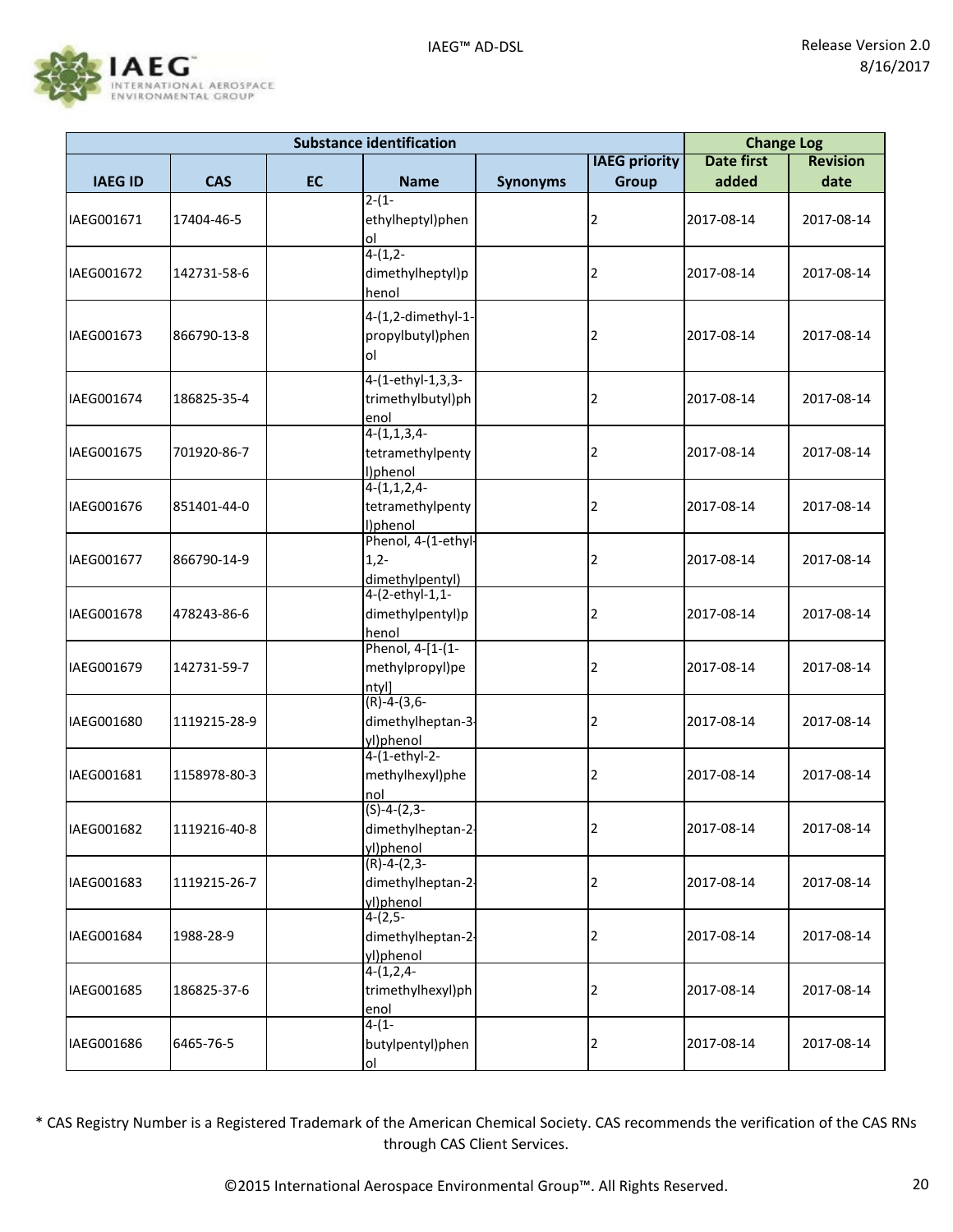| Substance identification | | | | | | Change Log | |
|---|---|---|---|---|---|---|---|
| IAEG ID | CAS | EC | Name | Synonyms | IAEG priority Group | Date first added | Revision date |
| IAEG001671 | 17404-46-5 | | 2-(1-ethylheptyl)phenol | | 2 | 2017-08-14 | 2017-08-14 |
| IAEG001672 | 142731-58-6 | | 4-(1,2-dimethylheptyl)phenol | | 2 | 2017-08-14 | 2017-08-14 |
| IAEG001673 | 866790-13-8 | | 4-(1,2-dimethyl-1-propylbutyl)phenol | | 2 | 2017-08-14 | 2017-08-14 |
| IAEG001674 | 186825-35-4 | | 4-(1-ethyl-1,3,3-trimethylbutyl)phenol | | 2 | 2017-08-14 | 2017-08-14 |
| IAEG001675 | 701920-86-7 | | 4-(1,1,3,4-tetramethylpentyl)phenol | | 2 | 2017-08-14 | 2017-08-14 |
| IAEG001676 | 851401-44-0 | | 4-(1,1,2,4-tetramethylpentyl)phenol | | 2 | 2017-08-14 | 2017-08-14 |
| IAEG001677 | 866790-14-9 | | Phenol, 4-(1-ethyl-1,2-dimethylpentyl) | | 2 | 2017-08-14 | 2017-08-14 |
| IAEG001678 | 478243-86-6 | | 4-(2-ethyl-1,1-dimethylpentyl)phenol | | 2 | 2017-08-14 | 2017-08-14 |
| IAEG001679 | 142731-59-7 | | Phenol, 4-[1-(1-methylpropyl)pentyl] | | 2 | 2017-08-14 | 2017-08-14 |
| IAEG001680 | 1119215-28-9 | | (R)-4-(3,6-dimethylheptan-3-yl)phenol | | 2 | 2017-08-14 | 2017-08-14 |
| IAEG001681 | 1158978-80-3 | | 4-(1-ethyl-2-methylhexyl)phenol | | 2 | 2017-08-14 | 2017-08-14 |
| IAEG001682 | 1119216-40-8 | | (S)-4-(2,3-dimethylheptan-2-yl)phenol | | 2 | 2017-08-14 | 2017-08-14 |
| IAEG001683 | 1119215-26-7 | | (R)-4-(2,3-dimethylheptan-2-yl)phenol | | 2 | 2017-08-14 | 2017-08-14 |
| IAEG001684 | 1988-28-9 | | 4-(2,5-dimethylheptan-2-yl)phenol | | 2 | 2017-08-14 | 2017-08-14 |
| IAEG001685 | 186825-37-6 | | 4-(1,2,4-trimethylhexyl)phenol | | 2 | 2017-08-14 | 2017-08-14 |
| IAEG001686 | 6465-76-5 | | 4-(1-butylpentyl)phenol | | 2 | 2017-08-14 | 2017-08-14 |

* CAS Registry Number is a Registered Trademark of the American Chemical Society. CAS recommends the verification of the CAS RNs through CAS Client Services.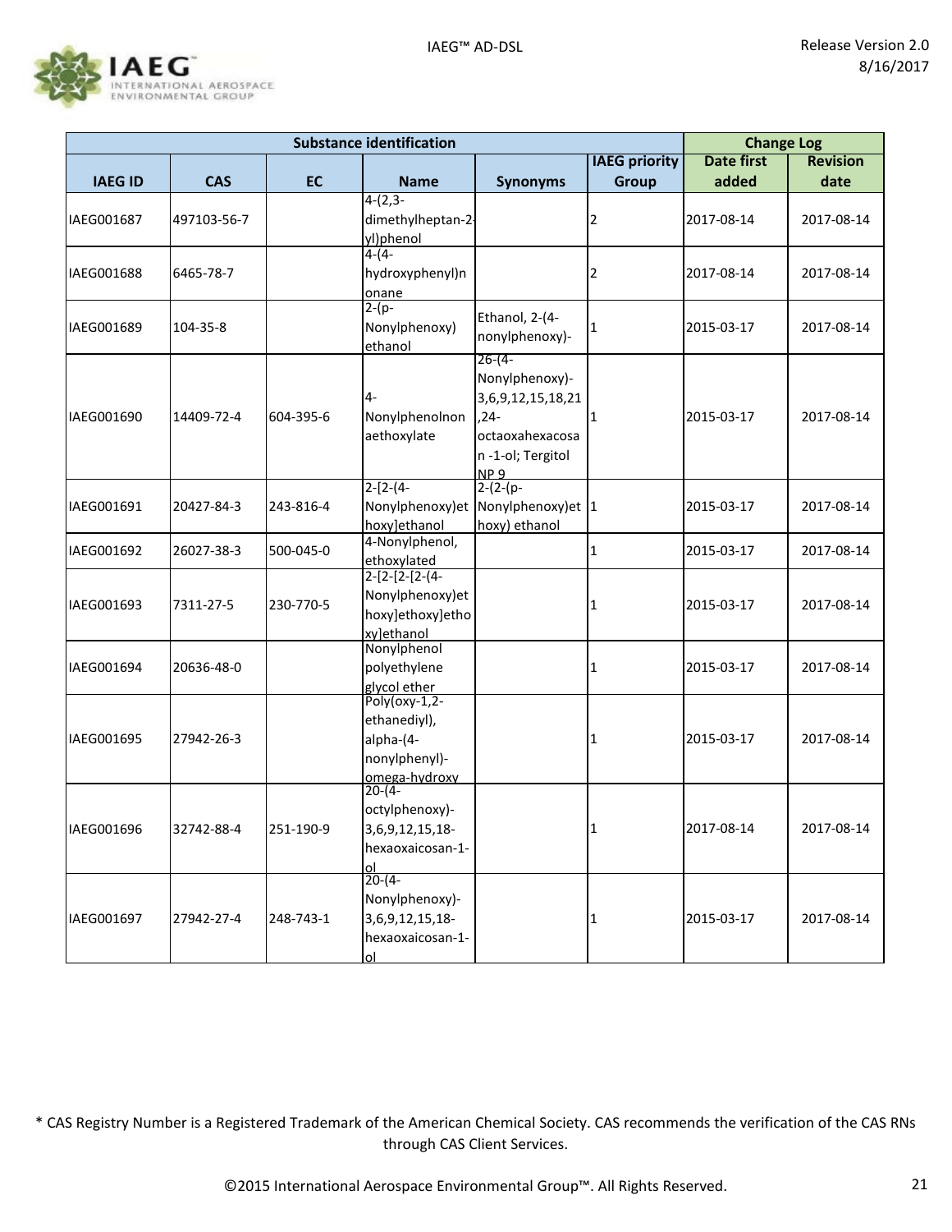| Substance identification | | | | | | Change Log | |
|---|---|---|---|---|---|---|---|
| IAEG ID | CAS | EC | Name | Synonyms | IAEG priority Group | Date first added | Revision date |
| IAEG001687 | 497103-56-7 | | 4-(2,3-dimethylheptan-2-yl)phenol | | 2 | 2017-08-14 | 2017-08-14 |
| IAEG001688 | 6465-78-7 | | 4-(4-hydroxyphenyl)nonane | | 2 | 2017-08-14 | 2017-08-14 |
| IAEG001689 | 104-35-8 | | 2-(p-Nonylphenoxy) ethanol | Ethanol, 2-(4-nonylphenoxy)- | 1 | 2015-03-17 | 2017-08-14 |
| IAEG001690 | 14409-72-4 | 604-395-6 | 4-Nonylphenolnonaethoxylate | 26-(4-Nonylphenoxy)-3,6,9,12,15,18,21,24-octaoxahexacosan -1-ol; Tergitol NP 9 | 1 | 2015-03-17 | 2017-08-14 |
| IAEG001691 | 20427-84-3 | 243-816-4 | 2-[2-(4-Nonylphenoxy)ethoxy]ethanol | 2-(2-(p-Nonylphenoxy)ethoxy) ethanol | 1 | 2015-03-17 | 2017-08-14 |
| IAEG001692 | 26027-38-3 | 500-045-0 | 4-Nonylphenol, ethoxylated | | 1 | 2015-03-17 | 2017-08-14 |
| IAEG001693 | 7311-27-5 | 230-770-5 | 2-[2-[2-[2-(4-Nonylphenoxy)ethoxy]ethoxy]ethoxy]ethanol | | 1 | 2015-03-17 | 2017-08-14 |
| IAEG001694 | 20636-48-0 | | Nonylphenol polyethylene glycol ether | | 1 | 2015-03-17 | 2017-08-14 |
| IAEG001695 | 27942-26-3 | | Poly(oxy-1,2-ethanediyl), alpha-(4-nonylphenyl)-omega-hydroxy | | 1 | 2015-03-17 | 2017-08-14 |
| IAEG001696 | 32742-88-4 | 251-190-9 | 20-(4-octylphenoxy)-3,6,9,12,15,18-hexaoxaicosan-1-ol | | 1 | 2017-08-14 | 2017-08-14 |
| IAEG001697 | 27942-27-4 | 248-743-1 | 20-(4-Nonylphenoxy)-3,6,9,12,15,18-hexaoxaicosan-1-ol | | 1 | 2015-03-17 | 2017-08-14 |

* CAS Registry Number is a Registered Trademark of the American Chemical Society. CAS recommends the verification of the CAS RNs through CAS Client Services.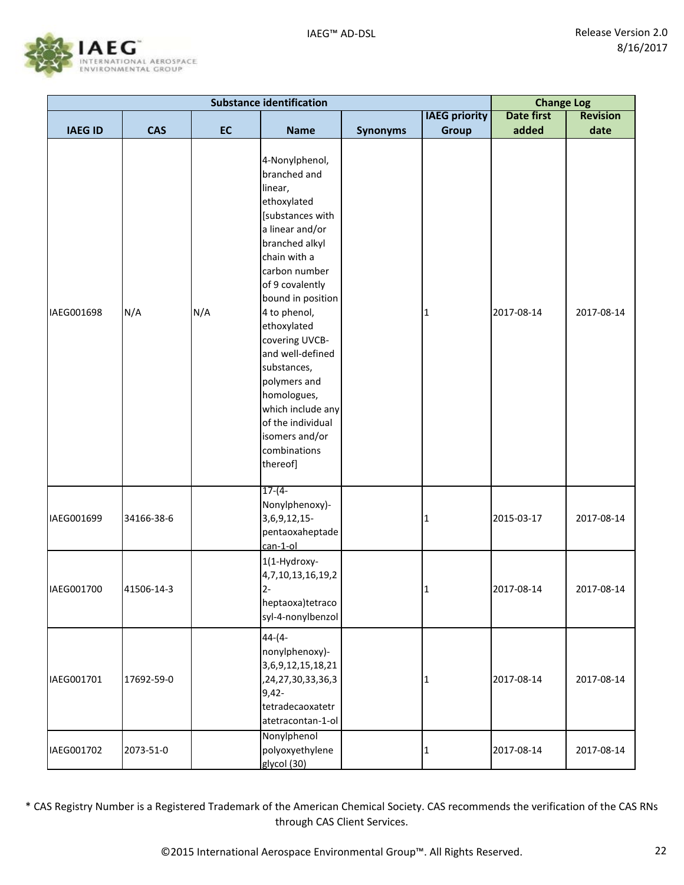| Substance identification | | | | | | Change Log | |
|---|---|---|---|---|---|---|---|
| IAEG ID | CAS | EC | Name | Synonyms | IAEG priority Group | Date first added | Revision date |
| IAEG001698 | N/A | N/A | 4-Nonylphenol, branched and linear, ethoxylated [substances with a linear and/or branched alkyl chain with a carbon number of 9 covalently bound in position 4 to phenol, ethoxylated covering UVCB- and well-defined substances, polymers and homologues, which include any of the individual isomers and/or combinations thereof] | | 1 | 2017-08-14 | 2017-08-14 |
| IAEG001699 | 34166-38-6 | | 17-(4-Nonylphenoxy)-3,6,9,12,15-pentaoxaheptadecan-1-ol | | 1 | 2015-03-17 | 2017-08-14 |
| IAEG001700 | 41506-14-3 | | 1(1-Hydroxy-4,7,10,13,16,19,22-heptaoxa)tetracosyl-4-nonylbenzol | | 1 | 2017-08-14 | 2017-08-14 |
| IAEG001701 | 17692-59-0 | | 44-(4-nonylphenoxy)-3,6,9,12,15,18,21,24,27,30,33,36,39,42-tetradecaoxatetratetracontan-1-ol | | 1 | 2017-08-14 | 2017-08-14 |
| IAEG001702 | 2073-51-0 | | Nonylphenol polyoxyethylene glycol (30) | | 1 | 2017-08-14 | 2017-08-14 |

* CAS Registry Number is a Registered Trademark of the American Chemical Society. CAS recommends the verification of the CAS RNs through CAS Client Services.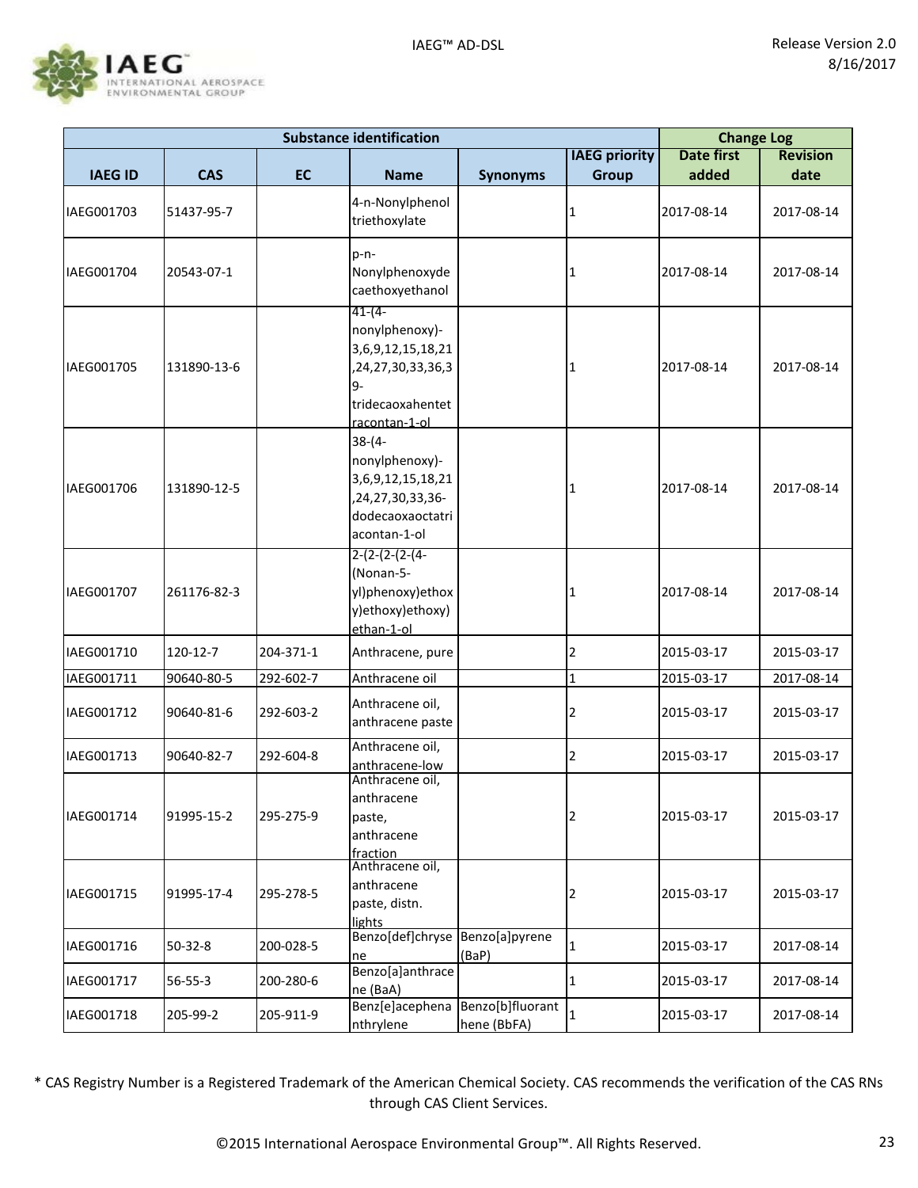| Substance identification | | | | | | Change Log | |
|---|---|---|---|---|---|---|---|
| IAEG ID | CAS | EC | Name | Synonyms | IAEG priority Group | Date first added | Revision date |
| IAEG001703 | 51437-95-7 | | 4-n-Nonylphenol triethoxylate | | 1 | 2017-08-14 | 2017-08-14 |
| IAEG001704 | 20543-07-1 | | p-n-Nonylphenoxydecaethoxyethanol | | 1 | 2017-08-14 | 2017-08-14 |
| IAEG001705 | 131890-13-6 | | 41-(4-nonylphenoxy)-3,6,9,12,15,18,21,24,27,30,33,36,39-tridecaoxahentetracontan-1-ol | | 1 | 2017-08-14 | 2017-08-14 |
| IAEG001706 | 131890-12-5 | | 38-(4-nonylphenoxy)-3,6,9,12,15,18,21,24,27,30,33,36-dodecaoxaoctatriacontan-1-ol | | 1 | 2017-08-14 | 2017-08-14 |
| IAEG001707 | 261176-82-3 | | 2-(2-(2-(2-(4-(Nonan-5-yl)phenoxy)ethoxy)ethoxy)ethoxy)ethan-1-ol | | 1 | 2017-08-14 | 2017-08-14 |
| IAEG001710 | 120-12-7 | 204-371-1 | Anthracene, pure | | 2 | 2015-03-17 | 2015-03-17 |
| IAEG001711 | 90640-80-5 | 292-602-7 | Anthracene oil | | 1 | 2015-03-17 | 2017-08-14 |
| IAEG001712 | 90640-81-6 | 292-603-2 | Anthracene oil, anthracene paste | | 2 | 2015-03-17 | 2015-03-17 |
| IAEG001713 | 90640-82-7 | 292-604-8 | Anthracene oil, anthracene-low | | 2 | 2015-03-17 | 2015-03-17 |
| IAEG001714 | 91995-15-2 | 295-275-9 | Anthracene oil, anthracene paste, anthracene fraction | | 2 | 2015-03-17 | 2015-03-17 |
| IAEG001715 | 91995-17-4 | 295-278-5 | Anthracene oil, anthracene paste, distn. lights | | 2 | 2015-03-17 | 2015-03-17 |
| IAEG001716 | 50-32-8 | 200-028-5 | Benzo[def]chrysene | Benzo[a]pyrene (BaP) | 1 | 2015-03-17 | 2017-08-14 |
| IAEG001717 | 56-55-3 | 200-280-6 | Benzo[a]anthracene (BaA) | | 1 | 2015-03-17 | 2017-08-14 |
| IAEG001718 | 205-99-2 | 205-911-9 | Benz[e]acephenanthrylene | Benzo[b]fluoranthene (BbFA) | 1 | 2015-03-17 | 2017-08-14 |

* CAS Registry Number is a Registered Trademark of the American Chemical Society. CAS recommends the verification of the CAS RNs through CAS Client Services.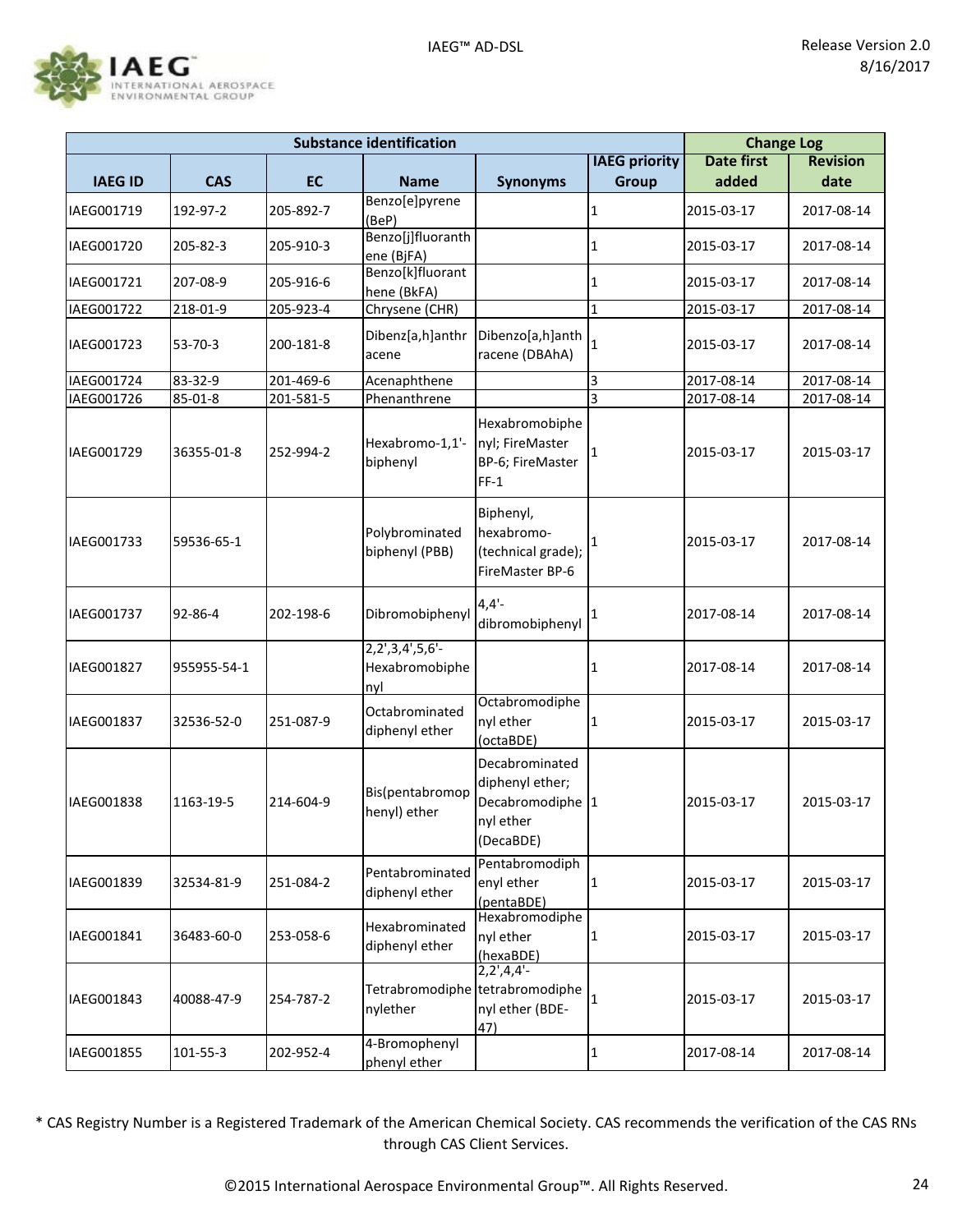| Substance identification | | | | | | Change Log | |
|---|---|---|---|---|---|---|---|
| IAEG ID | CAS | EC | Name | Synonyms | IAEG priority Group | Date first added | Revision date |
| IAEG001719 | 192-97-2 | 205-892-7 | Benzo[e]pyrene (BeP) | | 1 | 2015-03-17 | 2017-08-14 |
| IAEG001720 | 205-82-3 | 205-910-3 | Benzo[j]fluoranthene (BjFA) | | 1 | 2015-03-17 | 2017-08-14 |
| IAEG001721 | 207-08-9 | 205-916-6 | Benzo[k]fluoranthene (BkFA) | | 1 | 2015-03-17 | 2017-08-14 |
| IAEG001722 | 218-01-9 | 205-923-4 | Chrysene (CHR) | | 1 | 2015-03-17 | 2017-08-14 |
| IAEG001723 | 53-70-3 | 200-181-8 | Dibenz[a,h]anthracene | Dibenzo[a,h]anthracene (DBAhA) | 1 | 2015-03-17 | 2017-08-14 |
| IAEG001724 | 83-32-9 | 201-469-6 | Acenaphthene | | 3 | 2017-08-14 | 2017-08-14 |
| IAEG001726 | 85-01-8 | 201-581-5 | Phenanthrene | | 3 | 2017-08-14 | 2017-08-14 |
| IAEG001729 | 36355-01-8 | 252-994-2 | Hexabromo-1,1'-biphenyl | Hexabromobiphenyl; FireMaster BP-6; FireMaster FF-1 | 1 | 2015-03-17 | 2015-03-17 |
| IAEG001733 | 59536-65-1 | | Polybrominated biphenyl (PBB) | Biphenyl, hexabromo- (technical grade); FireMaster BP-6 | 1 | 2015-03-17 | 2017-08-14 |
| IAEG001737 | 92-86-4 | 202-198-6 | Dibromobiphenyl | 4,4'-dibromobiphenyl | 1 | 2017-08-14 | 2017-08-14 |
| IAEG001827 | 955955-54-1 | | 2,2',3,4',5,6'-Hexabromobiphenyl | | 1 | 2017-08-14 | 2017-08-14 |
| IAEG001837 | 32536-52-0 | 251-087-9 | Octabrominated diphenyl ether | Octabromodiphenyl ether (octaBDE) | 1 | 2015-03-17 | 2015-03-17 |
| IAEG001838 | 1163-19-5 | 214-604-9 | Bis(pentabromophenyl) ether | Decabrominated diphenyl ether; Decabromodiphenyl ether (DecaBDE) | 1 | 2015-03-17 | 2015-03-17 |
| IAEG001839 | 32534-81-9 | 251-084-2 | Pentabrominated diphenyl ether | Pentabromodiphenyl ether (pentaBDE) | 1 | 2015-03-17 | 2015-03-17 |
| IAEG001841 | 36483-60-0 | 253-058-6 | Hexabrominated diphenyl ether | Hexabromodiphenyl ether (hexaBDE) | 1 | 2015-03-17 | 2015-03-17 |
| IAEG001843 | 40088-47-9 | 254-787-2 | Tetrabromodiphenylether | 2,2',4,4'-tetrabromodiphenyl ether (BDE-47) | 1 | 2015-03-17 | 2015-03-17 |
| IAEG001855 | 101-55-3 | 202-952-4 | 4-Bromophenyl phenyl ether | | 1 | 2017-08-14 | 2017-08-14 |

* CAS Registry Number is a Registered Trademark of the American Chemical Society. CAS recommends the verification of the CAS RNs through CAS Client Services.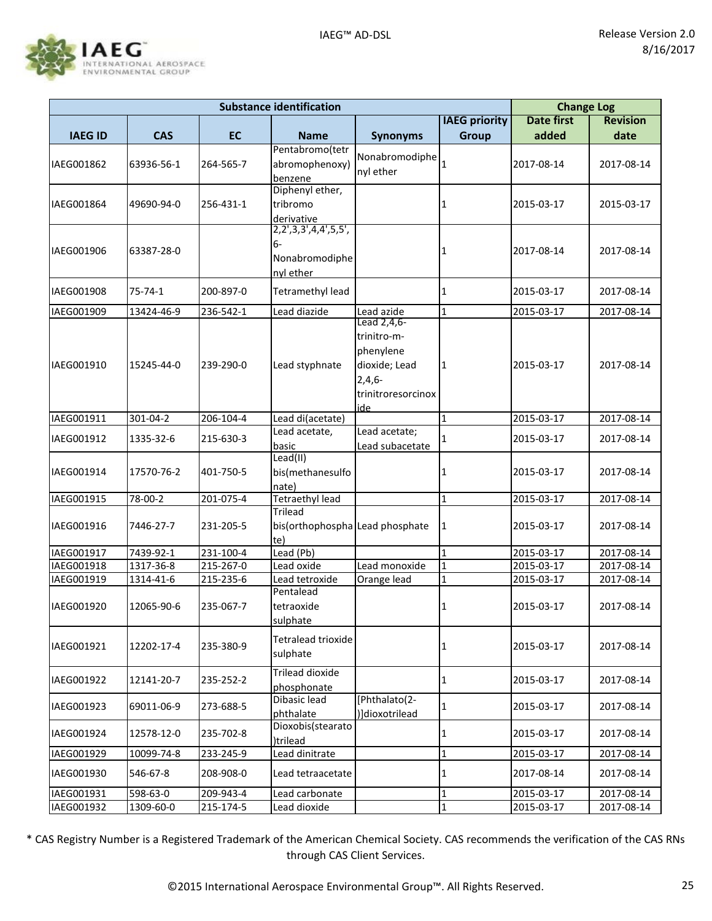| Substance identification | | | | | | Change Log | |
|---|---|---|---|---|---|---|---|
| IAEG ID | CAS | EC | Name | Synonyms | IAEG priority Group | Date first added | Revision date |
| IAEG001862 | 63936-56-1 | 264-565-7 | Pentabromo(tetrabromophenoxy)benzene | Nonabromodiphenyl ether | 1 | 2017-08-14 | 2017-08-14 |
| IAEG001864 | 49690-94-0 | 256-431-1 | Diphenyl ether, tribromo derivative | | 1 | 2015-03-17 | 2015-03-17 |
| IAEG001906 | 63387-28-0 | | 2,2',3,3',4,4',5,5',6-Nonabromodiphenyl ether | | 1 | 2017-08-14 | 2017-08-14 |
| IAEG001908 | 75-74-1 | 200-897-0 | Tetramethyl lead | | 1 | 2015-03-17 | 2017-08-14 |
| IAEG001909 | 13424-46-9 | 236-542-1 | Lead diazide | Lead azide | 1 | 2015-03-17 | 2017-08-14 |
| IAEG001910 | 15245-44-0 | 239-290-0 | Lead styphnate | Lead 2,4,6-trinitro-m-phenylene dioxide; Lead 2,4,6-trinitroresorcinoxide | 1 | 2015-03-17 | 2017-08-14 |
| IAEG001911 | 301-04-2 | 206-104-4 | Lead di(acetate) | | 1 | 2015-03-17 | 2017-08-14 |
| IAEG001912 | 1335-32-6 | 215-630-3 | Lead acetate, basic | Lead acetate; Lead subacetate | 1 | 2015-03-17 | 2017-08-14 |
| IAEG001914 | 17570-76-2 | 401-750-5 | Lead(II) bis(methanesulfonate) | | 1 | 2015-03-17 | 2017-08-14 |
| IAEG001915 | 78-00-2 | 201-075-4 | Tetraethyl lead | | 1 | 2015-03-17 | 2017-08-14 |
| IAEG001916 | 7446-27-7 | 231-205-5 | Trilead bis(orthophosphate) | Lead phosphate | 1 | 2015-03-17 | 2017-08-14 |
| IAEG001917 | 7439-92-1 | 231-100-4 | Lead (Pb) | | 1 | 2015-03-17 | 2017-08-14 |
| IAEG001918 | 1317-36-8 | 215-267-0 | Lead oxide | Lead monoxide | 1 | 2015-03-17 | 2017-08-14 |
| IAEG001919 | 1314-41-6 | 215-235-6 | Lead tetroxide | Orange lead | 1 | 2015-03-17 | 2017-08-14 |
| IAEG001920 | 12065-90-6 | 235-067-7 | Pentalead tetraoxide sulphate | | 1 | 2015-03-17 | 2017-08-14 |
| IAEG001921 | 12202-17-4 | 235-380-9 | Tetralead trioxide sulphate | | 1 | 2015-03-17 | 2017-08-14 |
| IAEG001922 | 12141-20-7 | 235-252-2 | Trilead dioxide phosphonate | | 1 | 2015-03-17 | 2017-08-14 |
| IAEG001923 | 69011-06-9 | 273-688-5 | Dibasic lead phthalate | [Phthalato(2-)]dioxotrilead | 1 | 2015-03-17 | 2017-08-14 |
| IAEG001924 | 12578-12-0 | 235-702-8 | Dioxobis(stearato)trilead | | 1 | 2015-03-17 | 2017-08-14 |
| IAEG001929 | 10099-74-8 | 233-245-9 | Lead dinitrate | | 1 | 2015-03-17 | 2017-08-14 |
| IAEG001930 | 546-67-8 | 208-908-0 | Lead tetraacetate | | 1 | 2017-08-14 | 2017-08-14 |
| IAEG001931 | 598-63-0 | 209-943-4 | Lead carbonate | | 1 | 2015-03-17 | 2017-08-14 |
| IAEG001932 | 1309-60-0 | 215-174-5 | Lead dioxide | | 1 | 2015-03-17 | 2017-08-14 |

* CAS Registry Number is a Registered Trademark of the American Chemical Society. CAS recommends the verification of the CAS RNs through CAS Client Services.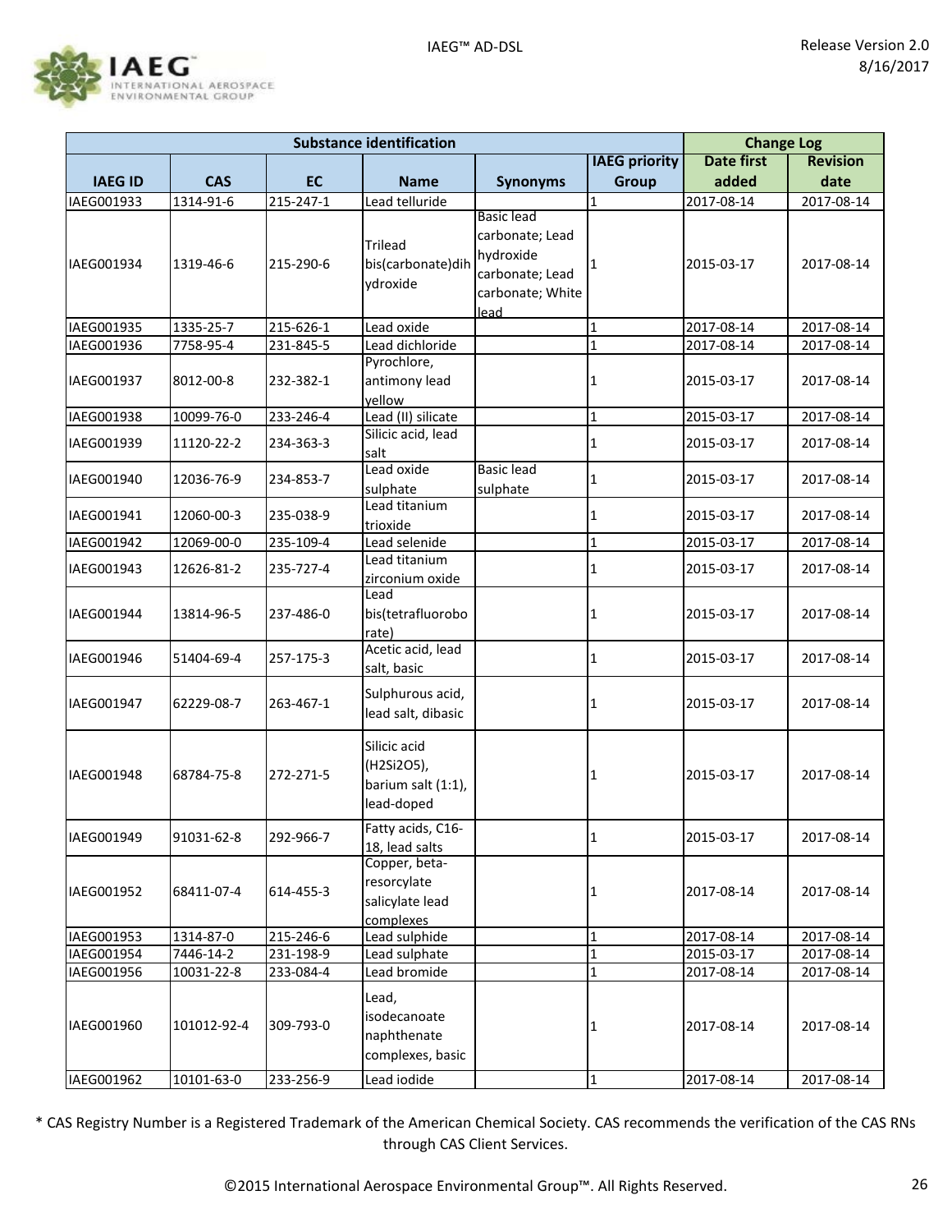| Substance identification | | | | | | Change Log | |
|---|---|---|---|---|---|---|---|
| IAEG ID | CAS | EC | Name | Synonyms | IAEG priority Group | Date first added | Revision date |
| IAEG001933 | 1314-91-6 | 215-247-1 | Lead telluride | | 1 | 2017-08-14 | 2017-08-14 |
| IAEG001934 | 1319-46-6 | 215-290-6 | Trilead bis(carbonate)dihydroxide | Basic lead carbonate; Lead hydroxide carbonate; Lead carbonate; White lead | 1 | 2015-03-17 | 2017-08-14 |
| IAEG001935 | 1335-25-7 | 215-626-1 | Lead oxide | | 1 | 2017-08-14 | 2017-08-14 |
| IAEG001936 | 7758-95-4 | 231-845-5 | Lead dichloride | | 1 | 2017-08-14 | 2017-08-14 |
| IAEG001937 | 8012-00-8 | 232-382-1 | Pyrochlore, antimony lead yellow | | 1 | 2015-03-17 | 2017-08-14 |
| IAEG001938 | 10099-76-0 | 233-246-4 | Lead (II) silicate | | 1 | 2015-03-17 | 2017-08-14 |
| IAEG001939 | 11120-22-2 | 234-363-3 | Silicic acid, lead salt | | 1 | 2015-03-17 | 2017-08-14 |
| IAEG001940 | 12036-76-9 | 234-853-7 | Lead oxide sulphate | Basic lead sulphate | 1 | 2015-03-17 | 2017-08-14 |
| IAEG001941 | 12060-00-3 | 235-038-9 | Lead titanium trioxide | | 1 | 2015-03-17 | 2017-08-14 |
| IAEG001942 | 12069-00-0 | 235-109-4 | Lead selenide | | 1 | 2015-03-17 | 2017-08-14 |
| IAEG001943 | 12626-81-2 | 235-727-4 | Lead titanium zirconium oxide | | 1 | 2015-03-17 | 2017-08-14 |
| IAEG001944 | 13814-96-5 | 237-486-0 | Lead bis(tetrafluoroborate) | | 1 | 2015-03-17 | 2017-08-14 |
| IAEG001946 | 51404-69-4 | 257-175-3 | Acetic acid, lead salt, basic | | 1 | 2015-03-17 | 2017-08-14 |
| IAEG001947 | 62229-08-7 | 263-467-1 | Sulphurous acid, lead salt, dibasic | | 1 | 2015-03-17 | 2017-08-14 |
| IAEG001948 | 68784-75-8 | 272-271-5 | Silicic acid (H2Si2O5), barium salt (1:1), lead-doped | | 1 | 2015-03-17 | 2017-08-14 |
| IAEG001949 | 91031-62-8 | 292-966-7 | Fatty acids, C16-18, lead salts | | 1 | 2015-03-17 | 2017-08-14 |
| IAEG001952 | 68411-07-4 | 614-455-3 | Copper, beta-resorcylate salicylate lead complexes | | 1 | 2017-08-14 | 2017-08-14 |
| IAEG001953 | 1314-87-0 | 215-246-6 | Lead sulphide | | 1 | 2017-08-14 | 2017-08-14 |
| IAEG001954 | 7446-14-2 | 231-198-9 | Lead sulphate | | 1 | 2015-03-17 | 2017-08-14 |
| IAEG001956 | 10031-22-8 | 233-084-4 | Lead bromide | | 1 | 2017-08-14 | 2017-08-14 |
| IAEG001960 | 101012-92-4 | 309-793-0 | Lead, isodecanoate naphthenate complexes, basic | | 1 | 2017-08-14 | 2017-08-14 |
| IAEG001962 | 10101-63-0 | 233-256-9 | Lead iodide | | 1 | 2017-08-14 | 2017-08-14 |

* CAS Registry Number is a Registered Trademark of the American Chemical Society. CAS recommends the verification of the CAS RNs through CAS Client Services.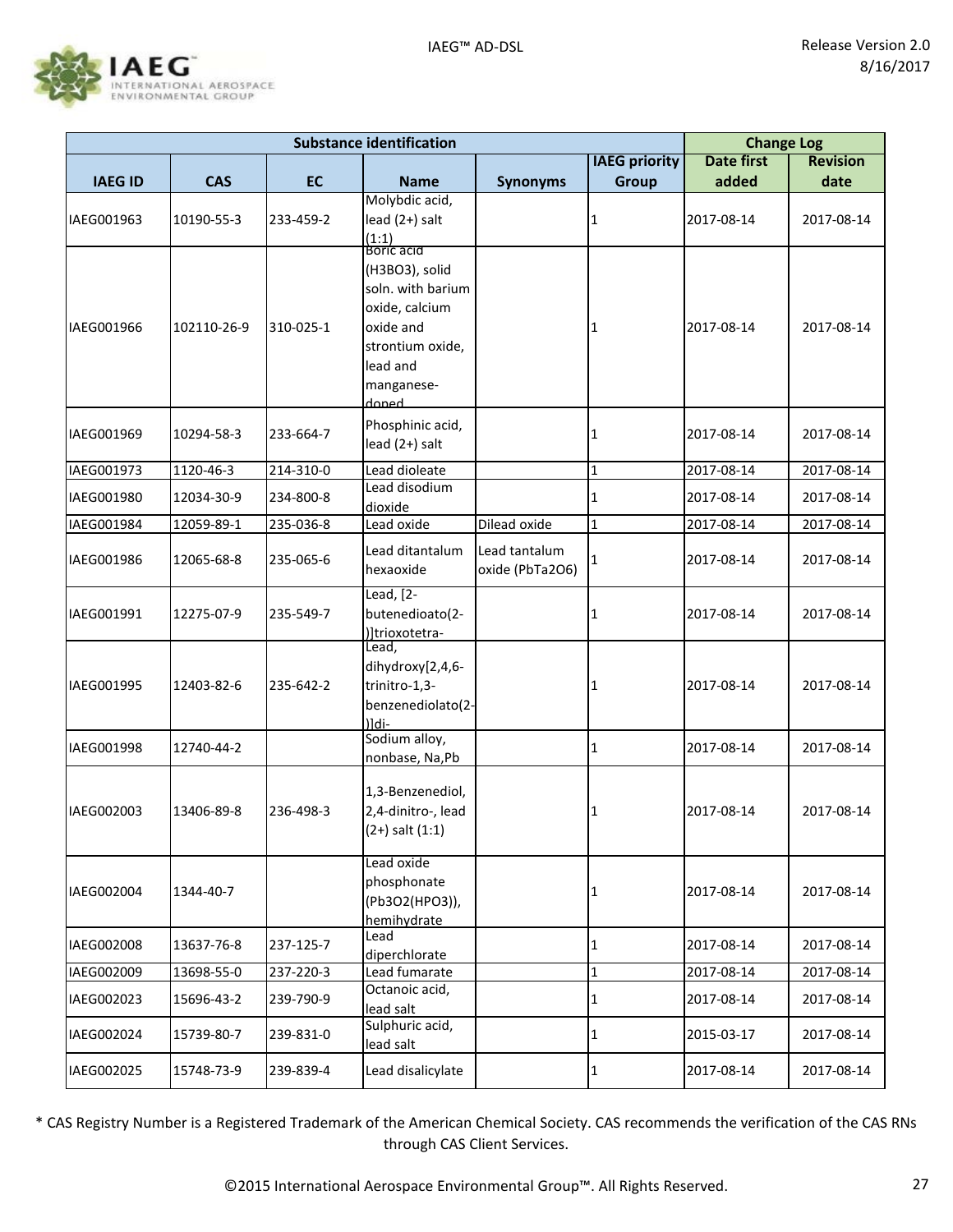| Substance identification | | | | | | Change Log | |
|---|---|---|---|---|---|---|---|
| IAEG ID | CAS | EC | Name | Synonyms | IAEG priority Group | Date first added | Revision date |
| IAEG001963 | 10190-55-3 | 233-459-2 | Molybdic acid, lead (2+) salt (1:1) | | 1 | 2017-08-14 | 2017-08-14 |
| IAEG001966 | 102110-26-9 | 310-025-1 | Boric acid (H3BO3), solid soln. with barium oxide, calcium oxide and strontium oxide, lead and manganese-doped | | 1 | 2017-08-14 | 2017-08-14 |
| IAEG001969 | 10294-58-3 | 233-664-7 | Phosphinic acid, lead (2+) salt | | 1 | 2017-08-14 | 2017-08-14 |
| IAEG001973 | 1120-46-3 | 214-310-0 | Lead dioleate | | 1 | 2017-08-14 | 2017-08-14 |
| IAEG001980 | 12034-30-9 | 234-800-8 | Lead disodium dioxide | | 1 | 2017-08-14 | 2017-08-14 |
| IAEG001984 | 12059-89-1 | 235-036-8 | Lead oxide | Dilead oxide | 1 | 2017-08-14 | 2017-08-14 |
| IAEG001986 | 12065-68-8 | 235-065-6 | Lead ditantalum hexaoxide | Lead tantalum oxide (PbTa2O6) | 1 | 2017-08-14 | 2017-08-14 |
| IAEG001991 | 12275-07-9 | 235-549-7 | Lead, [2-butenedioato(2-)]trioxotetra- | | 1 | 2017-08-14 | 2017-08-14 |
| IAEG001995 | 12403-82-6 | 235-642-2 | Lead, dihydroxy[2,4,6-trinitro-1,3-benzenediolato(2-)]di- | | 1 | 2017-08-14 | 2017-08-14 |
| IAEG001998 | 12740-44-2 | | Sodium alloy, nonbase, Na,Pb | | 1 | 2017-08-14 | 2017-08-14 |
| IAEG002003 | 13406-89-8 | 236-498-3 | 1,3-Benzenediol, 2,4-dinitro-, lead (2+) salt (1:1) | | 1 | 2017-08-14 | 2017-08-14 |
| IAEG002004 | 1344-40-7 | | Lead oxide phosphonate (Pb3O2(HPO3)), hemihydrate | | 1 | 2017-08-14 | 2017-08-14 |
| IAEG002008 | 13637-76-8 | 237-125-7 | Lead diperchlorate | | 1 | 2017-08-14 | 2017-08-14 |
| IAEG002009 | 13698-55-0 | 237-220-3 | Lead fumarate | | 1 | 2017-08-14 | 2017-08-14 |
| IAEG002023 | 15696-43-2 | 239-790-9 | Octanoic acid, lead salt | | 1 | 2017-08-14 | 2017-08-14 |
| IAEG002024 | 15739-80-7 | 239-831-0 | Sulphuric acid, lead salt | | 1 | 2015-03-17 | 2017-08-14 |
| IAEG002025 | 15748-73-9 | 239-839-4 | Lead disalicylate | | 1 | 2017-08-14 | 2017-08-14 |

* CAS Registry Number is a Registered Trademark of the American Chemical Society. CAS recommends the verification of the CAS RNs through CAS Client Services.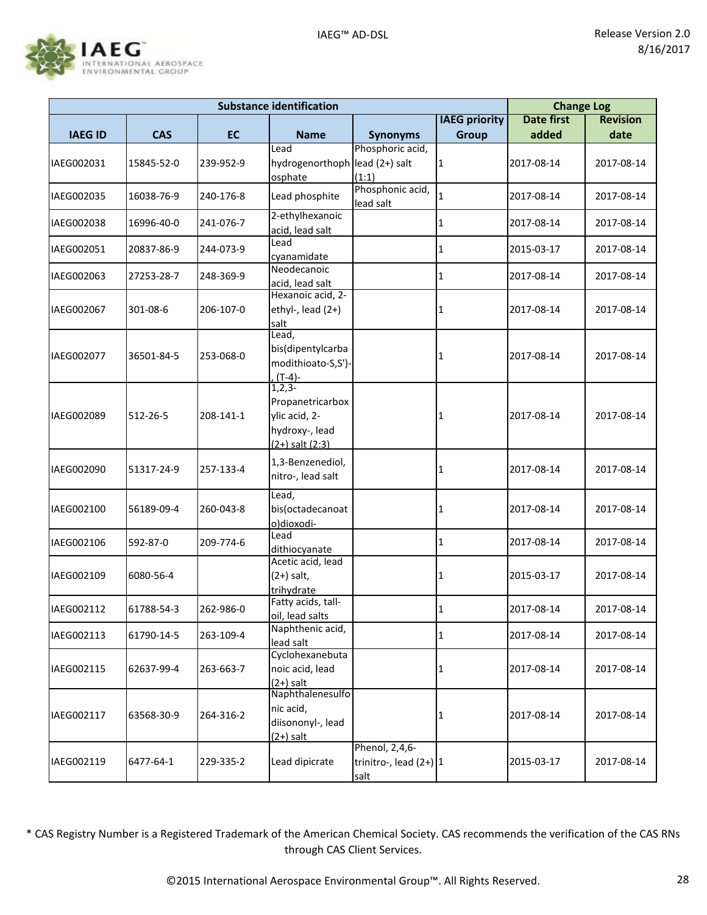| Substance identification | | | | | | Change Log | |
|---|---|---|---|---|---|---|---|
| IAEG ID | CAS | EC | Name | Synonyms | IAEG priority Group | Date first added | Revision date |
| IAEG002031 | 15845-52-0 | 239-952-9 | Lead hydrogenorthophosphate | Phosphoric acid, lead (2+) salt (1:1) | 1 | 2017-08-14 | 2017-08-14 |
| IAEG002035 | 16038-76-9 | 240-176-8 | Lead phosphite | Phosphonic acid, lead salt | 1 | 2017-08-14 | 2017-08-14 |
| IAEG002038 | 16996-40-0 | 241-076-7 | 2-ethylhexanoic acid, lead salt | | 1 | 2017-08-14 | 2017-08-14 |
| IAEG002051 | 20837-86-9 | 244-073-9 | Lead cyanamidate | | 1 | 2015-03-17 | 2017-08-14 |
| IAEG002063 | 27253-28-7 | 248-369-9 | Neodecanoic acid, lead salt | | 1 | 2017-08-14 | 2017-08-14 |
| IAEG002067 | 301-08-6 | 206-107-0 | Hexanoic acid, 2-ethyl-, lead (2+) salt | | 1 | 2017-08-14 | 2017-08-14 |
| IAEG002077 | 36501-84-5 | 253-068-0 | Lead, bis(dipentylcarbamodithioato-S,S')-, (T-4)- | | 1 | 2017-08-14 | 2017-08-14 |
| IAEG002089 | 512-26-5 | 208-141-1 | 1,2,3-Propanetricarboxylic acid, 2-hydroxy-, lead (2+) salt (2:3) | | 1 | 2017-08-14 | 2017-08-14 |
| IAEG002090 | 51317-24-9 | 257-133-4 | 1,3-Benzenediol, nitro-, lead salt | | 1 | 2017-08-14 | 2017-08-14 |
| IAEG002100 | 56189-09-4 | 260-043-8 | Lead, bis(octadecanoato)dioxodi- | | 1 | 2017-08-14 | 2017-08-14 |
| IAEG002106 | 592-87-0 | 209-774-6 | Lead dithiocyanate | | 1 | 2017-08-14 | 2017-08-14 |
| IAEG002109 | 6080-56-4 | | Acetic acid, lead (2+) salt, trihydrate | | 1 | 2015-03-17 | 2017-08-14 |
| IAEG002112 | 61788-54-3 | 262-986-0 | Fatty acids, tall-oil, lead salts | | 1 | 2017-08-14 | 2017-08-14 |
| IAEG002113 | 61790-14-5 | 263-109-4 | Naphthenic acid, lead salt | | 1 | 2017-08-14 | 2017-08-14 |
| IAEG002115 | 62637-99-4 | 263-663-7 | Cyclohexanebutanoic acid, lead (2+) salt | | 1 | 2017-08-14 | 2017-08-14 |
| IAEG002117 | 63568-30-9 | 264-316-2 | Naphthalenesulfonic acid, diisononyl-, lead (2+) salt | | 1 | 2017-08-14 | 2017-08-14 |
| IAEG002119 | 6477-64-1 | 229-335-2 | Lead dipicrate | Phenol, 2,4,6-trinitro-, lead (2+) salt | 1 | 2015-03-17 | 2017-08-14 |

* CAS Registry Number is a Registered Trademark of the American Chemical Society. CAS recommends the verification of the CAS RNs through CAS Client Services.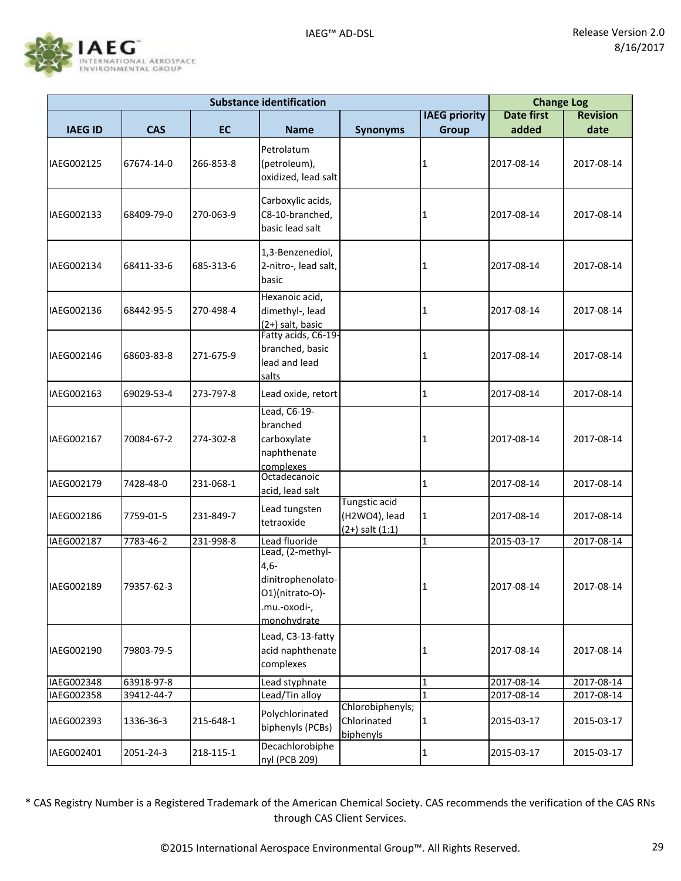| Substance identification | | | | | | Change Log | |
|---|---|---|---|---|---|---|---|
| IAEG ID | CAS | EC | Name | Synonyms | IAEG priority Group | Date first added | Revision date |
| IAEG002125 | 67674-14-0 | 266-853-8 | Petrolatum (petroleum), oxidized, lead salt | | 1 | 2017-08-14 | 2017-08-14 |
| IAEG002133 | 68409-79-0 | 270-063-9 | Carboxylic acids, C8-10-branched, basic lead salt | | 1 | 2017-08-14 | 2017-08-14 |
| IAEG002134 | 68411-33-6 | 685-313-6 | 1,3-Benzenediol, 2-nitro-, lead salt, basic | | 1 | 2017-08-14 | 2017-08-14 |
| IAEG002136 | 68442-95-5 | 270-498-4 | Hexanoic acid, dimethyl-, lead (2+) salt, basic | | 1 | 2017-08-14 | 2017-08-14 |
| IAEG002146 | 68603-83-8 | 271-675-9 | Fatty acids, C6-19-branched, basic lead and lead salts | | 1 | 2017-08-14 | 2017-08-14 |
| IAEG002163 | 69029-53-4 | 273-797-8 | Lead oxide, retort | | 1 | 2017-08-14 | 2017-08-14 |
| IAEG002167 | 70084-67-2 | 274-302-8 | Lead, C6-19-branched carboxylate naphthenate complexes | | 1 | 2017-08-14 | 2017-08-14 |
| IAEG002179 | 7428-48-0 | 231-068-1 | Octadecanoic acid, lead salt | | 1 | 2017-08-14 | 2017-08-14 |
| IAEG002186 | 7759-01-5 | 231-849-7 | Lead tungsten tetraoxide | Tungstic acid (H2WO4), lead (2+) salt (1:1) | 1 | 2017-08-14 | 2017-08-14 |
| IAEG002187 | 7783-46-2 | 231-998-8 | Lead fluoride | | 1 | 2015-03-17 | 2017-08-14 |
| IAEG002189 | 79357-62-3 | | Lead, (2-methyl-4,6-dinitrophenolato-O1)(nitrato-O)-.mu.-oxodi-, monohydrate | | 1 | 2017-08-14 | 2017-08-14 |
| IAEG002190 | 79803-79-5 | | Lead, C3-13-fatty acid naphthenate complexes | | 1 | 2017-08-14 | 2017-08-14 |
| IAEG002348 | 63918-97-8 | | Lead styphnate | | 1 | 2017-08-14 | 2017-08-14 |
| IAEG002358 | 39412-44-7 | | Lead/Tin alloy | | 1 | 2017-08-14 | 2017-08-14 |
| IAEG002393 | 1336-36-3 | 215-648-1 | Polychlorinated biphenyls (PCBs) | Chlorobiphenyls; Chlorinated biphenyls | 1 | 2015-03-17 | 2015-03-17 |
| IAEG002401 | 2051-24-3 | 218-115-1 | Decachlorobiphenyl (PCB 209) | | 1 | 2015-03-17 | 2015-03-17 |

* CAS Registry Number is a Registered Trademark of the American Chemical Society. CAS recommends the verification of the CAS RNs through CAS Client Services.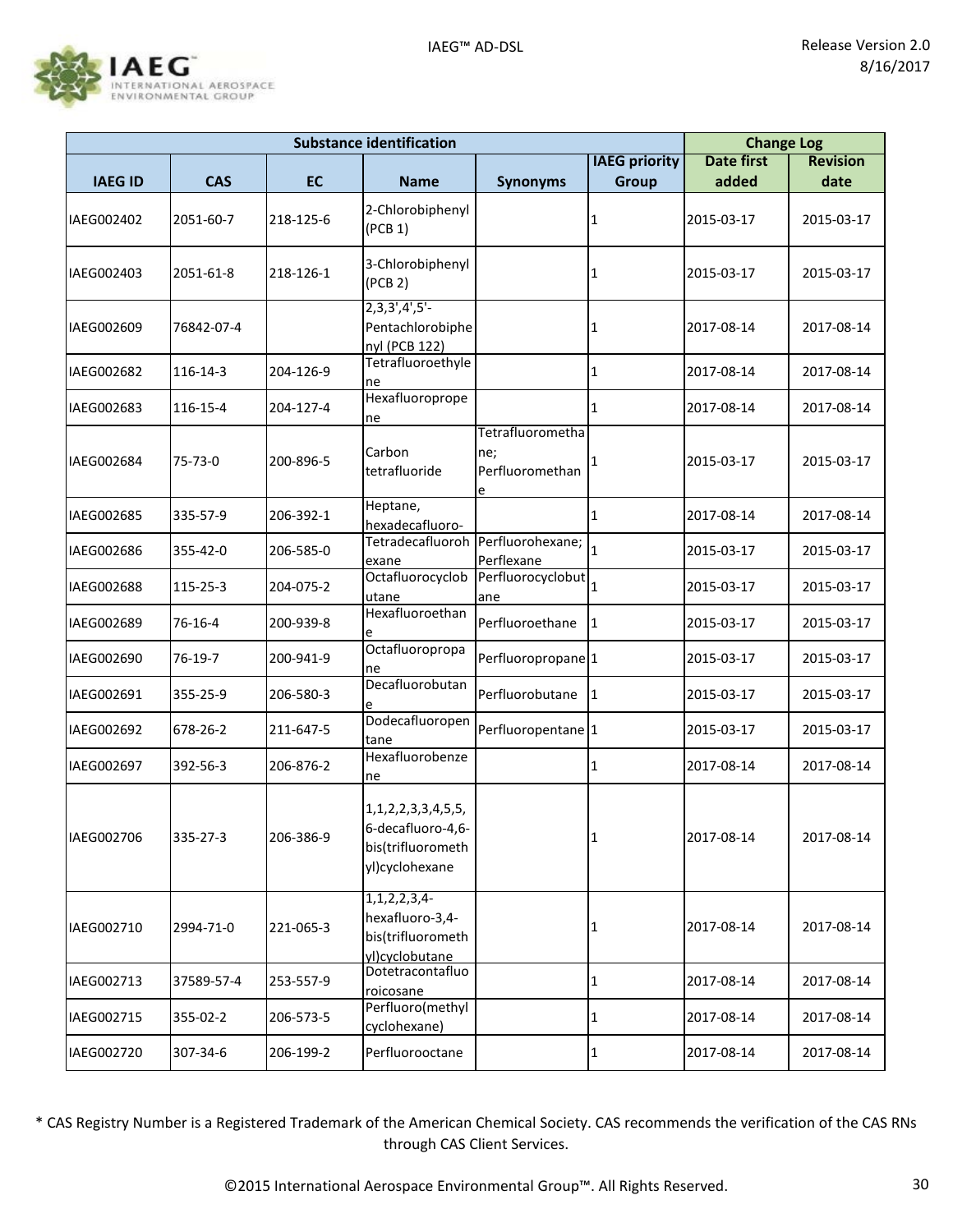| Substance identification | | | | | | Change Log | |
|---|---|---|---|---|---|---|---|
| IAEG ID | CAS | EC | Name | Synonyms | IAEG priority Group | Date first added | Revision date |
| IAEG002402 | 2051-60-7 | 218-125-6 | 2-Chlorobiphenyl (PCB 1) | | 1 | 2015-03-17 | 2015-03-17 |
| IAEG002403 | 2051-61-8 | 218-126-1 | 3-Chlorobiphenyl (PCB 2) | | 1 | 2015-03-17 | 2015-03-17 |
| IAEG002609 | 76842-07-4 | | 2,3,3',4',5'-Pentachlorobiphenyl (PCB 122) | | 1 | 2017-08-14 | 2017-08-14 |
| IAEG002682 | 116-14-3 | 204-126-9 | Tetrafluoroethylene | | 1 | 2017-08-14 | 2017-08-14 |
| IAEG002683 | 116-15-4 | 204-127-4 | Hexafluoropropene | | 1 | 2017-08-14 | 2017-08-14 |
| IAEG002684 | 75-73-0 | 200-896-5 | Carbon tetrafluoride | Tetrafluoromethane; Perfluoromethane | 1 | 2015-03-17 | 2015-03-17 |
| IAEG002685 | 335-57-9 | 206-392-1 | Heptane, hexadecafluoro- | | 1 | 2017-08-14 | 2017-08-14 |
| IAEG002686 | 355-42-0 | 206-585-0 | Tetradecafluorohexane | Perfluorohexane; Perflexane | 1 | 2015-03-17 | 2015-03-17 |
| IAEG002688 | 115-25-3 | 204-075-2 | Octafluorocyclobutane | Perfluorocyclobutane | 1 | 2015-03-17 | 2015-03-17 |
| IAEG002689 | 76-16-4 | 200-939-8 | Hexafluoroethane | Perfluoroethane | 1 | 2015-03-17 | 2015-03-17 |
| IAEG002690 | 76-19-7 | 200-941-9 | Octafluoropropane | Perfluoropropane | 1 | 2015-03-17 | 2015-03-17 |
| IAEG002691 | 355-25-9 | 206-580-3 | Decafluorobutane | Perfluorobutane | 1 | 2015-03-17 | 2015-03-17 |
| IAEG002692 | 678-26-2 | 211-647-5 | Dodecafluoropentane | Perfluoropentane | 1 | 2015-03-17 | 2015-03-17 |
| IAEG002697 | 392-56-3 | 206-876-2 | Hexafluorobenzene | | 1 | 2017-08-14 | 2017-08-14 |
| IAEG002706 | 335-27-3 | 206-386-9 | 1,1,2,2,3,3,4,5,5,6-decafluoro-4,6-bis(trifluoromethyl)cyclohexane | | 1 | 2017-08-14 | 2017-08-14 |
| IAEG002710 | 2994-71-0 | 221-065-3 | 1,1,2,2,3,4-hexafluoro-3,4-bis(trifluoromethyl)cyclobutane | | 1 | 2017-08-14 | 2017-08-14 |
| IAEG002713 | 37589-57-4 | 253-557-9 | Dotetracontafluoroicosane | | 1 | 2017-08-14 | 2017-08-14 |
| IAEG002715 | 355-02-2 | 206-573-5 | Perfluoro(methylcyclohexane) | | 1 | 2017-08-14 | 2017-08-14 |
| IAEG002720 | 307-34-6 | 206-199-2 | Perfluorooctane | | 1 | 2017-08-14 | 2017-08-14 |

* CAS Registry Number is a Registered Trademark of the American Chemical Society. CAS recommends the verification of the CAS RNs through CAS Client Services.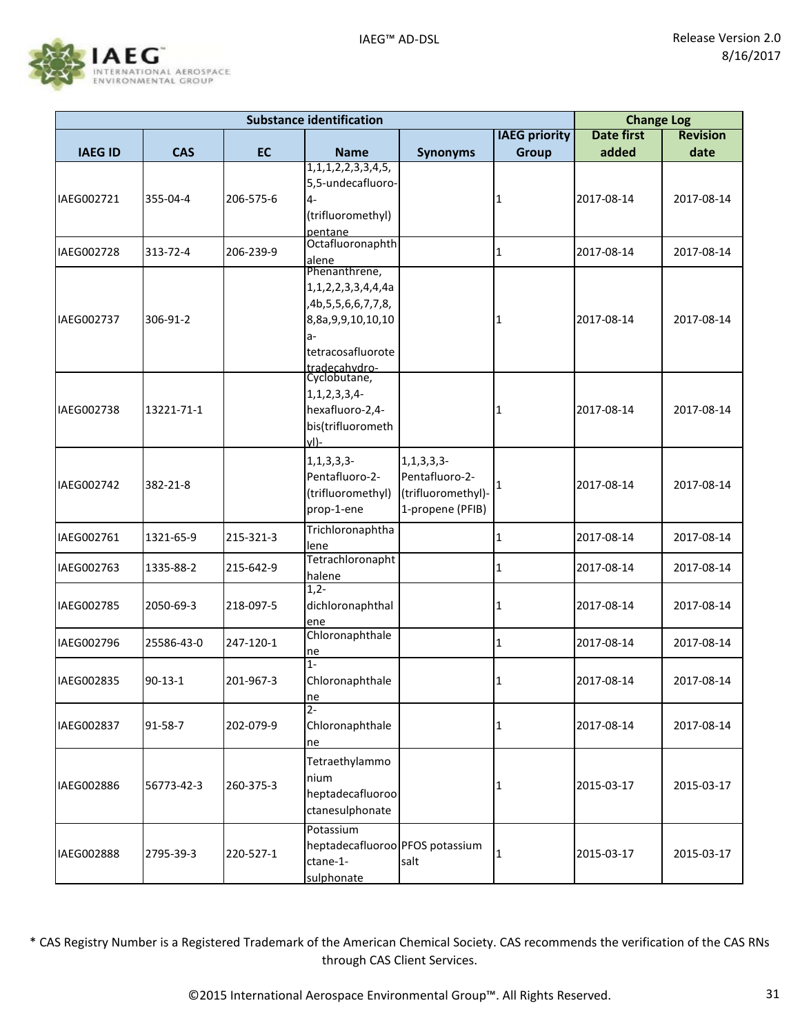| Substance identification | | | | | | Change Log | |
|---|---|---|---|---|---|---|---|
| IAEG ID | CAS | EC | Name | Synonyms | IAEG priority Group | Date first added | Revision date |
| IAEG002721 | 355-04-4 | 206-575-6 | 1,1,1,2,2,3,3,4,5,5,5-undecafluoro-4-(trifluoromethyl)pentane | | 1 | 2017-08-14 | 2017-08-14 |
| IAEG002728 | 313-72-4 | 206-239-9 | Octafluoronaphthalene | | 1 | 2017-08-14 | 2017-08-14 |
| IAEG002737 | 306-91-2 | | Phenanthrene, 1,1,2,2,3,3,4,4,4a,4b,5,5,6,6,7,7,8,8,8a,9,9,10,10,10a-tetracosafluorotetradecahydro- | | 1 | 2017-08-14 | 2017-08-14 |
| IAEG002738 | 13221-71-1 | | Cyclobutane, 1,1,2,3,3,4-hexafluoro-2,4-bis(trifluoromethyl)- | | 1 | 2017-08-14 | 2017-08-14 |
| IAEG002742 | 382-21-8 | | 1,1,3,3,3-Pentafluoro-2-(trifluoromethyl)prop-1-ene | 1,1,3,3,3-Pentafluoro-2-(trifluoromethyl)-1-propene (PFIB) | 1 | 2017-08-14 | 2017-08-14 |
| IAEG002761 | 1321-65-9 | 215-321-3 | Trichloronaphthalene | | 1 | 2017-08-14 | 2017-08-14 |
| IAEG002763 | 1335-88-2 | 215-642-9 | Tetrachloronaphthalene | | 1 | 2017-08-14 | 2017-08-14 |
| IAEG002785 | 2050-69-3 | 218-097-5 | 1,2-dichloronaphthalene | | 1 | 2017-08-14 | 2017-08-14 |
| IAEG002796 | 25586-43-0 | 247-120-1 | Chloronaphthalene | | 1 | 2017-08-14 | 2017-08-14 |
| IAEG002835 | 90-13-1 | 201-967-3 | 1-Chloronaphthalene | | 1 | 2017-08-14 | 2017-08-14 |
| IAEG002837 | 91-58-7 | 202-079-9 | 2-Chloronaphthalene | | 1 | 2017-08-14 | 2017-08-14 |
| IAEG002886 | 56773-42-3 | 260-375-3 | Tetraethylammonium heptadecafluorooctanesulphonate | | 1 | 2015-03-17 | 2015-03-17 |
| IAEG002888 | 2795-39-3 | 220-527-1 | Potassium heptadecafluorooctane-1-sulphonate | PFOS potassium salt | 1 | 2015-03-17 | 2015-03-17 |

* CAS Registry Number is a Registered Trademark of the American Chemical Society. CAS recommends the verification of the CAS RNs through CAS Client Services.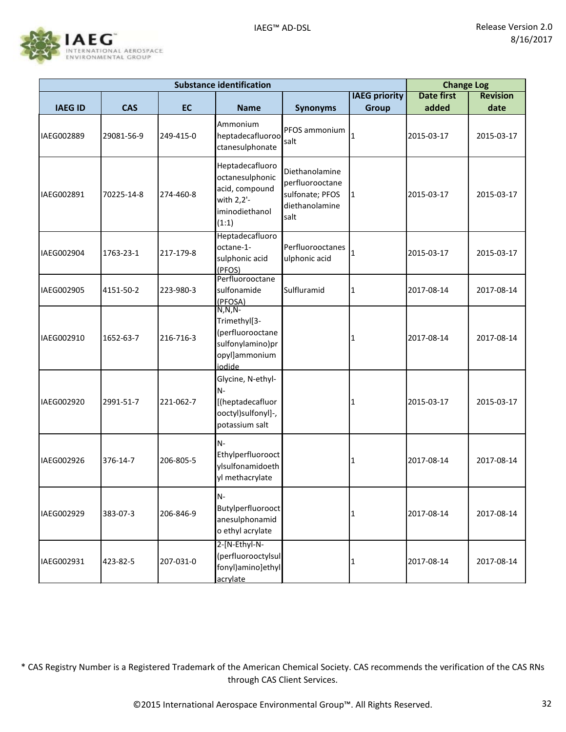| Substance identification | | | | | | Change Log | |
|---|---|---|---|---|---|---|---|
| IAEG ID | CAS | EC | Name | Synonyms | IAEG priority Group | Date first added | Revision date |
| IAEG002889 | 29081-56-9 | 249-415-0 | Ammonium heptadecafluorooctanesulphonate | PFOS ammonium salt | 1 | 2015-03-17 | 2015-03-17 |
| IAEG002891 | 70225-14-8 | 274-460-8 | Heptadecafluorooctanesulphonic acid, compound with 2,2'-iminodiethanol (1:1) | Diethanolamine perfluorooctane sulfonate; PFOS diethanolamine salt | 1 | 2015-03-17 | 2015-03-17 |
| IAEG002904 | 1763-23-1 | 217-179-8 | Heptadecafluorooctane-1-sulphonic acid (PFOS) | Perfluorooctanesulphonic acid | 1 | 2015-03-17 | 2015-03-17 |
| IAEG002905 | 4151-50-2 | 223-980-3 | Perfluorooctane sulfonamide (PFOSA) | Sulfluramid | 1 | 2017-08-14 | 2017-08-14 |
| IAEG002910 | 1652-63-7 | 216-716-3 | N,N,N-Trimethyl[3-(perfluorooctanesulfonylamino)propyl]ammonium iodide | | 1 | 2017-08-14 | 2017-08-14 |
| IAEG002920 | 2991-51-7 | 221-062-7 | Glycine, N-ethyl-N-[(heptadecafluorooctyl)sulfonyl]-, potassium salt | | 1 | 2015-03-17 | 2015-03-17 |
| IAEG002926 | 376-14-7 | 206-805-5 | N-Ethylperfluorooctylsulfonamidoethyl methacrylate | | 1 | 2017-08-14 | 2017-08-14 |
| IAEG002929 | 383-07-3 | 206-846-9 | N-Butylperfluorooctanesulphonamido ethyl acrylate | | 1 | 2017-08-14 | 2017-08-14 |
| IAEG002931 | 423-82-5 | 207-031-0 | 2-[N-Ethyl-N-(perfluorooctylsulfonyl)amino]ethyl acrylate | | 1 | 2017-08-14 | 2017-08-14 |

* CAS Registry Number is a Registered Trademark of the American Chemical Society. CAS recommends the verification of the CAS RNs through CAS Client Services.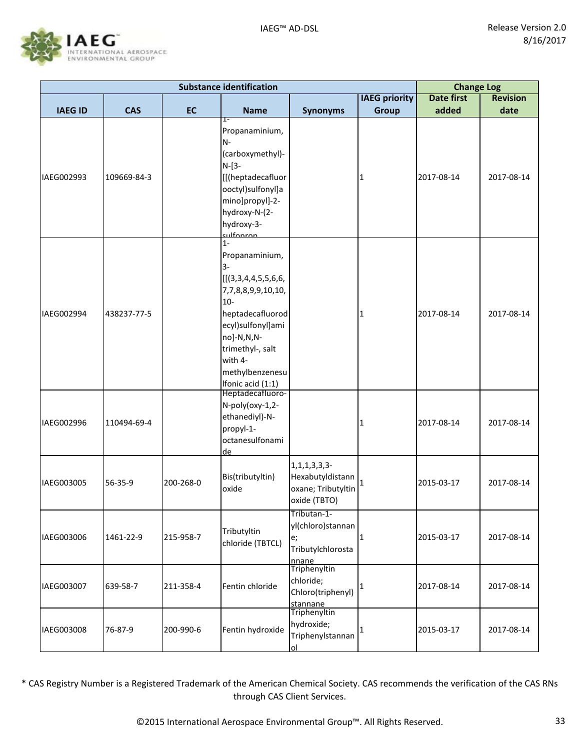| Substance identification | | | | | | Change Log | |
|---|---|---|---|---|---|---|---|
| IAEG ID | CAS | EC | Name | Synonyms | IAEG priority Group | Date first added | Revision date |
| IAEG002993 | 109669-84-3 | | 1-Propanaminium, N-(carboxymethyl)-N-[3-[[(heptadecafluorooctyl)sulfonyl]amino]propyl]-2-hydroxy-N-(2-hydroxy-3-sulfonprop | | 1 | 2017-08-14 | 2017-08-14 |
| IAEG002994 | 438237-77-5 | | 1-Propanaminium, 3-[[(3,3,4,4,5,5,6,6,7,7,8,8,9,9,10,10,10-heptadecafluorodecyl)sulfonyl]amino]-N,N,N-trimethyl-, salt with 4-methylbenzenesulfonic acid (1:1) | | 1 | 2017-08-14 | 2017-08-14 |
| IAEG002996 | 110494-69-4 | | Heptadecafluoro-N-poly(oxy-1,2-ethanediyl)-N-propyl-1-octanesulfonamide | | 1 | 2017-08-14 | 2017-08-14 |
| IAEG003005 | 56-35-9 | 200-268-0 | Bis(tributyltin) oxide | 1,1,1,3,3,3-Hexabutyldistannoxane; Tributyltin oxide (TBTO) | 1 | 2015-03-17 | 2017-08-14 |
| IAEG003006 | 1461-22-9 | 215-958-7 | Tributyltin chloride (TBTCL) | Tributan-1-yl(chloro)stannane; Tributylchlorostannane | 1 | 2015-03-17 | 2017-08-14 |
| IAEG003007 | 639-58-7 | 211-358-4 | Fentin chloride | Triphenyltin chloride; Chloro(triphenyl)stannane | 1 | 2017-08-14 | 2017-08-14 |
| IAEG003008 | 76-87-9 | 200-990-6 | Fentin hydroxide | Triphenyltin hydroxide; Triphenylstannanol | 1 | 2015-03-17 | 2017-08-14 |

* CAS Registry Number is a Registered Trademark of the American Chemical Society. CAS recommends the verification of the CAS RNs through CAS Client Services.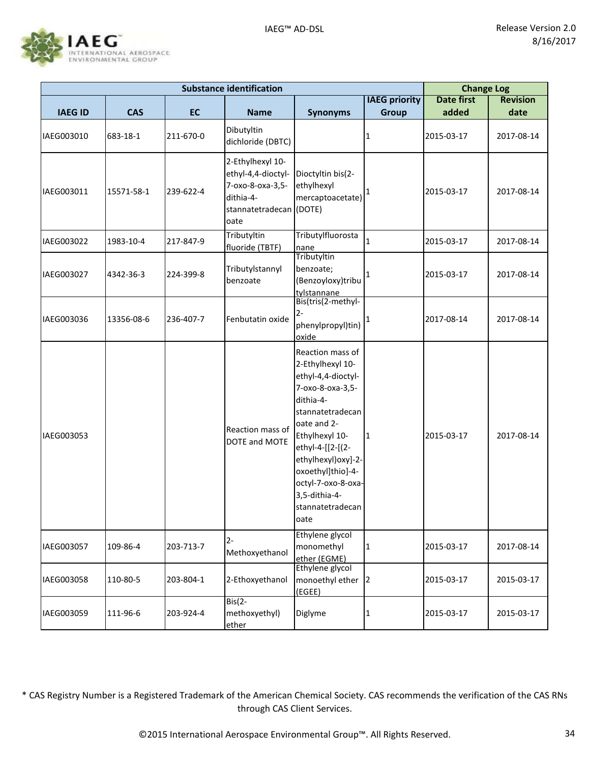| Substance identification | | | | | | Change Log | |
|---|---|---|---|---|---|---|---|
| IAEG ID | CAS | EC | Name | Synonyms | IAEG priority Group | Date first added | Revision date |
| IAEG003010 | 683-18-1 | 211-670-0 | Dibutyltin dichloride (DBTC) | | 1 | 2015-03-17 | 2017-08-14 |
| IAEG003011 | 15571-58-1 | 239-622-4 | 2-Ethylhexyl 10-ethyl-4,4-dioctyl-7-oxo-8-oxa-3,5-dithia-4-stannatetradecanoate | Dioctyltin bis(2-ethylhexyl mercaptoacetate) (DOTE) | 1 | 2015-03-17 | 2017-08-14 |
| IAEG003022 | 1983-10-4 | 217-847-9 | Tributyltin fluoride (TBTF) | Tributylfluorostannane | 1 | 2015-03-17 | 2017-08-14 |
| IAEG003027 | 4342-36-3 | 224-399-8 | Tributylstannyl benzoate | Tributyltin benzoate; (Benzoyloxy)tributylstannane | 1 | 2015-03-17 | 2017-08-14 |
| IAEG003036 | 13356-08-6 | 236-407-7 | Fenbutatin oxide | Bis(tris(2-methyl-2-phenylpropyl)tin) oxide | 1 | 2017-08-14 | 2017-08-14 |
| IAEG003053 | | | Reaction mass of DOTE and MOTE | Reaction mass of 2-Ethylhexyl 10-ethyl-4,4-dioctyl-7-oxo-8-oxa-3,5-dithia-4-stannatetradecanoate and 2-Ethylhexyl 10-ethyl-4-[[2-[(2-ethylhexyl)oxy]-2-oxoethyl]thio]-4-octyl-7-oxo-8-oxa-3,5-dithia-4-stannatetradecanoate | 1 | 2015-03-17 | 2017-08-14 |
| IAEG003057 | 109-86-4 | 203-713-7 | 2-Methoxyethanol | Ethylene glycol monomethyl ether (EGME) | 1 | 2015-03-17 | 2017-08-14 |
| IAEG003058 | 110-80-5 | 203-804-1 | 2-Ethoxyethanol | Ethylene glycol monoethyl ether (EGEE) | 2 | 2015-03-17 | 2015-03-17 |
| IAEG003059 | 111-96-6 | 203-924-4 | Bis(2-methoxyethyl) ether | Diglyme | 1 | 2015-03-17 | 2015-03-17 |

* CAS Registry Number is a Registered Trademark of the American Chemical Society. CAS recommends the verification of the CAS RNs through CAS Client Services.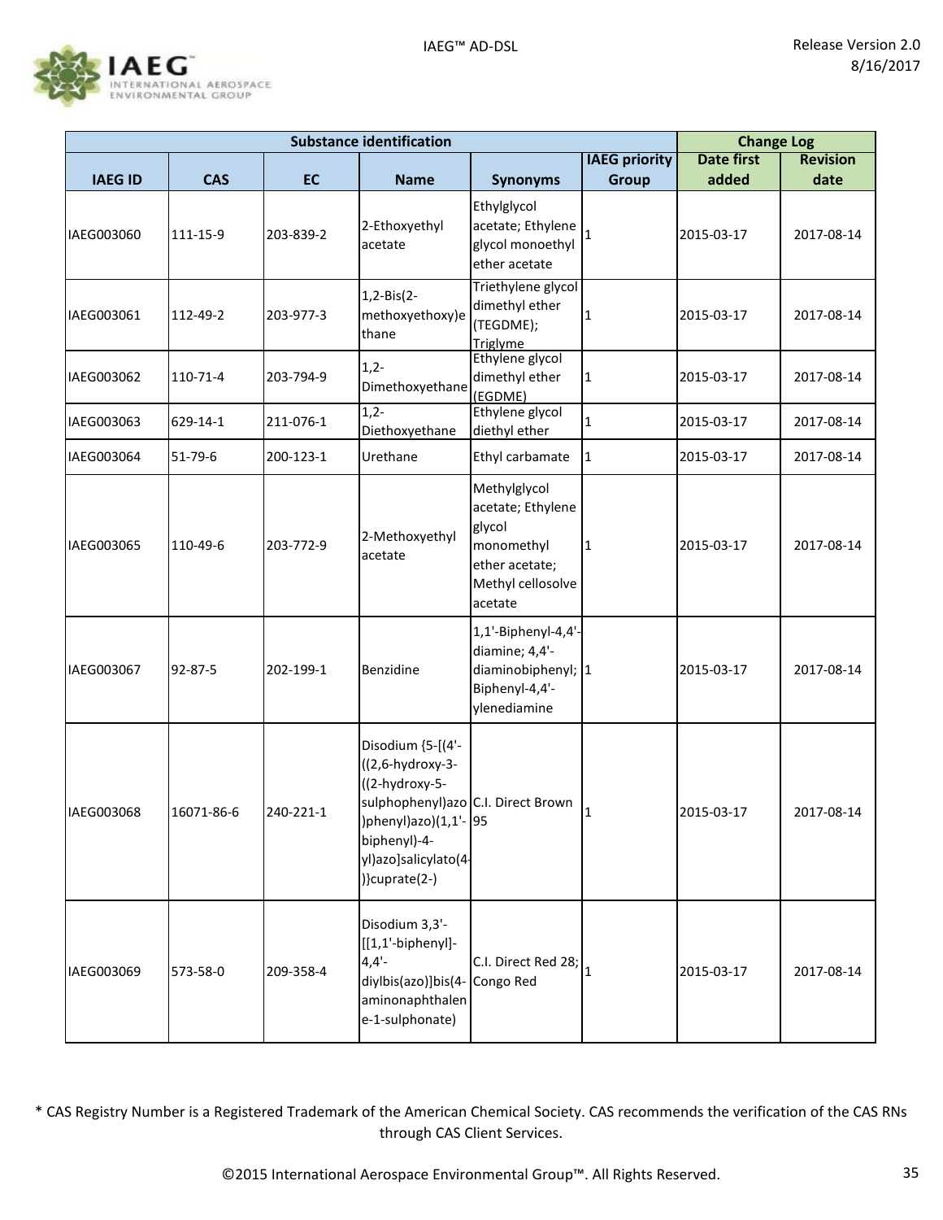| Substance identification | | | | | | Change Log | |
|---|---|---|---|---|---|---|---|
| IAEG ID | CAS | EC | Name | Synonyms | IAEG priority Group | Date first added | Revision date |
| IAEG003060 | 111-15-9 | 203-839-2 | 2-Ethoxyethyl acetate | Ethylglycol acetate; Ethylene glycol monoethyl ether acetate | 1 | 2015-03-17 | 2017-08-14 |
| IAEG003061 | 112-49-2 | 203-977-3 | 1,2-Bis(2-methoxyethoxy)ethane | Triethylene glycol dimethyl ether (TEGDME); Triglyme | 1 | 2015-03-17 | 2017-08-14 |
| IAEG003062 | 110-71-4 | 203-794-9 | 1,2-Dimethoxyethane | Ethylene glycol dimethyl ether (EGDME) | 1 | 2015-03-17 | 2017-08-14 |
| IAEG003063 | 629-14-1 | 211-076-1 | 1,2-Diethoxyethane | Ethylene glycol diethyl ether | 1 | 2015-03-17 | 2017-08-14 |
| IAEG003064 | 51-79-6 | 200-123-1 | Urethane | Ethyl carbamate | 1 | 2015-03-17 | 2017-08-14 |
| IAEG003065 | 110-49-6 | 203-772-9 | 2-Methoxyethyl acetate | Methylglycol acetate; Ethylene glycol monomethyl ether acetate; Methyl cellosolve acetate | 1 | 2015-03-17 | 2017-08-14 |
| IAEG003067 | 92-87-5 | 202-199-1 | Benzidine | 1,1'-Biphenyl-4,4'-diamine; 4,4'-diaminobiphenyl; Biphenyl-4,4'-ylenediamine | 1 | 2015-03-17 | 2017-08-14 |
| IAEG003068 | 16071-86-6 | 240-221-1 | Disodium {5-[(4'-((2,6-hydroxy-3-((2-hydroxy-5-sulphophenyl)azo)phenyl)azo)(1,1'-biphenyl)-4-yl)azo]salicylato(4-)}cuprate(2-) | C.I. Direct Brown 95 | 1 | 2015-03-17 | 2017-08-14 |
| IAEG003069 | 573-58-0 | 209-358-4 | Disodium 3,3'-[[1,1'-biphenyl]-4,4'-diylbis(azo)]bis(4-aminonaphthalene-1-sulphonate) | C.I. Direct Red 28; Congo Red | 1 | 2015-03-17 | 2017-08-14 |

* CAS Registry Number is a Registered Trademark of the American Chemical Society. CAS recommends the verification of the CAS RNs through CAS Client Services.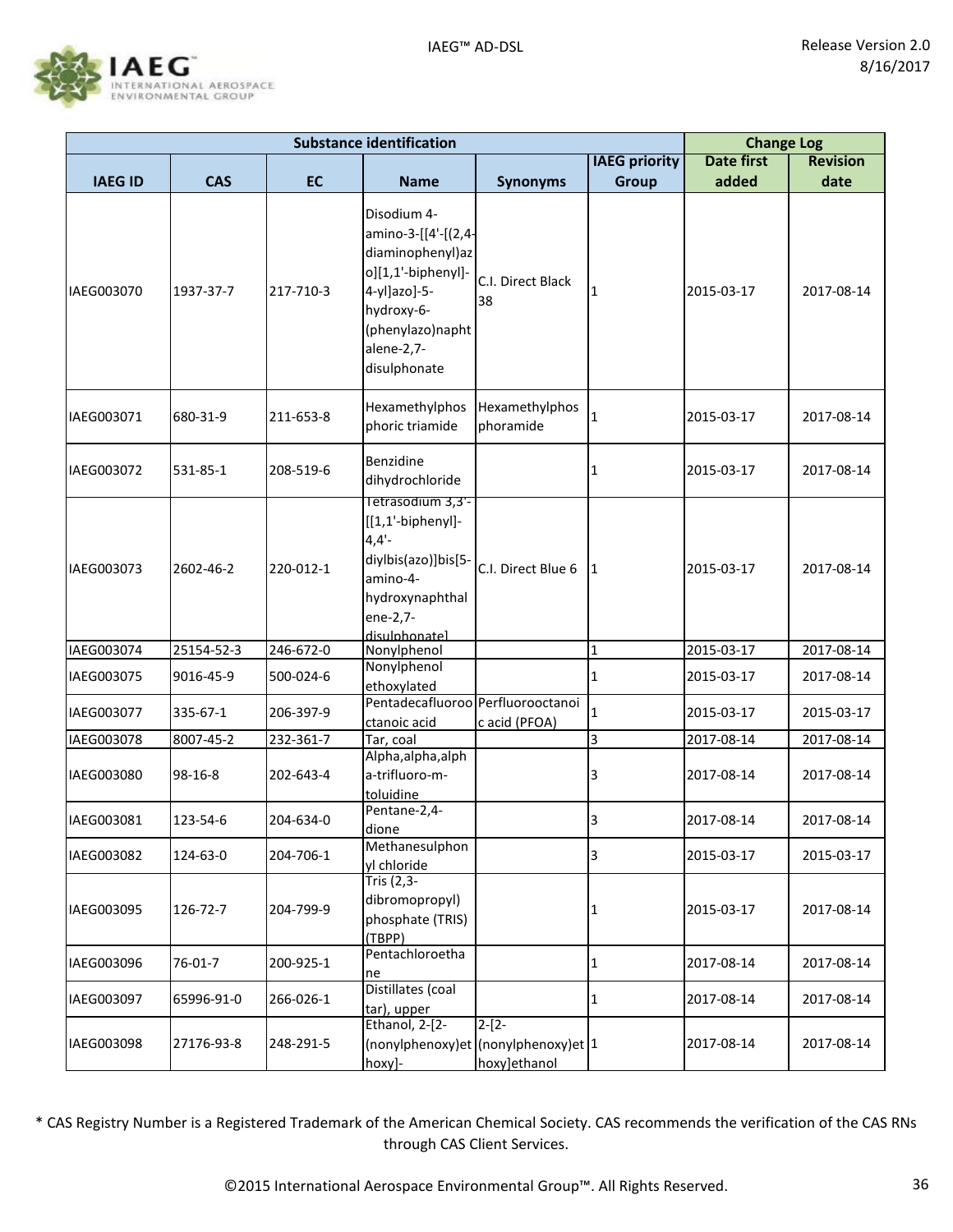| Substance identification | | | | | | Change Log | |
|---|---|---|---|---|---|---|---|
| IAEG ID | CAS | EC | Name | Synonyms | IAEG priority Group | Date first added | Revision date |
| IAEG003070 | 1937-37-7 | 217-710-3 | Disodium 4-amino-3-[[4'-[(2,4-diaminophenyl)azo][1,1'-biphenyl]-4-yl]azo]-5-hydroxy-6-(phenylazo)naphtalene-2,7-disulphonate | C.I. Direct Black 38 | 1 | 2015-03-17 | 2017-08-14 |
| IAEG003071 | 680-31-9 | 211-653-8 | Hexamethylphosphoric triamide | Hexamethylphosphoramide | 1 | 2015-03-17 | 2017-08-14 |
| IAEG003072 | 531-85-1 | 208-519-6 | Benzidine dihydrochloride | | 1 | 2015-03-17 | 2017-08-14 |
| IAEG003073 | 2602-46-2 | 220-012-1 | Tetrasodium 3,3'-[[1,1'-biphenyl]-4,4'-diylbis(azo)]bis[5-amino-4-hydroxynaphthalene-2,7-disulphonate] | C.I. Direct Blue 6 | 1 | 2015-03-17 | 2017-08-14 |
| IAEG003074 | 25154-52-3 | 246-672-0 | Nonylphenol | | 1 | 2015-03-17 | 2017-08-14 |
| IAEG003075 | 9016-45-9 | 500-024-6 | Nonylphenol ethoxylated | | 1 | 2015-03-17 | 2017-08-14 |
| IAEG003077 | 335-67-1 | 206-397-9 | Pentadecafluorooctanoic acid | Perfluorooctanoic acid (PFOA) | 1 | 2015-03-17 | 2015-03-17 |
| IAEG003078 | 8007-45-2 | 232-361-7 | Tar, coal | | 3 | 2017-08-14 | 2017-08-14 |
| IAEG003080 | 98-16-8 | 202-643-4 | Alpha,alpha,alpha-trifluoro-m-toluidine | | 3 | 2017-08-14 | 2017-08-14 |
| IAEG003081 | 123-54-6 | 204-634-0 | Pentane-2,4-dione | | 3 | 2017-08-14 | 2017-08-14 |
| IAEG003082 | 124-63-0 | 204-706-1 | Methanesulphonyl chloride | | 3 | 2015-03-17 | 2015-03-17 |
| IAEG003095 | 126-72-7 | 204-799-9 | Tris (2,3-dibromopropyl) phosphate (TRIS) (TBPP) | | 1 | 2015-03-17 | 2017-08-14 |
| IAEG003096 | 76-01-7 | 200-925-1 | Pentachloroethane | | 1 | 2017-08-14 | 2017-08-14 |
| IAEG003097 | 65996-91-0 | 266-026-1 | Distillates (coal tar), upper | | 1 | 2017-08-14 | 2017-08-14 |
| IAEG003098 | 27176-93-8 | 248-291-5 | Ethanol, 2-[2-(nonylphenoxy)ethoxy]- | 2-[2-(nonylphenoxy)ethoxy]ethanol | 1 | 2017-08-14 | 2017-08-14 |

* CAS Registry Number is a Registered Trademark of the American Chemical Society. CAS recommends the verification of the CAS RNs through CAS Client Services.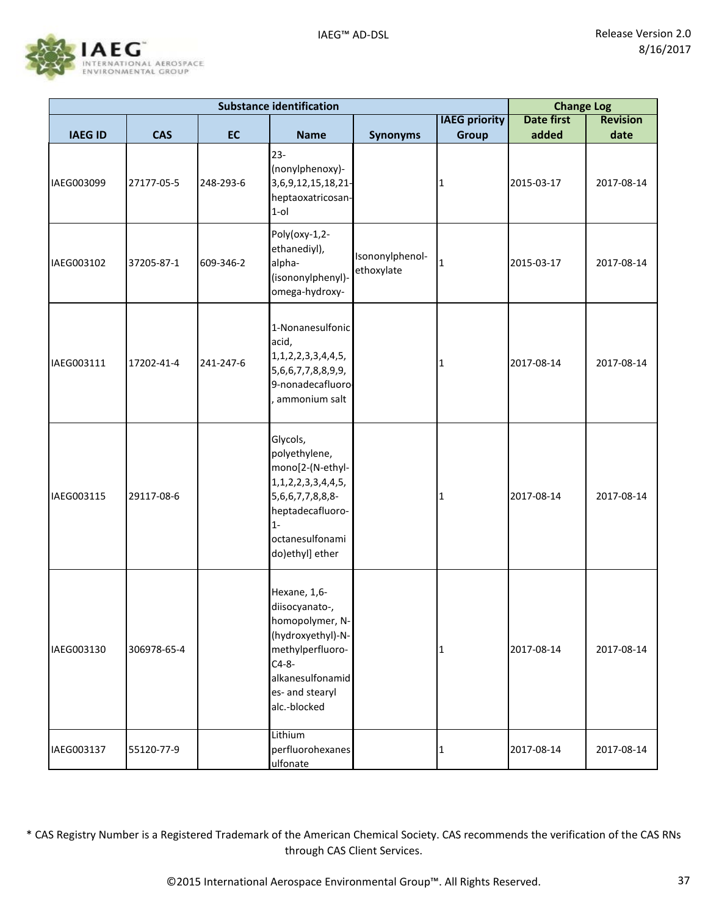| Substance identification | | | | | | Change Log | |
|---|---|---|---|---|---|---|---|
| IAEG ID | CAS | EC | Name | Synonyms | IAEG priority Group | Date first added | Revision date |
| IAEG003099 | 27177-05-5 | 248-293-6 | 23-(nonylphenoxy)-3,6,9,12,15,18,21-heptaoxatricosan-1-ol | | 1 | 2015-03-17 | 2017-08-14 |
| IAEG003102 | 37205-87-1 | 609-346-2 | Poly(oxy-1,2-ethanediyl), alpha-(isononylphenyl)-omega-hydroxy- | Isononylphenol-ethoxylate | 1 | 2015-03-17 | 2017-08-14 |
| IAEG003111 | 17202-41-4 | 241-247-6 | 1-Nonanesulfonic acid, 1,1,2,2,3,3,4,4,5,5,6,6,7,7,8,8,9,9,9-nonadecafluoro-, ammonium salt | | 1 | 2017-08-14 | 2017-08-14 |
| IAEG003115 | 29117-08-6 | | Glycols, polyethylene, mono[2-(N-ethyl-1,1,2,2,3,3,4,4,5,5,6,6,7,7,8,8,8-heptadecafluoro-1-octanesulfonamido)ethyl] ether | | 1 | 2017-08-14 | 2017-08-14 |
| IAEG003130 | 306978-65-4 | | Hexane, 1,6-diisocyanato-, homopolymer, N-(hydroxyethyl)-N-methylperfluoro-C4-8-alkanesulfonamides- and stearyl alc.-blocked | | 1 | 2017-08-14 | 2017-08-14 |
| IAEG003137 | 55120-77-9 | | Lithium perfluorohexanesulfonate | | 1 | 2017-08-14 | 2017-08-14 |

* CAS Registry Number is a Registered Trademark of the American Chemical Society. CAS recommends the verification of the CAS RNs through CAS Client Services.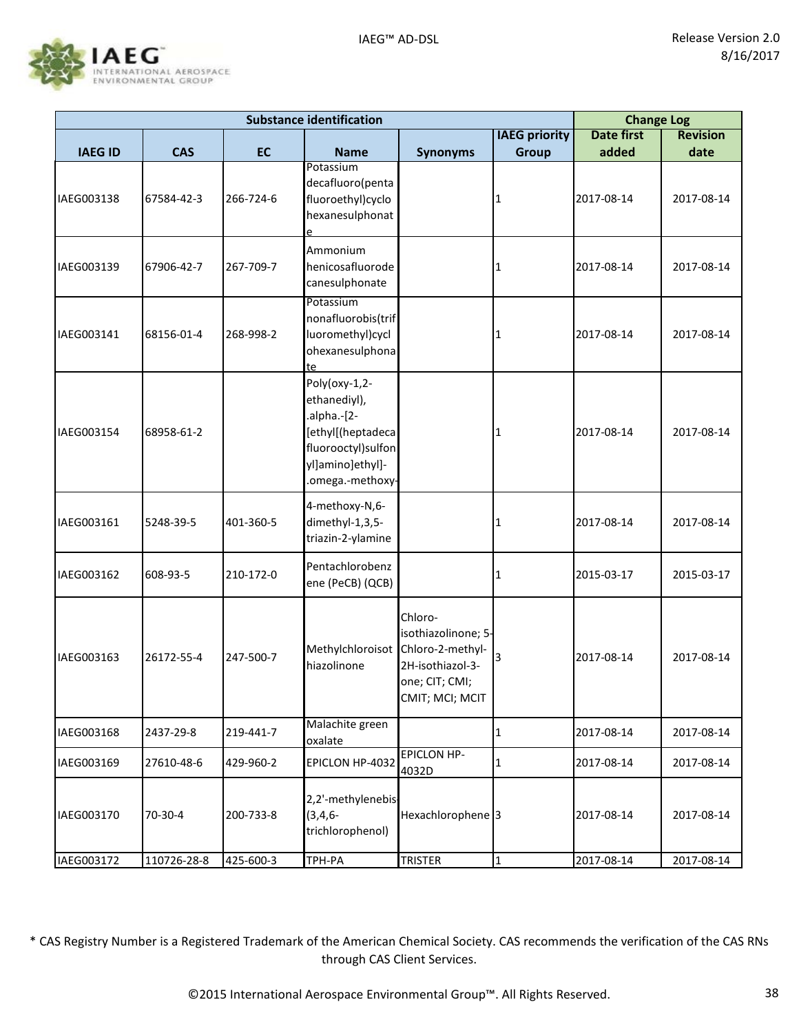| Substance identification | | | | | | Change Log | |
|---|---|---|---|---|---|---|---|
| IAEG ID | CAS | EC | Name | Synonyms | IAEG priority Group | Date first added | Revision date |
| IAEG003138 | 67584-42-3 | 266-724-6 | Potassium decafluoro(pentafluoroethyl)cyclohexanesulphonate | | 1 | 2017-08-14 | 2017-08-14 |
| IAEG003139 | 67906-42-7 | 267-709-7 | Ammonium henicosafluorodecanesulphonate | | 1 | 2017-08-14 | 2017-08-14 |
| IAEG003141 | 68156-01-4 | 268-998-2 | Potassium nonafluorobis(trifluoromethyl)cyclohexanesulphonate | | 1 | 2017-08-14 | 2017-08-14 |
| IAEG003154 | 68958-61-2 | | Poly(oxy-1,2-ethanediyl), .alpha.-[2-[ethyl[(heptadecafluorooctyl)sulfonyl]amino]ethyl]-.omega.-methoxy- | | 1 | 2017-08-14 | 2017-08-14 |
| IAEG003161 | 5248-39-5 | 401-360-5 | 4-methoxy-N,6-dimethyl-1,3,5-triazin-2-ylamine | | 1 | 2017-08-14 | 2017-08-14 |
| IAEG003162 | 608-93-5 | 210-172-0 | Pentachlorobenzene (PeCB) (QCB) | | 1 | 2015-03-17 | 2015-03-17 |
| IAEG003163 | 26172-55-4 | 247-500-7 | Methylchloroisothiazolinone | Chloro-isothiazolinone; 5-Chloro-2-methyl-2H-isothiazol-3-one; CIT; CMI; CMIT; MCI; MCIT | 3 | 2017-08-14 | 2017-08-14 |
| IAEG003168 | 2437-29-8 | 219-441-7 | Malachite green oxalate | | 1 | 2017-08-14 | 2017-08-14 |
| IAEG003169 | 27610-48-6 | 429-960-2 | EPICLON HP-4032 | EPICLON HP-4032D | 1 | 2017-08-14 | 2017-08-14 |
| IAEG003170 | 70-30-4 | 200-733-8 | 2,2'-methylenebis(3,4,6-trichlorophenol) | Hexachlorophene | 3 | 2017-08-14 | 2017-08-14 |
| IAEG003172 | 110726-28-8 | 425-600-3 | TPH-PA | TRISTER | 1 | 2017-08-14 | 2017-08-14 |

* CAS Registry Number is a Registered Trademark of the American Chemical Society. CAS recommends the verification of the CAS RNs through CAS Client Services.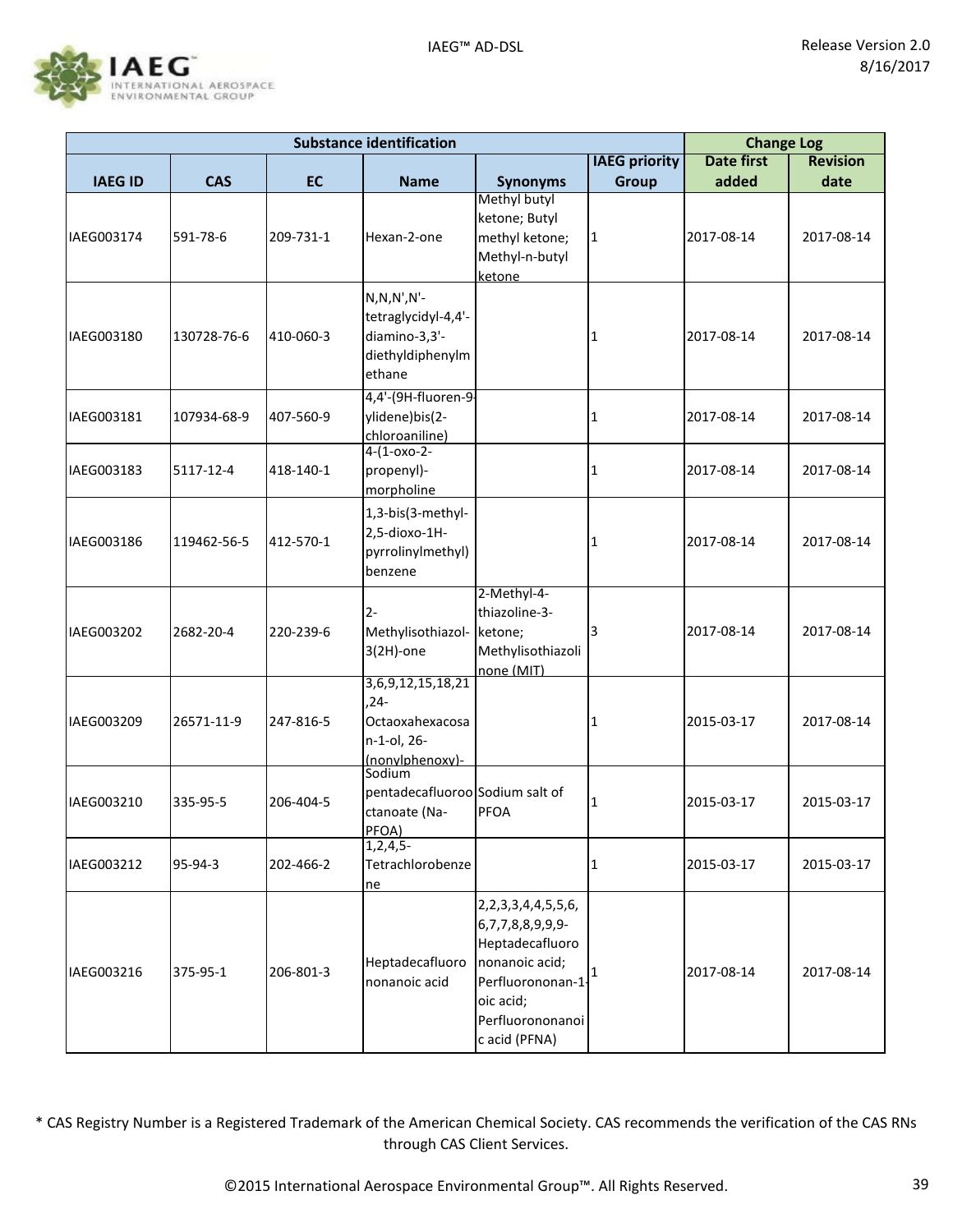| Substance identification | | | | | | Change Log | |
|---|---|---|---|---|---|---|---|
| IAEG ID | CAS | EC | Name | Synonyms | IAEG priority Group | Date first added | Revision date |
| IAEG003174 | 591-78-6 | 209-731-1 | Hexan-2-one | Methyl butyl ketone; Butyl methyl ketone; Methyl-n-butyl ketone | 1 | 2017-08-14 | 2017-08-14 |
| IAEG003180 | 130728-76-6 | 410-060-3 | N,N,N',N'-tetraglycidyl-4,4'-diamino-3,3'-diethyldiphenylmethane | | 1 | 2017-08-14 | 2017-08-14 |
| IAEG003181 | 107934-68-9 | 407-560-9 | 4,4'-(9H-fluoren-9-ylidene)bis(2-chloroaniline) | | 1 | 2017-08-14 | 2017-08-14 |
| IAEG003183 | 5117-12-4 | 418-140-1 | 4-(1-oxo-2-propenyl)-morpholine | | 1 | 2017-08-14 | 2017-08-14 |
| IAEG003186 | 119462-56-5 | 412-570-1 | 1,3-bis(3-methyl-2,5-dioxo-1H-pyrrolinylmethyl)benzene | | 1 | 2017-08-14 | 2017-08-14 |
| IAEG003202 | 2682-20-4 | 220-239-6 | 2-Methylisothiazol-3(2H)-one | 2-Methyl-4-thiazoline-3-ketone; Methylisothiazolinone (MIT) | 3 | 2017-08-14 | 2017-08-14 |
| IAEG003209 | 26571-11-9 | 247-816-5 | 3,6,9,12,15,18,21,24-Octaoxahexacosan-1-ol, 26-(nonylphenoxy)- | | 1 | 2015-03-17 | 2017-08-14 |
| IAEG003210 | 335-95-5 | 206-404-5 | Sodium pentadecafluorooctanoate (Na-PFOA) | Sodium salt of PFOA | 1 | 2015-03-17 | 2015-03-17 |
| IAEG003212 | 95-94-3 | 202-466-2 | 1,2,4,5-Tetrachlorobenzene | | 1 | 2015-03-17 | 2015-03-17 |
| IAEG003216 | 375-95-1 | 206-801-3 | Heptadecafluorononanoic acid | 2,2,3,3,4,4,5,5,6,6,7,7,8,8,9,9,9-Heptadecafluorononanoic acid; Perfluorononan-1-oic acid; Perfluorononanoic acid (PFNA) | 1 | 2017-08-14 | 2017-08-14 |

* CAS Registry Number is a Registered Trademark of the American Chemical Society. CAS recommends the verification of the CAS RNs through CAS Client Services.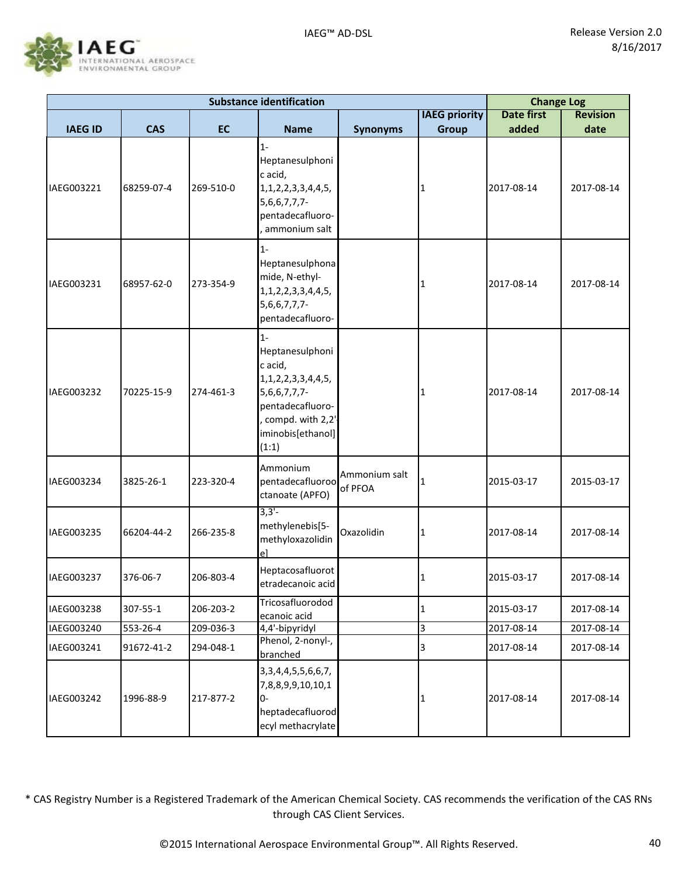| Substance identification | | | | | | Change Log | |
|---|---|---|---|---|---|---|---|
| IAEG ID | CAS | EC | Name | Synonyms | IAEG priority Group | Date first added | Revision date |
| IAEG003221 | 68259-07-4 | 269-510-0 | 1-Heptanesulphonic acid, 1,1,2,2,3,3,4,4,5,5,6,6,7,7,7-pentadecafluoro-, ammonium salt | | 1 | 2017-08-14 | 2017-08-14 |
| IAEG003231 | 68957-62-0 | 273-354-9 | 1-Heptanesulphonamide, N-ethyl-1,1,2,2,3,3,4,4,5,5,6,6,7,7,7-pentadecafluoro- | | 1 | 2017-08-14 | 2017-08-14 |
| IAEG003232 | 70225-15-9 | 274-461-3 | 1-Heptanesulphonic acid, 1,1,2,2,3,3,4,4,5,5,6,6,7,7,7-pentadecafluoro-, compd. with 2,2'-iminobis[ethanol] (1:1) | | 1 | 2017-08-14 | 2017-08-14 |
| IAEG003234 | 3825-26-1 | 223-320-4 | Ammonium pentadecafluorooctanoate (APFO) | Ammonium salt of PFOA | 1 | 2015-03-17 | 2015-03-17 |
| IAEG003235 | 66204-44-2 | 266-235-8 | 3,3'-methylenebis[5-methyloxazolidine] | Oxazolidin | 1 | 2017-08-14 | 2017-08-14 |
| IAEG003237 | 376-06-7 | 206-803-4 | Heptacosafluorotetradecanoic acid | | 1 | 2015-03-17 | 2017-08-14 |
| IAEG003238 | 307-55-1 | 206-203-2 | Tricosafluorododecanoic acid | | 1 | 2015-03-17 | 2017-08-14 |
| IAEG003240 | 553-26-4 | 209-036-3 | 4,4'-bipyridyl | | 3 | 2017-08-14 | 2017-08-14 |
| IAEG003241 | 91672-41-2 | 294-048-1 | Phenol, 2-nonyl-, branched | | 3 | 2017-08-14 | 2017-08-14 |
| IAEG003242 | 1996-88-9 | 217-877-2 | 3,3,4,4,5,5,6,6,7,7,8,8,9,9,10,10,10-heptadecafluorodecyl methacrylate | | 1 | 2017-08-14 | 2017-08-14 |

* CAS Registry Number is a Registered Trademark of the American Chemical Society. CAS recommends the verification of the CAS RNs through CAS Client Services.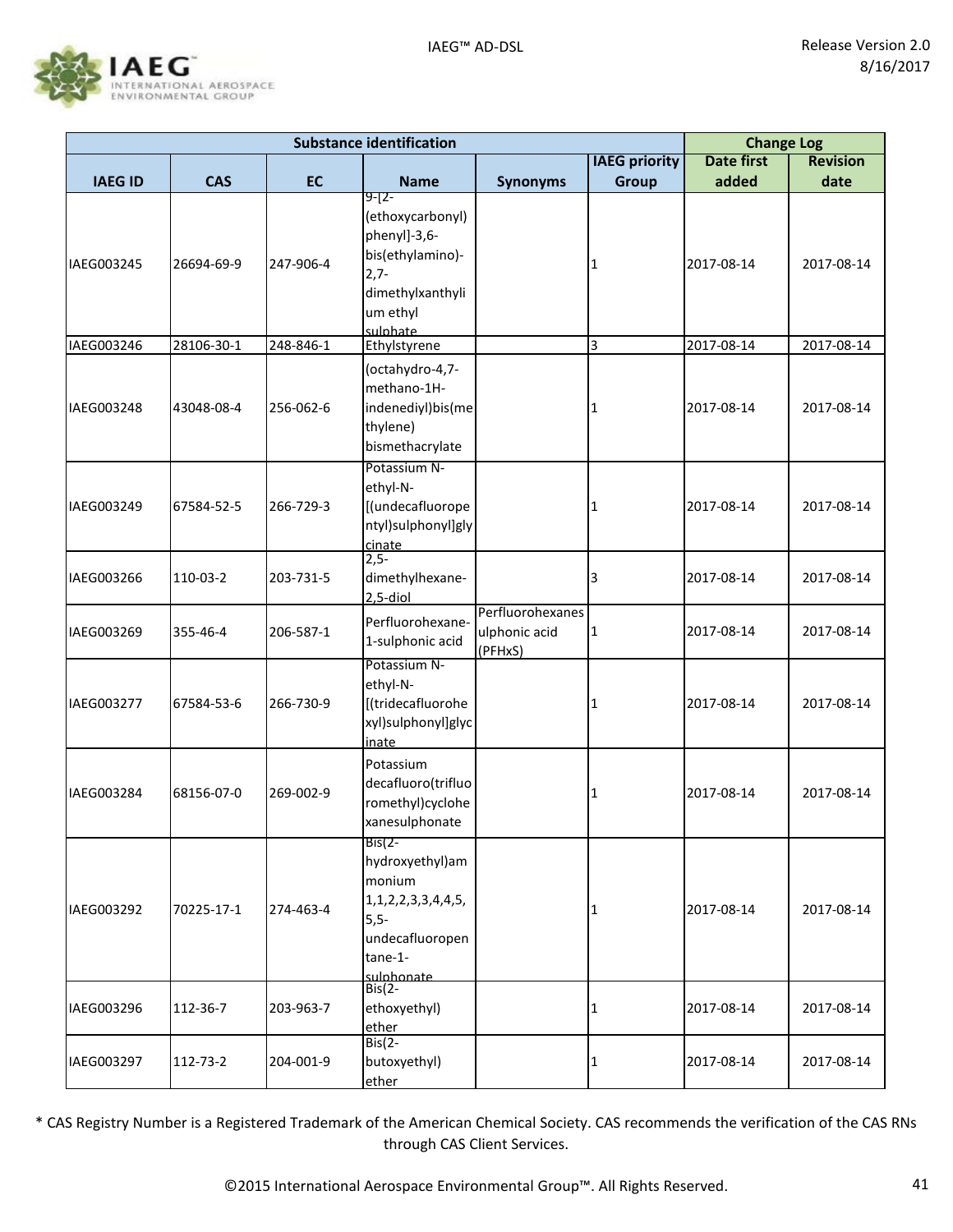| Substance identification | | | | | | Change Log | |
|---|---|---|---|---|---|---|---|
| IAEG ID | CAS | EC | Name | Synonyms | IAEG priority Group | Date first added | Revision date |
| IAEG003245 | 26694-69-9 | 247-906-4 | 9-[2-(ethoxycarbonyl)phenyl]-3,6-bis(ethylamino)-2,7-dimethylxanthylium ethyl sulphate | | 1 | 2017-08-14 | 2017-08-14 |
| IAEG003246 | 28106-30-1 | 248-846-1 | Ethylstyrene | | 3 | 2017-08-14 | 2017-08-14 |
| IAEG003248 | 43048-08-4 | 256-062-6 | (octahydro-4,7-methano-1H-indenediyl)bis(methylene) bismethacrylate | | 1 | 2017-08-14 | 2017-08-14 |
| IAEG003249 | 67584-52-5 | 266-729-3 | Potassium N-ethyl-N-[(undecafluoropentyl)sulphonyl]glycinate | | 1 | 2017-08-14 | 2017-08-14 |
| IAEG003266 | 110-03-2 | 203-731-5 | 2,5-dimethylhexane-2,5-diol | | 3 | 2017-08-14 | 2017-08-14 |
| IAEG003269 | 355-46-4 | 206-587-1 | Perfluorohexane-1-sulphonic acid | Perfluorohexanesulphonic acid (PFHxS) | 1 | 2017-08-14 | 2017-08-14 |
| IAEG003277 | 67584-53-6 | 266-730-9 | Potassium N-ethyl-N-[(tridecafluorohexyl)sulphonyl]glycinate | | 1 | 2017-08-14 | 2017-08-14 |
| IAEG003284 | 68156-07-0 | 269-002-9 | Potassium decafluoro(trifluoromethyl)cyclohexanesulphonate | | 1 | 2017-08-14 | 2017-08-14 |
| IAEG003292 | 70225-17-1 | 274-463-4 | Bis(2-hydroxyethyl)ammonium 1,1,2,2,3,3,4,4,5,5,5-undecafluoropentane-1-sulphonate | | 1 | 2017-08-14 | 2017-08-14 |
| IAEG003296 | 112-36-7 | 203-963-7 | Bis(2-ethoxyethyl) ether | | 1 | 2017-08-14 | 2017-08-14 |
| IAEG003297 | 112-73-2 | 204-001-9 | Bis(2-butoxyethyl) ether | | 1 | 2017-08-14 | 2017-08-14 |

* CAS Registry Number is a Registered Trademark of the American Chemical Society. CAS recommends the verification of the CAS RNs through CAS Client Services.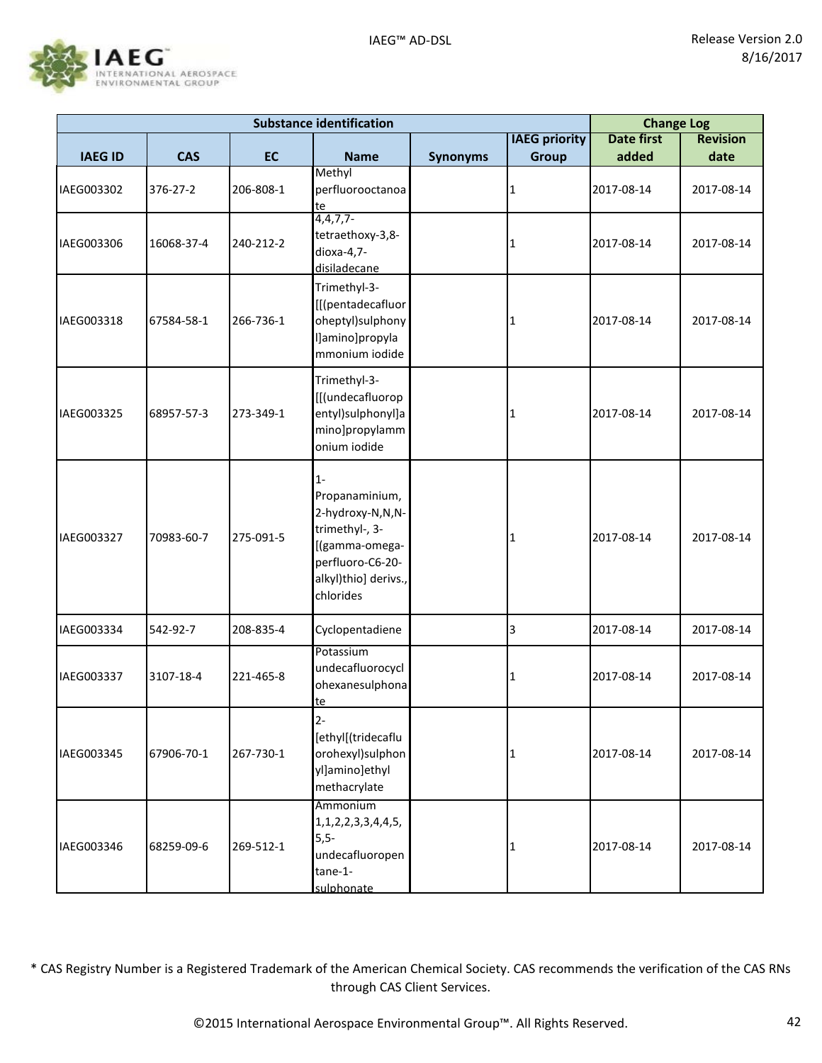| Substance identification | | | | | | Change Log | |
|---|---|---|---|---|---|---|---|
| IAEG ID | CAS | EC | Name | Synonyms | IAEG priority Group | Date first added | Revision date |
| IAEG003302 | 376-27-2 | 206-808-1 | Methyl perfluorooctanoate | | 1 | 2017-08-14 | 2017-08-14 |
| IAEG003306 | 16068-37-4 | 240-212-2 | 4,4,7,7-tetraethoxy-3,8-dioxa-4,7-disiladecane | | 1 | 2017-08-14 | 2017-08-14 |
| IAEG003318 | 67584-58-1 | 266-736-1 | Trimethyl-3-[[(pentadecafluoroheptyl)sulphonyl]amino]propylammonium iodide | | 1 | 2017-08-14 | 2017-08-14 |
| IAEG003325 | 68957-57-3 | 273-349-1 | Trimethyl-3-[[(undecafluoropentyl)sulphonyl]amino]propylammonium iodide | | 1 | 2017-08-14 | 2017-08-14 |
| IAEG003327 | 70983-60-7 | 275-091-5 | 1-Propanaminium, 2-hydroxy-N,N,N-trimethyl-, 3-[(gamma-omega-perfluoro-C6-20-alkyl)thio] derivs., chlorides | | 1 | 2017-08-14 | 2017-08-14 |
| IAEG003334 | 542-92-7 | 208-835-4 | Cyclopentadiene | | 3 | 2017-08-14 | 2017-08-14 |
| IAEG003337 | 3107-18-4 | 221-465-8 | Potassium undecafluorocyclohexanesulphonate | | 1 | 2017-08-14 | 2017-08-14 |
| IAEG003345 | 67906-70-1 | 267-730-1 | 2-[ethyl[(tridecafluorohexyl)sulphonyl]amino]ethyl methacrylate | | 1 | 2017-08-14 | 2017-08-14 |
| IAEG003346 | 68259-09-6 | 269-512-1 | Ammonium 1,1,2,2,3,3,4,4,5,5,5-undecafluoropentane-1-sulphonate | | 1 | 2017-08-14 | 2017-08-14 |

* CAS Registry Number is a Registered Trademark of the American Chemical Society. CAS recommends the verification of the CAS RNs through CAS Client Services.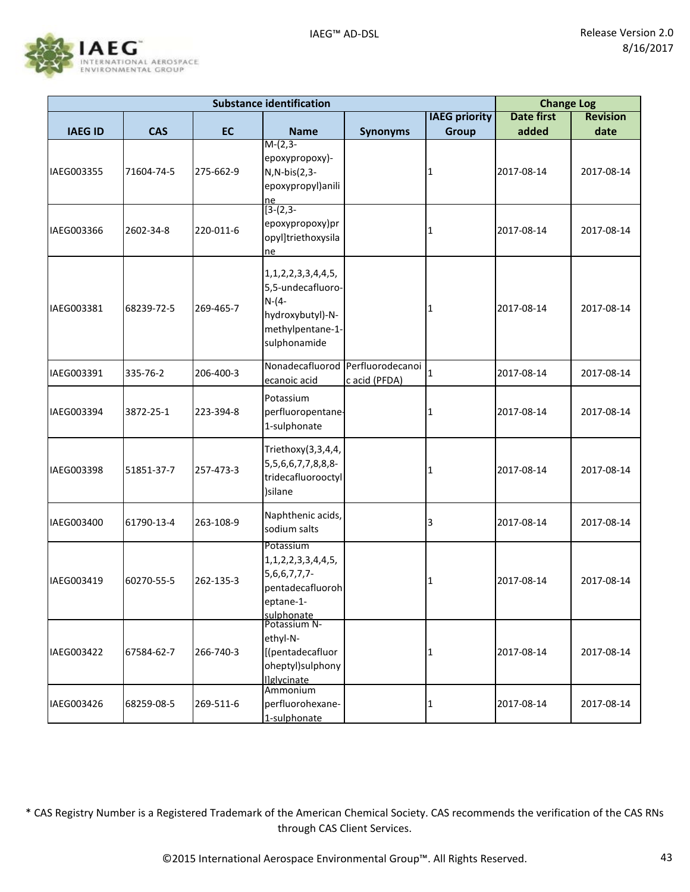| Substance identification | | | | | | Change Log | |
|---|---|---|---|---|---|---|---|
| IAEG ID | CAS | EC | Name | Synonyms | IAEG priority Group | Date first added | Revision date |
| IAEG003355 | 71604-74-5 | 275-662-9 | M-(2,3-epoxypropoxy)-N,N-bis(2,3-epoxypropyl)aniline | | 1 | 2017-08-14 | 2017-08-14 |
| IAEG003366 | 2602-34-8 | 220-011-6 | [3-(2,3-epoxypropoxy)propyl]triethoxysilane | | 1 | 2017-08-14 | 2017-08-14 |
| IAEG003381 | 68239-72-5 | 269-465-7 | 1,1,2,2,3,3,4,4,5,5,5-undecafluoro-N-(4-hydroxybutyl)-N-methylpentane-1-sulphonamide | | 1 | 2017-08-14 | 2017-08-14 |
| IAEG003391 | 335-76-2 | 206-400-3 | Nonadecafluorodecanoic acid | Perfluorodecanoic acid (PFDA) | 1 | 2017-08-14 | 2017-08-14 |
| IAEG003394 | 3872-25-1 | 223-394-8 | Potassium perfluoropentane-1-sulphonate | | 1 | 2017-08-14 | 2017-08-14 |
| IAEG003398 | 51851-37-7 | 257-473-3 | Triethoxy(3,3,4,4,5,5,6,6,7,7,8,8,8-tridecafluorooctyl)silane | | 1 | 2017-08-14 | 2017-08-14 |
| IAEG003400 | 61790-13-4 | 263-108-9 | Naphthenic acids, sodium salts | | 3 | 2017-08-14 | 2017-08-14 |
| IAEG003419 | 60270-55-5 | 262-135-3 | Potassium 1,1,2,2,3,3,4,4,5,5,6,6,7,7,7-pentadecafluoroheptane-1-sulphonate | | 1 | 2017-08-14 | 2017-08-14 |
| IAEG003422 | 67584-62-7 | 266-740-3 | Potassium N-ethyl-N-[(pentadecafluoroheptyl)sulphonyl]glycinate | | 1 | 2017-08-14 | 2017-08-14 |
| IAEG003426 | 68259-08-5 | 269-511-6 | Ammonium perfluorohexane-1-sulphonate | | 1 | 2017-08-14 | 2017-08-14 |

* CAS Registry Number is a Registered Trademark of the American Chemical Society. CAS recommends the verification of the CAS RNs through CAS Client Services.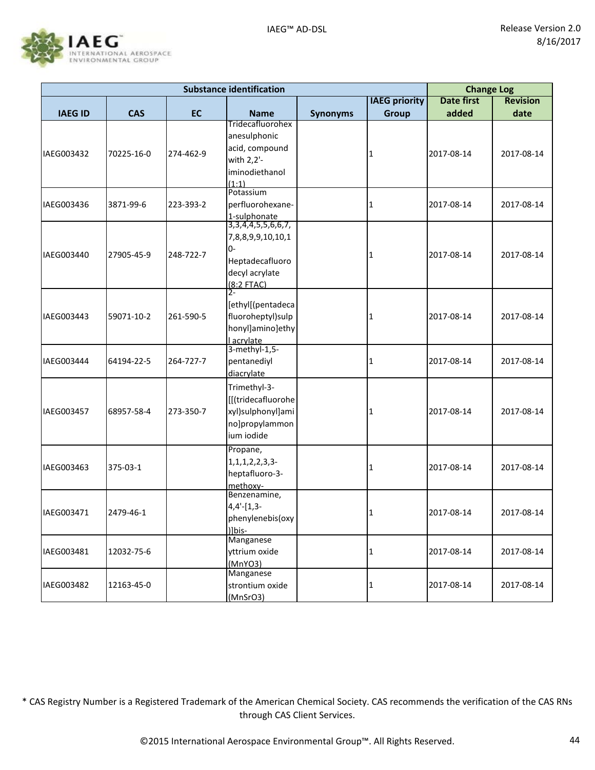| Substance identification | | | | | | Change Log | |
|---|---|---|---|---|---|---|---|
| IAEG ID | CAS | EC | Name | Synonyms | IAEG priority Group | Date first added | Revision date |
| IAEG003432 | 70225-16-0 | 274-462-9 | Tridecafluorohexanesulphonic acid, compound with 2,2'-iminodiethanol (1:1) | | 1 | 2017-08-14 | 2017-08-14 |
| IAEG003436 | 3871-99-6 | 223-393-2 | Potassium perfluorohexane-1-sulphonate | | 1 | 2017-08-14 | 2017-08-14 |
| IAEG003440 | 27905-45-9 | 248-722-7 | 3,3,4,4,5,5,6,6,7,7,8,8,9,9,10,10,10-Heptadecafluorodecyl acrylate (8:2 FTAC) | | 1 | 2017-08-14 | 2017-08-14 |
| IAEG003443 | 59071-10-2 | 261-590-5 | 2-[ethyl[(pentadecafluoroheptyl)sulphonyl]amino]ethyl acrylate | | 1 | 2017-08-14 | 2017-08-14 |
| IAEG003444 | 64194-22-5 | 264-727-7 | 3-methyl-1,5-pentanediyl diacrylate | | 1 | 2017-08-14 | 2017-08-14 |
| IAEG003457 | 68957-58-4 | 273-350-7 | Trimethyl-3-[[(tridecafluorohexyl)sulphonyl]amino]propylammonium iodide | | 1 | 2017-08-14 | 2017-08-14 |
| IAEG003463 | 375-03-1 | | Propane, 1,1,1,2,2,3,3-heptafluoro-3-methoxy- | | 1 | 2017-08-14 | 2017-08-14 |
| IAEG003471 | 2479-46-1 | | Benzenamine, 4,4'-[1,3-phenylenebis(oxy)]bis- | | 1 | 2017-08-14 | 2017-08-14 |
| IAEG003481 | 12032-75-6 | | Manganese yttrium oxide ($MnYO_3$) | | 1 | 2017-08-14 | 2017-08-14 |
| IAEG003482 | 12163-45-0 | | Manganese strontium oxide ($MnSrO_3$) | | 1 | 2017-08-14 | 2017-08-14 |

* CAS Registry Number is a Registered Trademark of the American Chemical Society. CAS recommends the verification of the CAS RNs through CAS Client Services.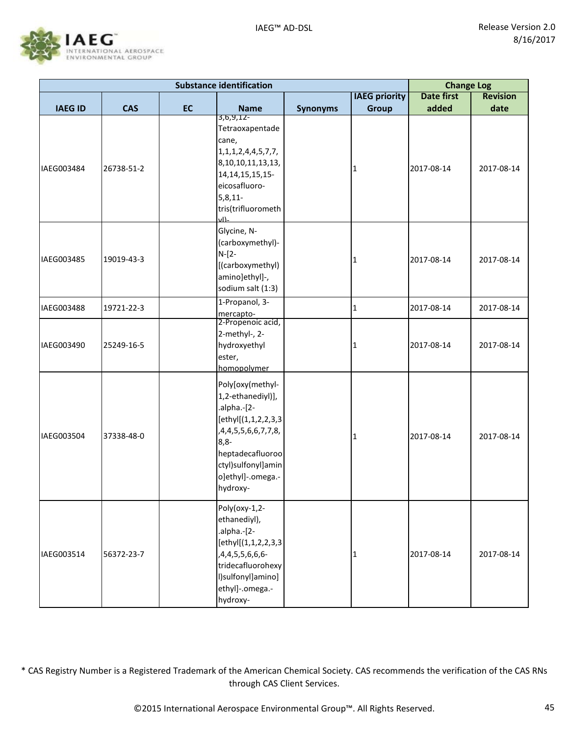| Substance identification | | | | | | Change Log | |
|---|---|---|---|---|---|---|---|
| IAEG ID | CAS | EC | Name | Synonyms | IAEG priority Group | Date first added | Revision date |
| IAEG003484 | 26738-51-2 | | 3,6,9,12-Tetraoxapentadecane, 1,1,1,2,4,4,5,7,7,8,10,10,11,13,13,14,14,15,15,15-eicosafluoro-5,8,11-tris(trifluoromethyl)- | | 1 | 2017-08-14 | 2017-08-14 |
| IAEG003485 | 19019-43-3 | | Glycine, N-(carboxymethyl)-N-[2-[(carboxymethyl)amino]ethyl]-, sodium salt (1:3) | | 1 | 2017-08-14 | 2017-08-14 |
| IAEG003488 | 19721-22-3 | | 1-Propanol, 3-mercapto- | | 1 | 2017-08-14 | 2017-08-14 |
| IAEG003490 | 25249-16-5 | | 2-Propenoic acid, 2-methyl-, 2-hydroxyethyl ester, homopolymer | | 1 | 2017-08-14 | 2017-08-14 |
| IAEG003504 | 37338-48-0 | | Poly[oxy(methyl-1,2-ethanediyl)], .alpha.-[2-[ethyl[(1,1,2,2,3,3,4,4,5,5,6,6,7,7,8,8,8-heptadecafluorooctyl)sulfonyl]amino]ethyl]-.omega.-hydroxy- | | 1 | 2017-08-14 | 2017-08-14 |
| IAEG003514 | 56372-23-7 | | Poly(oxy-1,2-ethanediyl), .alpha.-[2-[ethyl[(1,1,2,2,3,3,4,4,5,5,6,6,6-tridecafluorohexyl)sulfonyl]amino]ethyl]-.omega.-hydroxy- | | 1 | 2017-08-14 | 2017-08-14 |

* CAS Registry Number is a Registered Trademark of the American Chemical Society. CAS recommends the verification of the CAS RNs through CAS Client Services.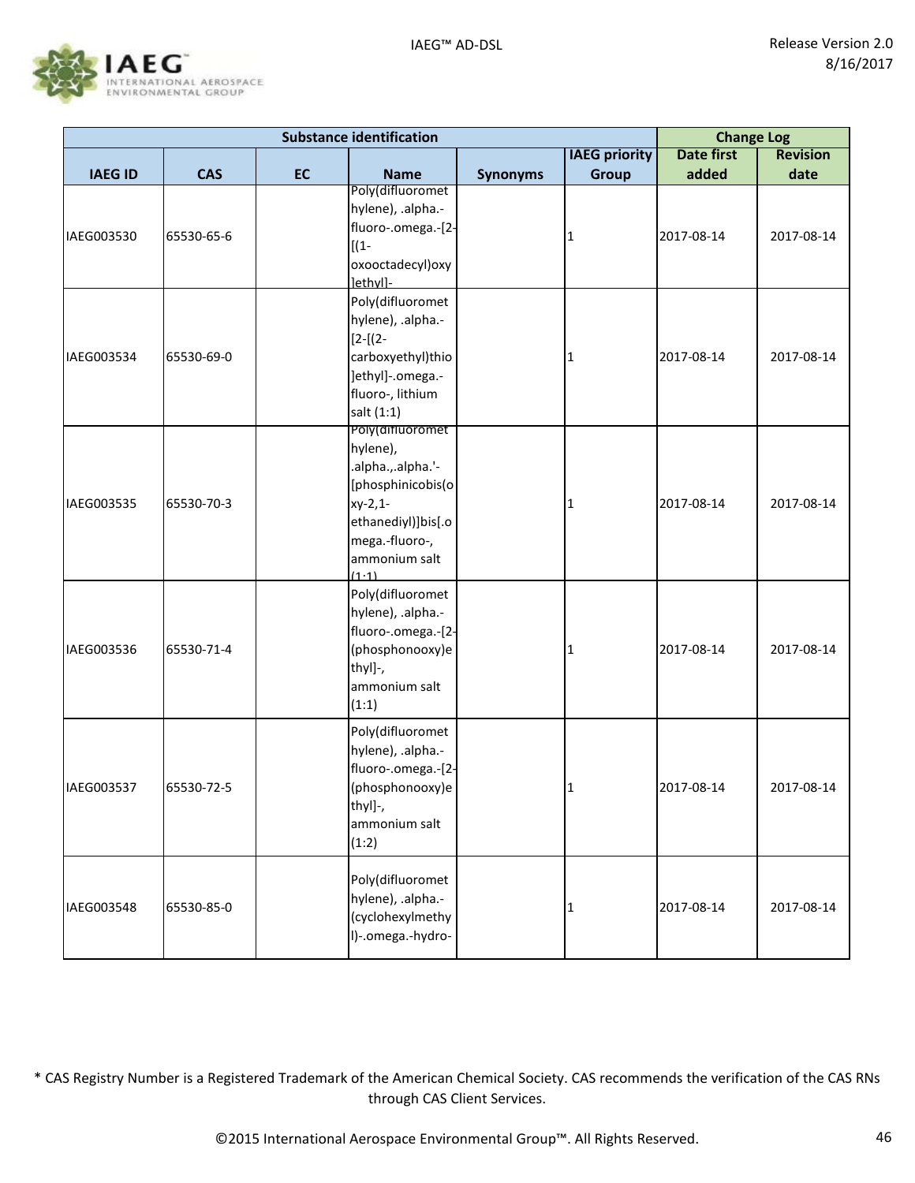| Substance identification | | | | | | Change Log | |
|---|---|---|---|---|---|---|---|
| IAEG ID | CAS | EC | Name | Synonyms | IAEG priority Group | Date first added | Revision date |
| IAEG003530 | 65530-65-6 | | Poly(difluoromethylene), .alpha.-fluoro-.omega.-[2-[(1-oxooctadecyl)oxy]ethyl]- | | 1 | 2017-08-14 | 2017-08-14 |
| IAEG003534 | 65530-69-0 | | Poly(difluoromethylene), .alpha.-[2-[(2-carboxyethyl)thio]ethyl]-.omega.-fluoro-, lithium salt (1:1) | | 1 | 2017-08-14 | 2017-08-14 |
| IAEG003535 | 65530-70-3 | | Poly(difluoromethylene), .alpha.,.alpha.'-[phosphinicobis(oxy-2,1-ethanediyl)]bis[.omega.-fluoro-, ammonium salt (1:1) | | 1 | 2017-08-14 | 2017-08-14 |
| IAEG003536 | 65530-71-4 | | Poly(difluoromethylene), .alpha.-fluoro-.omega.-[2-(phosphonooxy)ethyl]-, ammonium salt (1:1) | | 1 | 2017-08-14 | 2017-08-14 |
| IAEG003537 | 65530-72-5 | | Poly(difluoromethylene), .alpha.-fluoro-.omega.-[2-(phosphonooxy)ethyl]-, ammonium salt (1:2) | | 1 | 2017-08-14 | 2017-08-14 |
| IAEG003548 | 65530-85-0 | | Poly(difluoromethylene), .alpha.-(cyclohexylmethyl)-.omega.-hydro- | | 1 | 2017-08-14 | 2017-08-14 |

* CAS Registry Number is a Registered Trademark of the American Chemical Society. CAS recommends the verification of the CAS RNs through CAS Client Services.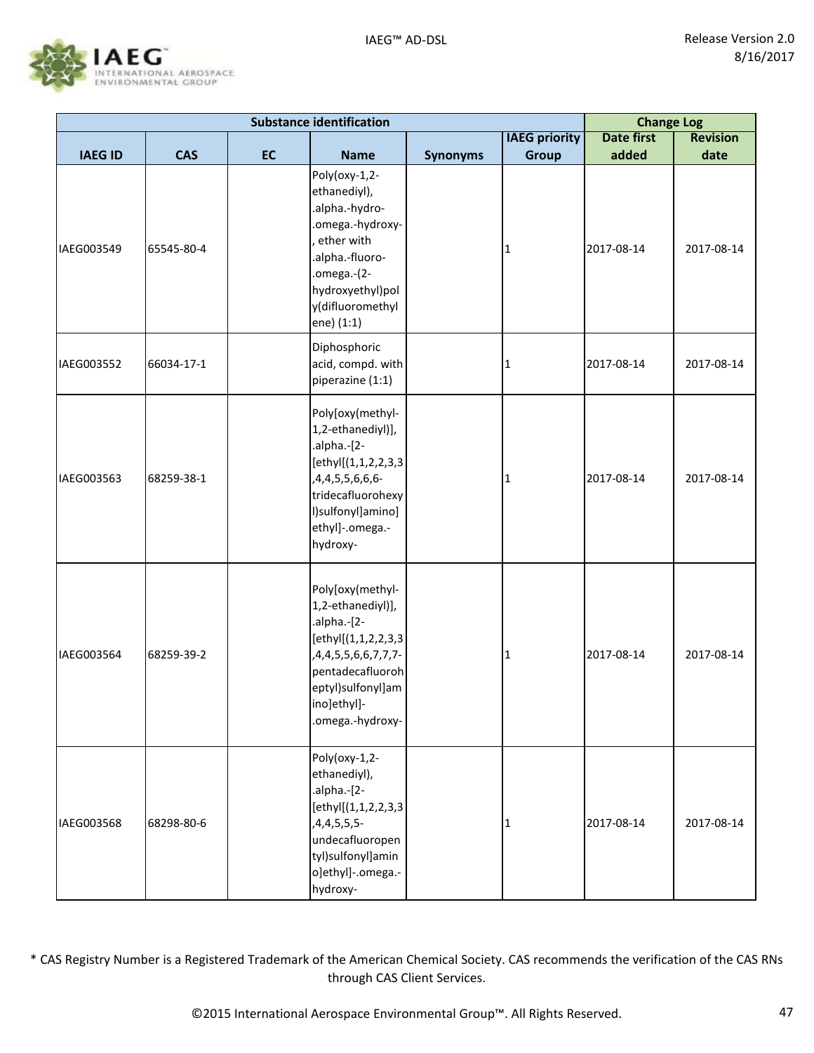| Substance identification | | | | | | Change Log | |
|---|---|---|---|---|---|---|---|
| IAEG ID | CAS | EC | Name | Synonyms | IAEG priority Group | Date first added | Revision date |
| IAEG003549 | 65545-80-4 | | Poly(oxy-1,2-ethanediyl), .alpha.-hydro-.omega.-hydroxy-, ether with .alpha.-fluoro-.omega.-(2-hydroxyethyl)poly(difluoromethylene) (1:1) | | 1 | 2017-08-14 | 2017-08-14 |
| IAEG003552 | 66034-17-1 | | Diphosphoric acid, compd. with piperazine (1:1) | | 1 | 2017-08-14 | 2017-08-14 |
| IAEG003563 | 68259-38-1 | | Poly[oxy(methyl-1,2-ethanediyl)], .alpha.-[2-[ethyl[(1,1,2,2,3,3,4,4,5,5,6,6,6-tridecafluorohexyl)sulfonyl]amino]ethyl]-.omega.-hydroxy- | | 1 | 2017-08-14 | 2017-08-14 |
| IAEG003564 | 68259-39-2 | | Poly[oxy(methyl-1,2-ethanediyl)], .alpha.-[2-[ethyl[(1,1,2,2,3,3,4,4,5,5,6,6,7,7,7-pentadecafluoroheptyl)sulfonyl]amino]ethyl]-.omega.-hydroxy- | | 1 | 2017-08-14 | 2017-08-14 |
| IAEG003568 | 68298-80-6 | | Poly(oxy-1,2-ethanediyl), .alpha.-[2-[ethyl[(1,1,2,2,3,3,4,4,5,5,5-undecafluoropentyl)sulfonyl]amino]ethyl]-.omega.-hydroxy- | | 1 | 2017-08-14 | 2017-08-14 |

* CAS Registry Number is a Registered Trademark of the American Chemical Society. CAS recommends the verification of the CAS RNs through CAS Client Services.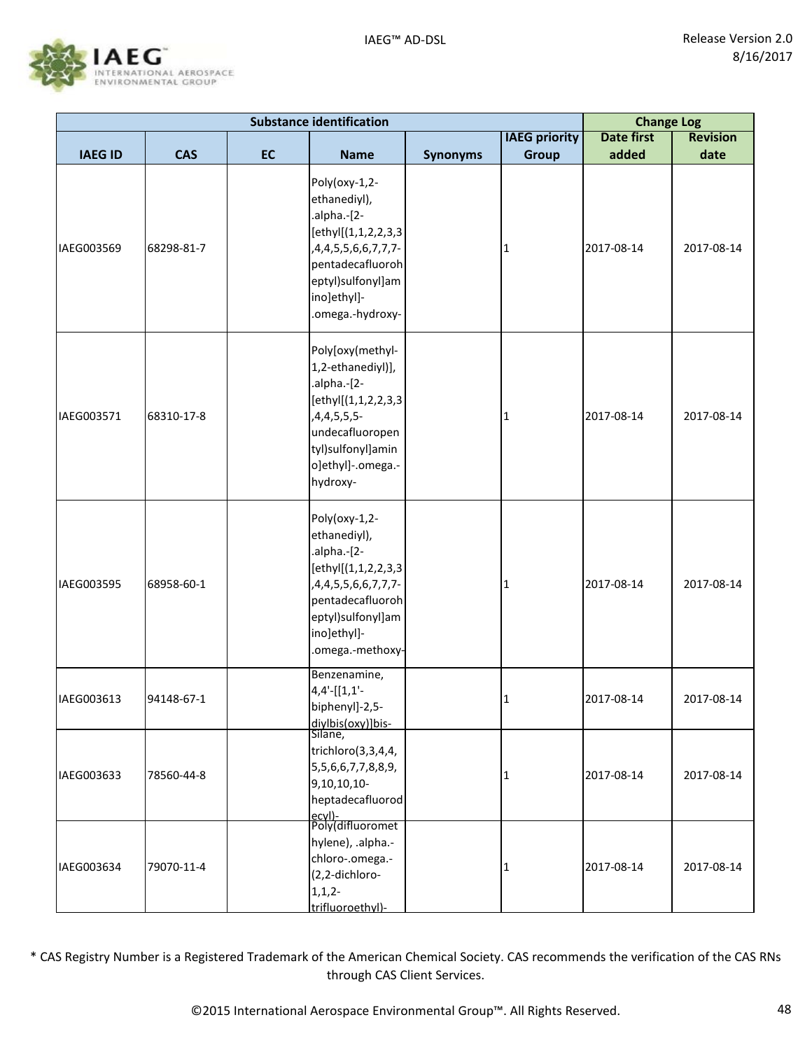| Substance identification | | | | | | Change Log | |
|---|---|---|---|---|---|---|---|
| IAEG ID | CAS | EC | Name | Synonyms | IAEG priority Group | Date first added | Revision date |
| IAEG003569 | 68298-81-7 | | Poly(oxy-1,2-ethanediyl), .alpha.-[2-[ethyl[(1,1,2,2,3,3,4,4,5,5,6,6,7,7,7-pentadecafluoroheptyl)sulfonyl]amino]ethyl]-.omega.-hydroxy- | | 1 | 2017-08-14 | 2017-08-14 |
| IAEG003571 | 68310-17-8 | | Poly[oxy(methyl-1,2-ethanediyl)], .alpha.-[2-[ethyl[(1,1,2,2,3,3,4,4,5,5,5-undecafluoropentyl)sulfonyl]amino]ethyl]-.omega.-hydroxy- | | 1 | 2017-08-14 | 2017-08-14 |
| IAEG003595 | 68958-60-1 | | Poly(oxy-1,2-ethanediyl), .alpha.-[2-[ethyl[(1,1,2,2,3,3,4,4,5,5,6,6,7,7,7-pentadecafluoroheptyl)sulfonyl]amino]ethyl]-.omega.-methoxy- | | 1 | 2017-08-14 | 2017-08-14 |
| IAEG003613 | 94148-67-1 | | Benzenamine, 4,4'-[[1,1'-biphenyl]-2,5-diylbis(oxy)]bis- | | 1 | 2017-08-14 | 2017-08-14 |
| IAEG003633 | 78560-44-8 | | Silane, trichloro(3,3,4,4,5,5,6,6,7,7,8,8,9,9,10,10,10-heptadecafluorodecyl)- | | 1 | 2017-08-14 | 2017-08-14 |
| IAEG003634 | 79070-11-4 | | Poly(difluoromethylene), .alpha.-chloro-.omega.-(2,2-dichloro-1,1,2-trifluoroethyl)- | | 1 | 2017-08-14 | 2017-08-14 |

* CAS Registry Number is a Registered Trademark of the American Chemical Society. CAS recommends the verification of the CAS RNs through CAS Client Services.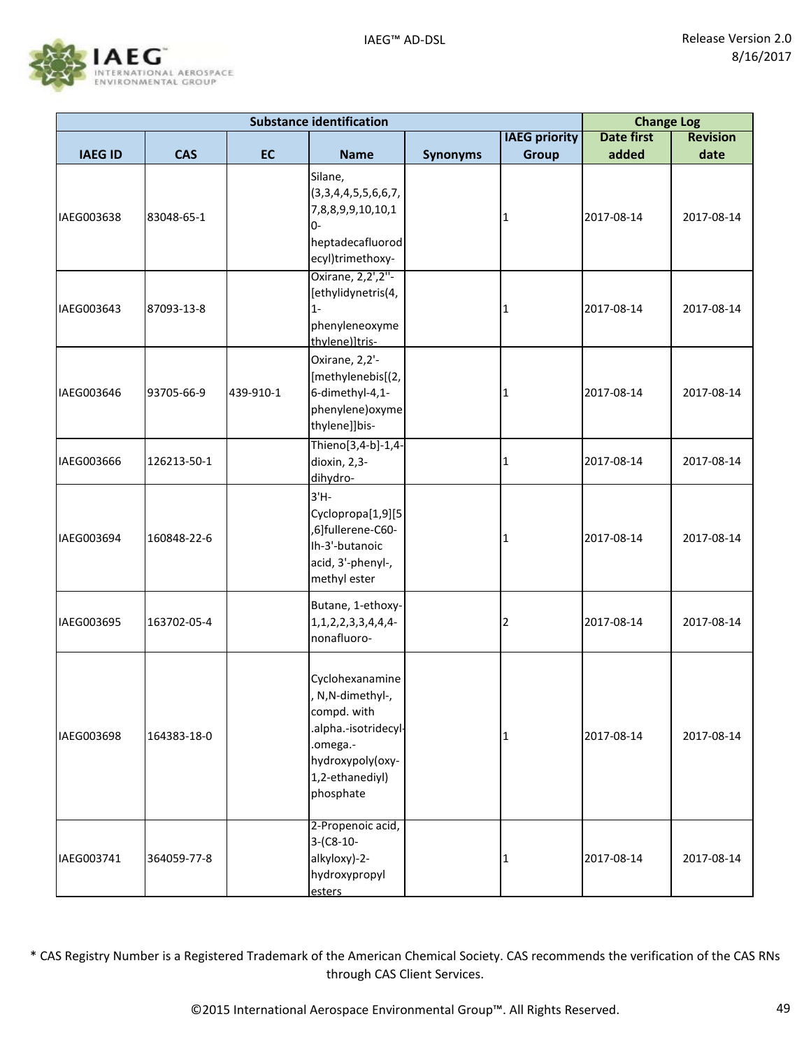| Substance identification | | | | | | Change Log | |
|---|---|---|---|---|---|---|---|
| IAEG ID | CAS | EC | Name | Synonyms | IAEG priority Group | Date first added | Revision date |
| IAEG003638 | 83048-65-1 | | Silane, (3,3,4,4,5,5,6,6,7,7,8,8,9,9,10,10,10-heptadecafluorodecyl)trimethoxy- | | 1 | 2017-08-14 | 2017-08-14 |
| IAEG003643 | 87093-13-8 | | Oxirane, 2,2',2''-[ethylidynetris(4,1-phenyleneoxymethylene)]tris- | | 1 | 2017-08-14 | 2017-08-14 |
| IAEG003646 | 93705-66-9 | 439-910-1 | Oxirane, 2,2'-[methylenebis[(2,6-dimethyl-4,1-phenylene)oxymethylene]]bis- | | 1 | 2017-08-14 | 2017-08-14 |
| IAEG003666 | 126213-50-1 | | Thieno[3,4-b]-1,4-dioxin, 2,3-dihydro- | | 1 | 2017-08-14 | 2017-08-14 |
| IAEG003694 | 160848-22-6 | | 3'H-Cyclopropa[1,9][5,6]fullerene-C60-Ih-3'-butanoic acid, 3'-phenyl-, methyl ester | | 1 | 2017-08-14 | 2017-08-14 |
| IAEG003695 | 163702-05-4 | | Butane, 1-ethoxy-1,1,2,2,3,3,4,4,4-nonafluoro- | | 2 | 2017-08-14 | 2017-08-14 |
| IAEG003698 | 164383-18-0 | | Cyclohexanamine, N,N-dimethyl-, compd. with .alpha.-isotridecyl-.omega.-hydroxypoly(oxy-1,2-ethanediyl) phosphate | | 1 | 2017-08-14 | 2017-08-14 |
| IAEG003741 | 364059-77-8 | | 2-Propenoic acid, 3-(C8-10-alkyloxy)-2-hydroxypropyl esters | | 1 | 2017-08-14 | 2017-08-14 |

* CAS Registry Number is a Registered Trademark of the American Chemical Society. CAS recommends the verification of the CAS RNs through CAS Client Services.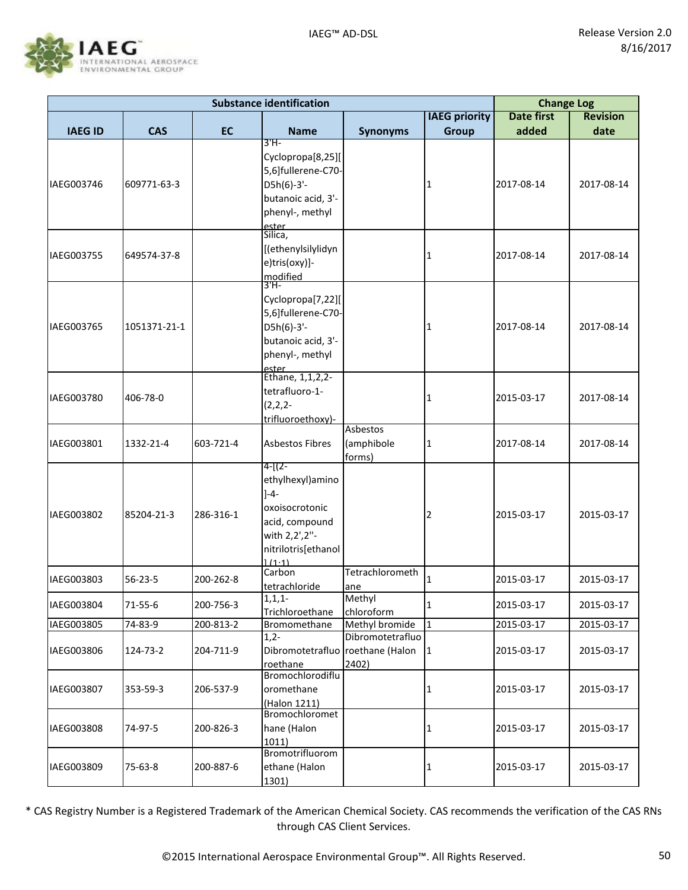| Substance identification | | | | | | Change Log | |
|---|---|---|---|---|---|---|---|
| IAEG ID | CAS | EC | Name | Synonyms | IAEG priority Group | Date first added | Revision date |
| IAEG003746 | 609771-63-3 | | 3'H-Cyclopropa[8,25][5,6]fullerene-C70-D5h(6)-3'-butanoic acid, 3'-phenyl-, methyl ester | | 1 | 2017-08-14 | 2017-08-14 |
| IAEG003755 | 649574-37-8 | | Silica, [(ethenylsilylidyne)tris(oxy)]-modified | | 1 | 2017-08-14 | 2017-08-14 |
| IAEG003765 | 1051371-21-1 | | 3'H-Cyclopropa[7,22][5,6]fullerene-C70-D5h(6)-3'-butanoic acid, 3'-phenyl-, methyl ester | | 1 | 2017-08-14 | 2017-08-14 |
| IAEG003780 | 406-78-0 | | Ethane, 1,1,2,2-tetrafluoro-1-(2,2,2-trifluoroethoxy)- | | 1 | 2015-03-17 | 2017-08-14 |
| IAEG003801 | 1332-21-4 | 603-721-4 | Asbestos Fibres | Asbestos (amphibole forms) | 1 | 2017-08-14 | 2017-08-14 |
| IAEG003802 | 85204-21-3 | 286-316-1 | 4-[(2-ethylhexyl)amino]-4-oxoisocrotonic acid, compound with 2,2',2''-nitrilotris[ethanol] (1:1) | | 2 | 2015-03-17 | 2015-03-17 |
| IAEG003803 | 56-23-5 | 200-262-8 | Carbon tetrachloride | Tetrachloromethane | 1 | 2015-03-17 | 2015-03-17 |
| IAEG003804 | 71-55-6 | 200-756-3 | 1,1,1-Trichloroethane | Methyl chloroform | 1 | 2015-03-17 | 2015-03-17 |
| IAEG003805 | 74-83-9 | 200-813-2 | Bromomethane | Methyl bromide | 1 | 2015-03-17 | 2015-03-17 |
| IAEG003806 | 124-73-2 | 204-711-9 | 1,2-Dibromotetrafluoroethane | Dibromotetrafluoroethane (Halon 2402) | 1 | 2015-03-17 | 2015-03-17 |
| IAEG003807 | 353-59-3 | 206-537-9 | Bromochlorodifluoromethane (Halon 1211) | | 1 | 2015-03-17 | 2015-03-17 |
| IAEG003808 | 74-97-5 | 200-826-3 | Bromochloromethane (Halon 1011) | | 1 | 2015-03-17 | 2015-03-17 |
| IAEG003809 | 75-63-8 | 200-887-6 | Bromotrifluoromethane (Halon 1301) | | 1 | 2015-03-17 | 2015-03-17 |

* CAS Registry Number is a Registered Trademark of the American Chemical Society. CAS recommends the verification of the CAS RNs through CAS Client Services.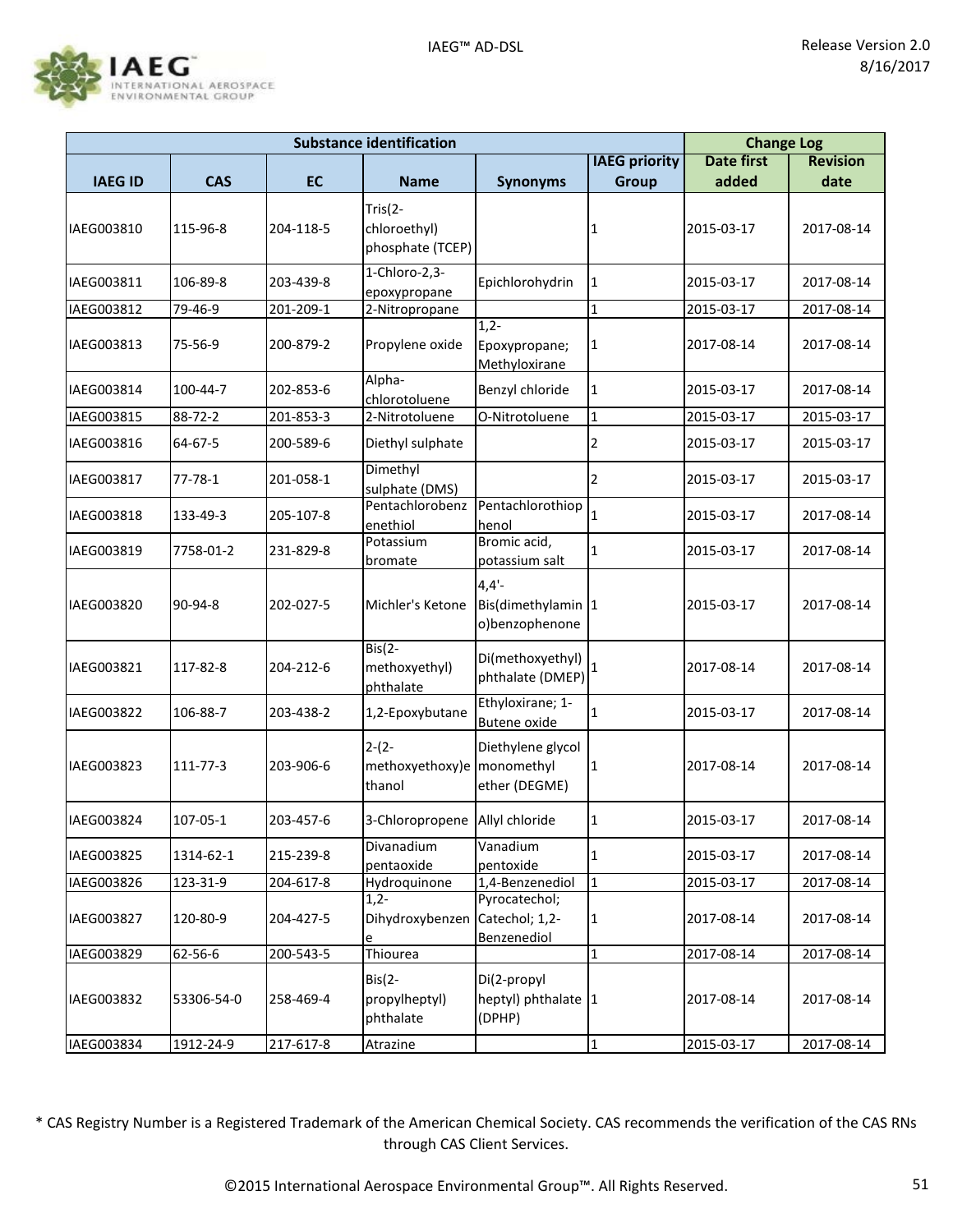| Substance identification | | | | | | Change Log | |
|---|---|---|---|---|---|---|---|
| IAEG ID | CAS | EC | Name | Synonyms | IAEG priority Group | Date first added | Revision date |
| IAEG003810 | 115-96-8 | 204-118-5 | Tris(2-chloroethyl) phosphate (TCEP) | | 1 | 2015-03-17 | 2017-08-14 |
| IAEG003811 | 106-89-8 | 203-439-8 | 1-Chloro-2,3-epoxypropane | Epichlorohydrin | 1 | 2015-03-17 | 2017-08-14 |
| IAEG003812 | 79-46-9 | 201-209-1 | 2-Nitropropane | | 1 | 2015-03-17 | 2017-08-14 |
| IAEG003813 | 75-56-9 | 200-879-2 | Propylene oxide | 1,2-Epoxypropane; Methyloxirane | 1 | 2017-08-14 | 2017-08-14 |
| IAEG003814 | 100-44-7 | 202-853-6 | Alpha-chlorotoluene | Benzyl chloride | 1 | 2015-03-17 | 2017-08-14 |
| IAEG003815 | 88-72-2 | 201-853-3 | 2-Nitrotoluene | O-Nitrotoluene | 1 | 2015-03-17 | 2015-03-17 |
| IAEG003816 | 64-67-5 | 200-589-6 | Diethyl sulphate | | 2 | 2015-03-17 | 2015-03-17 |
| IAEG003817 | 77-78-1 | 201-058-1 | Dimethyl sulphate (DMS) | | 2 | 2015-03-17 | 2015-03-17 |
| IAEG003818 | 133-49-3 | 205-107-8 | Pentachlorobenzenethiol | Pentachlorothiophenol | 1 | 2015-03-17 | 2017-08-14 |
| IAEG003819 | 7758-01-2 | 231-829-8 | Potassium bromate | Bromic acid, potassium salt | 1 | 2015-03-17 | 2017-08-14 |
| IAEG003820 | 90-94-8 | 202-027-5 | Michler's Ketone | 4,4'-Bis(dimethylamino)benzophenone | 1 | 2015-03-17 | 2017-08-14 |
| IAEG003821 | 117-82-8 | 204-212-6 | Bis(2-methoxyethyl) phthalate | Di(methoxyethyl) phthalate (DMEP) | 1 | 2017-08-14 | 2017-08-14 |
| IAEG003822 | 106-88-7 | 203-438-2 | 1,2-Epoxybutane | Ethyloxirane; 1-Butene oxide | 1 | 2015-03-17 | 2017-08-14 |
| IAEG003823 | 111-77-3 | 203-906-6 | 2-(2-methoxyethoxy)ethanol | Diethylene glycol monomethyl ether (DEGME) | 1 | 2017-08-14 | 2017-08-14 |
| IAEG003824 | 107-05-1 | 203-457-6 | 3-Chloropropene | Allyl chloride | 1 | 2015-03-17 | 2017-08-14 |
| IAEG003825 | 1314-62-1 | 215-239-8 | Divanadium pentaoxide | Vanadium pentoxide | 1 | 2015-03-17 | 2017-08-14 |
| IAEG003826 | 123-31-9 | 204-617-8 | Hydroquinone | 1,4-Benzenediol | 1 | 2015-03-17 | 2017-08-14 |
| IAEG003827 | 120-80-9 | 204-427-5 | 1,2-Dihydroxybenzene | Pyrocatechol; Catechol; 1,2-Benzenediol | 1 | 2017-08-14 | 2017-08-14 |
| IAEG003829 | 62-56-6 | 200-543-5 | Thiourea | | 1 | 2017-08-14 | 2017-08-14 |
| IAEG003832 | 53306-54-0 | 258-469-4 | Bis(2-propylheptyl) phthalate | Di(2-propyl heptyl) phthalate (DPHP) | 1 | 2017-08-14 | 2017-08-14 |
| IAEG003834 | 1912-24-9 | 217-617-8 | Atrazine | | 1 | 2015-03-17 | 2017-08-14 |

* CAS Registry Number is a Registered Trademark of the American Chemical Society. CAS recommends the verification of the CAS RNs through CAS Client Services.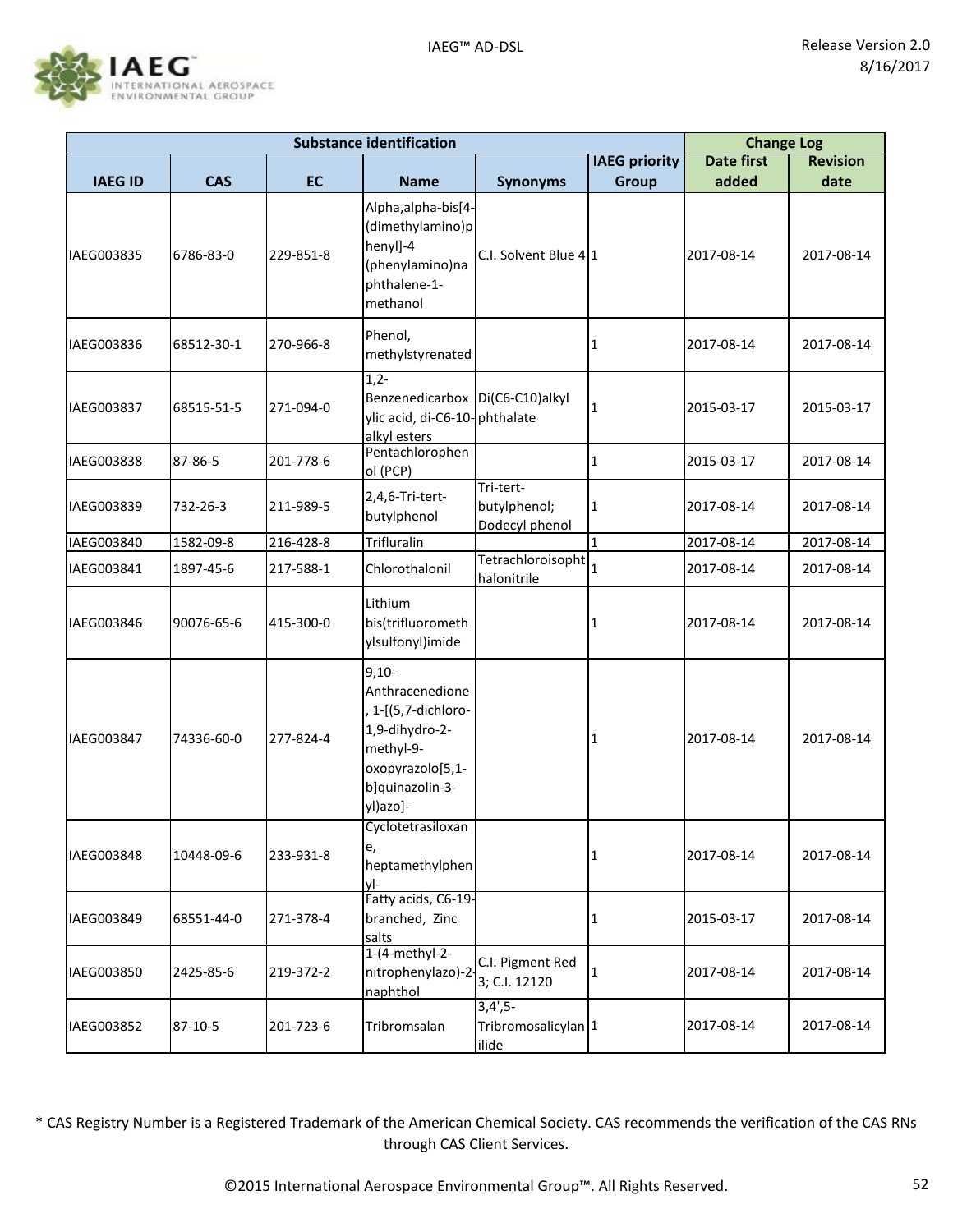| Substance identification | | | | | | Change Log | |
|---|---|---|---|---|---|---|---|
| IAEG ID | CAS | EC | Name | Synonyms | IAEG priority Group | Date first added | Revision date |
| IAEG003835 | 6786-83-0 | 229-851-8 | Alpha,alpha-bis[4-(dimethylamino)phenyl]-4 (phenylamino)naphthalene-1-methanol | C.I. Solvent Blue 4 | 1 | 2017-08-14 | 2017-08-14 |
| IAEG003836 | 68512-30-1 | 270-966-8 | Phenol, methylstyrenated | | 1 | 2017-08-14 | 2017-08-14 |
| IAEG003837 | 68515-51-5 | 271-094-0 | 1,2-Benzenedicarboxylic acid, di-C6-10-alkyl esters | Di(C6-C10)alkyl phthalate | 1 | 2015-03-17 | 2015-03-17 |
| IAEG003838 | 87-86-5 | 201-778-6 | Pentachlorophenol (PCP) | | 1 | 2015-03-17 | 2017-08-14 |
| IAEG003839 | 732-26-3 | 211-989-5 | 2,4,6-Tri-tert-butylphenol | Tri-tert-butylphenol; Dodecyl phenol | 1 | 2017-08-14 | 2017-08-14 |
| IAEG003840 | 1582-09-8 | 216-428-8 | Trifluralin | | 1 | 2017-08-14 | 2017-08-14 |
| IAEG003841 | 1897-45-6 | 217-588-1 | Chlorothalonil | Tetrachloroisophthalonitrile | 1 | 2017-08-14 | 2017-08-14 |
| IAEG003846 | 90076-65-6 | 415-300-0 | Lithium bis(trifluoromethylsulfonyl)imide | | 1 | 2017-08-14 | 2017-08-14 |
| IAEG003847 | 74336-60-0 | 277-824-4 | 9,10-Anthracenedione, 1-[(5,7-dichloro-1,9-dihydro-2-methyl-9-oxopyrazolo[5,1-b]quinazolin-3-yl)azo]- | | 1 | 2017-08-14 | 2017-08-14 |
| IAEG003848 | 10448-09-6 | 233-931-8 | Cyclotetrasiloxane, heptamethylphenyl- | | 1 | 2017-08-14 | 2017-08-14 |
| IAEG003849 | 68551-44-0 | 271-378-4 | Fatty acids, C6-19-branched, Zinc salts | | 1 | 2015-03-17 | 2017-08-14 |
| IAEG003850 | 2425-85-6 | 219-372-2 | 1-(4-methyl-2-nitrophenylazo)-2-naphthol | C.I. Pigment Red 3; C.I. 12120 | 1 | 2017-08-14 | 2017-08-14 |
| IAEG003852 | 87-10-5 | 201-723-6 | Tribromsalan | 3,4',5-Tribromosalicylanilide | 1 | 2017-08-14 | 2017-08-14 |

* CAS Registry Number is a Registered Trademark of the American Chemical Society. CAS recommends the verification of the CAS RNs through CAS Client Services.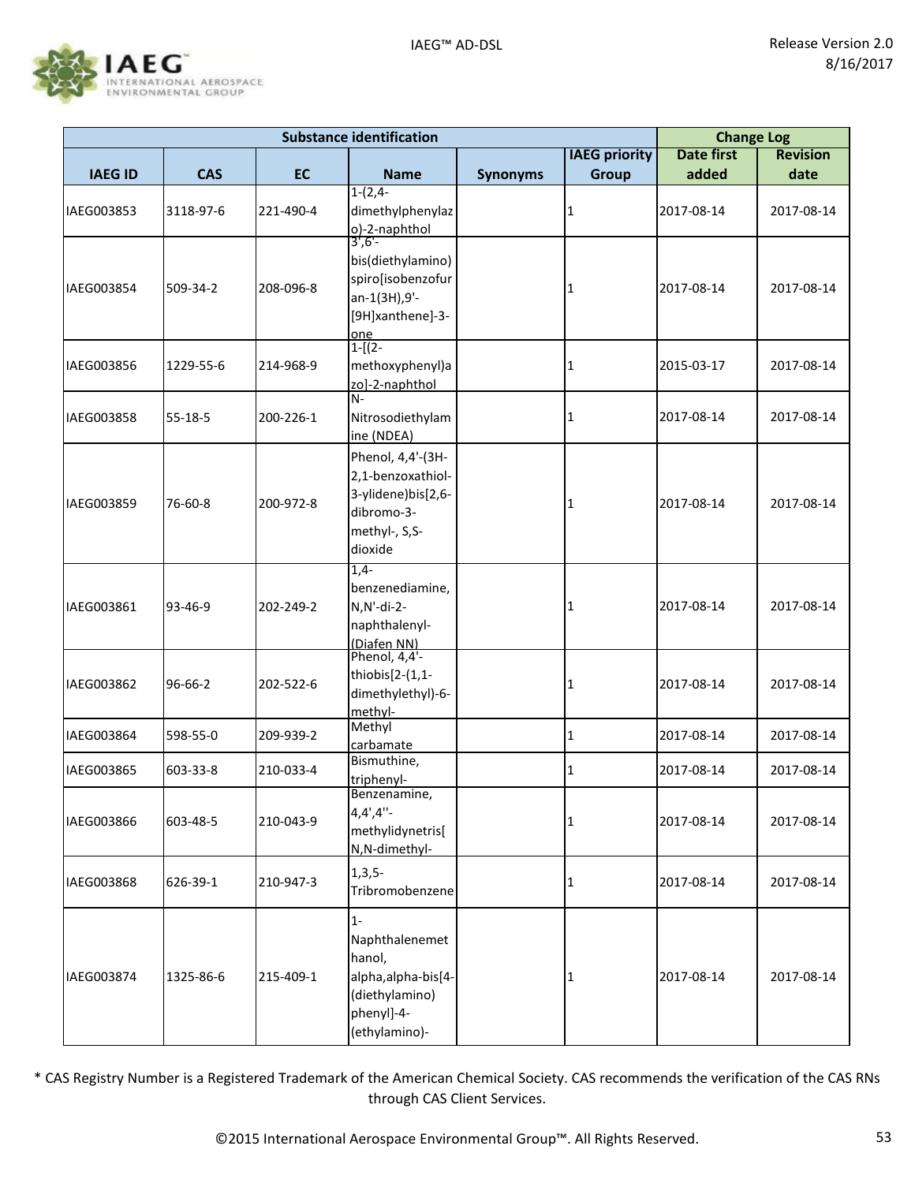| Substance identification | | | | | | Change Log | |
|---|---|---|---|---|---|---|---|
| IAEG ID | CAS | EC | Name | Synonyms | IAEG priority Group | Date first added | Revision date |
| IAEG003853 | 3118-97-6 | 221-490-4 | 1-(2,4-dimethylphenylazo)-2-naphthol | | 1 | 2017-08-14 | 2017-08-14 |
| IAEG003854 | 509-34-2 | 208-096-8 | 3',6'-bis(diethylamino)spiro[isobenzofuran-1(3H),9'-[9H]xanthene]-3-one | | 1 | 2017-08-14 | 2017-08-14 |
| IAEG003856 | 1229-55-6 | 214-968-9 | 1-[(2-methoxyphenyl)azo]-2-naphthol | | 1 | 2015-03-17 | 2017-08-14 |
| IAEG003858 | 55-18-5 | 200-226-1 | N-Nitrosodiethylamine (NDEA) | | 1 | 2017-08-14 | 2017-08-14 |
| IAEG003859 | 76-60-8 | 200-972-8 | Phenol, 4,4'-(3H-2,1-benzoxathiol-3-ylidene)bis[2,6-dibromo-3-methyl-, S,S-dioxide | | 1 | 2017-08-14 | 2017-08-14 |
| IAEG003861 | 93-46-9 | 202-249-2 | 1,4-benzenediamine, N,N'-di-2-naphthalenyl- (Diafen NN) | | 1 | 2017-08-14 | 2017-08-14 |
| IAEG003862 | 96-66-2 | 202-522-6 | Phenol, 4,4'-thiobis[2-(1,1-dimethylethyl)-6-methyl- | | 1 | 2017-08-14 | 2017-08-14 |
| IAEG003864 | 598-55-0 | 209-939-2 | Methyl carbamate | | 1 | 2017-08-14 | 2017-08-14 |
| IAEG003865 | 603-33-8 | 210-033-4 | Bismuthine, triphenyl- | | 1 | 2017-08-14 | 2017-08-14 |
| IAEG003866 | 603-48-5 | 210-043-9 | Benzenamine, 4,4',4''-methylidynetris[N,N-dimethyl- | | 1 | 2017-08-14 | 2017-08-14 |
| IAEG003868 | 626-39-1 | 210-947-3 | 1,3,5-Tribromobenzene | | 1 | 2017-08-14 | 2017-08-14 |
| IAEG003874 | 1325-86-6 | 215-409-1 | 1-Naphthalenemethanol, alpha,alpha-bis[4-(diethylamino)phenyl]-4-(ethylamino)- | | 1 | 2017-08-14 | 2017-08-14 |

* CAS Registry Number is a Registered Trademark of the American Chemical Society. CAS recommends the verification of the CAS RNs through CAS Client Services.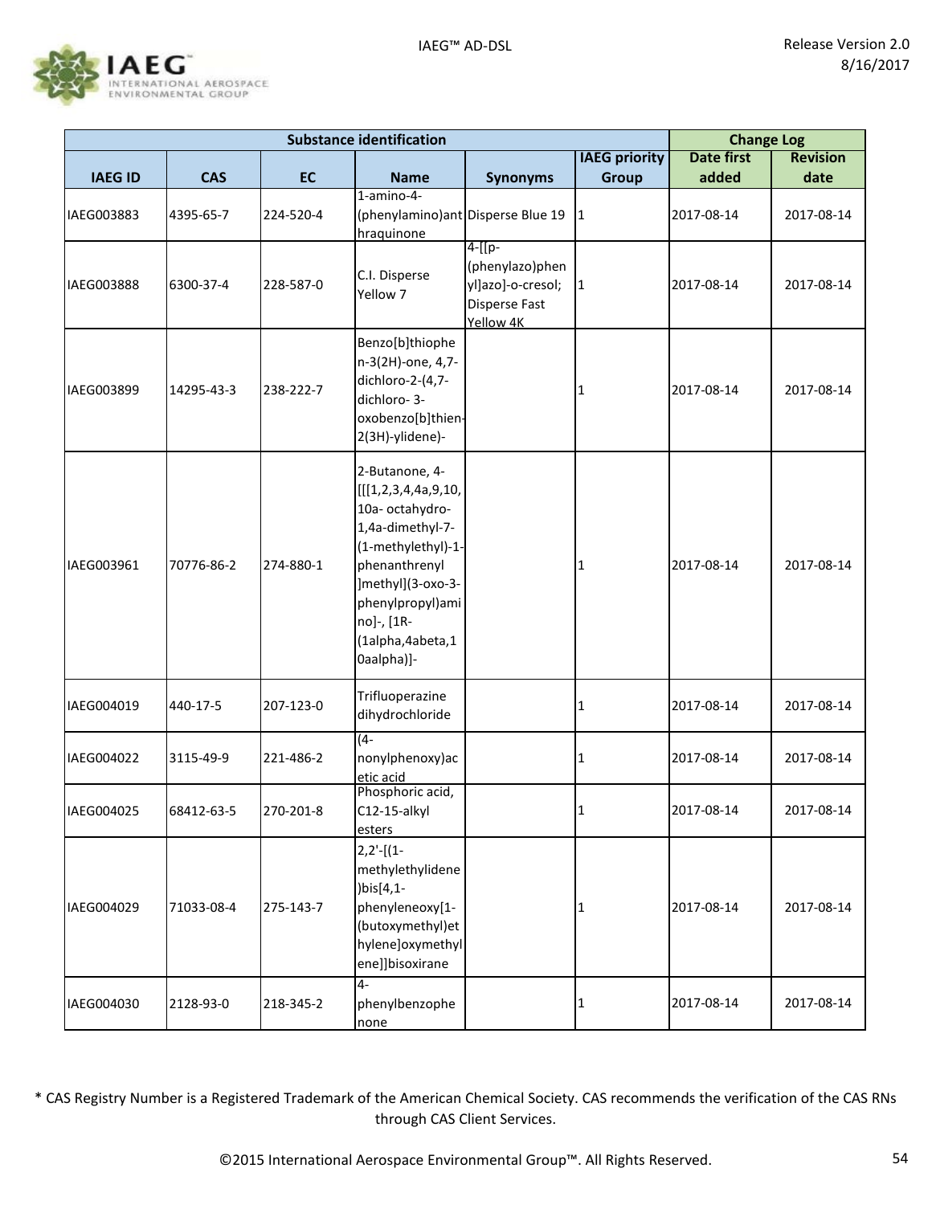| Substance identification | | | | | | Change Log | |
|---|---|---|---|---|---|---|---|
| IAEG ID | CAS | EC | Name | Synonyms | IAEG priority Group | Date first added | Revision date |
| IAEG003883 | 4395-65-7 | 224-520-4 | 1-amino-4-(phenylamino)anthraquinone | Disperse Blue 19 | 1 | 2017-08-14 | 2017-08-14 |
| IAEG003888 | 6300-37-4 | 228-587-0 | C.I. Disperse Yellow 7 | 4-[[p-(phenylazo)phenyl]azo]-o-cresol; Disperse Fast Yellow 4K | 1 | 2017-08-14 | 2017-08-14 |
| IAEG003899 | 14295-43-3 | 238-222-7 | Benzo[b]thiophen-3(2H)-one, 4,7-dichloro-2-(4,7-dichloro- 3-oxobenzo[b]thien-2(3H)-ylidene)- | | 1 | 2017-08-14 | 2017-08-14 |
| IAEG003961 | 70776-86-2 | 274-880-1 | 2-Butanone, 4-[[[1,2,3,4,4a,9,10,10a- octahydro-1,4a-dimethyl-7-(1-methylethyl)-1-phenanthrenyl]methyl](3-oxo-3-phenylpropyl)amino]-, [1R-(1alpha,4abeta,10aalpha)]- | | 1 | 2017-08-14 | 2017-08-14 |
| IAEG004019 | 440-17-5 | 207-123-0 | Trifluoperazine dihydrochloride | | 1 | 2017-08-14 | 2017-08-14 |
| IAEG004022 | 3115-49-9 | 221-486-2 | (4-nonylphenoxy)acetic acid | | 1 | 2017-08-14 | 2017-08-14 |
| IAEG004025 | 68412-63-5 | 270-201-8 | Phosphoric acid, C12-15-alkyl esters | | 1 | 2017-08-14 | 2017-08-14 |
| IAEG004029 | 71033-08-4 | 275-143-7 | 2,2'-[(1-methylethylidene)bis[4,1-phenyleneoxy[1-(butoxymethyl)ethylene]oxymethylene]]bisoxirane | | 1 | 2017-08-14 | 2017-08-14 |
| IAEG004030 | 2128-93-0 | 218-345-2 | 4-phenylbenzophenone | | 1 | 2017-08-14 | 2017-08-14 |

* CAS Registry Number is a Registered Trademark of the American Chemical Society. CAS recommends the verification of the CAS RNs through CAS Client Services.

©2015 International Aerospace Environmental Group™. All Rights Reserved.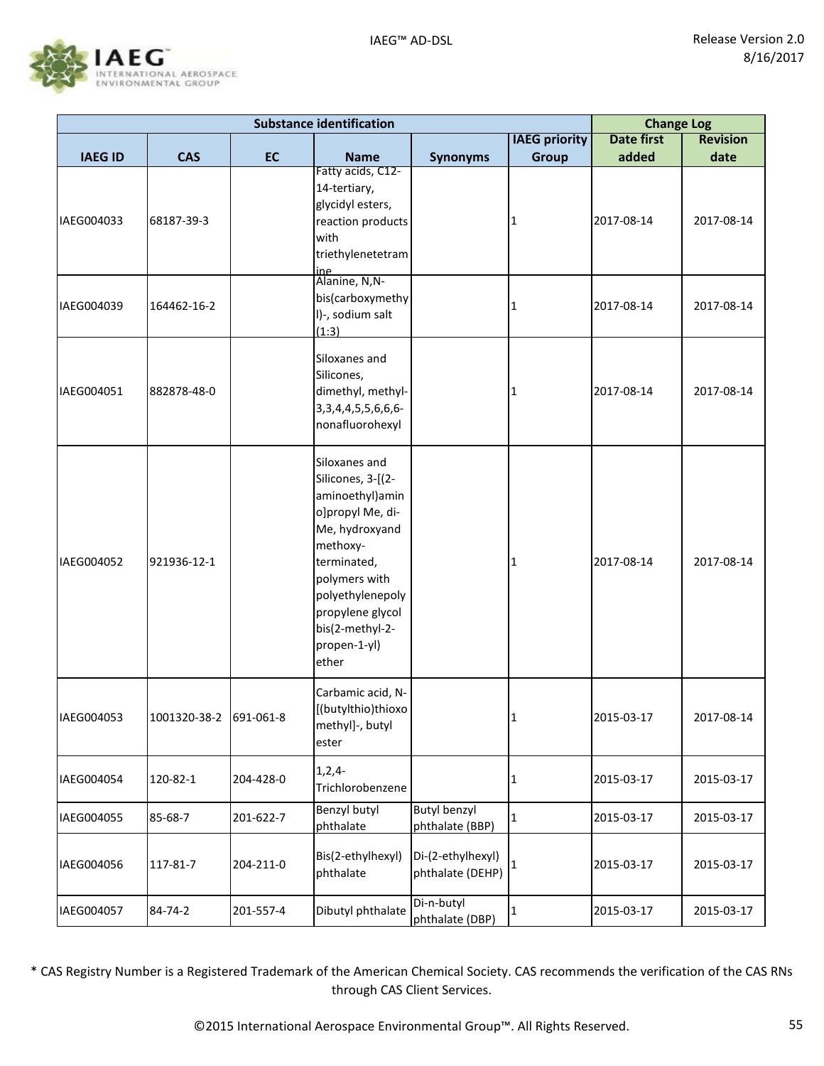| Substance identification | | | | | | Change Log | |
|---|---|---|---|---|---|---|---|
| IAEG ID | CAS | EC | Name | Synonyms | IAEG priority Group | Date first added | Revision date |
| IAEG004033 | 68187-39-3 | | Fatty acids, C12-14-tertiary, glycidyl esters, reaction products with triethylenetetramine | | 1 | 2017-08-14 | 2017-08-14 |
| IAEG004039 | 164462-16-2 | | Alanine, N,N-bis(carboxymethyl)-, sodium salt (1:3) | | 1 | 2017-08-14 | 2017-08-14 |
| IAEG004051 | 882878-48-0 | | Siloxanes and Silicones, dimethyl, methyl-3,3,4,4,5,5,6,6,6-nonafluorohexyl | | 1 | 2017-08-14 | 2017-08-14 |
| IAEG004052 | 921936-12-1 | | Siloxanes and Silicones, 3-[(2-aminoethyl)amino]propyl Me, di-Me, hydroxyand methoxy-terminated, polymers with polyethylenepolypropylene glycol bis(2-methyl-2-propen-1-yl) ether | | 1 | 2017-08-14 | 2017-08-14 |
| IAEG004053 | 1001320-38-2 | 691-061-8 | Carbamic acid, N-[(butylthio)thioxomethyl]-, butyl ester | | 1 | 2015-03-17 | 2017-08-14 |
| IAEG004054 | 120-82-1 | 204-428-0 | 1,2,4-Trichlorobenzene | | 1 | 2015-03-17 | 2015-03-17 |
| IAEG004055 | 85-68-7 | 201-622-7 | Benzyl butyl phthalate | Butyl benzyl phthalate (BBP) | 1 | 2015-03-17 | 2015-03-17 |
| IAEG004056 | 117-81-7 | 204-211-0 | Bis(2-ethylhexyl) phthalate | Di-(2-ethylhexyl) phthalate (DEHP) | 1 | 2015-03-17 | 2015-03-17 |
| IAEG004057 | 84-74-2 | 201-557-4 | Dibutyl phthalate | Di-n-butyl phthalate (DBP) | 1 | 2015-03-17 | 2015-03-17 |

* CAS Registry Number is a Registered Trademark of the American Chemical Society. CAS recommends the verification of the CAS RNs through CAS Client Services.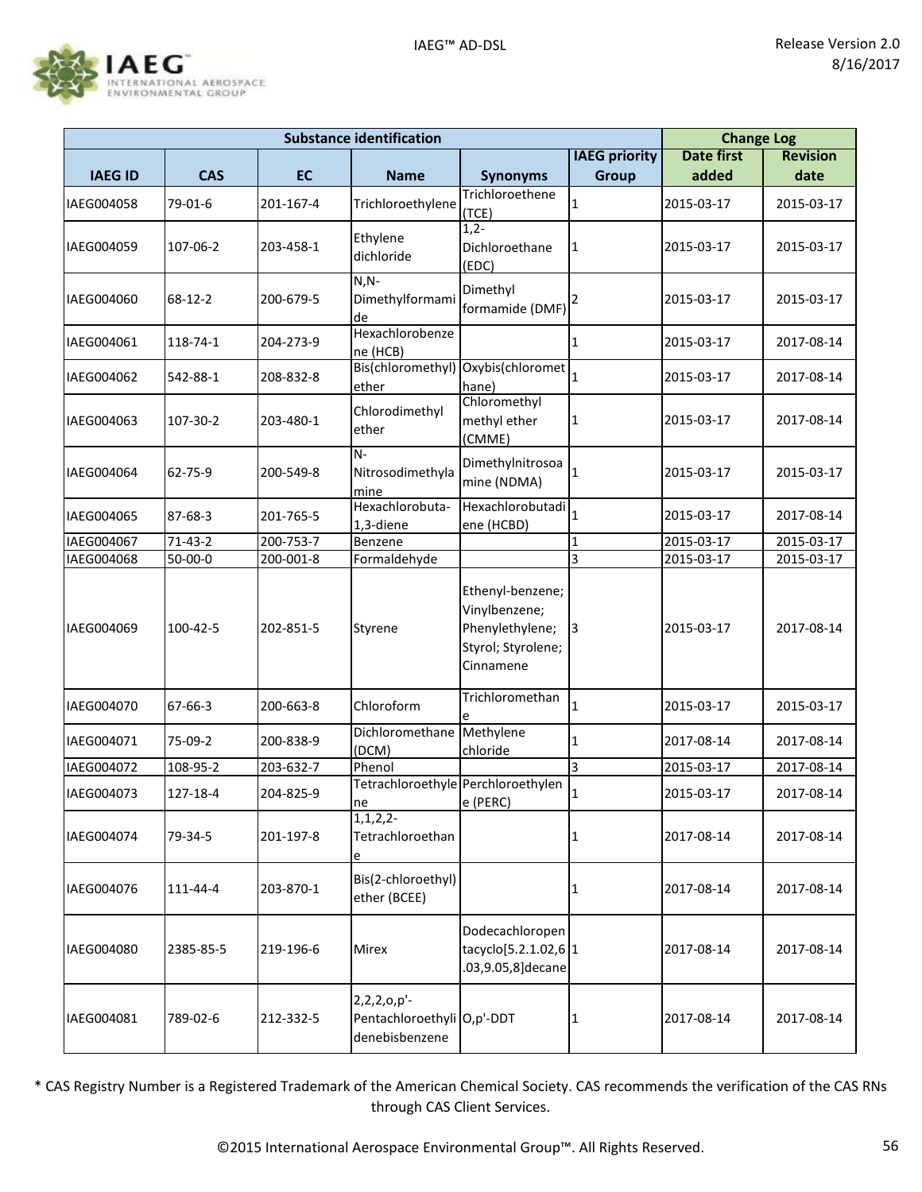| Substance identification | | | | | | Change Log | |
|---|---|---|---|---|---|---|---|
| IAEG ID | CAS | EC | Name | Synonyms | IAEG priority Group | Date first added | Revision date |
| IAEG004058 | 79-01-6 | 201-167-4 | Trichloroethylene | Trichloroethene (TCE) | 1 | 2015-03-17 | 2015-03-17 |
| IAEG004059 | 107-06-2 | 203-458-1 | Ethylene dichloride | 1,2-Dichloroethane (EDC) | 1 | 2015-03-17 | 2015-03-17 |
| IAEG004060 | 68-12-2 | 200-679-5 | N,N-Dimethylformamide | Dimethyl formamide (DMF) | 2 | 2015-03-17 | 2015-03-17 |
| IAEG004061 | 118-74-1 | 204-273-9 | Hexachlorobenzene (HCB) | | 1 | 2015-03-17 | 2017-08-14 |
| IAEG004062 | 542-88-1 | 208-832-8 | Bis(chloromethyl) ether | Oxybis(chloromethane) | 1 | 2015-03-17 | 2017-08-14 |
| IAEG004063 | 107-30-2 | 203-480-1 | Chlorodimethyl ether | Chloromethyl methyl ether (CMME) | 1 | 2015-03-17 | 2017-08-14 |
| IAEG004064 | 62-75-9 | 200-549-8 | N-Nitrosodimethylamine | Dimethylnitrosoamine (NDMA) | 1 | 2015-03-17 | 2015-03-17 |
| IAEG004065 | 87-68-3 | 201-765-5 | Hexachlorobuta-1,3-diene | Hexachlorobutadiene (HCBD) | 1 | 2015-03-17 | 2017-08-14 |
| IAEG004067 | 71-43-2 | 200-753-7 | Benzene | | 1 | 2015-03-17 | 2015-03-17 |
| IAEG004068 | 50-00-0 | 200-001-8 | Formaldehyde | | 3 | 2015-03-17 | 2015-03-17 |
| IAEG004069 | 100-42-5 | 202-851-5 | Styrene | Ethenyl-benzene; Vinylbenzene; Phenylethylene; Styrol; Styrolene; Cinnamene | 3 | 2015-03-17 | 2017-08-14 |
| IAEG004070 | 67-66-3 | 200-663-8 | Chloroform | Trichloromethane | 1 | 2015-03-17 | 2015-03-17 |
| IAEG004071 | 75-09-2 | 200-838-9 | Dichloromethane (DCM) | Methylene chloride | 1 | 2017-08-14 | 2017-08-14 |
| IAEG004072 | 108-95-2 | 203-632-7 | Phenol | | 3 | 2015-03-17 | 2017-08-14 |
| IAEG004073 | 127-18-4 | 204-825-9 | Tetrachloroethylene | Perchloroethylene (PERC) | 1 | 2015-03-17 | 2017-08-14 |
| IAEG004074 | 79-34-5 | 201-197-8 | 1,1,2,2-Tetrachloroethane | | 1 | 2017-08-14 | 2017-08-14 |
| IAEG004076 | 111-44-4 | 203-870-1 | Bis(2-chloroethyl) ether (BCEE) | | 1 | 2017-08-14 | 2017-08-14 |
| IAEG004080 | 2385-85-5 | 219-196-6 | Mirex | Dodecachloropentacyclo[5.2.1.02,6.03,9.05,8]decane | 1 | 2017-08-14 | 2017-08-14 |
| IAEG004081 | 789-02-6 | 212-332-5 | 2,2,2,o,p'-Pentachloroethylidenebisbenzene | O,p'-DDT | 1 | 2017-08-14 | 2017-08-14 |

* CAS Registry Number is a Registered Trademark of the American Chemical Society. CAS recommends the verification of the CAS RNs through CAS Client Services.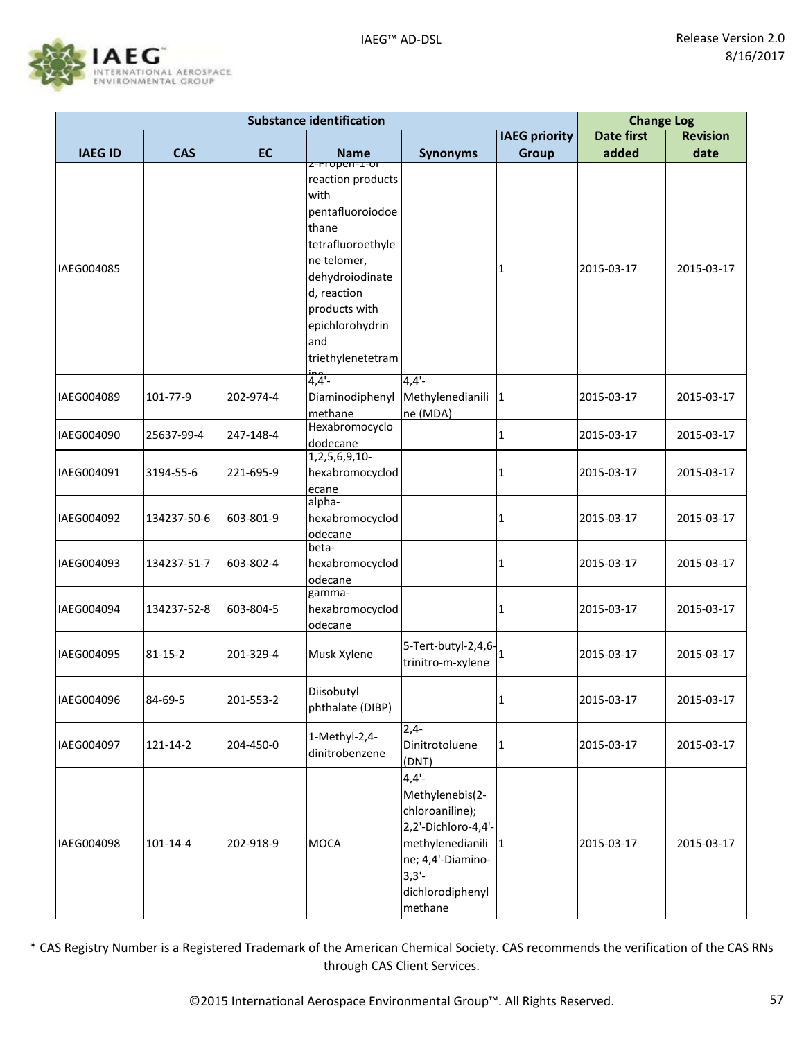| Substance identification | | | | | | Change Log | |
|---|---|---|---|---|---|---|---|
| IAEG ID | CAS | EC | Name | Synonyms | IAEG priority Group | Date first added | Revision date |
| IAEG004085 | | | 2-Propen-1-ol reaction products with pentafluoroiodoethane tetrafluoroethylene telomer, dehydroiodinated, reaction products with epichlorohydrin and triethylenetetramine | | 1 | 2015-03-17 | 2015-03-17 |
| IAEG004089 | 101-77-9 | 202-974-4 | 4,4'-Diaminodiphenylmethane | 4,4'-Methylenedianiline (MDA) | 1 | 2015-03-17 | 2015-03-17 |
| IAEG004090 | 25637-99-4 | 247-148-4 | Hexabromocyclododecane | | 1 | 2015-03-17 | 2015-03-17 |
| IAEG004091 | 3194-55-6 | 221-695-9 | 1,2,5,6,9,10-hexabromocyclodecane | | 1 | 2015-03-17 | 2015-03-17 |
| IAEG004092 | 134237-50-6 | 603-801-9 | alpha-hexabromocyclododecane | | 1 | 2015-03-17 | 2015-03-17 |
| IAEG004093 | 134237-51-7 | 603-802-4 | beta-hexabromocyclododecane | | 1 | 2015-03-17 | 2015-03-17 |
| IAEG004094 | 134237-52-8 | 603-804-5 | gamma-hexabromocyclododecane | | 1 | 2015-03-17 | 2015-03-17 |
| IAEG004095 | 81-15-2 | 201-329-4 | Musk Xylene | 5-Tert-butyl-2,4,6-trinitro-m-xylene | 1 | 2015-03-17 | 2015-03-17 |
| IAEG004096 | 84-69-5 | 201-553-2 | Diisobutyl phthalate (DIBP) | | 1 | 2015-03-17 | 2015-03-17 |
| IAEG004097 | 121-14-2 | 204-450-0 | 1-Methyl-2,4-dinitrobenzene | 2,4-Dinitrotoluene (DNT) | 1 | 2015-03-17 | 2015-03-17 |
| IAEG004098 | 101-14-4 | 202-918-9 | MOCA | 4,4'-Methylenebis(2-chloroaniline); 2,2'-Dichloro-4,4'-methylenedianiline; 4,4'-Diamino-3,3'-dichlorodiphenylmethane | 1 | 2015-03-17 | 2015-03-17 |

* CAS Registry Number is a Registered Trademark of the American Chemical Society. CAS recommends the verification of the CAS RNs through CAS Client Services.

©2015 International Aerospace Environmental Group™. All Rights Reserved.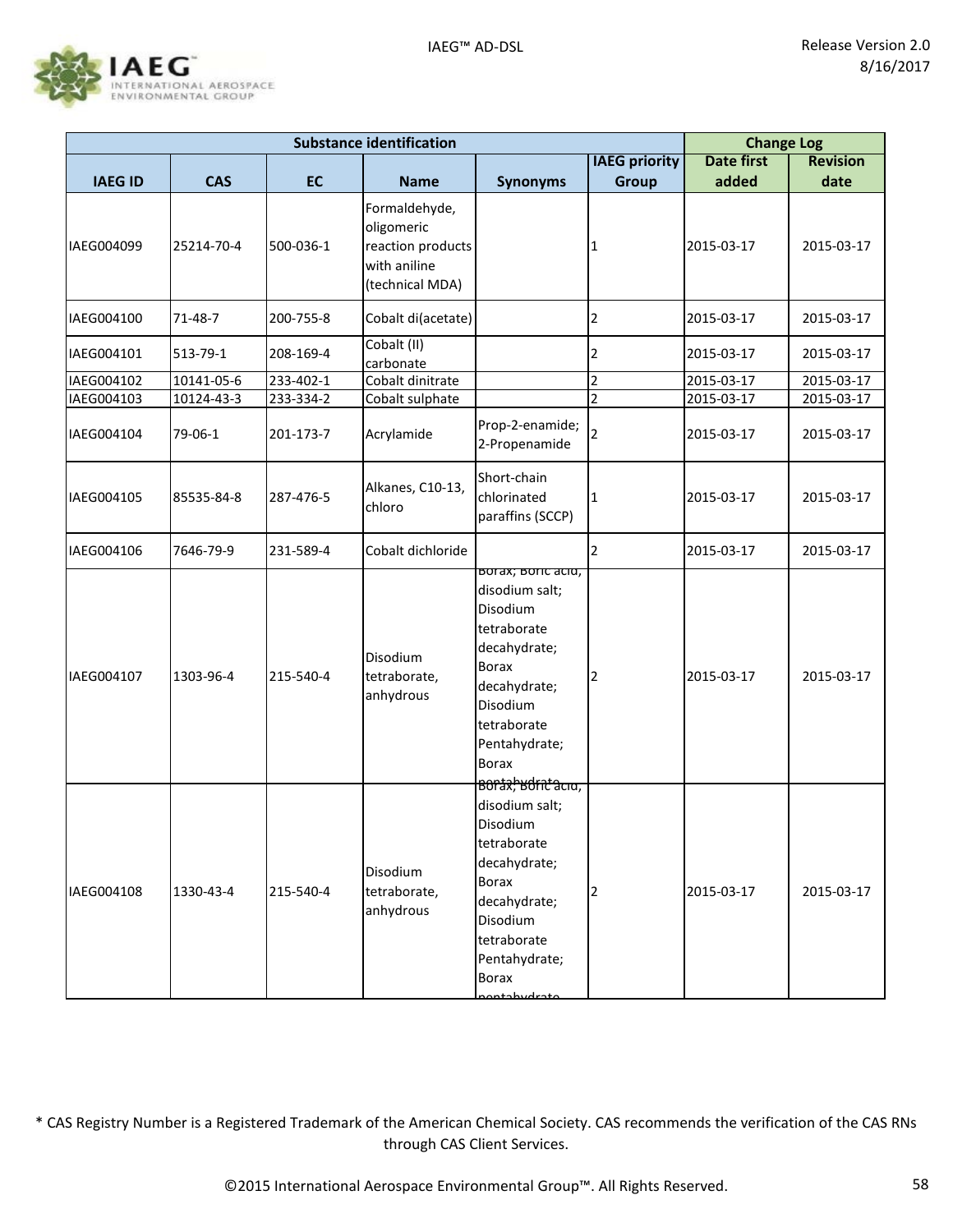| Substance identification | | | | | | Change Log | |
|---|---|---|---|---|---|---|---|
| IAEG ID | CAS | EC | Name | Synonyms | IAEG priority Group | Date first added | Revision date |
| IAEG004099 | 25214-70-4 | 500-036-1 | Formaldehyde, oligomeric reaction products with aniline (technical MDA) | | 1 | 2015-03-17 | 2015-03-17 |
| IAEG004100 | 71-48-7 | 200-755-8 | Cobalt di(acetate) | | 2 | 2015-03-17 | 2015-03-17 |
| IAEG004101 | 513-79-1 | 208-169-4 | Cobalt (II) carbonate | | 2 | 2015-03-17 | 2015-03-17 |
| IAEG004102 | 10141-05-6 | 233-402-1 | Cobalt dinitrate | | 2 | 2015-03-17 | 2015-03-17 |
| IAEG004103 | 10124-43-3 | 233-334-2 | Cobalt sulphate | | 2 | 2015-03-17 | 2015-03-17 |
| IAEG004104 | 79-06-1 | 201-173-7 | Acrylamide | Prop-2-enamide; 2-Propenamide | 2 | 2015-03-17 | 2015-03-17 |
| IAEG004105 | 85535-84-8 | 287-476-5 | Alkanes, C10-13, chloro | Short-chain chlorinated paraffins (SCCP) | 1 | 2015-03-17 | 2015-03-17 |
| IAEG004106 | 7646-79-9 | 231-589-4 | Cobalt dichloride | | 2 | 2015-03-17 | 2015-03-17 |
| IAEG004107 | 1303-96-4 | 215-540-4 | Disodium tetraborate, anhydrous | Borax; Boric acid, disodium salt; Disodium tetraborate decahydrate; Borax decahydrate; Disodium tetraborate Pentahydrate; Borax pentahydrate | 2 | 2015-03-17 | 2015-03-17 |
| IAEG004108 | 1330-43-4 | 215-540-4 | Disodium tetraborate, anhydrous | Borax; Boric acid, disodium salt; Disodium tetraborate decahydrate; Borax decahydrate; Disodium tetraborate Pentahydrate; Borax pentahydrate | 2 | 2015-03-17 | 2015-03-17 |

* CAS Registry Number is a Registered Trademark of the American Chemical Society. CAS recommends the verification of the CAS RNs through CAS Client Services.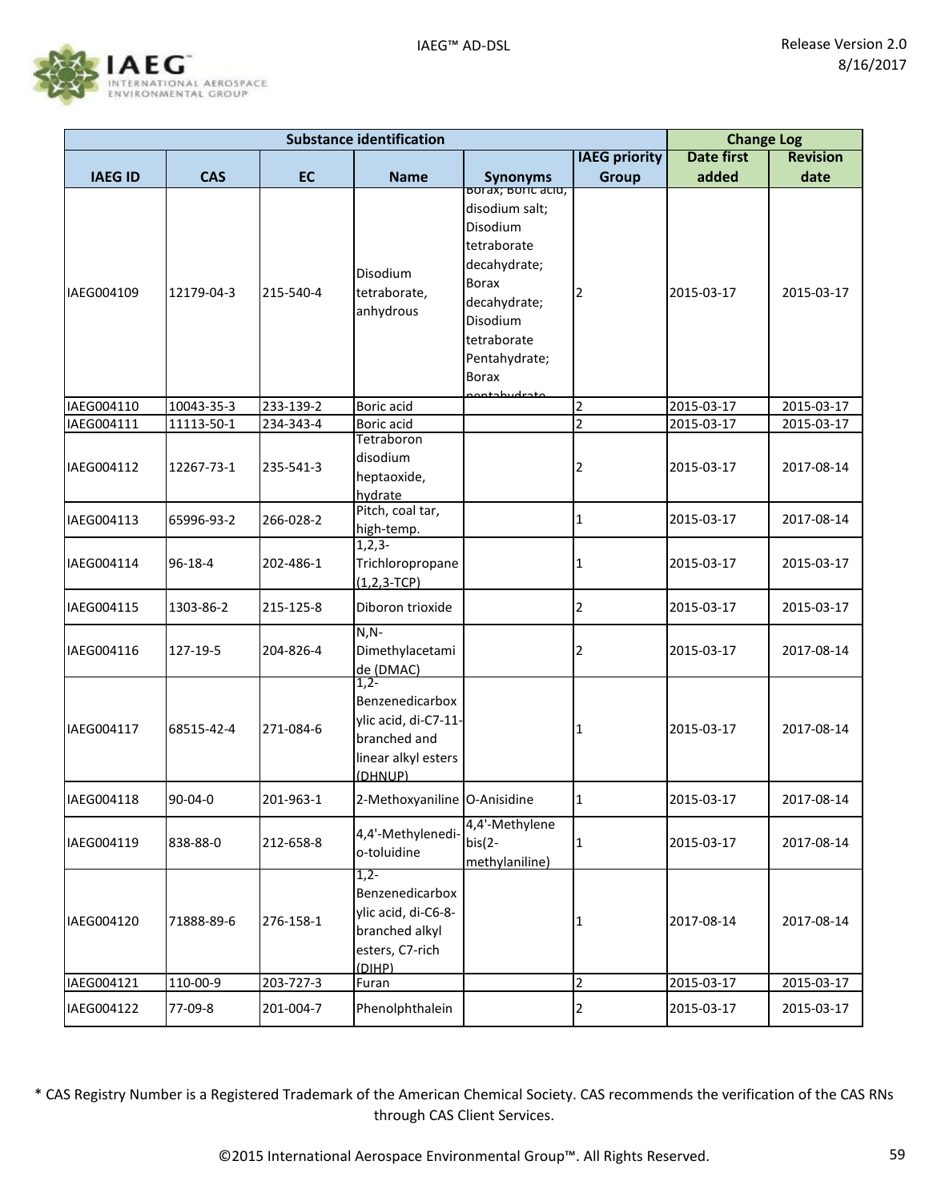| Substance identification | | | | | | Change Log | |
|---|---|---|---|---|---|---|---|
| IAEG ID | CAS | EC | Name | Synonyms | IAEG priority Group | Date first added | Revision date |
| IAEG004109 | 12179-04-3 | 215-540-4 | Disodium tetraborate, anhydrous | Borax; Boric acid, disodium salt; Disodium tetraborate decahydrate; Borax decahydrate; Disodium tetraborate Pentahydrate; Borax pentahydrate | 2 | 2015-03-17 | 2015-03-17 |
| IAEG004110 | 10043-35-3 | 233-139-2 | Boric acid | | 2 | 2015-03-17 | 2015-03-17 |
| IAEG004111 | 11113-50-1 | 234-343-4 | Boric acid | | 2 | 2015-03-17 | 2015-03-17 |
| IAEG004112 | 12267-73-1 | 235-541-3 | Tetraboron disodium heptaoxide, hydrate | | 2 | 2015-03-17 | 2017-08-14 |
| IAEG004113 | 65996-93-2 | 266-028-2 | Pitch, coal tar, high-temp. | | 1 | 2015-03-17 | 2017-08-14 |
| IAEG004114 | 96-18-4 | 202-486-1 | 1,2,3-Trichloropropane (1,2,3-TCP) | | 1 | 2015-03-17 | 2015-03-17 |
| IAEG004115 | 1303-86-2 | 215-125-8 | Diboron trioxide | | 2 | 2015-03-17 | 2015-03-17 |
| IAEG004116 | 127-19-5 | 204-826-4 | N,N-Dimethylacetamide (DMAC) | | 2 | 2015-03-17 | 2017-08-14 |
| IAEG004117 | 68515-42-4 | 271-084-6 | 1,2-Benzenedicarboxylic acid, di-C7-11-branched and linear alkyl esters (DHNUP) | | 1 | 2015-03-17 | 2017-08-14 |
| IAEG004118 | 90-04-0 | 201-963-1 | 2-Methoxyaniline | O-Anisidine | 1 | 2015-03-17 | 2017-08-14 |
| IAEG004119 | 838-88-0 | 212-658-8 | 4,4'-Methylenedi-o-toluidine | 4,4'-Methylene bis(2-methylaniline) | 1 | 2015-03-17 | 2017-08-14 |
| IAEG004120 | 71888-89-6 | 276-158-1 | 1,2-Benzenedicarboxylic acid, di-C6-8-branched alkyl esters, C7-rich (DIHP) | | 1 | 2017-08-14 | 2017-08-14 |
| IAEG004121 | 110-00-9 | 203-727-3 | Furan | | 2 | 2015-03-17 | 2015-03-17 |
| IAEG004122 | 77-09-8 | 201-004-7 | Phenolphthalein | | 2 | 2015-03-17 | 2015-03-17 |

* CAS Registry Number is a Registered Trademark of the American Chemical Society. CAS recommends the verification of the CAS RNs through CAS Client Services.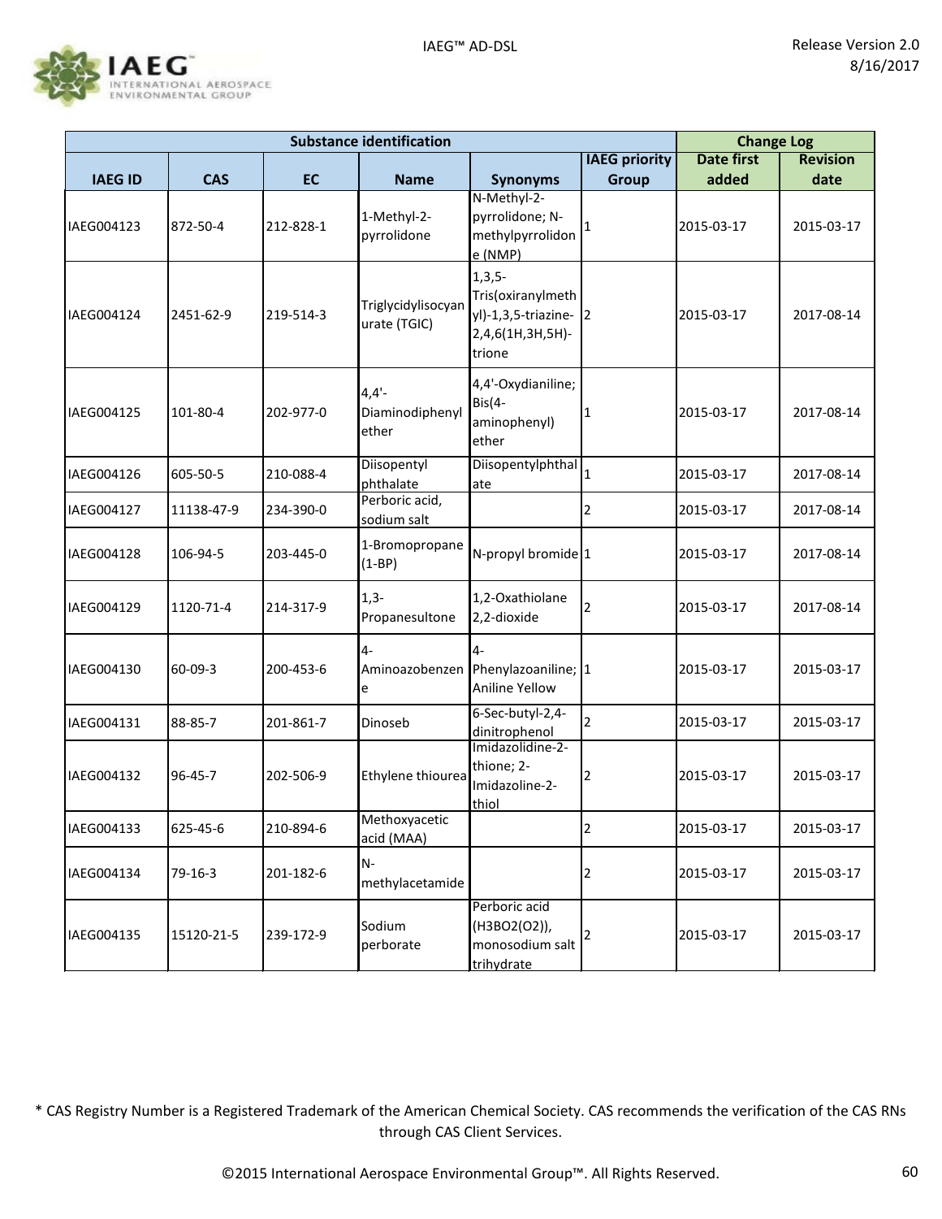| Substance identification | | | | | | Change Log | |
|---|---|---|---|---|---|---|---|
| IAEG ID | CAS | EC | Name | Synonyms | IAEG priority Group | Date first added | Revision date |
| IAEG004123 | 872-50-4 | 212-828-1 | 1-Methyl-2-pyrrolidone | N-Methyl-2-pyrrolidone; N-methylpyrrolidone (NMP) | 1 | 2015-03-17 | 2015-03-17 |
| IAEG004124 | 2451-62-9 | 219-514-3 | Triglycidylisocyanurate (TGIC) | 1,3,5-Tris(oxiranylmethyl)-1,3,5-triazine-2,4,6(1H,3H,5H)-trione | 2 | 2015-03-17 | 2017-08-14 |
| IAEG004125 | 101-80-4 | 202-977-0 | 4,4'-Diaminodiphenyl ether | 4,4'-Oxydianiline; Bis(4-aminophenyl) ether | 1 | 2015-03-17 | 2017-08-14 |
| IAEG004126 | 605-50-5 | 210-088-4 | Diisopentyl phthalate | Diisopentylphthalate | 1 | 2015-03-17 | 2017-08-14 |
| IAEG004127 | 11138-47-9 | 234-390-0 | Perboric acid, sodium salt | | 2 | 2015-03-17 | 2017-08-14 |
| IAEG004128 | 106-94-5 | 203-445-0 | 1-Bromopropane (1-BP) | N-propyl bromide | 1 | 2015-03-17 | 2017-08-14 |
| IAEG004129 | 1120-71-4 | 214-317-9 | 1,3-Propanesultone | 1,2-Oxathiolane 2,2-dioxide | 2 | 2015-03-17 | 2017-08-14 |
| IAEG004130 | 60-09-3 | 200-453-6 | 4-Aminoazobenzene | 4-Phenylazoaniline; Aniline Yellow | 1 | 2015-03-17 | 2015-03-17 |
| IAEG004131 | 88-85-7 | 201-861-7 | Dinoseb | 6-Sec-butyl-2,4-dinitrophenol | 2 | 2015-03-17 | 2015-03-17 |
| IAEG004132 | 96-45-7 | 202-506-9 | Ethylene thiourea | Imidazolidine-2-thione; 2-Imidazoline-2-thiol | 2 | 2015-03-17 | 2015-03-17 |
| IAEG004133 | 625-45-6 | 210-894-6 | Methoxyacetic acid (MAA) | | 2 | 2015-03-17 | 2015-03-17 |
| IAEG004134 | 79-16-3 | 201-182-6 | N-methylacetamide | | 2 | 2015-03-17 | 2015-03-17 |
| IAEG004135 | 15120-21-5 | 239-172-9 | Sodium perborate | Perboric acid (H3BO2(O2)), monosodium salt trihydrate | 2 | 2015-03-17 | 2015-03-17 |

* CAS Registry Number is a Registered Trademark of the American Chemical Society. CAS recommends the verification of the CAS RNs through CAS Client Services.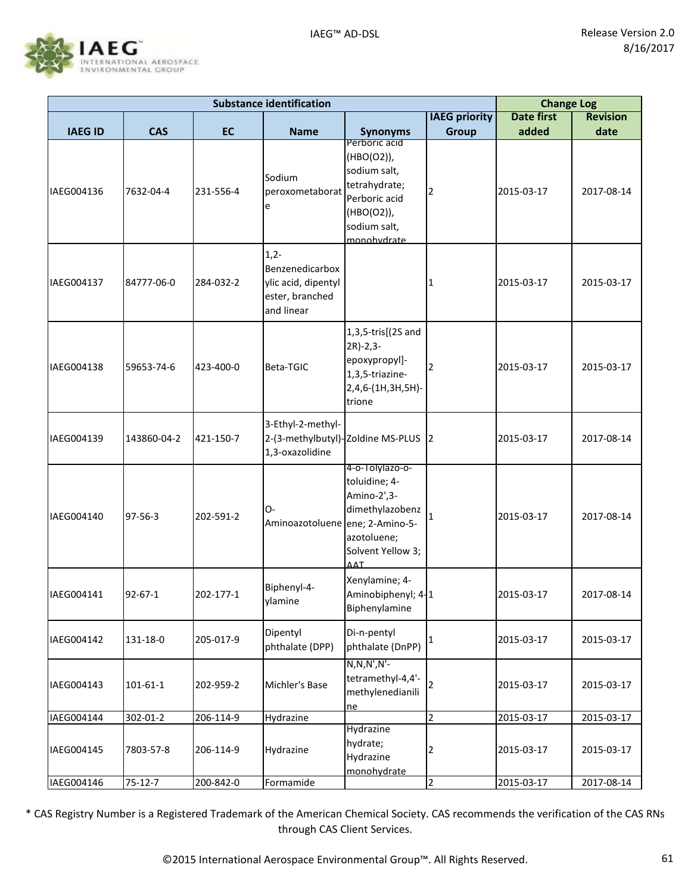| Substance identification | | | | | | Change Log | |
|---|---|---|---|---|---|---|---|
| IAEG ID | CAS | EC | Name | Synonyms | IAEG priority Group | Date first added | Revision date |
| IAEG004136 | 7632-04-4 | 231-556-4 | Sodium peroxometaborate | Perboric acid (HBO(O2)), sodium salt, tetrahydrate; Perboric acid (HBO(O2)), sodium salt, monohydrate | 2 | 2015-03-17 | 2017-08-14 |
| IAEG004137 | 84777-06-0 | 284-032-2 | 1,2-Benzenedicarboxylic acid, dipentyl ester, branched and linear | | 1 | 2015-03-17 | 2015-03-17 |
| IAEG004138 | 59653-74-6 | 423-400-0 | Beta-TGIC | 1,3,5-tris[(2S and 2R)-2,3-epoxypropyl]-1,3,5-triazine-2,4,6-(1H,3H,5H)-trione | 2 | 2015-03-17 | 2015-03-17 |
| IAEG004139 | 143860-04-2 | 421-150-7 | 3-Ethyl-2-methyl-2-(3-methylbutyl)-1,3-oxazolidine | Zoldine MS-PLUS | 2 | 2015-03-17 | 2017-08-14 |
| IAEG004140 | 97-56-3 | 202-591-2 | O-Aminoazotoluene | 4-o-Tolylazo-o-toluidine; 4-Amino-2',3-dimethylazobenzene; 2-Amino-5-azotoluene; Solvent Yellow 3; AAT | 1 | 2015-03-17 | 2017-08-14 |
| IAEG004141 | 92-67-1 | 202-177-1 | Biphenyl-4-ylamine | Xenylamine; 4-Aminobiphenyl; 4-Biphenylamine | 1 | 2015-03-17 | 2017-08-14 |
| IAEG004142 | 131-18-0 | 205-017-9 | Dipentyl phthalate (DPP) | Di-n-pentyl phthalate (DnPP) | 1 | 2015-03-17 | 2015-03-17 |
| IAEG004143 | 101-61-1 | 202-959-2 | Michler's Base | N,N,N',N'-tetramethyl-4,4'-methylenedianiline | 2 | 2015-03-17 | 2015-03-17 |
| IAEG004144 | 302-01-2 | 206-114-9 | Hydrazine | | 2 | 2015-03-17 | 2015-03-17 |
| IAEG004145 | 7803-57-8 | 206-114-9 | Hydrazine | Hydrazine hydrate; Hydrazine monohydrate | 2 | 2015-03-17 | 2015-03-17 |
| IAEG004146 | 75-12-7 | 200-842-0 | Formamide | | 2 | 2015-03-17 | 2017-08-14 |

* CAS Registry Number is a Registered Trademark of the American Chemical Society. CAS recommends the verification of the CAS RNs through CAS Client Services.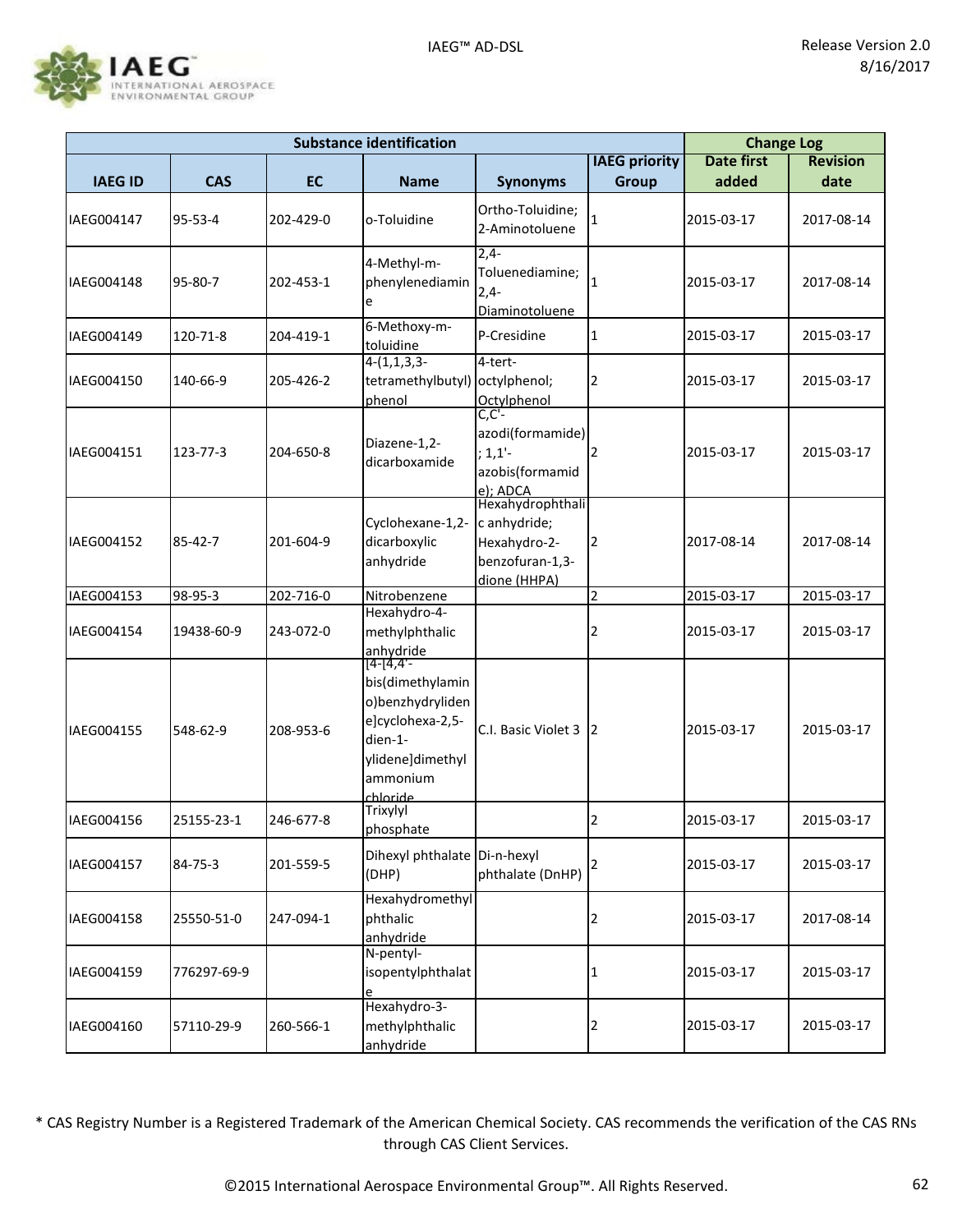| Substance identification | | | | | | Change Log | |
|---|---|---|---|---|---|---|---|
| IAEG ID | CAS | EC | Name | Synonyms | IAEG priority Group | Date first added | Revision date |
| IAEG004147 | 95-53-4 | 202-429-0 | o-Toluidine | Ortho-Toluidine; 2-Aminotoluene | 1 | 2015-03-17 | 2017-08-14 |
| IAEG004148 | 95-80-7 | 202-453-1 | 4-Methyl-m-phenylenediamine | 2,4-Toluenediamine; 2,4-Diaminotoluene | 1 | 2015-03-17 | 2017-08-14 |
| IAEG004149 | 120-71-8 | 204-419-1 | 6-Methoxy-m-toluidine | P-Cresidine | 1 | 2015-03-17 | 2015-03-17 |
| IAEG004150 | 140-66-9 | 205-426-2 | 4-(1,1,3,3-tetramethylbutyl)phenol | 4-tert-octylphenol; Octylphenol | 2 | 2015-03-17 | 2015-03-17 |
| IAEG004151 | 123-77-3 | 204-650-8 | Diazene-1,2-dicarboxamide | C,C'-azodi(formamide); 1,1'-azobis(formamide); ADCA | 2 | 2015-03-17 | 2015-03-17 |
| IAEG004152 | 85-42-7 | 201-604-9 | Cyclohexane-1,2-dicarboxylic anhydride | Hexahydrophthalic anhydride; Hexahydro-2-benzofuran-1,3-dione (HHPA) | 2 | 2017-08-14 | 2017-08-14 |
| IAEG004153 | 98-95-3 | 202-716-0 | Nitrobenzene | | 2 | 2015-03-17 | 2015-03-17 |
| IAEG004154 | 19438-60-9 | 243-072-0 | Hexahydro-4-methylphthalic anhydride | | 2 | 2015-03-17 | 2015-03-17 |
| IAEG004155 | 548-62-9 | 208-953-6 | [4-[4,4'-bis(dimethylamino)benzhydryliden e]cyclohexa-2,5-dien-1-ylidene]dimethyl ammonium chloride | C.I. Basic Violet 3 | 2 | 2015-03-17 | 2015-03-17 |
| IAEG004156 | 25155-23-1 | 246-677-8 | Trixylyl phosphate | | 2 | 2015-03-17 | 2015-03-17 |
| IAEG004157 | 84-75-3 | 201-559-5 | Dihexyl phthalate (DHP) | Di-n-hexyl phthalate (DnHP) | 2 | 2015-03-17 | 2015-03-17 |
| IAEG004158 | 25550-51-0 | 247-094-1 | Hexahydromethyl phthalic anhydride | | 2 | 2015-03-17 | 2017-08-14 |
| IAEG004159 | 776297-69-9 | | N-pentyl-isopentylphthalate | | 1 | 2015-03-17 | 2015-03-17 |
| IAEG004160 | 57110-29-9 | 260-566-1 | Hexahydro-3-methylphthalic anhydride | | 2 | 2015-03-17 | 2015-03-17 |

* CAS Registry Number is a Registered Trademark of the American Chemical Society. CAS recommends the verification of the CAS RNs through CAS Client Services.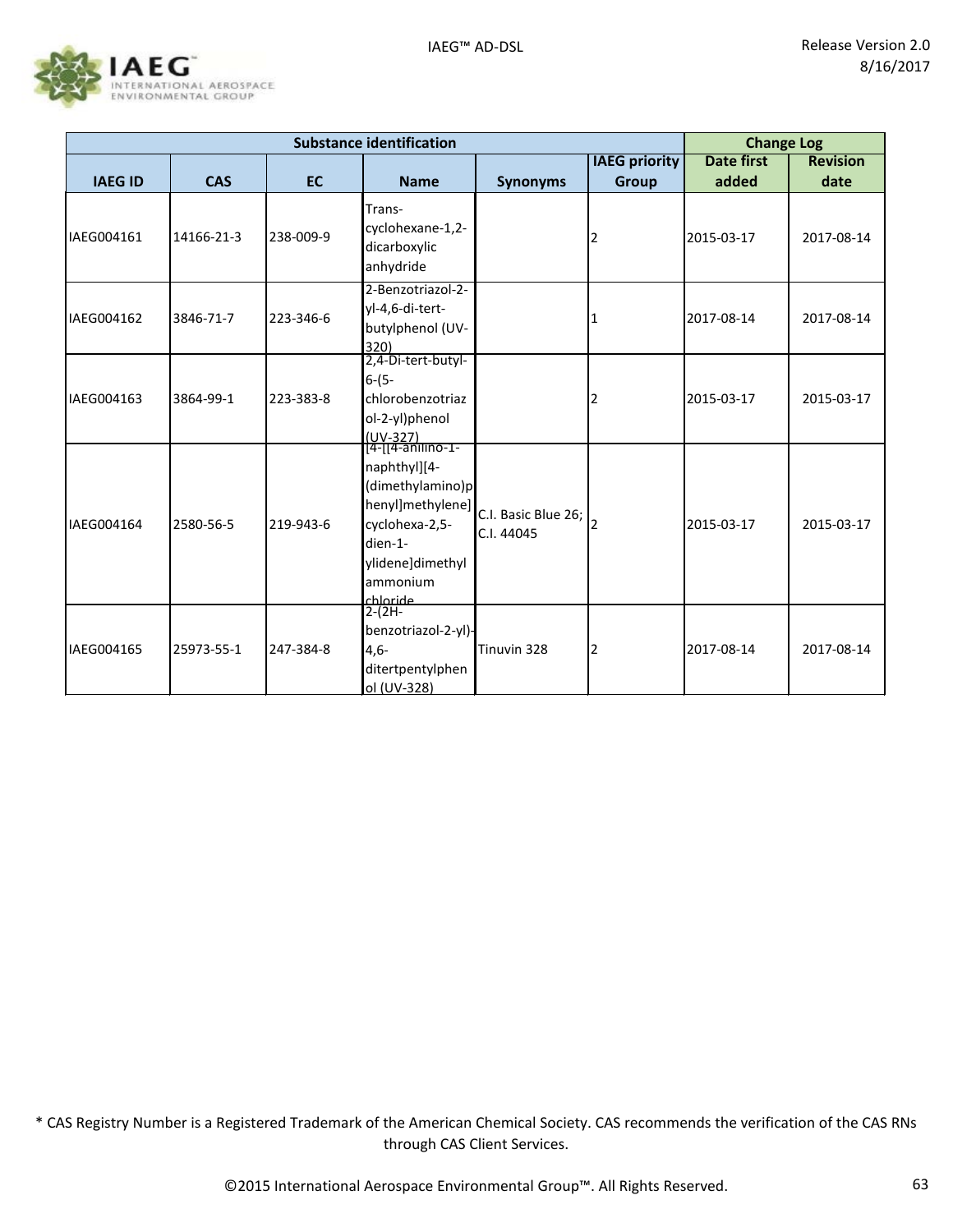| Substance identification | | | | | | Change Log | |
|---|---|---|---|---|---|---|---|
| IAEG ID | CAS | EC | Name | Synonyms | IAEG priority Group | Date first added | Revision date |
| IAEG004161 | 14166-21-3 | 238-009-9 | Trans-cyclohexane-1,2-dicarboxylic anhydride | | 2 | 2015-03-17 | 2017-08-14 |
| IAEG004162 | 3846-71-7 | 223-346-6 | 2-Benzotriazol-2-yl-4,6-di-tert-butylphenol (UV-320) | | 1 | 2017-08-14 | 2017-08-14 |
| IAEG004163 | 3864-99-1 | 223-383-8 | 2,4-Di-tert-butyl-6-(5-chlorobenzotriazol-2-yl)phenol (UV-327) | | 2 | 2015-03-17 | 2015-03-17 |
| IAEG004164 | 2580-56-5 | 219-943-6 | [4-[[4-anilino-1-naphthyl][4-(dimethylamino)phenyl]methylene]cyclohexa-2,5-dien-1-ylidene]dimethylammonium chloride | C.I. Basic Blue 26; C.I. 44045 | 2 | 2015-03-17 | 2015-03-17 |
| IAEG004165 | 25973-55-1 | 247-384-8 | 2-(2H-benzotriazol-2-yl)-4,6-ditertpentylphenol (UV-328) | Tinuvin 328 | 2 | 2017-08-14 | 2017-08-14 |

* CAS Registry Number is a Registered Trademark of the American Chemical Society. CAS recommends the verification of the CAS RNs through CAS Client Services.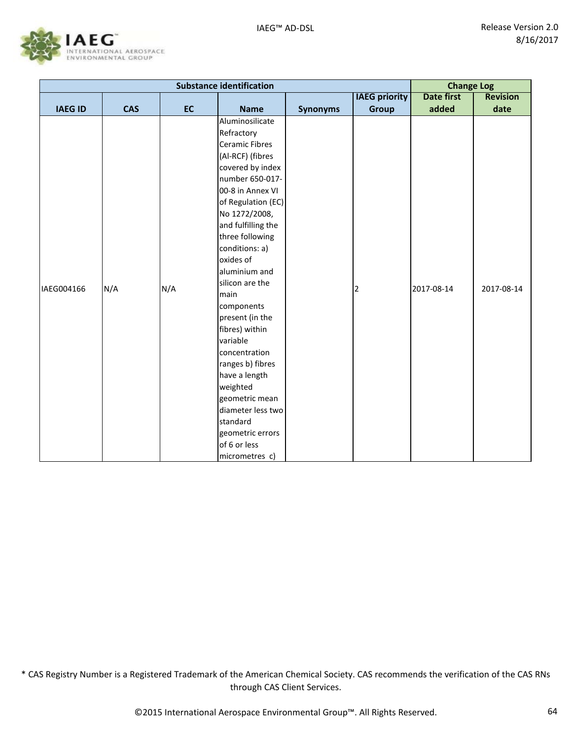| Substance identification | | | | | | Change Log | |
|---|---|---|---|---|---|---|---|
| IAEG ID | CAS | EC | Name | Synonyms | IAEG priority Group | Date first added | Revision date |
| IAEG004166 | N/A | N/A | Aluminosilicate Refractory Ceramic Fibres (Al-RCF) (fibres covered by index number 650-017-00-8 in Annex VI of Regulation (EC) No 1272/2008, and fulfilling the three following conditions: a) oxides of aluminium and silicon are the main components present (in the fibres) within variable concentration ranges b) fibres have a length weighted geometric mean diameter less two standard geometric errors of 6 or less micrometres c) | | 2 | 2017-08-14 | 2017-08-14 |

* CAS Registry Number is a Registered Trademark of the American Chemical Society. CAS recommends the verification of the CAS RNs through CAS Client Services.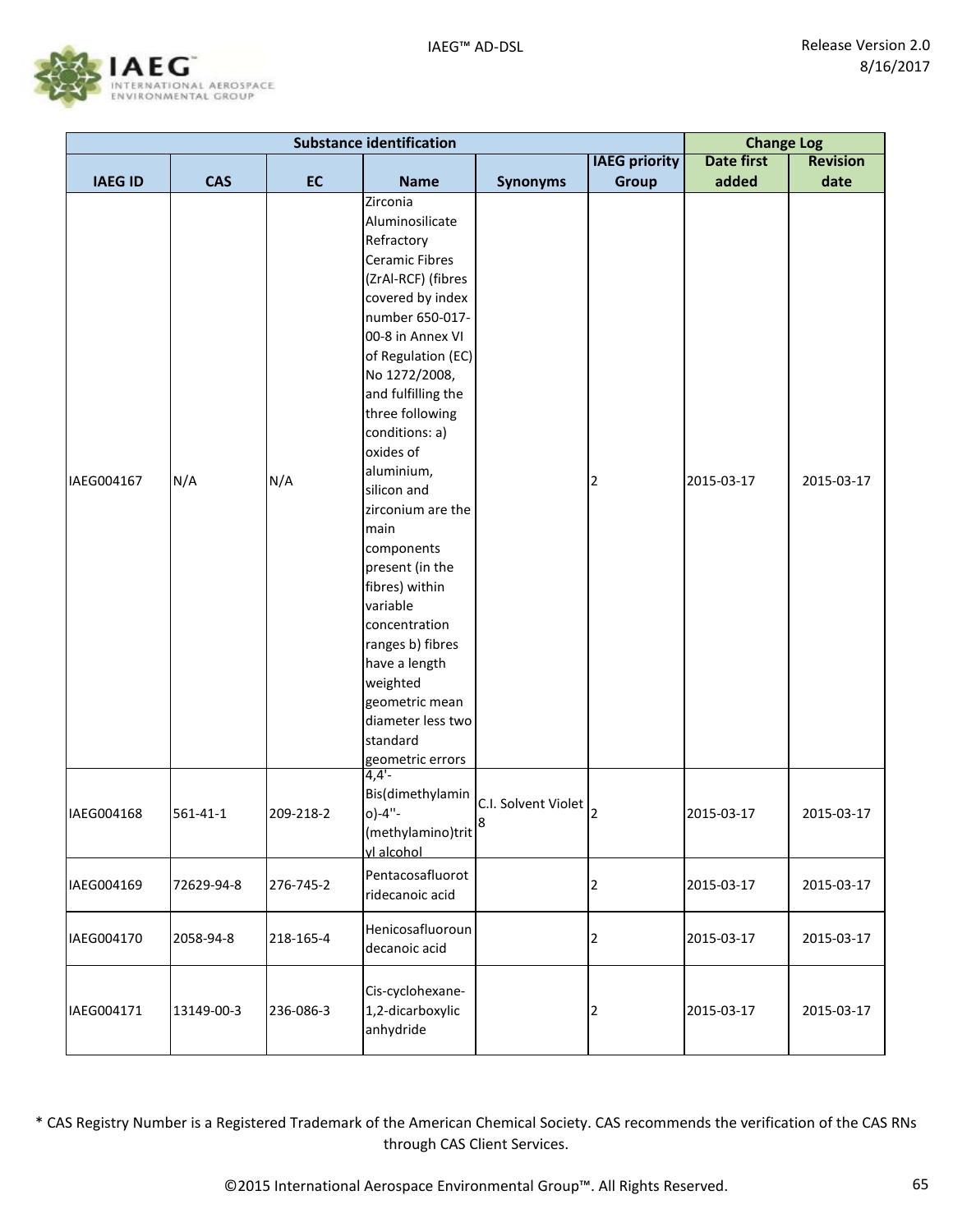| Substance identification | | | | | | Change Log | |
|---|---|---|---|---|---|---|---|
| IAEG ID | CAS | EC | Name | Synonyms | IAEG priority Group | Date first added | Revision date |
| IAEG004167 | N/A | N/A | Zirconia Aluminosilicate Refractory Ceramic Fibres (ZrAl-RCF) (fibres covered by index number 650-017-00-8 in Annex VI of Regulation (EC) No 1272/2008, and fulfilling the three following conditions: a) oxides of aluminium, silicon and zirconium are the main components present (in the fibres) within variable concentration ranges b) fibres have a length weighted geometric mean diameter less two standard geometric errors | | 2 | 2015-03-17 | 2015-03-17 |
| IAEG004168 | 561-41-1 | 209-218-2 | 4,4'-Bis(dimethylamino)-4''-(methylamino)trityl alcohol | C.I. Solvent Violet 8 | 2 | 2015-03-17 | 2015-03-17 |
| IAEG004169 | 72629-94-8 | 276-745-2 | Pentacosafluorotridecanoic acid | | 2 | 2015-03-17 | 2015-03-17 |
| IAEG004170 | 2058-94-8 | 218-165-4 | Henicosafluoroundecanoic acid | | 2 | 2015-03-17 | 2015-03-17 |
| IAEG004171 | 13149-00-3 | 236-086-3 | Cis-cyclohexane-1,2-dicarboxylic anhydride | | 2 | 2015-03-17 | 2015-03-17 |

* CAS Registry Number is a Registered Trademark of the American Chemical Society. CAS recommends the verification of the CAS RNs through CAS Client Services.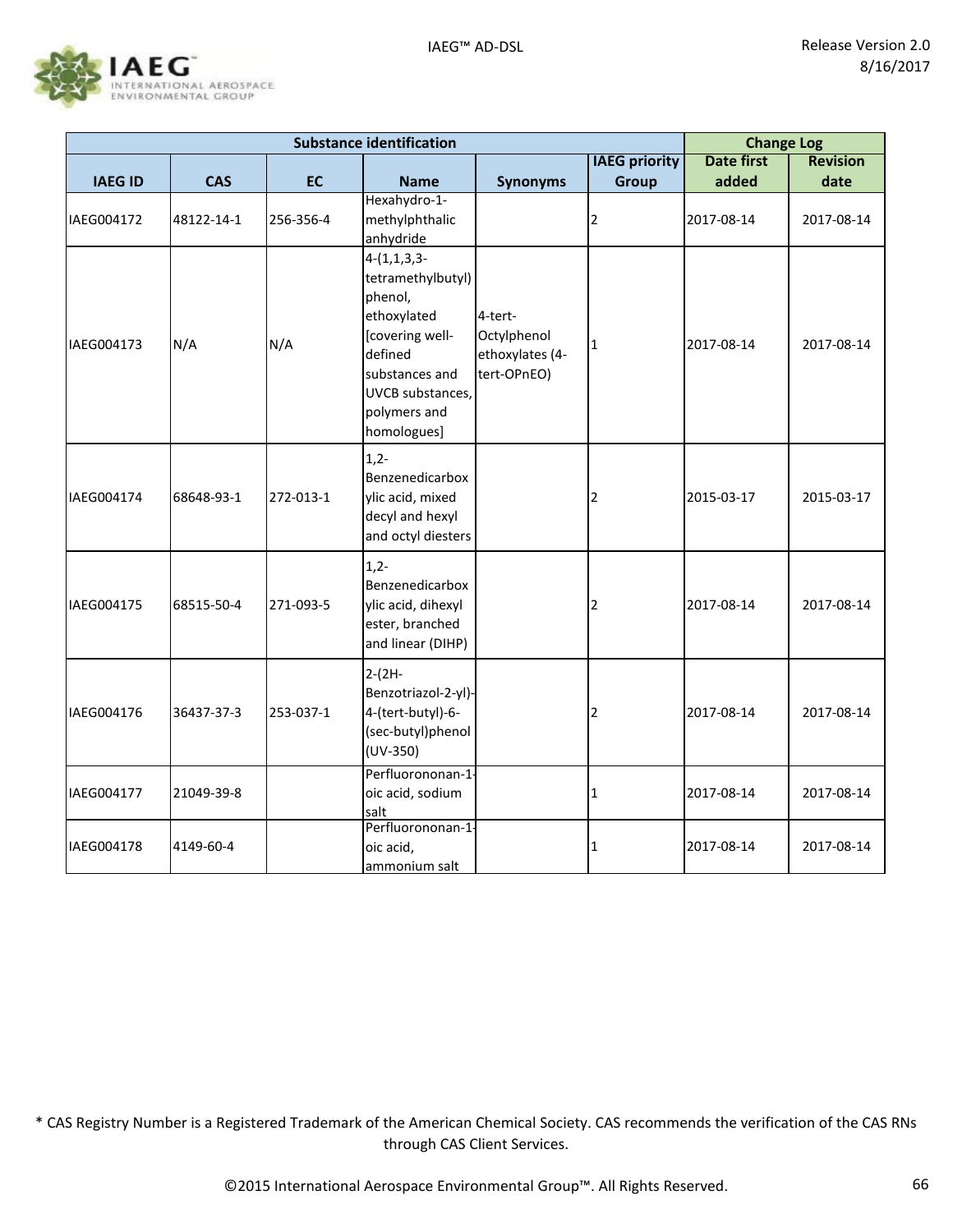| Substance identification | | | | | | Change Log | |
|---|---|---|---|---|---|---|---|
| IAEG ID | CAS | EC | Name | Synonyms | IAEG priority Group | Date first added | Revision date |
| IAEG004172 | 48122-14-1 | 256-356-4 | Hexahydro-1-methylphthalic anhydride | | 2 | 2017-08-14 | 2017-08-14 |
| IAEG004173 | N/A | N/A | 4-(1,1,3,3-tetramethylbutyl) phenol, ethoxylated [covering well-defined substances and UVCB substances, polymers and homologues] | 4-tert-Octylphenol ethoxylates (4-tert-OPnEO) | 1 | 2017-08-14 | 2017-08-14 |
| IAEG004174 | 68648-93-1 | 272-013-1 | 1,2-Benzenedicarboxylic acid, mixed decyl and hexyl and octyl diesters | | 2 | 2015-03-17 | 2015-03-17 |
| IAEG004175 | 68515-50-4 | 271-093-5 | 1,2-Benzenedicarboxylic acid, dihexyl ester, branched and linear (DIHP) | | 2 | 2017-08-14 | 2017-08-14 |
| IAEG004176 | 36437-37-3 | 253-037-1 | 2-(2H-Benzotriazol-2-yl)-4-(tert-butyl)-6-(sec-butyl)phenol (UV-350) | | 2 | 2017-08-14 | 2017-08-14 |
| IAEG004177 | 21049-39-8 | | Perfluorononan-1-oic acid, sodium salt | | 1 | 2017-08-14 | 2017-08-14 |
| IAEG004178 | 4149-60-4 | | Perfluorononan-1-oic acid, ammonium salt | | 1 | 2017-08-14 | 2017-08-14 |

* CAS Registry Number is a Registered Trademark of the American Chemical Society. CAS recommends the verification of the CAS RNs through CAS Client Services.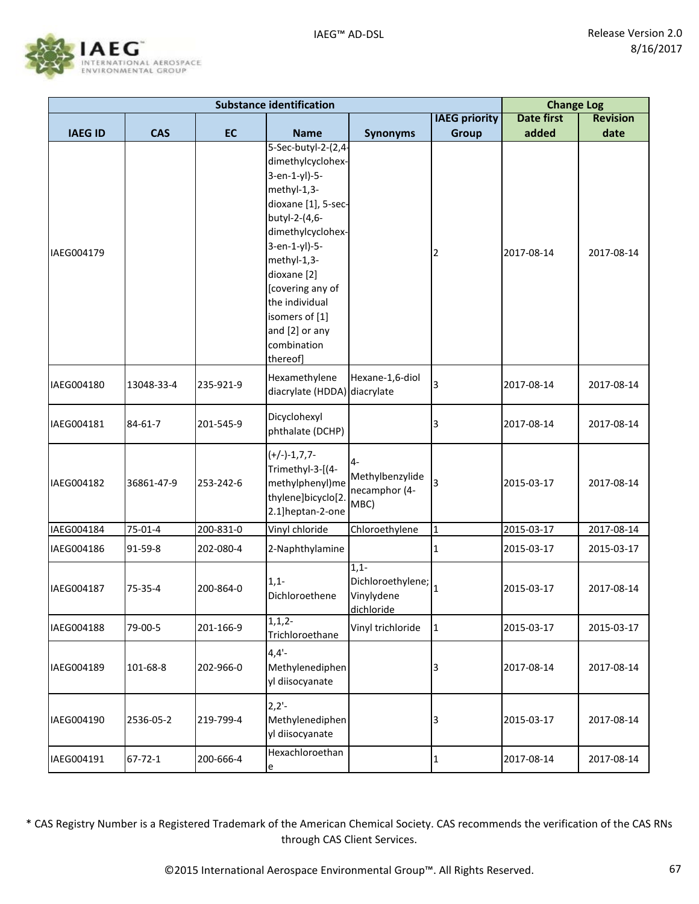| Substance identification | | | | | | Change Log | |
|---|---|---|---|---|---|---|---|
| IAEG ID | CAS | EC | Name | Synonyms | IAEG priority Group | Date first added | Revision date |
| IAEG004179 | | | 5-Sec-butyl-2-(2,4-dimethylcyclohex-3-en-1-yl)-5-methyl-1,3-dioxane [1], 5-sec-butyl-2-(4,6-dimethylcyclohex-3-en-1-yl)-5-methyl-1,3-dioxane [2] [covering any of the individual isomers of [1] and [2] or any combination thereof] | | 2 | 2017-08-14 | 2017-08-14 |
| IAEG004180 | 13048-33-4 | 235-921-9 | Hexamethylene diacrylate (HDDA) | Hexane-1,6-diol diacrylate | 3 | 2017-08-14 | 2017-08-14 |
| IAEG004181 | 84-61-7 | 201-545-9 | Dicyclohexyl phthalate (DCHP) | | 3 | 2017-08-14 | 2017-08-14 |
| IAEG004182 | 36861-47-9 | 253-242-6 | (+/-)-1,7,7-Trimethyl-3-[(4-methylphenyl)methylene]bicyclo[2.2.1]heptan-2-one | 4-Methylbenzylidene camphor (4-MBC) | 3 | 2015-03-17 | 2017-08-14 |
| IAEG004184 | 75-01-4 | 200-831-0 | Vinyl chloride | Chloroethylene | 1 | 2015-03-17 | 2017-08-14 |
| IAEG004186 | 91-59-8 | 202-080-4 | 2-Naphthylamine | | 1 | 2015-03-17 | 2015-03-17 |
| IAEG004187 | 75-35-4 | 200-864-0 | 1,1-Dichloroethene | 1,1-Dichloroethylene; Vinylydene dichloride | 1 | 2015-03-17 | 2017-08-14 |
| IAEG004188 | 79-00-5 | 201-166-9 | 1,1,2-Trichloroethane | Vinyl trichloride | 1 | 2015-03-17 | 2015-03-17 |
| IAEG004189 | 101-68-8 | 202-966-0 | 4,4'-Methylenediphenyl diisocyanate | | 3 | 2017-08-14 | 2017-08-14 |
| IAEG004190 | 2536-05-2 | 219-799-4 | 2,2'-Methylenediphenyl diisocyanate | | 3 | 2015-03-17 | 2017-08-14 |
| IAEG004191 | 67-72-1 | 200-666-4 | Hexachloroethane | | 1 | 2017-08-14 | 2017-08-14 |

* CAS Registry Number is a Registered Trademark of the American Chemical Society. CAS recommends the verification of the CAS RNs through CAS Client Services.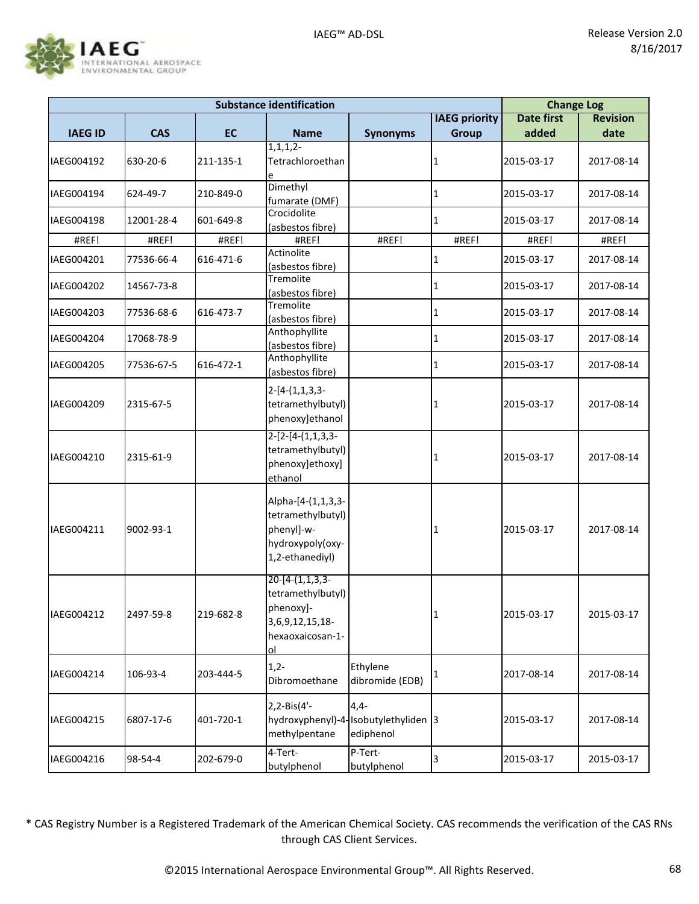| Substance identification | | | | | | Change Log | |
|---|---|---|---|---|---|---|---|
| IAEG ID | CAS | EC | Name | Synonyms | IAEG priority Group | Date first added | Revision date |
| IAEG004192 | 630-20-6 | 211-135-1 | 1,1,1,2-Tetrachloroethane | | 1 | 2015-03-17 | 2017-08-14 |
| IAEG004194 | 624-49-7 | 210-849-0 | Dimethyl fumarate (DMF) | | 1 | 2015-03-17 | 2017-08-14 |
| IAEG004198 | 12001-28-4 | 601-649-8 | Crocidolite (asbestos fibre) | | 1 | 2015-03-17 | 2017-08-14 |
| #REF! | #REF! | #REF! | #REF! | #REF! | #REF! | #REF! | #REF! |
| IAEG004201 | 77536-66-4 | 616-471-6 | Actinolite (asbestos fibre) | | 1 | 2015-03-17 | 2017-08-14 |
| IAEG004202 | 14567-73-8 | | Tremolite (asbestos fibre) | | 1 | 2015-03-17 | 2017-08-14 |
| IAEG004203 | 77536-68-6 | 616-473-7 | Tremolite (asbestos fibre) | | 1 | 2015-03-17 | 2017-08-14 |
| IAEG004204 | 17068-78-9 | | Anthophyllite (asbestos fibre) | | 1 | 2015-03-17 | 2017-08-14 |
| IAEG004205 | 77536-67-5 | 616-472-1 | Anthophyllite (asbestos fibre) | | 1 | 2015-03-17 | 2017-08-14 |
| IAEG004209 | 2315-67-5 | | 2-[4-(1,1,3,3-tetramethylbutyl)phenoxy]ethanol | | 1 | 2015-03-17 | 2017-08-14 |
| IAEG004210 | 2315-61-9 | | 2-[2-[4-(1,1,3,3-tetramethylbutyl)phenoxy]ethoxy]ethanol | | 1 | 2015-03-17 | 2017-08-14 |
| IAEG004211 | 9002-93-1 | | Alpha-[4-(1,1,3,3-tetramethylbutyl)phenyl]-w-hydroxypoly(oxy-1,2-ethanediyl) | | 1 | 2015-03-17 | 2017-08-14 |
| IAEG004212 | 2497-59-8 | 219-682-8 | 20-[4-(1,1,3,3-tetramethylbutyl)phenoxy]-3,6,9,12,15,18-hexaoxaicosan-1-ol | | 1 | 2015-03-17 | 2015-03-17 |
| IAEG004214 | 106-93-4 | 203-444-5 | 1,2-Dibromoethane | Ethylene dibromide (EDB) | 1 | 2017-08-14 | 2017-08-14 |
| IAEG004215 | 6807-17-6 | 401-720-1 | 2,2-Bis(4'-hydroxyphenyl)-4-methylpentane | 4,4-Isobutylethylidenediphenol | 3 | 2015-03-17 | 2017-08-14 |
| IAEG004216 | 98-54-4 | 202-679-0 | 4-Tert-butylphenol | P-Tert-butylphenol | 3 | 2015-03-17 | 2015-03-17 |

* CAS Registry Number is a Registered Trademark of the American Chemical Society. CAS recommends the verification of the CAS RNs through CAS Client Services.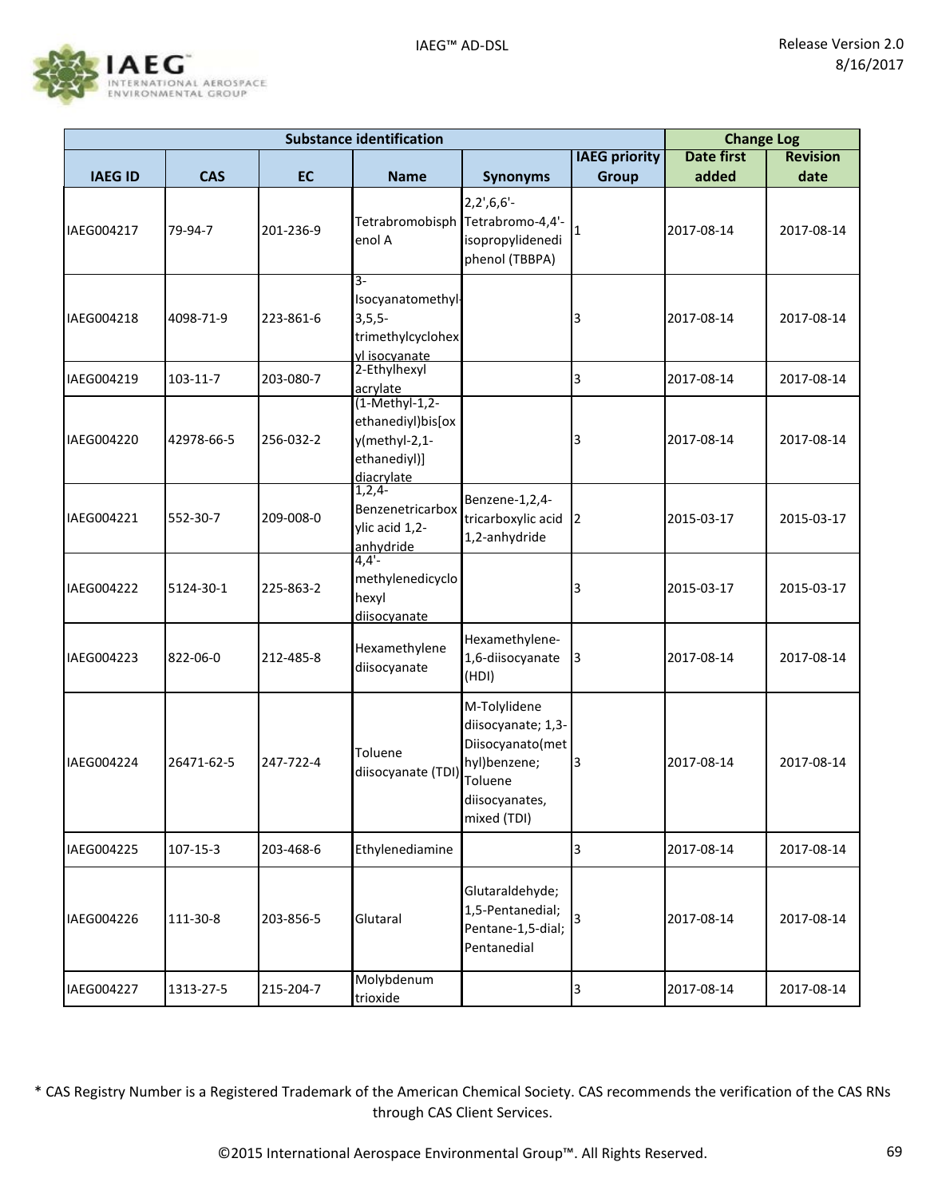| Substance identification | | | | | | Change Log | |
|---|---|---|---|---|---|---|---|
| IAEG ID | CAS | EC | Name | Synonyms | IAEG priority Group | Date first added | Revision date |
| IAEG004217 | 79-94-7 | 201-236-9 | Tetrabromobisphenol A | 2,2',6,6'-Tetrabromo-4,4'-isopropylidenediphenol (TBBPA) | 1 | 2017-08-14 | 2017-08-14 |
| IAEG004218 | 4098-71-9 | 223-861-6 | 3-Isocyanatomethyl-3,5,5-trimethylcyclohexyl isocyanate | | 3 | 2017-08-14 | 2017-08-14 |
| IAEG004219 | 103-11-7 | 203-080-7 | 2-Ethylhexyl acrylate | | 3 | 2017-08-14 | 2017-08-14 |
| IAEG004220 | 42978-66-5 | 256-032-2 | (1-Methyl-1,2-ethanediyl)bis[oxy(methyl-2,1-ethanediyl)] diacrylate | | 3 | 2017-08-14 | 2017-08-14 |
| IAEG004221 | 552-30-7 | 209-008-0 | 1,2,4-Benzenetricarboxylic acid 1,2-anhydride | Benzene-1,2,4-tricarboxylic acid 1,2-anhydride | 2 | 2015-03-17 | 2015-03-17 |
| IAEG004222 | 5124-30-1 | 225-863-2 | 4,4'-methylenedicyclohexyl diisocyanate | | 3 | 2015-03-17 | 2015-03-17 |
| IAEG004223 | 822-06-0 | 212-485-8 | Hexamethylene diisocyanate | Hexamethylene-1,6-diisocyanate (HDI) | 3 | 2017-08-14 | 2017-08-14 |
| IAEG004224 | 26471-62-5 | 247-722-4 | Toluene diisocyanate (TDI) | M-Tolylidene diisocyanate; 1,3-Diisocyanato(methyl)benzene; Toluene diisocyanates, mixed (TDI) | 3 | 2017-08-14 | 2017-08-14 |
| IAEG004225 | 107-15-3 | 203-468-6 | Ethylenediamine | | 3 | 2017-08-14 | 2017-08-14 |
| IAEG004226 | 111-30-8 | 203-856-5 | Glutaral | Glutaraldehyde; 1,5-Pentanedial; Pentane-1,5-dial; Pentanedial | 3 | 2017-08-14 | 2017-08-14 |
| IAEG004227 | 1313-27-5 | 215-204-7 | Molybdenum trioxide | | 3 | 2017-08-14 | 2017-08-14 |

* CAS Registry Number is a Registered Trademark of the American Chemical Society. CAS recommends the verification of the CAS RNs through CAS Client Services.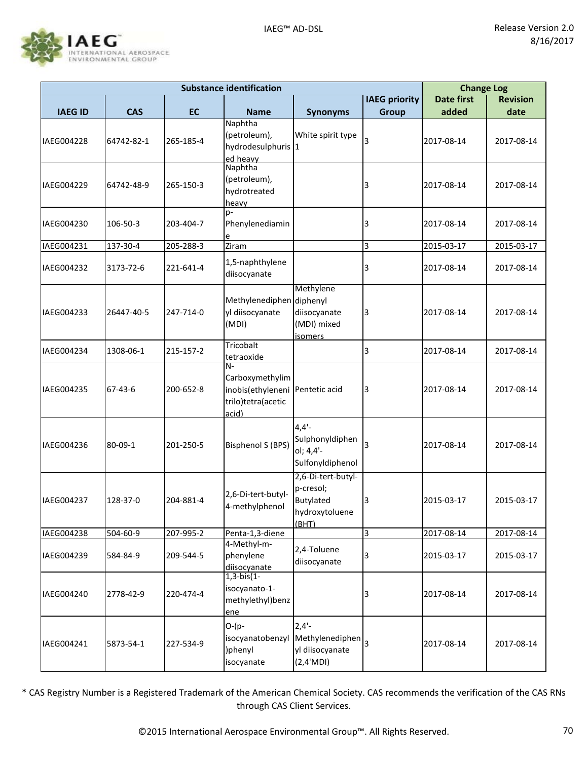| Substance identification | | | | | | Change Log | |
|---|---|---|---|---|---|---|---|
| IAEG ID | CAS | EC | Name | Synonyms | IAEG priority Group | Date first added | Revision date |
| IAEG004228 | 64742-82-1 | 265-185-4 | Naphtha (petroleum), hydrodesulphurised heavy | White spirit type 1 | 3 | 2017-08-14 | 2017-08-14 |
| IAEG004229 | 64742-48-9 | 265-150-3 | Naphtha (petroleum), hydrotreated heavy | | 3 | 2017-08-14 | 2017-08-14 |
| IAEG004230 | 106-50-3 | 203-404-7 | p-Phenylenediamine | | 3 | 2017-08-14 | 2017-08-14 |
| IAEG004231 | 137-30-4 | 205-288-3 | Ziram | | 3 | 2015-03-17 | 2015-03-17 |
| IAEG004232 | 3173-72-6 | 221-641-4 | 1,5-naphthylene diisocyanate | | 3 | 2017-08-14 | 2017-08-14 |
| IAEG004233 | 26447-40-5 | 247-714-0 | Methylenediphenyl diisocyanate (MDI) | Methylene diphenyl diisocyanate (MDI) mixed isomers | 3 | 2017-08-14 | 2017-08-14 |
| IAEG004234 | 1308-06-1 | 215-157-2 | Tricobalt tetraoxide | | 3 | 2017-08-14 | 2017-08-14 |
| IAEG004235 | 67-43-6 | 200-652-8 | N-Carboxymethyliminobis(ethylenenitrilo)tetra(acetic acid) | Pentetic acid | 3 | 2017-08-14 | 2017-08-14 |
| IAEG004236 | 80-09-1 | 201-250-5 | Bisphenol S (BPS) | 4,4'-Sulphonyldiphenol; 4,4'-Sulfonyldiphenol | 3 | 2017-08-14 | 2017-08-14 |
| IAEG004237 | 128-37-0 | 204-881-4 | 2,6-Di-tert-butyl-4-methylphenol | 2,6-Di-tert-butyl-p-cresol; Butylated hydroxytoluene (BHT) | 3 | 2015-03-17 | 2015-03-17 |
| IAEG004238 | 504-60-9 | 207-995-2 | Penta-1,3-diene | | 3 | 2017-08-14 | 2017-08-14 |
| IAEG004239 | 584-84-9 | 209-544-5 | 4-Methyl-m-phenylene diisocyanate | 2,4-Toluene diisocyanate | 3 | 2015-03-17 | 2015-03-17 |
| IAEG004240 | 2778-42-9 | 220-474-4 | 1,3-bis(1-isocyanato-1-methylethyl)benzene | | 3 | 2017-08-14 | 2017-08-14 |
| IAEG004241 | 5873-54-1 | 227-534-9 | O-(p-isocyanatobenzyl)phenyl isocyanate | 2,4'-Methylenediphenyl diisocyanate (2,4'MDI) | 3 | 2017-08-14 | 2017-08-14 |

* CAS Registry Number is a Registered Trademark of the American Chemical Society. CAS recommends the verification of the CAS RNs through CAS Client Services.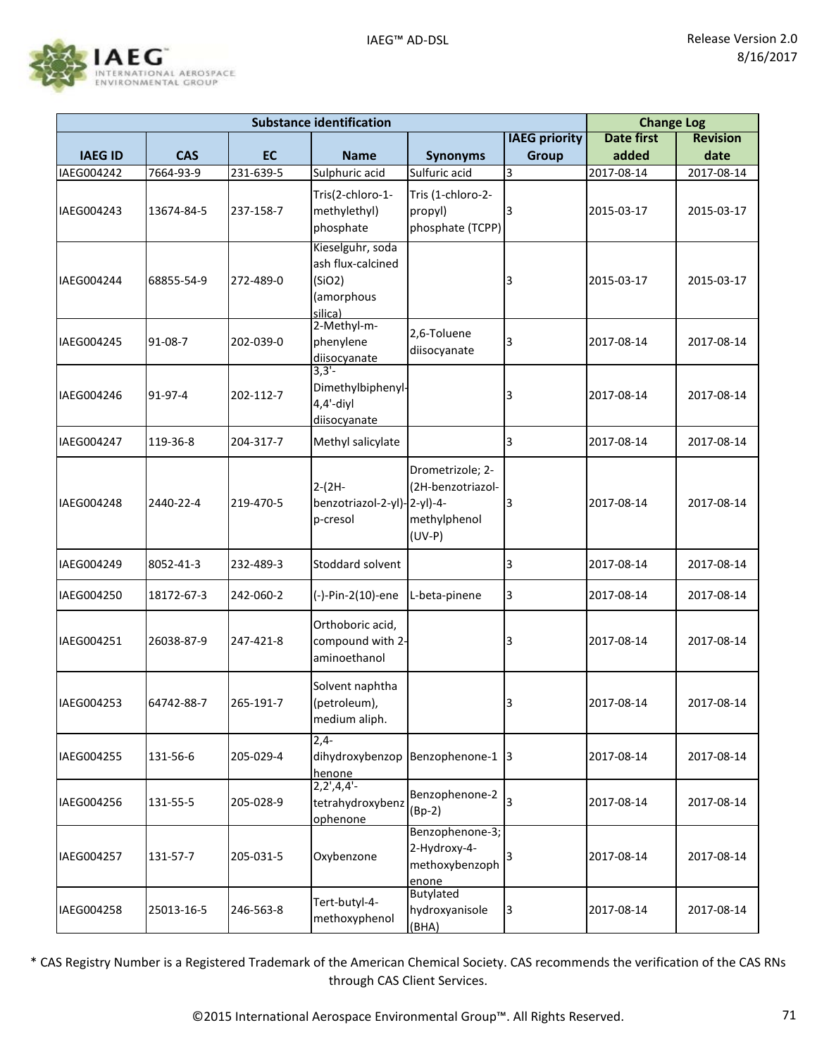| Substance identification | | | | | | Change Log | |
|---|---|---|---|---|---|---|---|
| IAEG ID | CAS | EC | Name | Synonyms | IAEG priority Group | Date first added | Revision date |
| IAEG004242 | 7664-93-9 | 231-639-5 | Sulphuric acid | Sulfuric acid | 3 | 2017-08-14 | 2017-08-14 |
| IAEG004243 | 13674-84-5 | 237-158-7 | Tris(2-chloro-1-methylethyl) phosphate | Tris (1-chloro-2-propyl) phosphate (TCPP) | 3 | 2015-03-17 | 2015-03-17 |
| IAEG004244 | 68855-54-9 | 272-489-0 | Kieselguhr, soda ash flux-calcined (SiO2) (amorphous silica) | | 3 | 2015-03-17 | 2015-03-17 |
| IAEG004245 | 91-08-7 | 202-039-0 | 2-Methyl-m-phenylene diisocyanate | 2,6-Toluene diisocyanate | 3 | 2017-08-14 | 2017-08-14 |
| IAEG004246 | 91-97-4 | 202-112-7 | 3,3'-Dimethylbiphenyl-4,4'-diyl diisocyanate | | 3 | 2017-08-14 | 2017-08-14 |
| IAEG004247 | 119-36-8 | 204-317-7 | Methyl salicylate | | 3 | 2017-08-14 | 2017-08-14 |
| IAEG004248 | 2440-22-4 | 219-470-5 | 2-(2H-benzotriazol-2-yl)-p-cresol | Drometrizole; 2-(2H-benzotriazol-2-yl)-4-methylphenol (UV-P) | 3 | 2017-08-14 | 2017-08-14 |
| IAEG004249 | 8052-41-3 | 232-489-3 | Stoddard solvent | | 3 | 2017-08-14 | 2017-08-14 |
| IAEG004250 | 18172-67-3 | 242-060-2 | (-)-Pin-2(10)-ene | L-beta-pinene | 3 | 2017-08-14 | 2017-08-14 |
| IAEG004251 | 26038-87-9 | 247-421-8 | Orthoboric acid, compound with 2-aminoethanol | | 3 | 2017-08-14 | 2017-08-14 |
| IAEG004253 | 64742-88-7 | 265-191-7 | Solvent naphtha (petroleum), medium aliph. | | 3 | 2017-08-14 | 2017-08-14 |
| IAEG004255 | 131-56-6 | 205-029-4 | 2,4-dihydroxybenzophenone | Benzophenone-1 | 3 | 2017-08-14 | 2017-08-14 |
| IAEG004256 | 131-55-5 | 205-028-9 | 2,2',4,4'-tetrahydroxybenzophenone | Benzophenone-2 (Bp-2) | 3 | 2017-08-14 | 2017-08-14 |
| IAEG004257 | 131-57-7 | 205-031-5 | Oxybenzone | Benzophenone-3; 2-Hydroxy-4-methoxybenzophenone | 3 | 2017-08-14 | 2017-08-14 |
| IAEG004258 | 25013-16-5 | 246-563-8 | Tert-butyl-4-methoxyphenol | Butylated hydroxyanisole (BHA) | 3 | 2017-08-14 | 2017-08-14 |

* CAS Registry Number is a Registered Trademark of the American Chemical Society. CAS recommends the verification of the CAS RNs through CAS Client Services.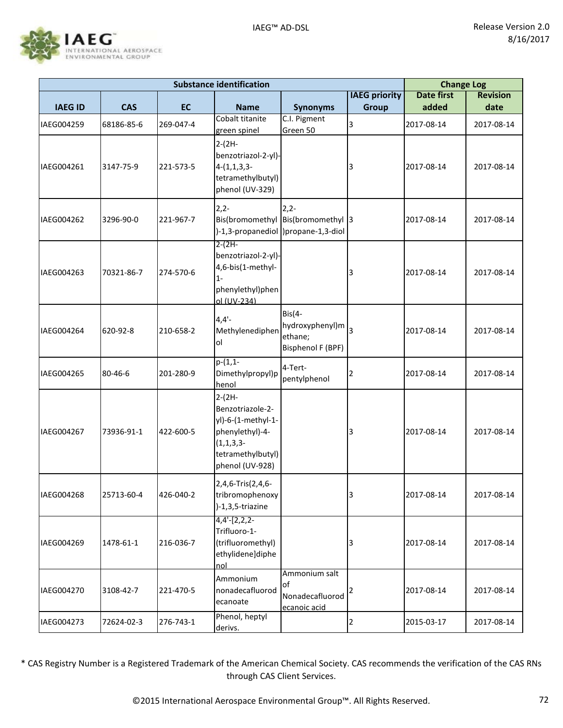| Substance identification | | | | | | Change Log | |
|---|---|---|---|---|---|---|---|
| IAEG ID | CAS | EC | Name | Synonyms | IAEG priority Group | Date first added | Revision date |
| IAEG004259 | 68186-85-6 | 269-047-4 | Cobalt titanite green spinel | C.I. Pigment Green 50 | 3 | 2017-08-14 | 2017-08-14 |
| IAEG004261 | 3147-75-9 | 221-573-5 | 2-(2H-benzotriazol-2-yl)-4-(1,1,3,3-tetramethylbutyl)phenol (UV-329) | | 3 | 2017-08-14 | 2017-08-14 |
| IAEG004262 | 3296-90-0 | 221-967-7 | 2,2-Bis(bromomethyl)-1,3-propanediol | 2,2-Bis(bromomethyl)propane-1,3-diol | 3 | 2017-08-14 | 2017-08-14 |
| IAEG004263 | 70321-86-7 | 274-570-6 | 2-(2H-benzotriazol-2-yl)-4,6-bis(1-methyl-1-phenylethyl)phenol (UV-234) | | 3 | 2017-08-14 | 2017-08-14 |
| IAEG004264 | 620-92-8 | 210-658-2 | 4,4'-Methylenediphenol | Bis(4-hydroxyphenyl)methane; Bisphenol F (BPF) | 3 | 2017-08-14 | 2017-08-14 |
| IAEG004265 | 80-46-6 | 201-280-9 | p-(1,1-Dimethylpropyl)phenol | 4-Tert-pentylphenol | 2 | 2017-08-14 | 2017-08-14 |
| IAEG004267 | 73936-91-1 | 422-600-5 | 2-(2H-Benzotriazole-2-yl)-6-(1-methyl-1-phenylethyl)-4-(1,1,3,3-tetramethylbutyl)phenol (UV-928) | | 3 | 2017-08-14 | 2017-08-14 |
| IAEG004268 | 25713-60-4 | 426-040-2 | 2,4,6-Tris(2,4,6-tribromophenoxy)-1,3,5-triazine | | 3 | 2017-08-14 | 2017-08-14 |
| IAEG004269 | 1478-61-1 | 216-036-7 | 4,4'-[2,2,2-Trifluoro-1-(trifluoromethyl)ethylidene]diphenol | | 3 | 2017-08-14 | 2017-08-14 |
| IAEG004270 | 3108-42-7 | 221-470-5 | Ammonium nonadecafluorodecanoate | Ammonium salt of Nonadecafluorodecanoic acid | 2 | 2017-08-14 | 2017-08-14 |
| IAEG004273 | 72624-02-3 | 276-743-1 | Phenol, heptyl derivs. | | 2 | 2015-03-17 | 2017-08-14 |

* CAS Registry Number is a Registered Trademark of the American Chemical Society. CAS recommends the verification of the CAS RNs through CAS Client Services.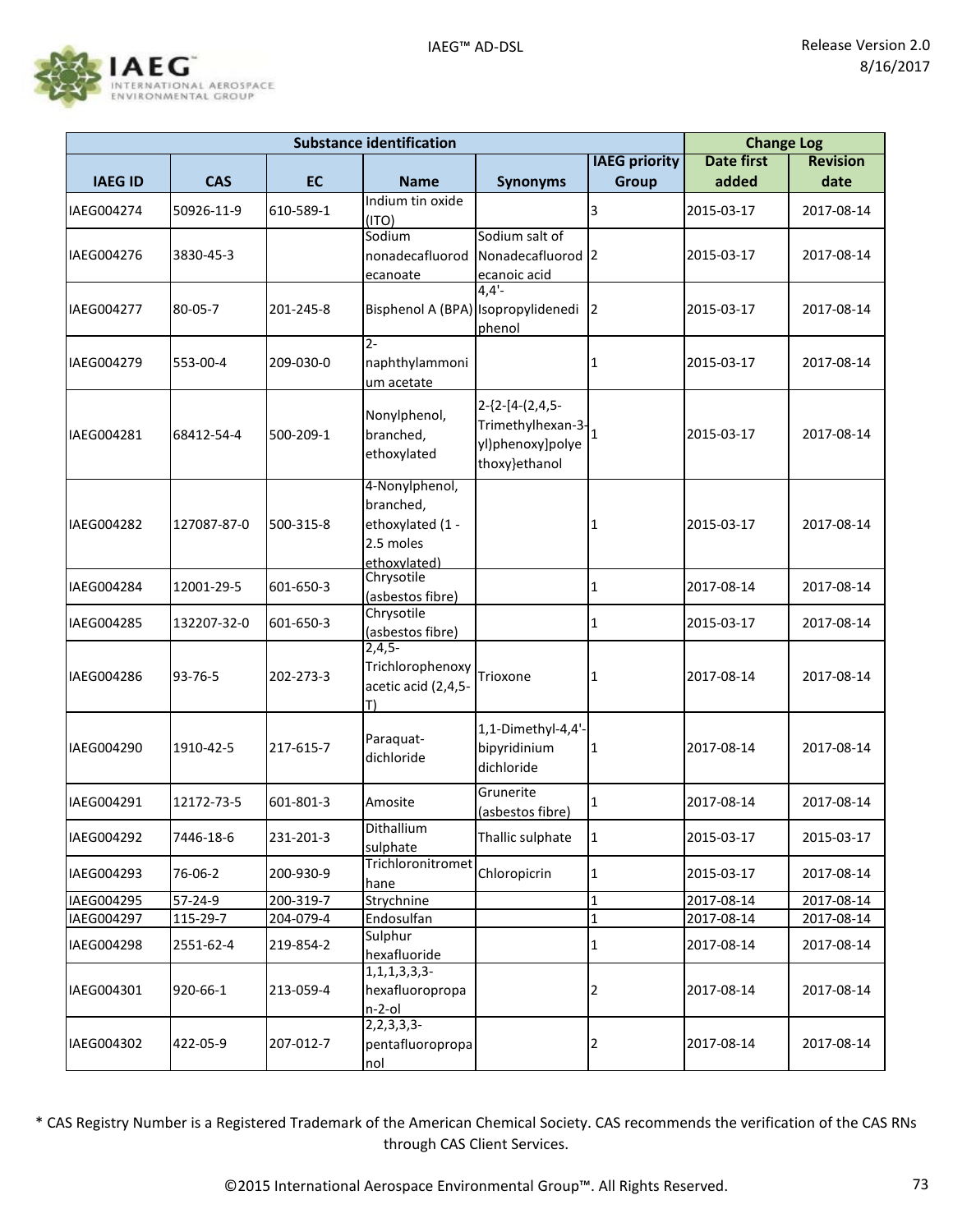| Substance identification | | | | | | Change Log | |
|---|---|---|---|---|---|---|---|
| IAEG ID | CAS | EC | Name | Synonyms | IAEG priority Group | Date first added | Revision date |
| IAEG004274 | 50926-11-9 | 610-589-1 | Indium tin oxide (ITO) | | 3 | 2015-03-17 | 2017-08-14 |
| IAEG004276 | 3830-45-3 | | Sodium nonadecafluorodecanoate | Sodium salt of Nonadecafluorodecanoic acid | 2 | 2015-03-17 | 2017-08-14 |
| IAEG004277 | 80-05-7 | 201-245-8 | Bisphenol A (BPA) | 4,4'-Isopropylidenediphenol | 2 | 2015-03-17 | 2017-08-14 |
| IAEG004279 | 553-00-4 | 209-030-0 | 2-naphthylammonium acetate | | 1 | 2015-03-17 | 2017-08-14 |
| IAEG004281 | 68412-54-4 | 500-209-1 | Nonylphenol, branched, ethoxylated | 2-{2-[4-(2,4,5-Trimethylhexan-3-yl)phenoxy]polyethoxy}ethanol | 1 | 2015-03-17 | 2017-08-14 |
| IAEG004282 | 127087-87-0 | 500-315-8 | 4-Nonylphenol, branched, ethoxylated (1 - 2.5 moles ethoxylated) | | 1 | 2015-03-17 | 2017-08-14 |
| IAEG004284 | 12001-29-5 | 601-650-3 | Chrysotile (asbestos fibre) | | 1 | 2017-08-14 | 2017-08-14 |
| IAEG004285 | 132207-32-0 | 601-650-3 | Chrysotile (asbestos fibre) | | 1 | 2015-03-17 | 2017-08-14 |
| IAEG004286 | 93-76-5 | 202-273-3 | 2,4,5-Trichlorophenoxyacetic acid (2,4,5-T) | Trioxone | 1 | 2017-08-14 | 2017-08-14 |
| IAEG004290 | 1910-42-5 | 217-615-7 | Paraquat-dichloride | 1,1-Dimethyl-4,4'-bipyridinium dichloride | 1 | 2017-08-14 | 2017-08-14 |
| IAEG004291 | 12172-73-5 | 601-801-3 | Amosite | Grunerite (asbestos fibre) | 1 | 2017-08-14 | 2017-08-14 |
| IAEG004292 | 7446-18-6 | 231-201-3 | Dithallium sulphate | Thallic sulphate | 1 | 2015-03-17 | 2015-03-17 |
| IAEG004293 | 76-06-2 | 200-930-9 | Trichloronitromethane | Chloropicrin | 1 | 2015-03-17 | 2017-08-14 |
| IAEG004295 | 57-24-9 | 200-319-7 | Strychnine | | 1 | 2017-08-14 | 2017-08-14 |
| IAEG004297 | 115-29-7 | 204-079-4 | Endosulfan | | 1 | 2017-08-14 | 2017-08-14 |
| IAEG004298 | 2551-62-4 | 219-854-2 | Sulphur hexafluoride | | 1 | 2017-08-14 | 2017-08-14 |
| IAEG004301 | 920-66-1 | 213-059-4 | 1,1,1,3,3,3-hexafluoropropan-2-ol | | 2 | 2017-08-14 | 2017-08-14 |
| IAEG004302 | 422-05-9 | 207-012-7 | 2,2,3,3,3-pentafluoropropanol | | 2 | 2017-08-14 | 2017-08-14 |

* CAS Registry Number is a Registered Trademark of the American Chemical Society. CAS recommends the verification of the CAS RNs through CAS Client Services.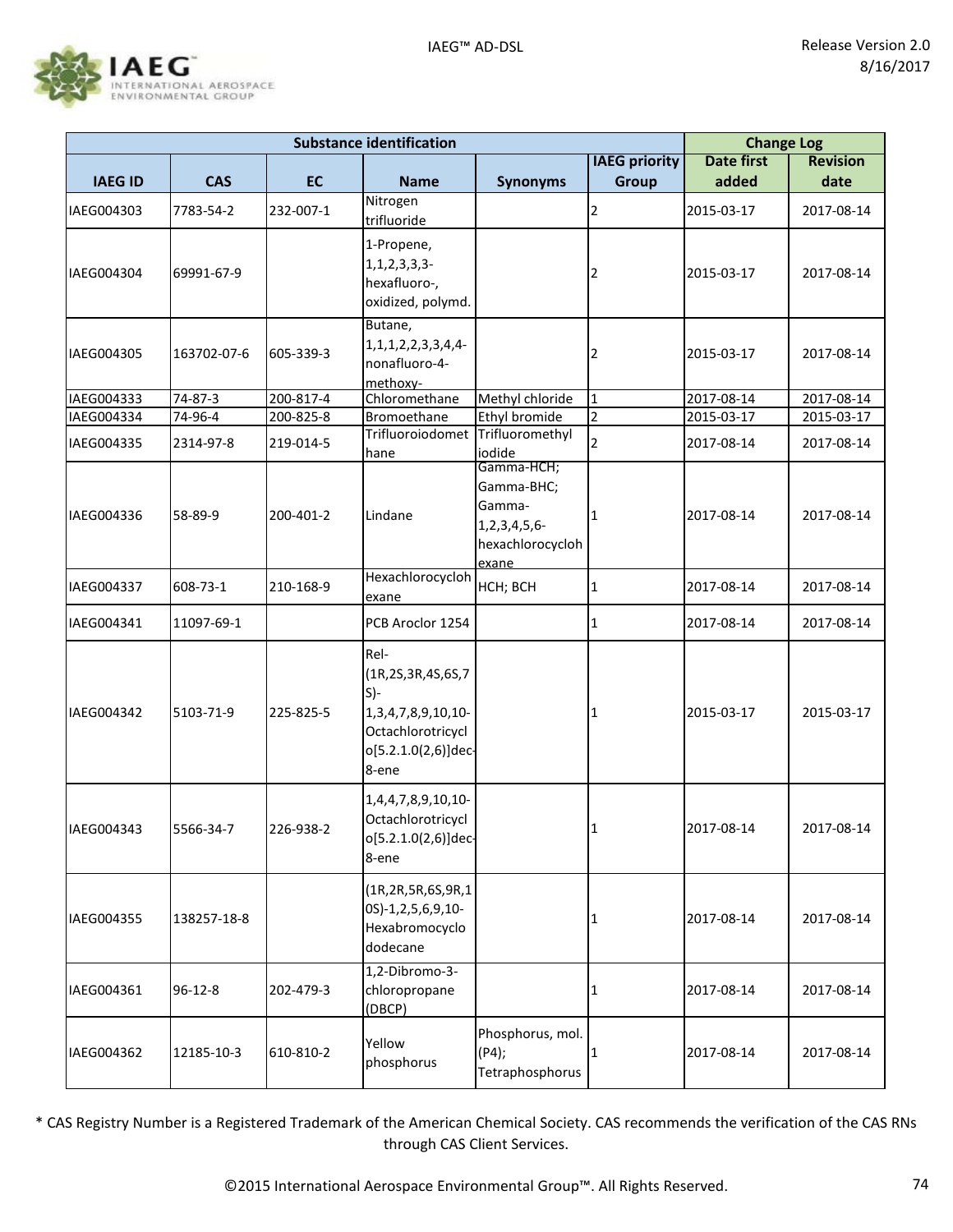| Substance identification | | | | | | Change Log | |
|---|---|---|---|---|---|---|---|
| IAEG ID | CAS | EC | Name | Synonyms | IAEG priority Group | Date first added | Revision date |
| IAEG004303 | 7783-54-2 | 232-007-1 | Nitrogen trifluoride | | 2 | 2015-03-17 | 2017-08-14 |
| IAEG004304 | 69991-67-9 | | 1-Propene, 1,1,2,3,3,3-hexafluoro-, oxidized, polymd. | | 2 | 2015-03-17 | 2017-08-14 |
| IAEG004305 | 163702-07-6 | 605-339-3 | Butane, 1,1,1,2,2,3,3,4,4-nonafluoro-4-methoxy- | | 2 | 2015-03-17 | 2017-08-14 |
| IAEG004333 | 74-87-3 | 200-817-4 | Chloromethane | Methyl chloride | 1 | 2017-08-14 | 2017-08-14 |
| IAEG004334 | 74-96-4 | 200-825-8 | Bromoethane | Ethyl bromide | 2 | 2015-03-17 | 2015-03-17 |
| IAEG004335 | 2314-97-8 | 219-014-5 | Trifluoroiodomethane | Trifluoromethyl iodide | 2 | 2017-08-14 | 2017-08-14 |
| IAEG004336 | 58-89-9 | 200-401-2 | Lindane | Gamma-HCH; Gamma-BHC; Gamma-1,2,3,4,5,6-hexachlorocyclohexane | 1 | 2017-08-14 | 2017-08-14 |
| IAEG004337 | 608-73-1 | 210-168-9 | Hexachlorocyclohexane | HCH; BCH | 1 | 2017-08-14 | 2017-08-14 |
| IAEG004341 | 11097-69-1 | | PCB Aroclor 1254 | | 1 | 2017-08-14 | 2017-08-14 |
| IAEG004342 | 5103-71-9 | 225-825-5 | Rel-(1R,2S,3R,4S,6S,7S)-1,3,4,7,8,9,10,10-Octachlorotricyclo[5.2.1.0(2,6)]dec-8-ene | | 1 | 2015-03-17 | 2015-03-17 |
| IAEG004343 | 5566-34-7 | 226-938-2 | 1,4,4,7,8,9,10,10-Octachlorotricyclo[5.2.1.0(2,6)]dec-8-ene | | 1 | 2017-08-14 | 2017-08-14 |
| IAEG004355 | 138257-18-8 | | (1R,2R,5R,6S,9R,10S)-1,2,5,6,9,10-Hexabromocyclododecane | | 1 | 2017-08-14 | 2017-08-14 |
| IAEG004361 | 96-12-8 | 202-479-3 | 1,2-Dibromo-3-chloropropane (DBCP) | | 1 | 2017-08-14 | 2017-08-14 |
| IAEG004362 | 12185-10-3 | 610-810-2 | Yellow phosphorus | Phosphorus, mol. (P4); Tetraphosphorus | 1 | 2017-08-14 | 2017-08-14 |

* CAS Registry Number is a Registered Trademark of the American Chemical Society. CAS recommends the verification of the CAS RNs through CAS Client Services.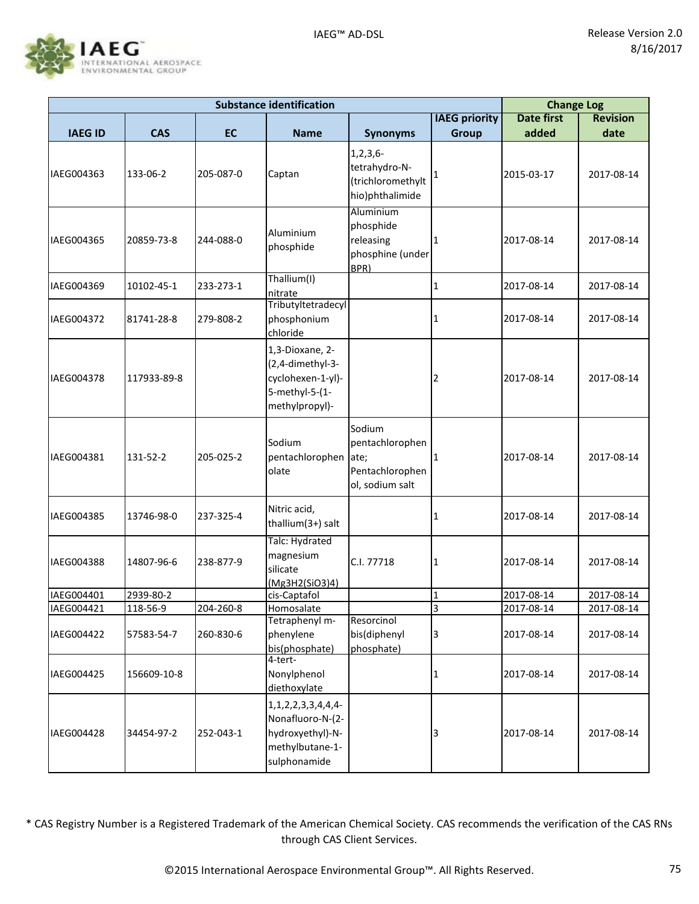| Substance identification | | | | | | Change Log | |
|---|---|---|---|---|---|---|---|
| IAEG ID | CAS | EC | Name | Synonyms | IAEG priority Group | Date first added | Revision date |
| IAEG004363 | 133-06-2 | 205-087-0 | Captan | 1,2,3,6-tetrahydro-N-(trichloromethylthio)phthalimide | 1 | 2015-03-17 | 2017-08-14 |
| IAEG004365 | 20859-73-8 | 244-088-0 | Aluminium phosphide | Aluminium phosphide releasing phosphine (under BPR) | 1 | 2017-08-14 | 2017-08-14 |
| IAEG004369 | 10102-45-1 | 233-273-1 | Thallium(I) nitrate | | 1 | 2017-08-14 | 2017-08-14 |
| IAEG004372 | 81741-28-8 | 279-808-2 | Tributyltetradecyl phosphonium chloride | | 1 | 2017-08-14 | 2017-08-14 |
| IAEG004378 | 117933-89-8 | | 1,3-Dioxane, 2-(2,4-dimethyl-3-cyclohexen-1-yl)-5-methyl-5-(1-methylpropyl)- | | 2 | 2017-08-14 | 2017-08-14 |
| IAEG004381 | 131-52-2 | 205-025-2 | Sodium pentachlorophenolate | Sodium pentachlorophenate; Pentachlorophenol, sodium salt | 1 | 2017-08-14 | 2017-08-14 |
| IAEG004385 | 13746-98-0 | 237-325-4 | Nitric acid, thallium(3+) salt | | 1 | 2017-08-14 | 2017-08-14 |
| IAEG004388 | 14807-96-6 | 238-877-9 | Talc: Hydrated magnesium silicate ($Mg_3H_2(SiO_3)_4$) | C.I. 77718 | 1 | 2017-08-14 | 2017-08-14 |
| IAEG004401 | 2939-80-2 | | cis-Captafol | | 1 | 2017-08-14 | 2017-08-14 |
| IAEG004421 | 118-56-9 | 204-260-8 | Homosalate | | 3 | 2017-08-14 | 2017-08-14 |
| IAEG004422 | 57583-54-7 | 260-830-6 | Tetraphenyl m-phenylene bis(phosphate) | Resorcinol bis(diphenyl phosphate) | 3 | 2017-08-14 | 2017-08-14 |
| IAEG004425 | 156609-10-8 | | 4-tert-Nonylphenol diethoxylate | | 1 | 2017-08-14 | 2017-08-14 |
| IAEG004428 | 34454-97-2 | 252-043-1 | 1,1,2,2,3,3,4,4,4-Nonafluoro-N-(2-hydroxyethyl)-N-methylbutane-1-sulphonamide | | 3 | 2017-08-14 | 2017-08-14 |

* CAS Registry Number is a Registered Trademark of the American Chemical Society. CAS recommends the verification of the CAS RNs through CAS Client Services.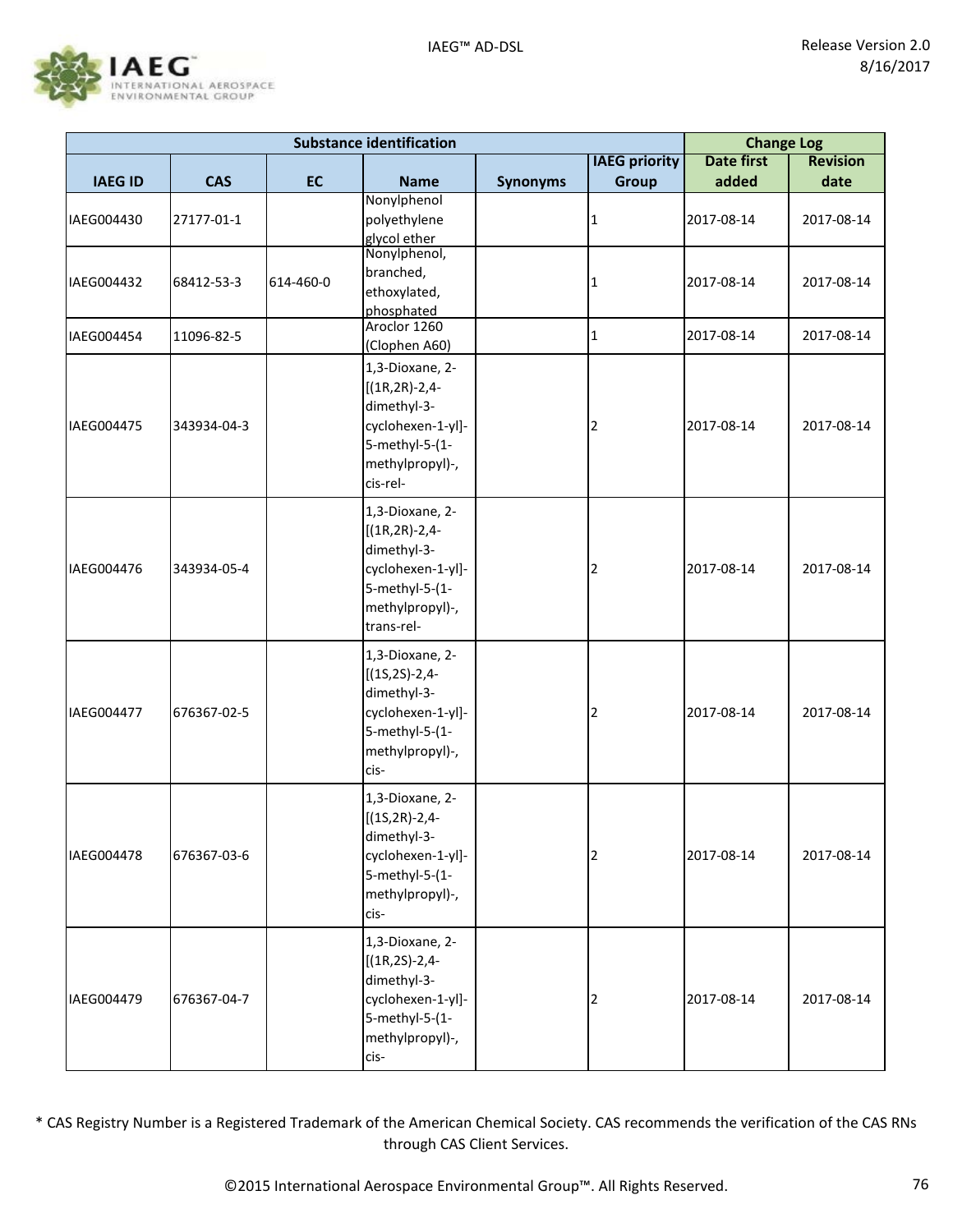| Substance identification | | | | | | Change Log | |
|---|---|---|---|---|---|---|---|
| IAEG ID | CAS | EC | Name | Synonyms | IAEG priority Group | Date first added | Revision date |
| IAEG004430 | 27177-01-1 | | Nonylphenol polyethylene glycol ether | | 1 | 2017-08-14 | 2017-08-14 |
| IAEG004432 | 68412-53-3 | 614-460-0 | Nonylphenol, branched, ethoxylated, phosphated | | 1 | 2017-08-14 | 2017-08-14 |
| IAEG004454 | 11096-82-5 | | Aroclor 1260 (Clophen A60) | | 1 | 2017-08-14 | 2017-08-14 |
| IAEG004475 | 343934-04-3 | | 1,3-Dioxane, 2-[(1R,2R)-2,4-dimethyl-3-cyclohexen-1-yl]-5-methyl-5-(1-methylpropyl)-, cis-rel- | | 2 | 2017-08-14 | 2017-08-14 |
| IAEG004476 | 343934-05-4 | | 1,3-Dioxane, 2-[(1R,2R)-2,4-dimethyl-3-cyclohexen-1-yl]-5-methyl-5-(1-methylpropyl)-, trans-rel- | | 2 | 2017-08-14 | 2017-08-14 |
| IAEG004477 | 676367-02-5 | | 1,3-Dioxane, 2-[(1S,2S)-2,4-dimethyl-3-cyclohexen-1-yl]-5-methyl-5-(1-methylpropyl)-, cis- | | 2 | 2017-08-14 | 2017-08-14 |
| IAEG004478 | 676367-03-6 | | 1,3-Dioxane, 2-[(1S,2R)-2,4-dimethyl-3-cyclohexen-1-yl]-5-methyl-5-(1-methylpropyl)-, cis- | | 2 | 2017-08-14 | 2017-08-14 |
| IAEG004479 | 676367-04-7 | | 1,3-Dioxane, 2-[(1R,2S)-2,4-dimethyl-3-cyclohexen-1-yl]-5-methyl-5-(1-methylpropyl)-, cis- | | 2 | 2017-08-14 | 2017-08-14 |

* CAS Registry Number is a Registered Trademark of the American Chemical Society. CAS recommends the verification of the CAS RNs through CAS Client Services.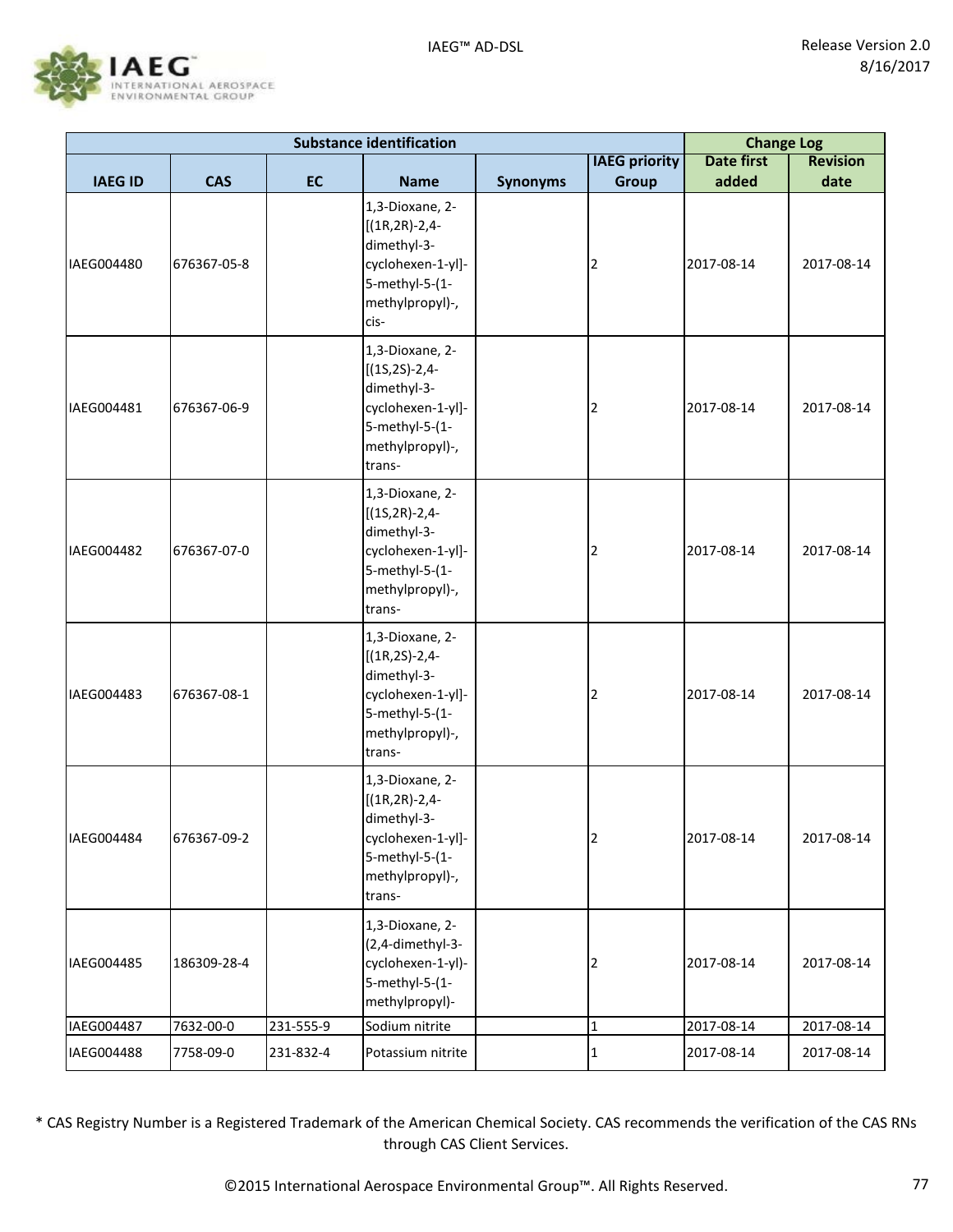| Substance identification | | | | | | Change Log | |
|---|---|---|---|---|---|---|---|
| IAEG ID | CAS | EC | Name | Synonyms | IAEG priority Group | Date first added | Revision date |
| IAEG004480 | 676367-05-8 | | 1,3-Dioxane, 2-[(1R,2R)-2,4-dimethyl-3-cyclohexen-1-yl]-5-methyl-5-(1-methylpropyl)-, cis- | | 2 | 2017-08-14 | 2017-08-14 |
| IAEG004481 | 676367-06-9 | | 1,3-Dioxane, 2-[(1S,2S)-2,4-dimethyl-3-cyclohexen-1-yl]-5-methyl-5-(1-methylpropyl)-, trans- | | 2 | 2017-08-14 | 2017-08-14 |
| IAEG004482 | 676367-07-0 | | 1,3-Dioxane, 2-[(1S,2R)-2,4-dimethyl-3-cyclohexen-1-yl]-5-methyl-5-(1-methylpropyl)-, trans- | | 2 | 2017-08-14 | 2017-08-14 |
| IAEG004483 | 676367-08-1 | | 1,3-Dioxane, 2-[(1R,2S)-2,4-dimethyl-3-cyclohexen-1-yl]-5-methyl-5-(1-methylpropyl)-, trans- | | 2 | 2017-08-14 | 2017-08-14 |
| IAEG004484 | 676367-09-2 | | 1,3-Dioxane, 2-[(1R,2R)-2,4-dimethyl-3-cyclohexen-1-yl]-5-methyl-5-(1-methylpropyl)-, trans- | | 2 | 2017-08-14 | 2017-08-14 |
| IAEG004485 | 186309-28-4 | | 1,3-Dioxane, 2-(2,4-dimethyl-3-cyclohexen-1-yl)-5-methyl-5-(1-methylpropyl)- | | 2 | 2017-08-14 | 2017-08-14 |
| IAEG004487 | 7632-00-0 | 231-555-9 | Sodium nitrite | | 1 | 2017-08-14 | 2017-08-14 |
| IAEG004488 | 7758-09-0 | 231-832-4 | Potassium nitrite | | 1 | 2017-08-14 | 2017-08-14 |

* CAS Registry Number is a Registered Trademark of the American Chemical Society. CAS recommends the verification of the CAS RNs through CAS Client Services.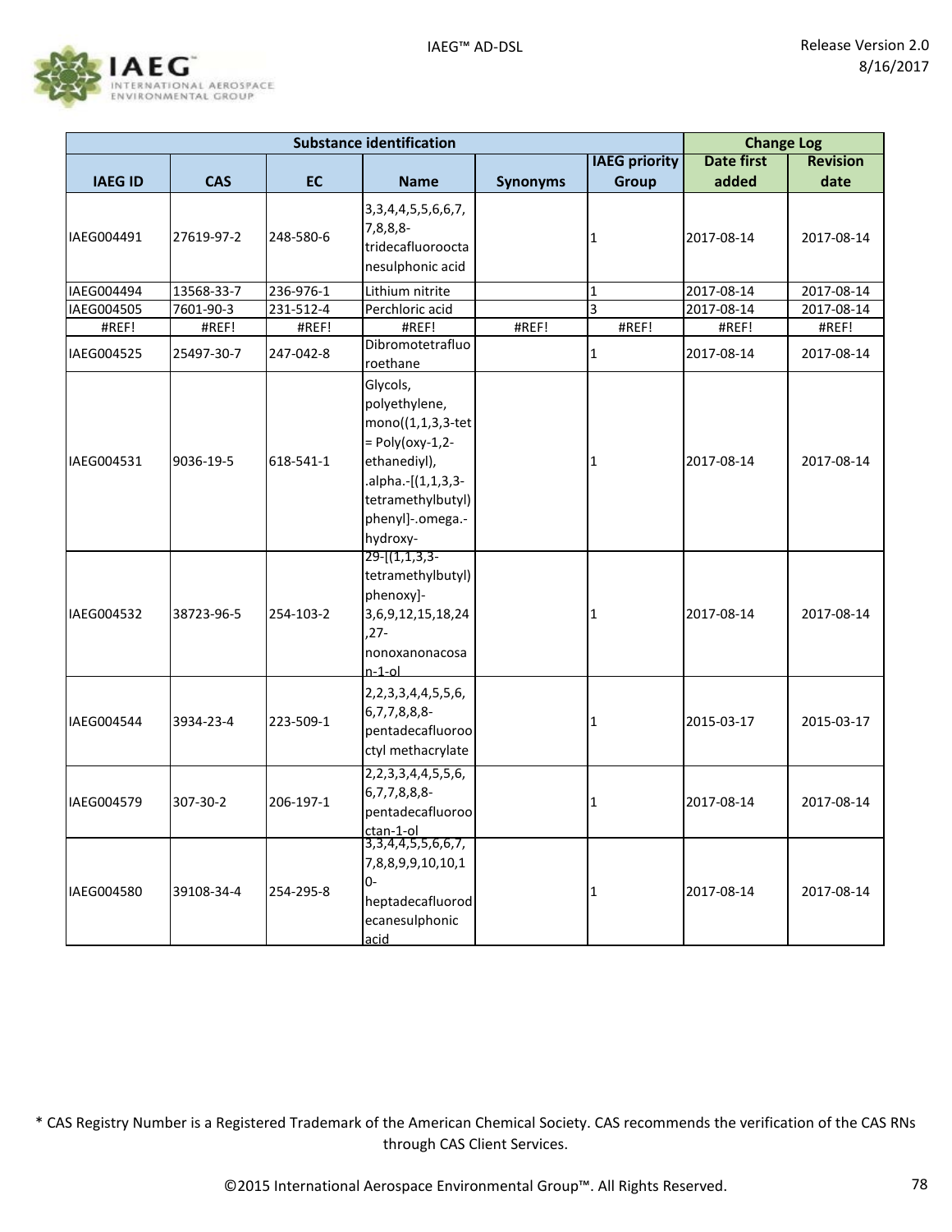| Substance identification | | | | | | Change Log | |
|---|---|---|---|---|---|---|---|
| IAEG ID | CAS | EC | Name | Synonyms | IAEG priority Group | Date first added | Revision date |
| IAEG004491 | 27619-97-2 | 248-580-6 | 3,3,4,4,5,5,6,6,7,7,8,8,8-tridecafluorooctanesulphonic acid | | 1 | 2017-08-14 | 2017-08-14 |
| IAEG004494 | 13568-33-7 | 236-976-1 | Lithium nitrite | | 1 | 2017-08-14 | 2017-08-14 |
| IAEG004505 | 7601-90-3 | 231-512-4 | Perchloric acid | | 3 | 2017-08-14 | 2017-08-14 |
| #REF! | #REF! | #REF! | #REF! | #REF! | #REF! | #REF! | #REF! |
| IAEG004525 | 25497-30-7 | 247-042-8 | Dibromotetrafluoroethane | | 1 | 2017-08-14 | 2017-08-14 |
| IAEG004531 | 9036-19-5 | 618-541-1 | Glycols, polyethylene, mono((1,1,3,3-tet = Poly(oxy-1,2-ethanediyl), .alpha.-[(1,1,3,3-tetramethylbutyl)phenyl]-.omega.-hydroxy- | | 1 | 2017-08-14 | 2017-08-14 |
| IAEG004532 | 38723-96-5 | 254-103-2 | 29-[(1,1,3,3-tetramethylbutyl)phenoxy]-3,6,9,12,15,18,24,27-nonoxanonacosan-1-ol | | 1 | 2017-08-14 | 2017-08-14 |
| IAEG004544 | 3934-23-4 | 223-509-1 | 2,2,3,3,4,4,5,5,6,6,7,7,8,8,8-pentadecafluorooctyl methacrylate | | 1 | 2015-03-17 | 2015-03-17 |
| IAEG004579 | 307-30-2 | 206-197-1 | 2,2,3,3,4,4,5,5,6,6,7,7,8,8,8-pentadecafluorooctan-1-ol | | 1 | 2017-08-14 | 2017-08-14 |
| IAEG004580 | 39108-34-4 | 254-295-8 | 3,3,4,4,5,5,6,6,7,7,8,8,9,9,10,10,10-heptadecafluorodecanesulphonic acid | | 1 | 2017-08-14 | 2017-08-14 |

* CAS Registry Number is a Registered Trademark of the American Chemical Society. CAS recommends the verification of the CAS RNs through CAS Client Services.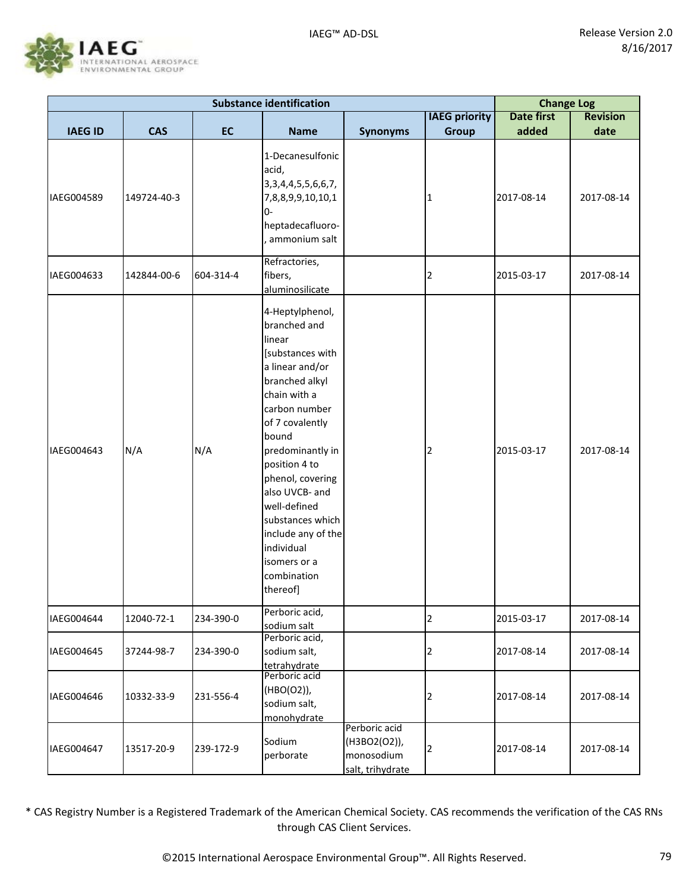| Substance identification | | | | | | Change Log | |
|---|---|---|---|---|---|---|---|
| IAEG ID | CAS | EC | Name | Synonyms | IAEG priority Group | Date first added | Revision date |
| IAEG004589 | 149724-40-3 | | 1-Decanesulfonic acid, 3,3,4,4,5,5,6,6,7,7,8,8,9,9,10,10,10-heptadecafluoro-, ammonium salt | | 1 | 2017-08-14 | 2017-08-14 |
| IAEG004633 | 142844-00-6 | 604-314-4 | Refractories, fibers, aluminosilicate | | 2 | 2015-03-17 | 2017-08-14 |
| IAEG004643 | N/A | N/A | 4-Heptylphenol, branched and linear [substances with a linear and/or branched alkyl chain with a carbon number of 7 covalently bound predominantly in position 4 to phenol, covering also UVCB- and well-defined substances which include any of the individual isomers or a combination thereof] | | 2 | 2015-03-17 | 2017-08-14 |
| IAEG004644 | 12040-72-1 | 234-390-0 | Perboric acid, sodium salt | | 2 | 2015-03-17 | 2017-08-14 |
| IAEG004645 | 37244-98-7 | 234-390-0 | Perboric acid, sodium salt, tetrahydrate | | 2 | 2017-08-14 | 2017-08-14 |
| IAEG004646 | 10332-33-9 | 231-556-4 | Perboric acid (HBO(O2)), sodium salt, monohydrate | | 2 | 2017-08-14 | 2017-08-14 |
| IAEG004647 | 13517-20-9 | 239-172-9 | Sodium perborate | Perboric acid (H3BO2(O2)), monosodium salt, trihydrate | 2 | 2017-08-14 | 2017-08-14 |

* CAS Registry Number is a Registered Trademark of the American Chemical Society. CAS recommends the verification of the CAS RNs through CAS Client Services.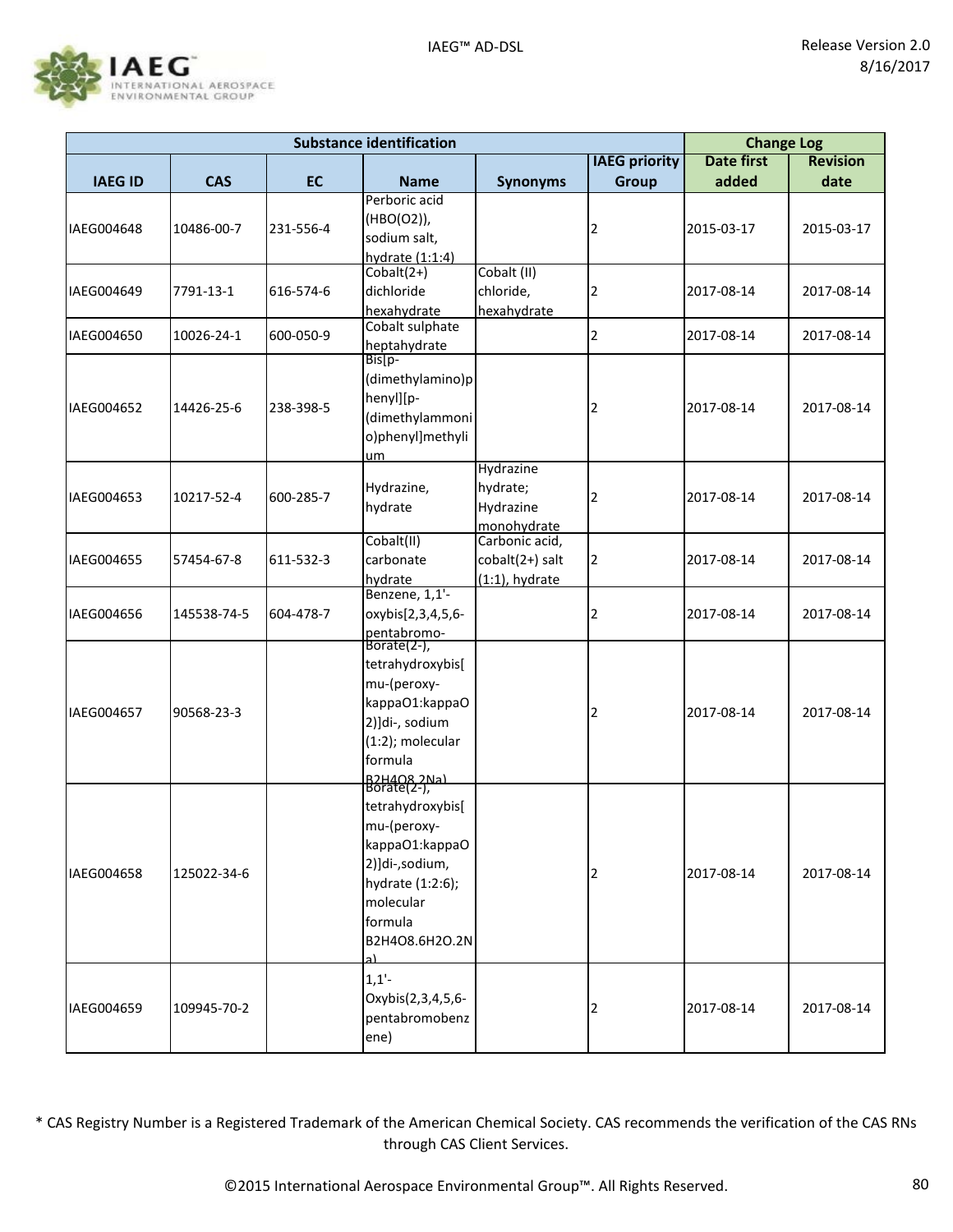| Substance identification | | | | | | Change Log | |
|---|---|---|---|---|---|---|---|
| IAEG ID | CAS | EC | Name | Synonyms | IAEG priority Group | Date first added | Revision date |
| IAEG004648 | 10486-00-7 | 231-556-4 | Perboric acid (HBO(O2)), sodium salt, hydrate (1:1:4) | | 2 | 2015-03-17 | 2015-03-17 |
| IAEG004649 | 7791-13-1 | 616-574-6 | Cobalt(2+) dichloride hexahydrate | Cobalt (II) chloride, hexahydrate | 2 | 2017-08-14 | 2017-08-14 |
| IAEG004650 | 10026-24-1 | 600-050-9 | Cobalt sulphate heptahydrate | | 2 | 2017-08-14 | 2017-08-14 |
| IAEG004652 | 14426-25-6 | 238-398-5 | Bis[p-(dimethylamino)phenyl][p-(dimethylammonio)phenyl]methylium | | 2 | 2017-08-14 | 2017-08-14 |
| IAEG004653 | 10217-52-4 | 600-285-7 | Hydrazine, hydrate | Hydrazine hydrate; Hydrazine monohydrate | 2 | 2017-08-14 | 2017-08-14 |
| IAEG004655 | 57454-67-8 | 611-532-3 | Cobalt(II) carbonate hydrate | Carbonic acid, cobalt(2+) salt (1:1), hydrate | 2 | 2017-08-14 | 2017-08-14 |
| IAEG004656 | 145538-74-5 | 604-478-7 | Benzene, 1,1'-oxybis[2,3,4,5,6-pentabromo- | | 2 | 2017-08-14 | 2017-08-14 |
| IAEG004657 | 90568-23-3 | | Borate(2-), tetrahydroxybis[mu-(peroxy-kappaO1:kappaO2)]di-, sodium (1:2); molecular formula B2H4O8.2Na) | | 2 | 2017-08-14 | 2017-08-14 |
| IAEG004658 | 125022-34-6 | | Borate(2-), tetrahydroxybis[mu-(peroxy-kappaO1:kappaO2)]di-,sodium, hydrate (1:2:6); molecular formula B2H4O8.6H2O.2Na) | | 2 | 2017-08-14 | 2017-08-14 |
| IAEG004659 | 109945-70-2 | | 1,1'-Oxybis(2,3,4,5,6-pentabromobenzene) | | 2 | 2017-08-14 | 2017-08-14 |

* CAS Registry Number is a Registered Trademark of the American Chemical Society. CAS recommends the verification of the CAS RNs through CAS Client Services.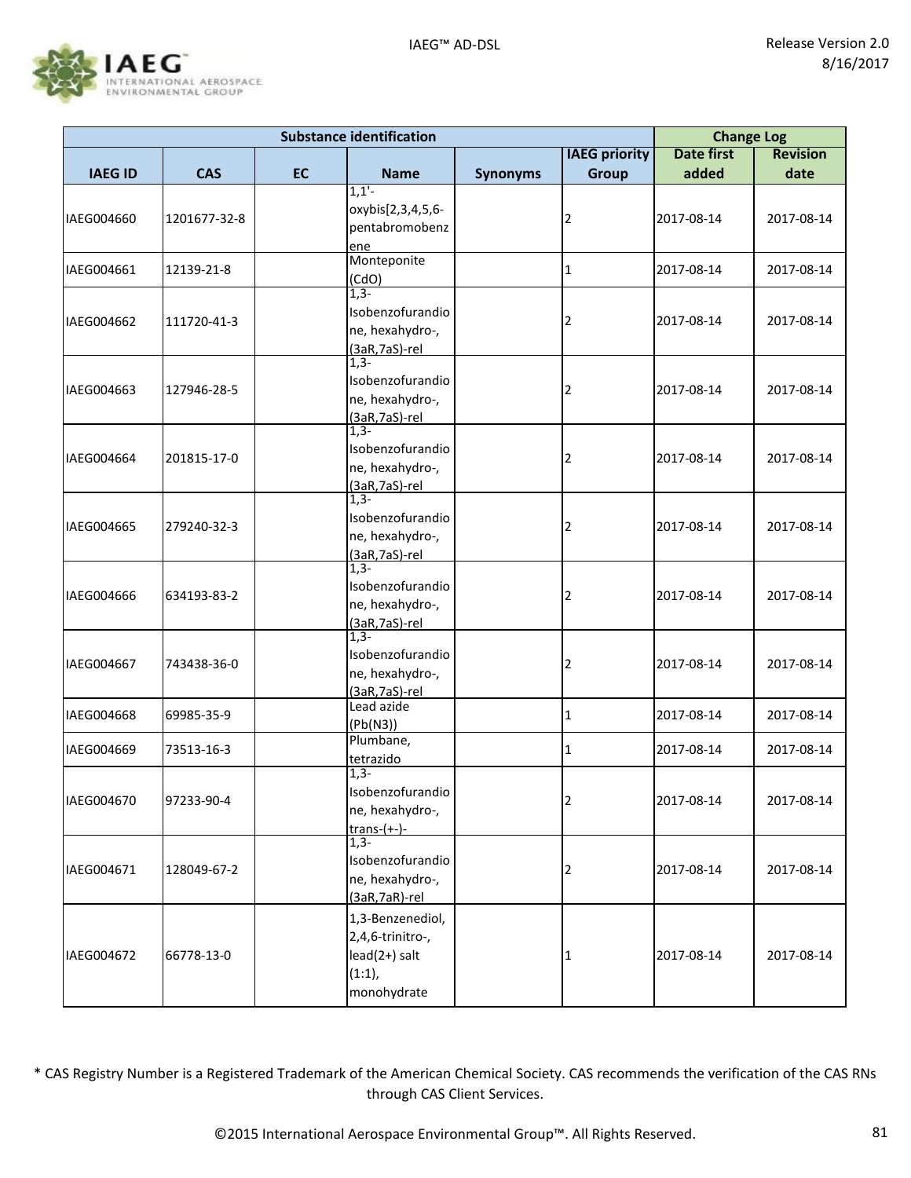| Substance identification | | | | | | Change Log | |
|---|---|---|---|---|---|---|---|
| IAEG ID | CAS | EC | Name | Synonyms | IAEG priority Group | Date first added | Revision date |
| IAEG004660 | 1201677-32-8 | | 1,1'-oxybis[2,3,4,5,6-pentabromobenzene | | 2 | 2017-08-14 | 2017-08-14 |
| IAEG004661 | 12139-21-8 | | Monteponite (CdO) | | 1 | 2017-08-14 | 2017-08-14 |
| IAEG004662 | 111720-41-3 | | 1,3-Isobenzofurandione, hexahydro-, (3aR,7aS)-rel | | 2 | 2017-08-14 | 2017-08-14 |
| IAEG004663 | 127946-28-5 | | 1,3-Isobenzofurandione, hexahydro-, (3aR,7aS)-rel | | 2 | 2017-08-14 | 2017-08-14 |
| IAEG004664 | 201815-17-0 | | 1,3-Isobenzofurandione, hexahydro-, (3aR,7aS)-rel | | 2 | 2017-08-14 | 2017-08-14 |
| IAEG004665 | 279240-32-3 | | 1,3-Isobenzofurandione, hexahydro-, (3aR,7aS)-rel | | 2 | 2017-08-14 | 2017-08-14 |
| IAEG004666 | 634193-83-2 | | 1,3-Isobenzofurandione, hexahydro-, (3aR,7aS)-rel | | 2 | 2017-08-14 | 2017-08-14 |
| IAEG004667 | 743438-36-0 | | 1,3-Isobenzofurandione, hexahydro-, (3aR,7aS)-rel | | 2 | 2017-08-14 | 2017-08-14 |
| IAEG004668 | 69985-35-9 | | Lead azide (Pb(N3)) | | 1 | 2017-08-14 | 2017-08-14 |
| IAEG004669 | 73513-16-3 | | Plumbane, tetrazido | | 1 | 2017-08-14 | 2017-08-14 |
| IAEG004670 | 97233-90-4 | | 1,3-Isobenzofurandione, hexahydro-, trans-(+-)- | | 2 | 2017-08-14 | 2017-08-14 |
| IAEG004671 | 128049-67-2 | | 1,3-Isobenzofurandione, hexahydro-, (3aR,7aR)-rel | | 2 | 2017-08-14 | 2017-08-14 |
| IAEG004672 | 66778-13-0 | | 1,3-Benzenediol, 2,4,6-trinitro-, lead(2+) salt (1:1), monohydrate | | 1 | 2017-08-14 | 2017-08-14 |

* CAS Registry Number is a Registered Trademark of the American Chemical Society. CAS recommends the verification of the CAS RNs through CAS Client Services.

©2015 International Aerospace Environmental Group™. All Rights Reserved.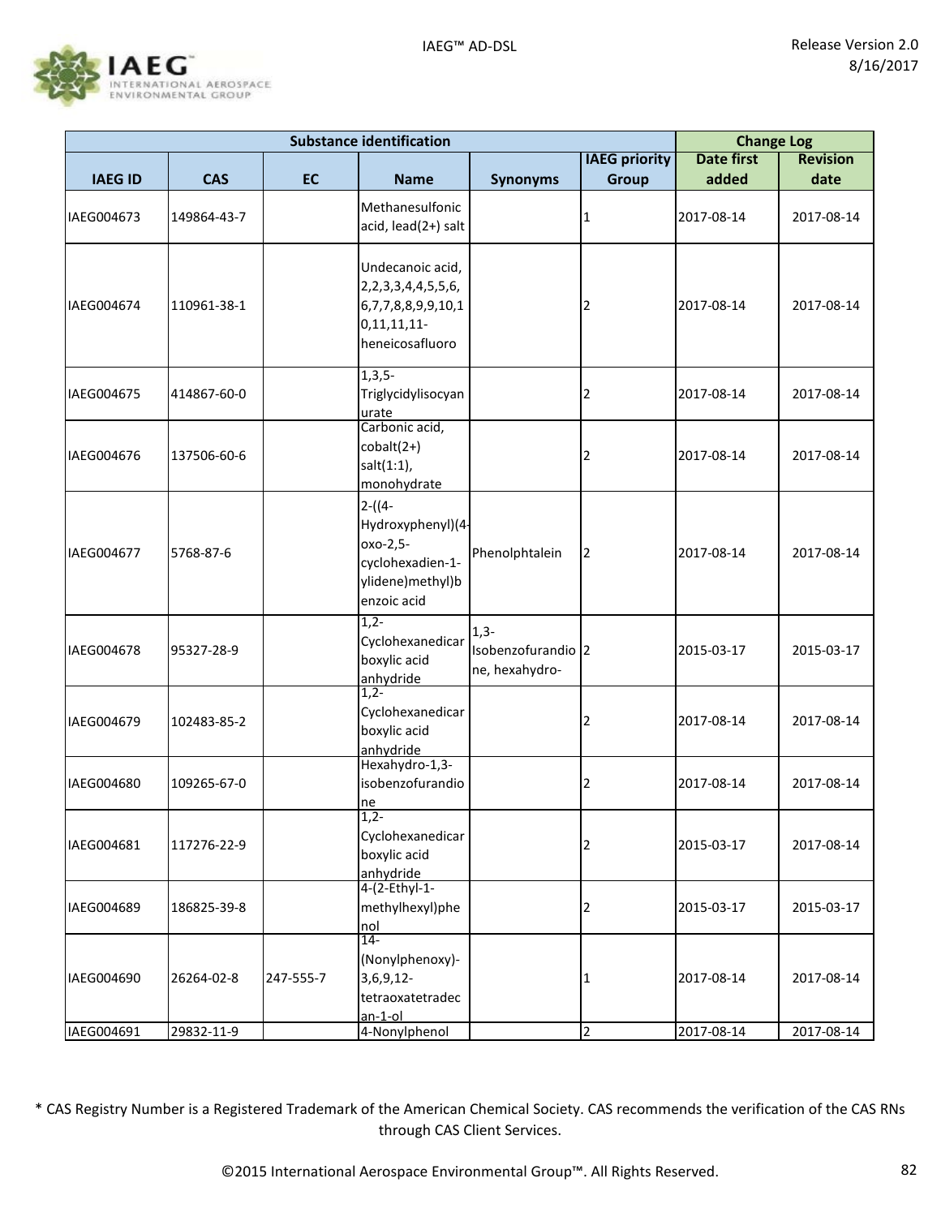| Substance identification | | | | | | Change Log | |
|---|---|---|---|---|---|---|---|
| IAEG ID | CAS | EC | Name | Synonyms | IAEG priority Group | Date first added | Revision date |
| IAEG004673 | 149864-43-7 | | Methanesulfonic acid, lead(2+) salt | | 1 | 2017-08-14 | 2017-08-14 |
| IAEG004674 | 110961-38-1 | | Undecanoic acid, 2,2,3,3,4,4,5,5,6,6,7,7,8,8,9,9,10,10,11,11,11-heneicosafluoro | | 2 | 2017-08-14 | 2017-08-14 |
| IAEG004675 | 414867-60-0 | | 1,3,5-Triglycidylisocyanurate | | 2 | 2017-08-14 | 2017-08-14 |
| IAEG004676 | 137506-60-6 | | Carbonic acid, cobalt(2+) salt(1:1), monohydrate | | 2 | 2017-08-14 | 2017-08-14 |
| IAEG004677 | 5768-87-6 | | 2-((4-Hydroxyphenyl)(4-oxo-2,5-cyclohexadien-1-ylidene)methyl)benzoic acid | Phenolphtalein | 2 | 2017-08-14 | 2017-08-14 |
| IAEG004678 | 95327-28-9 | | 1,2-Cyclohexanedicarboxylic acid anhydride | 1,3-Isobenzofurandione, hexahydro- | 2 | 2015-03-17 | 2015-03-17 |
| IAEG004679 | 102483-85-2 | | 1,2-Cyclohexanedicarboxylic acid anhydride | | 2 | 2017-08-14 | 2017-08-14 |
| IAEG004680 | 109265-67-0 | | Hexahydro-1,3-isobenzofurandione | | 2 | 2017-08-14 | 2017-08-14 |
| IAEG004681 | 117276-22-9 | | 1,2-Cyclohexanedicarboxylic acid anhydride | | 2 | 2015-03-17 | 2017-08-14 |
| IAEG004689 | 186825-39-8 | | 4-(2-Ethyl-1-methylhexyl)phenol | | 2 | 2015-03-17 | 2015-03-17 |
| IAEG004690 | 26264-02-8 | 247-555-7 | 14-(Nonylphenoxy)-3,6,9,12-tetraoxatetradecan-1-ol | | 1 | 2017-08-14 | 2017-08-14 |
| IAEG004691 | 29832-11-9 | | 4-Nonylphenol | | 2 | 2017-08-14 | 2017-08-14 |

* CAS Registry Number is a Registered Trademark of the American Chemical Society. CAS recommends the verification of the CAS RNs through CAS Client Services.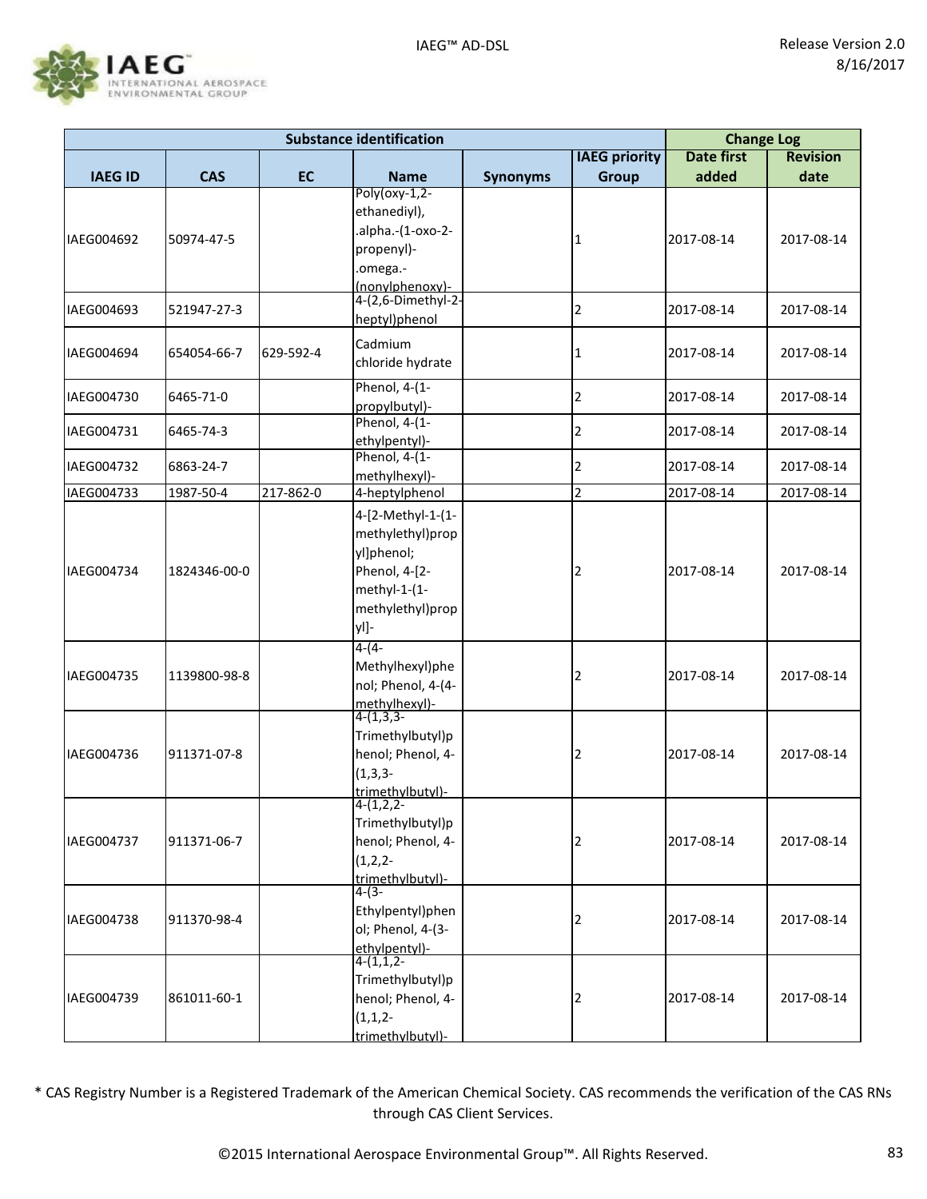| Substance identification | | | | | | Change Log | |
|---|---|---|---|---|---|---|---|
| IAEG ID | CAS | EC | Name | Synonyms | IAEG priority Group | Date first added | Revision date |
| IAEG004692 | 50974-47-5 | | Poly(oxy-1,2-ethanediyl), .alpha.-(1-oxo-2-propenyl)-.omega.-(nonylphenoxy)- | | 1 | 2017-08-14 | 2017-08-14 |
| IAEG004693 | 521947-27-3 | | 4-(2,6-Dimethyl-2-heptyl)phenol | | 2 | 2017-08-14 | 2017-08-14 |
| IAEG004694 | 654054-66-7 | 629-592-4 | Cadmium chloride hydrate | | 1 | 2017-08-14 | 2017-08-14 |
| IAEG004730 | 6465-71-0 | | Phenol, 4-(1-propylbutyl)- | | 2 | 2017-08-14 | 2017-08-14 |
| IAEG004731 | 6465-74-3 | | Phenol, 4-(1-ethylpentyl)- | | 2 | 2017-08-14 | 2017-08-14 |
| IAEG004732 | 6863-24-7 | | Phenol, 4-(1-methylhexyl)- | | 2 | 2017-08-14 | 2017-08-14 |
| IAEG004733 | 1987-50-4 | 217-862-0 | 4-heptylphenol | | 2 | 2017-08-14 | 2017-08-14 |
| IAEG004734 | 1824346-00-0 | | 4-[2-Methyl-1-(1-methylethyl)propyl]phenol; Phenol, 4-[2-methyl-1-(1-methylethyl)propyl]- | | 2 | 2017-08-14 | 2017-08-14 |
| IAEG004735 | 1139800-98-8 | | 4-(4-Methylhexyl)phenol; Phenol, 4-(4-methylhexyl)- | | 2 | 2017-08-14 | 2017-08-14 |
| IAEG004736 | 911371-07-8 | | 4-(1,3,3-Trimethylbutyl)phenol; Phenol, 4-(1,3,3-trimethylbutyl)- | | 2 | 2017-08-14 | 2017-08-14 |
| IAEG004737 | 911371-06-7 | | 4-(1,2,2-Trimethylbutyl)phenol; Phenol, 4-(1,2,2-trimethylbutyl)- | | 2 | 2017-08-14 | 2017-08-14 |
| IAEG004738 | 911370-98-4 | | 4-(3-Ethylpentyl)phenol; Phenol, 4-(3-ethylpentyl)- | | 2 | 2017-08-14 | 2017-08-14 |
| IAEG004739 | 861011-60-1 | | 4-(1,1,2-Trimethylbutyl)phenol; Phenol, 4-(1,1,2-trimethylbutyl)- | | 2 | 2017-08-14 | 2017-08-14 |

* CAS Registry Number is a Registered Trademark of the American Chemical Society. CAS recommends the verification of the CAS RNs through CAS Client Services.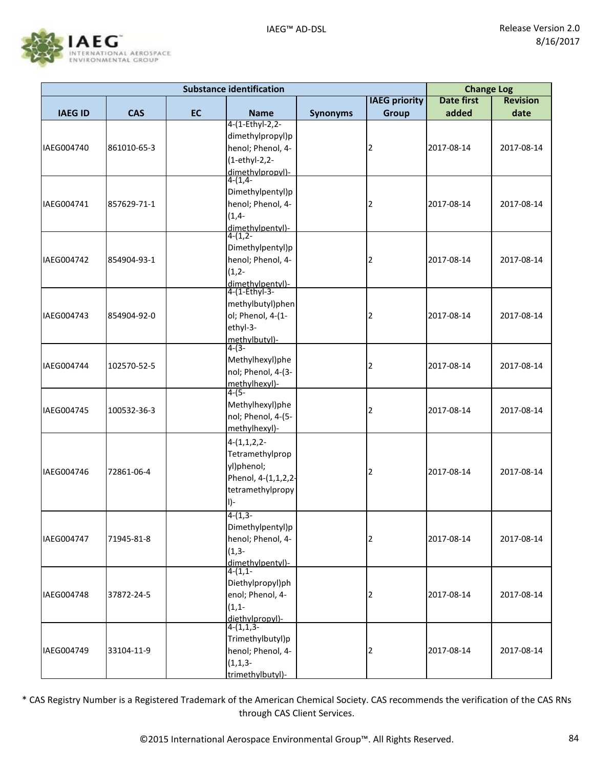| Substance identification | | | | | | Change Log | |
|---|---|---|---|---|---|---|---|
| IAEG ID | CAS | EC | Name | Synonyms | IAEG priority Group | Date first added | Revision date |
| IAEG004740 | 861010-65-3 | | 4-(1-Ethyl-2,2-dimethylpropyl)phenol; Phenol, 4-(1-ethyl-2,2-dimethylpropyl)- | | 2 | 2017-08-14 | 2017-08-14 |
| IAEG004741 | 857629-71-1 | | 4-(1,4-Dimethylpentyl)phenol; Phenol, 4-(1,4-dimethylpentyl)- | | 2 | 2017-08-14 | 2017-08-14 |
| IAEG004742 | 854904-93-1 | | 4-(1,2-Dimethylpentyl)phenol; Phenol, 4-(1,2-dimethylpentyl)- | | 2 | 2017-08-14 | 2017-08-14 |
| IAEG004743 | 854904-92-0 | | 4-(1-Ethyl-3-methylbutyl)phenol; Phenol, 4-(1-ethyl-3-methylbutyl)- | | 2 | 2017-08-14 | 2017-08-14 |
| IAEG004744 | 102570-52-5 | | 4-(3-Methylhexyl)phenol; Phenol, 4-(3-methylhexyl)- | | 2 | 2017-08-14 | 2017-08-14 |
| IAEG004745 | 100532-36-3 | | 4-(5-Methylhexyl)phenol; Phenol, 4-(5-methylhexyl)- | | 2 | 2017-08-14 | 2017-08-14 |
| IAEG004746 | 72861-06-4 | | 4-(1,1,2,2-Tetramethylpropyl)phenol; Phenol, 4-(1,1,2,2-tetramethylpropyl)- | | 2 | 2017-08-14 | 2017-08-14 |
| IAEG004747 | 71945-81-8 | | 4-(1,3-Dimethylpentyl)phenol; Phenol, 4-(1,3-dimethylpentyl)- | | 2 | 2017-08-14 | 2017-08-14 |
| IAEG004748 | 37872-24-5 | | 4-(1,1-Diethylpropyl)phenol; Phenol, 4-(1,1-diethylpropyl)- | | 2 | 2017-08-14 | 2017-08-14 |
| IAEG004749 | 33104-11-9 | | 4-(1,1,3-Trimethylbutyl)phenol; Phenol, 4-(1,1,3-trimethylbutyl)- | | 2 | 2017-08-14 | 2017-08-14 |

* CAS Registry Number is a Registered Trademark of the American Chemical Society. CAS recommends the verification of the CAS RNs through CAS Client Services.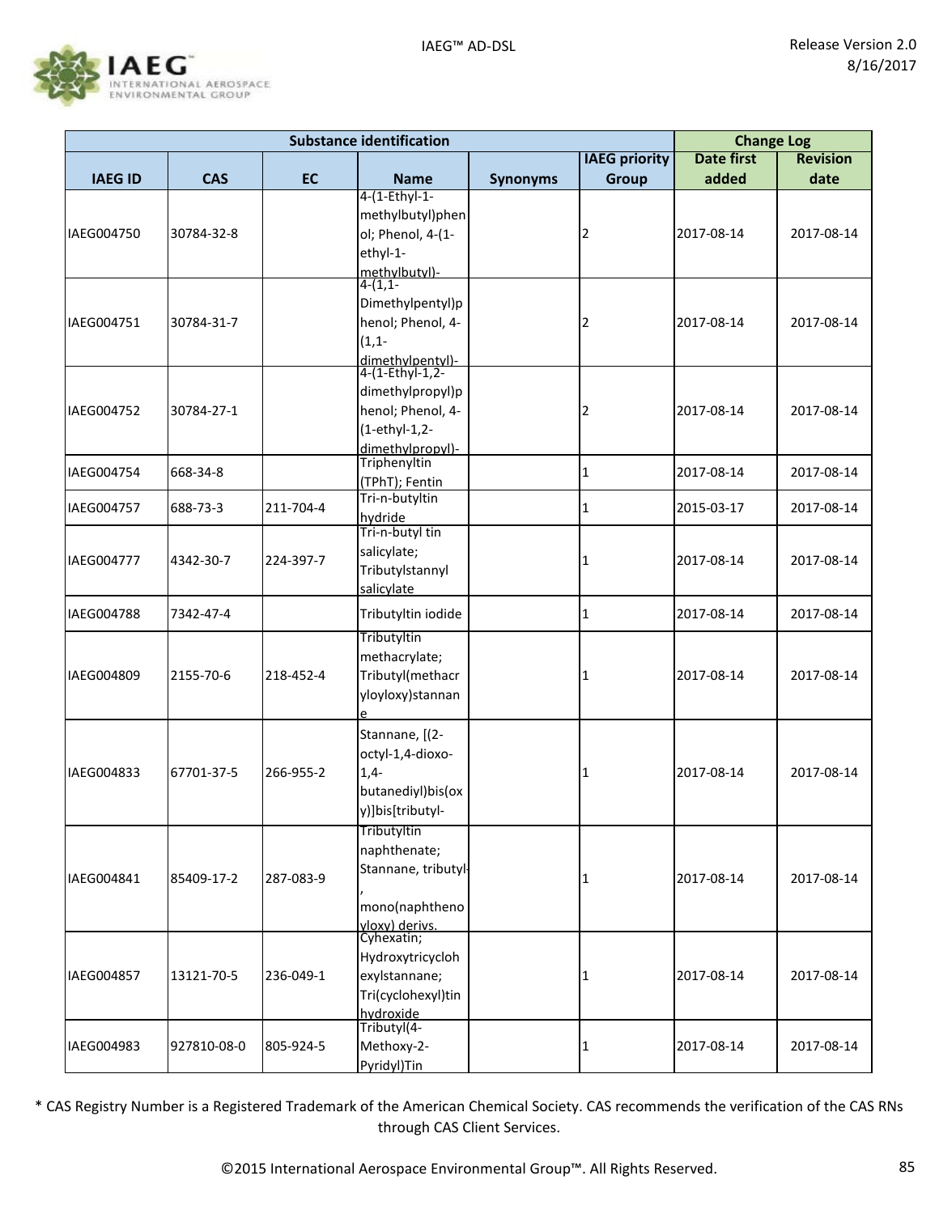| Substance identification | | | | | | Change Log | |
|---|---|---|---|---|---|---|---|
| IAEG ID | CAS | EC | Name | Synonyms | IAEG priority Group | Date first added | Revision date |
| IAEG004750 | 30784-32-8 | | 4-(1-Ethyl-1-methylbutyl)phenol; Phenol, 4-(1-ethyl-1-methylbutyl)- | | 2 | 2017-08-14 | 2017-08-14 |
| IAEG004751 | 30784-31-7 | | 4-(1,1-Dimethylpentyl)phenol; Phenol, 4-(1,1-dimethylpentyl)- | | 2 | 2017-08-14 | 2017-08-14 |
| IAEG004752 | 30784-27-1 | | 4-(1-Ethyl-1,2-dimethylpropyl)phenol; Phenol, 4-(1-ethyl-1,2-dimethylpropyl)- | | 2 | 2017-08-14 | 2017-08-14 |
| IAEG004754 | 668-34-8 | | Triphenyltin (TPhT); Fentin | | 1 | 2017-08-14 | 2017-08-14 |
| IAEG004757 | 688-73-3 | 211-704-4 | Tri-n-butyltin hydride | | 1 | 2015-03-17 | 2017-08-14 |
| IAEG004777 | 4342-30-7 | 224-397-7 | Tri-n-butyl tin salicylate; Tributylstannyl salicylate | | 1 | 2017-08-14 | 2017-08-14 |
| IAEG004788 | 7342-47-4 | | Tributyltin iodide | | 1 | 2017-08-14 | 2017-08-14 |
| IAEG004809 | 2155-70-6 | 218-452-4 | Tributyltin methacrylate; Tributyl(methacryloyloxy)stannane | | 1 | 2017-08-14 | 2017-08-14 |
| IAEG004833 | 67701-37-5 | 266-955-2 | Stannane, [(2-octyl-1,4-dioxo-1,4-butanediyl)bis(oxy)]bis[tributyl- | | 1 | 2017-08-14 | 2017-08-14 |
| IAEG004841 | 85409-17-2 | 287-083-9 | Tributyltin naphthenate; Stannane, tributyl-, mono(naphthenoyloxy) derivs. | | 1 | 2017-08-14 | 2017-08-14 |
| IAEG004857 | 13121-70-5 | 236-049-1 | Cyhexatin; Hydroxytricyclohexylstannane; Tri(cyclohexyl)tin hydroxide | | 1 | 2017-08-14 | 2017-08-14 |
| IAEG004983 | 927810-08-0 | 805-924-5 | Tributyl(4-Methoxy-2-Pyridyl)Tin | | 1 | 2017-08-14 | 2017-08-14 |

* CAS Registry Number is a Registered Trademark of the American Chemical Society. CAS recommends the verification of the CAS RNs through CAS Client Services.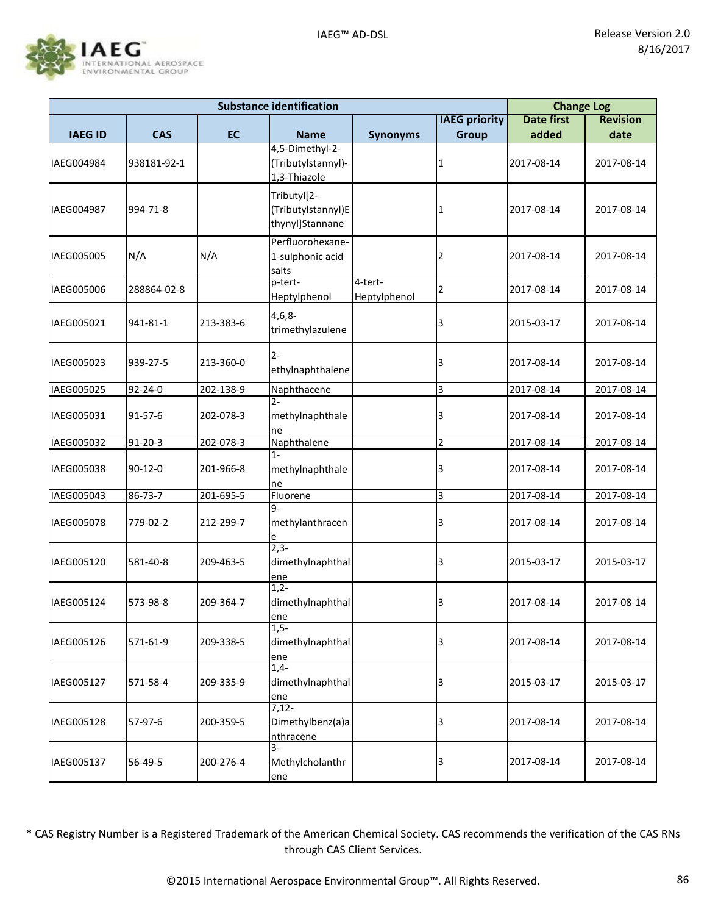| Substance identification | | | | | | Change Log | |
|---|---|---|---|---|---|---|---|
| IAEG ID | CAS | EC | Name | Synonyms | IAEG priority Group | Date first added | Revision date |
| IAEG004984 | 938181-92-1 | | 4,5-Dimethyl-2-(Tributylstannyl)-1,3-Thiazole | | 1 | 2017-08-14 | 2017-08-14 |
| IAEG004987 | 994-71-8 | | Tributyl[2-(Tributylstannyl)Ethynyl]Stannane | | 1 | 2017-08-14 | 2017-08-14 |
| IAEG005005 | N/A | N/A | Perfluorohexane-1-sulphonic acid salts | | 2 | 2017-08-14 | 2017-08-14 |
| IAEG005006 | 288864-02-8 | | p-tert-Heptylphenol | 4-tert-Heptylphenol | 2 | 2017-08-14 | 2017-08-14 |
| IAEG005021 | 941-81-1 | 213-383-6 | 4,6,8-trimethylazulene | | 3 | 2015-03-17 | 2017-08-14 |
| IAEG005023 | 939-27-5 | 213-360-0 | 2-ethylnaphthalene | | 3 | 2017-08-14 | 2017-08-14 |
| IAEG005025 | 92-24-0 | 202-138-9 | Naphthacene | | 3 | 2017-08-14 | 2017-08-14 |
| IAEG005031 | 91-57-6 | 202-078-3 | 2-methylnaphthalene | | 3 | 2017-08-14 | 2017-08-14 |
| IAEG005032 | 91-20-3 | 202-078-3 | Naphthalene | | 2 | 2017-08-14 | 2017-08-14 |
| IAEG005038 | 90-12-0 | 201-966-8 | 1-methylnaphthalene | | 3 | 2017-08-14 | 2017-08-14 |
| IAEG005043 | 86-73-7 | 201-695-5 | Fluorene | | 3 | 2017-08-14 | 2017-08-14 |
| IAEG005078 | 779-02-2 | 212-299-7 | 9-methylanthracene | | 3 | 2017-08-14 | 2017-08-14 |
| IAEG005120 | 581-40-8 | 209-463-5 | 2,3-dimethylnaphthalene | | 3 | 2015-03-17 | 2015-03-17 |
| IAEG005124 | 573-98-8 | 209-364-7 | 1,2-dimethylnaphthalene | | 3 | 2017-08-14 | 2017-08-14 |
| IAEG005126 | 571-61-9 | 209-338-5 | 1,5-dimethylnaphthalene | | 3 | 2017-08-14 | 2017-08-14 |
| IAEG005127 | 571-58-4 | 209-335-9 | 1,4-dimethylnaphthalene | | 3 | 2015-03-17 | 2015-03-17 |
| IAEG005128 | 57-97-6 | 200-359-5 | 7,12-Dimethylbenz(a)anthracene | | 3 | 2017-08-14 | 2017-08-14 |
| IAEG005137 | 56-49-5 | 200-276-4 | 3-Methylcholanthrene | | 3 | 2017-08-14 | 2017-08-14 |

* CAS Registry Number is a Registered Trademark of the American Chemical Society. CAS recommends the verification of the CAS RNs through CAS Client Services.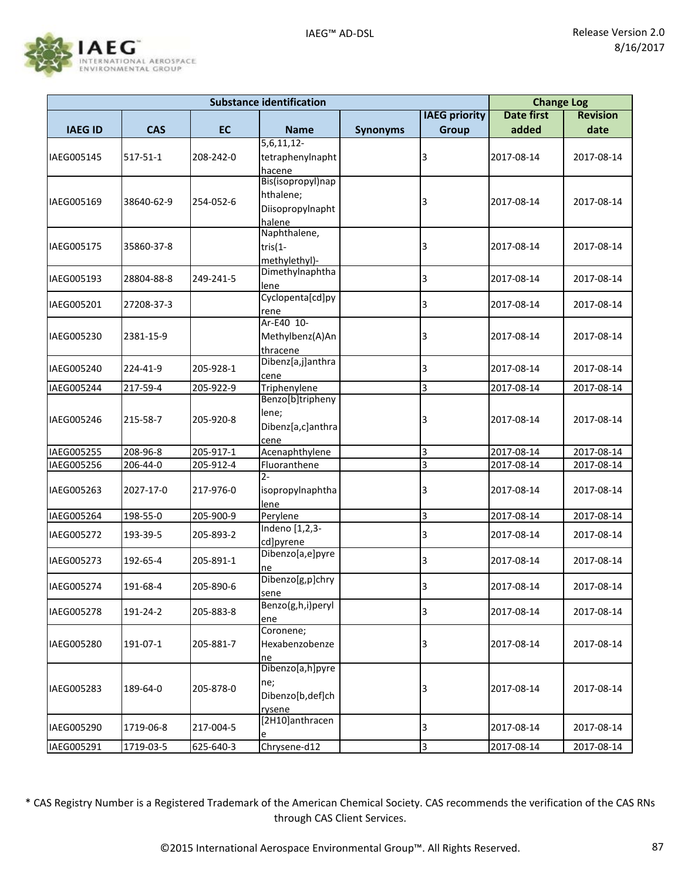| Substance identification | | | | | | Change Log | |
|---|---|---|---|---|---|---|---|
| IAEG ID | CAS | EC | Name | Synonyms | IAEG priority Group | Date first added | Revision date |
| IAEG005145 | 517-51-1 | 208-242-0 | 5,6,11,12-tetraphenylnaphthacene | | 3 | 2017-08-14 | 2017-08-14 |
| IAEG005169 | 38640-62-9 | 254-052-6 | Bis(isopropyl)naphthalene; Diisopropylnaphthalene | | 3 | 2017-08-14 | 2017-08-14 |
| IAEG005175 | 35860-37-8 | | Naphthalene, tris(1-methylethyl)- | | 3 | 2017-08-14 | 2017-08-14 |
| IAEG005193 | 28804-88-8 | 249-241-5 | Dimethylnaphthalene | | 3 | 2017-08-14 | 2017-08-14 |
| IAEG005201 | 27208-37-3 | | Cyclopenta[cd]pyrene | | 3 | 2017-08-14 | 2017-08-14 |
| IAEG005230 | 2381-15-9 | | Ar-E40 10-Methylbenz(A)Anthracene | | 3 | 2017-08-14 | 2017-08-14 |
| IAEG005240 | 224-41-9 | 205-928-1 | Dibenz[a,j]anthracene | | 3 | 2017-08-14 | 2017-08-14 |
| IAEG005244 | 217-59-4 | 205-922-9 | Triphenylene | | 3 | 2017-08-14 | 2017-08-14 |
| IAEG005246 | 215-58-7 | 205-920-8 | Benzo[b]triphenylene; Dibenz[a,c]anthracene | | 3 | 2017-08-14 | 2017-08-14 |
| IAEG005255 | 208-96-8 | 205-917-1 | Acenaphthylene | | 3 | 2017-08-14 | 2017-08-14 |
| IAEG005256 | 206-44-0 | 205-912-4 | Fluoranthene | | 3 | 2017-08-14 | 2017-08-14 |
| IAEG005263 | 2027-17-0 | 217-976-0 | 2-isopropylnaphthalene | | 3 | 2017-08-14 | 2017-08-14 |
| IAEG005264 | 198-55-0 | 205-900-9 | Perylene | | 3 | 2017-08-14 | 2017-08-14 |
| IAEG005272 | 193-39-5 | 205-893-2 | Indeno [1,2,3-cd]pyrene | | 3 | 2017-08-14 | 2017-08-14 |
| IAEG005273 | 192-65-4 | 205-891-1 | Dibenzo[a,e]pyrene | | 3 | 2017-08-14 | 2017-08-14 |
| IAEG005274 | 191-68-4 | 205-890-6 | Dibenzo[g,p]chrysene | | 3 | 2017-08-14 | 2017-08-14 |
| IAEG005278 | 191-24-2 | 205-883-8 | Benzo(g,h,i)perylene | | 3 | 2017-08-14 | 2017-08-14 |
| IAEG005280 | 191-07-1 | 205-881-7 | Coronene; Hexabenzobenzene | | 3 | 2017-08-14 | 2017-08-14 |
| IAEG005283 | 189-64-0 | 205-878-0 | Dibenzo[a,h]pyrene; Dibenzo[b,def]chrysene | | 3 | 2017-08-14 | 2017-08-14 |
| IAEG005290 | 1719-06-8 | 217-004-5 | [2H10]anthracene | | 3 | 2017-08-14 | 2017-08-14 |
| IAEG005291 | 1719-03-5 | 625-640-3 | Chrysene-d12 | | 3 | 2017-08-14 | 2017-08-14 |

* CAS Registry Number is a Registered Trademark of the American Chemical Society. CAS recommends the verification of the CAS RNs through CAS Client Services.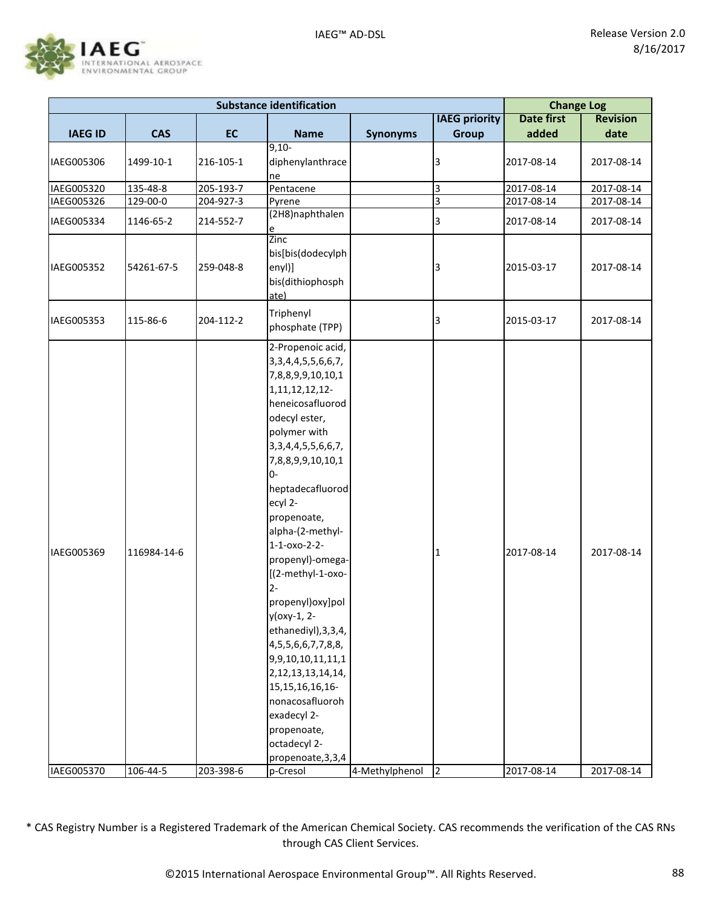| Substance identification | | | | | | Change Log | |
|---|---|---|---|---|---|---|---|
| IAEG ID | CAS | EC | Name | Synonyms | IAEG priority Group | Date first added | Revision date |
| IAEG005306 | 1499-10-1 | 216-105-1 | 9,10-diphenylanthracene | | 3 | 2017-08-14 | 2017-08-14 |
| IAEG005320 | 135-48-8 | 205-193-7 | Pentacene | | 3 | 2017-08-14 | 2017-08-14 |
| IAEG005326 | 129-00-0 | 204-927-3 | Pyrene | | 3 | 2017-08-14 | 2017-08-14 |
| IAEG005334 | 1146-65-2 | 214-552-7 | (2H8)naphthalene | | 3 | 2017-08-14 | 2017-08-14 |
| IAEG005352 | 54261-67-5 | 259-048-8 | Zinc bis[bis(dodecylphenyl)] bis(dithiophosphate) | | 3 | 2015-03-17 | 2017-08-14 |
| IAEG005353 | 115-86-6 | 204-112-2 | Triphenyl phosphate (TPP) | | 3 | 2015-03-17 | 2017-08-14 |
| IAEG005369 | 116984-14-6 | | 2-Propenoic acid, 3,3,4,4,5,5,6,6,7,7,8,8,9,9,10,10,11,11,12,12,12-heneicosafluorododecyl ester, polymer with 3,3,4,4,5,5,6,6,7,7,8,8,9,9,10,10,10-heptadecafluorodecyl 2-propenoate, alpha-(2-methyl-1-1-oxo-2-2-propenyl)-omega-[(2-methyl-1-oxo-2-propenyl)oxy]poly(oxy-1, 2-ethanediyl),3,3,4,4,5,5,6,6,7,7,8,8,9,9,10,10,11,11,12,12,13,13,14,14,15,15,16,16,16-nonacosafluorohexadecyl 2-propenoate, octadecyl 2-propenoate,3,3,4 | | 1 | 2017-08-14 | 2017-08-14 |
| IAEG005370 | 106-44-5 | 203-398-6 | p-Cresol | 4-Methylphenol | 2 | 2017-08-14 | 2017-08-14 |

* CAS Registry Number is a Registered Trademark of the American Chemical Society. CAS recommends the verification of the CAS RNs through CAS Client Services.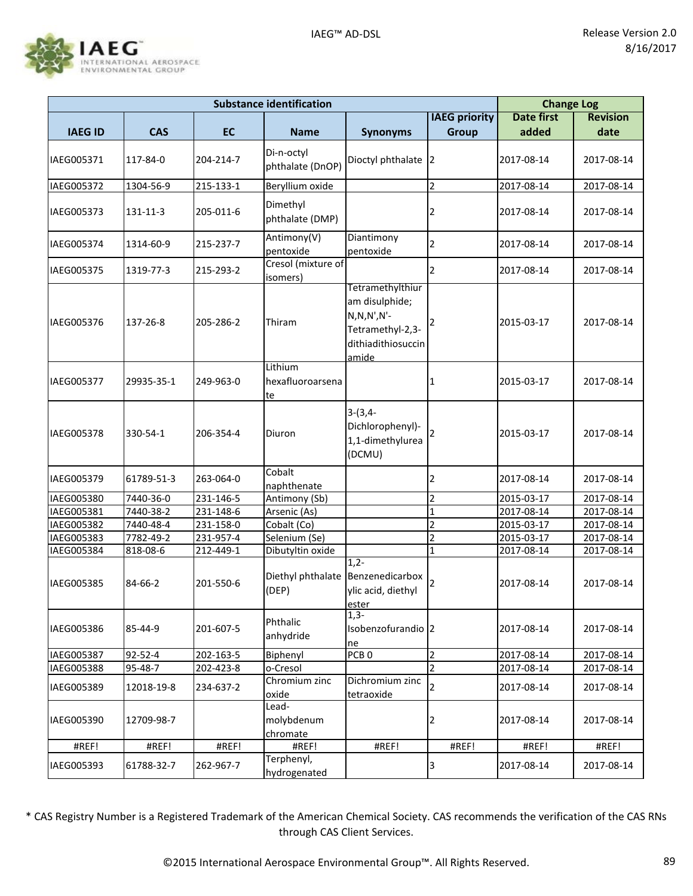| Substance identification | | | | | | Change Log | |
|---|---|---|---|---|---|---|---|
| IAEG ID | CAS | EC | Name | Synonyms | IAEG priority Group | Date first added | Revision date |
| IAEG005371 | 117-84-0 | 204-214-7 | Di-n-octyl phthalate (DnOP) | Dioctyl phthalate | 2 | 2017-08-14 | 2017-08-14 |
| IAEG005372 | 1304-56-9 | 215-133-1 | Beryllium oxide | | 2 | 2017-08-14 | 2017-08-14 |
| IAEG005373 | 131-11-3 | 205-011-6 | Dimethyl phthalate (DMP) | | 2 | 2017-08-14 | 2017-08-14 |
| IAEG005374 | 1314-60-9 | 215-237-7 | Antimony(V) pentoxide | Diantimony pentoxide | 2 | 2017-08-14 | 2017-08-14 |
| IAEG005375 | 1319-77-3 | 215-293-2 | Cresol (mixture of isomers) | | 2 | 2017-08-14 | 2017-08-14 |
| IAEG005376 | 137-26-8 | 205-286-2 | Thiram | Tetramethylthiuram disulphide; N,N,N',N'-Tetramethyl-2,3-dithiadithiosuccinamide | 2 | 2015-03-17 | 2017-08-14 |
| IAEG005377 | 29935-35-1 | 249-963-0 | Lithium hexafluoroarsenate | | 1 | 2015-03-17 | 2017-08-14 |
| IAEG005378 | 330-54-1 | 206-354-4 | Diuron | 3-(3,4-Dichlorophenyl)-1,1-dimethylurea (DCMU) | 2 | 2015-03-17 | 2017-08-14 |
| IAEG005379 | 61789-51-3 | 263-064-0 | Cobalt naphthenate | | 2 | 2017-08-14 | 2017-08-14 |
| IAEG005380 | 7440-36-0 | 231-146-5 | Antimony (Sb) | | 2 | 2015-03-17 | 2017-08-14 |
| IAEG005381 | 7440-38-2 | 231-148-6 | Arsenic (As) | | 1 | 2017-08-14 | 2017-08-14 |
| IAEG005382 | 7440-48-4 | 231-158-0 | Cobalt (Co) | | 2 | 2015-03-17 | 2017-08-14 |
| IAEG005383 | 7782-49-2 | 231-957-4 | Selenium (Se) | | 2 | 2015-03-17 | 2017-08-14 |
| IAEG005384 | 818-08-6 | 212-449-1 | Dibutyltin oxide | | 1 | 2017-08-14 | 2017-08-14 |
| IAEG005385 | 84-66-2 | 201-550-6 | Diethyl phthalate (DEP) | 1,2-Benzenedicarboxylic acid, diethyl ester | 2 | 2017-08-14 | 2017-08-14 |
| IAEG005386 | 85-44-9 | 201-607-5 | Phthalic anhydride | 1,3-Isobenzofurandione | 2 | 2017-08-14 | 2017-08-14 |
| IAEG005387 | 92-52-4 | 202-163-5 | Biphenyl | PCB 0 | 2 | 2017-08-14 | 2017-08-14 |
| IAEG005388 | 95-48-7 | 202-423-8 | o-Cresol | | 2 | 2017-08-14 | 2017-08-14 |
| IAEG005389 | 12018-19-8 | 234-637-2 | Chromium zinc oxide | Dichromium zinc tetraoxide | 2 | 2017-08-14 | 2017-08-14 |
| IAEG005390 | 12709-98-7 | | Lead-molybdenum chromate | | 2 | 2017-08-14 | 2017-08-14 |
| #REF! | #REF! | #REF! | #REF! | #REF! | #REF! | #REF! | #REF! |
| IAEG005393 | 61788-32-7 | 262-967-7 | Terphenyl, hydrogenated | | 3 | 2017-08-14 | 2017-08-14 |

* CAS Registry Number is a Registered Trademark of the American Chemical Society. CAS recommends the verification of the CAS RNs through CAS Client Services.

©2015 International Aerospace Environmental Group™. All Rights Reserved.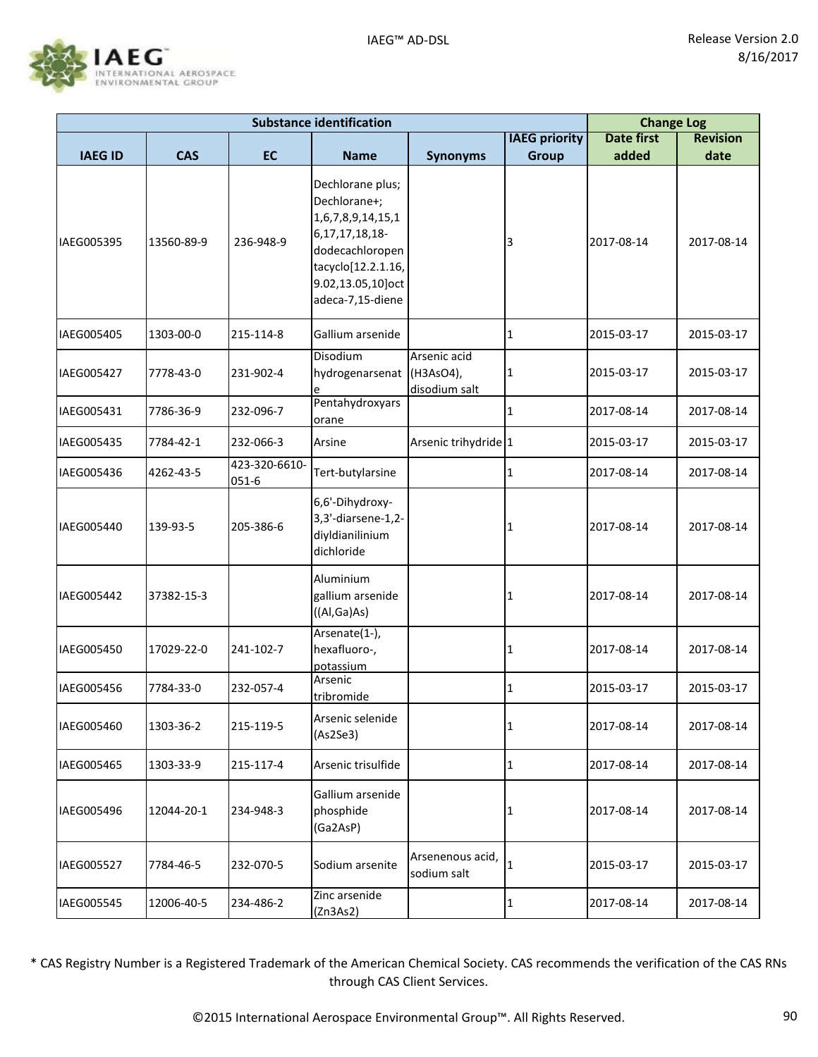| Substance identification | | | | | | Change Log | |
|---|---|---|---|---|---|---|---|
| IAEG ID | CAS | EC | Name | Synonyms | IAEG priority Group | Date first added | Revision date |
| IAEG005395 | 13560-89-9 | 236-948-9 | Dechlorane plus; Dechlorane+; 1,6,7,8,9,14,15,16,17,17,18,18-dodecachloropentacyclo[12.2.1.16,9.02,13.05,10]octadeca-7,15-diene | | 3 | 2017-08-14 | 2017-08-14 |
| IAEG005405 | 1303-00-0 | 215-114-8 | Gallium arsenide | | 1 | 2015-03-17 | 2015-03-17 |
| IAEG005427 | 7778-43-0 | 231-902-4 | Disodium hydrogenarsenate | Arsenic acid (H3AsO4), disodium salt | 1 | 2015-03-17 | 2015-03-17 |
| IAEG005431 | 7786-36-9 | 232-096-7 | Pentahydroxyarsorane | | 1 | 2017-08-14 | 2017-08-14 |
| IAEG005435 | 7784-42-1 | 232-066-3 | Arsine | Arsenic trihydride | 1 | 2015-03-17 | 2015-03-17 |
| IAEG005436 | 4262-43-5 | 423-320-6610-051-6 | Tert-butylarsine | | 1 | 2017-08-14 | 2017-08-14 |
| IAEG005440 | 139-93-5 | 205-386-6 | 6,6'-Dihydroxy-3,3'-diarsene-1,2-diyldianilinium dichloride | | 1 | 2017-08-14 | 2017-08-14 |
| IAEG005442 | 37382-15-3 | | Aluminium gallium arsenide ((Al,Ga)As) | | 1 | 2017-08-14 | 2017-08-14 |
| IAEG005450 | 17029-22-0 | 241-102-7 | Arsenate(1-), hexafluoro-, potassium | | 1 | 2017-08-14 | 2017-08-14 |
| IAEG005456 | 7784-33-0 | 232-057-4 | Arsenic tribromide | | 1 | 2015-03-17 | 2015-03-17 |
| IAEG005460 | 1303-36-2 | 215-119-5 | Arsenic selenide (As2Se3) | | 1 | 2017-08-14 | 2017-08-14 |
| IAEG005465 | 1303-33-9 | 215-117-4 | Arsenic trisulfide | | 1 | 2017-08-14 | 2017-08-14 |
| IAEG005496 | 12044-20-1 | 234-948-3 | Gallium arsenide phosphide (Ga2AsP) | | 1 | 2017-08-14 | 2017-08-14 |
| IAEG005527 | 7784-46-5 | 232-070-5 | Sodium arsenite | Arsenenous acid, sodium salt | 1 | 2015-03-17 | 2015-03-17 |
| IAEG005545 | 12006-40-5 | 234-486-2 | Zinc arsenide (Zn3As2) | | 1 | 2017-08-14 | 2017-08-14 |

* CAS Registry Number is a Registered Trademark of the American Chemical Society. CAS recommends the verification of the CAS RNs through CAS Client Services.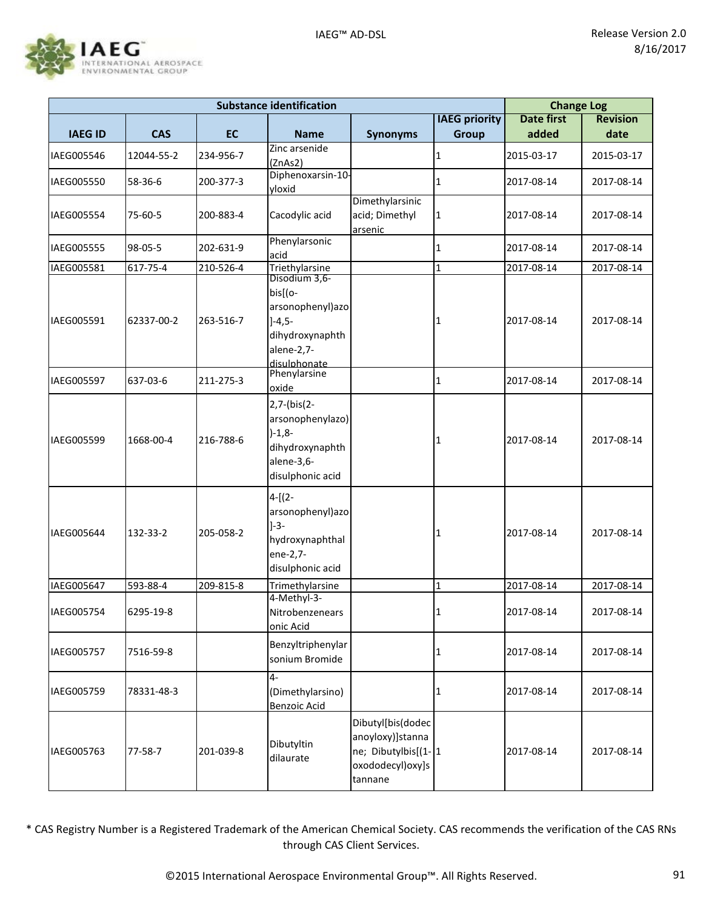| Substance identification | | | | | | Change Log | |
|---|---|---|---|---|---|---|---|
| IAEG ID | CAS | EC | Name | Synonyms | IAEG priority Group | Date first added | Revision date |
| IAEG005546 | 12044-55-2 | 234-956-7 | Zinc arsenide (ZnAs2) | | 1 | 2015-03-17 | 2015-03-17 |
| IAEG005550 | 58-36-6 | 200-377-3 | Diphenoxarsin-10-yloxid | | 1 | 2017-08-14 | 2017-08-14 |
| IAEG005554 | 75-60-5 | 200-883-4 | Cacodylic acid | Dimethylarsinic acid; Dimethyl arsenic | 1 | 2017-08-14 | 2017-08-14 |
| IAEG005555 | 98-05-5 | 202-631-9 | Phenylarsonic acid | | 1 | 2017-08-14 | 2017-08-14 |
| IAEG005581 | 617-75-4 | 210-526-4 | Triethylarsine | | 1 | 2017-08-14 | 2017-08-14 |
| IAEG005591 | 62337-00-2 | 263-516-7 | Disodium 3,6-bis[(o-arsonophenyl)azo]-4,5-dihydroxynaphthalene-2,7-disulphonate | | 1 | 2017-08-14 | 2017-08-14 |
| IAEG005597 | 637-03-6 | 211-275-3 | Phenylarsine oxide | | 1 | 2017-08-14 | 2017-08-14 |
| IAEG005599 | 1668-00-4 | 216-788-6 | 2,7-(bis(2-arsonophenylazo))-1,8-dihydroxynaphthalene-3,6-disulphonic acid | | 1 | 2017-08-14 | 2017-08-14 |
| IAEG005644 | 132-33-2 | 205-058-2 | 4-[(2-arsonophenyl)azo]-3-hydroxynaphthalene-2,7-disulphonic acid | | 1 | 2017-08-14 | 2017-08-14 |
| IAEG005647 | 593-88-4 | 209-815-8 | Trimethylarsine | | 1 | 2017-08-14 | 2017-08-14 |
| IAEG005754 | 6295-19-8 | | 4-Methyl-3-Nitrobenzenearsonic Acid | | 1 | 2017-08-14 | 2017-08-14 |
| IAEG005757 | 7516-59-8 | | Benzyltriphenylarsonium Bromide | | 1 | 2017-08-14 | 2017-08-14 |
| IAEG005759 | 78331-48-3 | | 4-(Dimethylarsino) Benzoic Acid | | 1 | 2017-08-14 | 2017-08-14 |
| IAEG005763 | 77-58-7 | 201-039-8 | Dibutyltin dilaurate | Dibutyl[bis(dodecanoyloxy)]stannane; Dibutylbis[(1-oxododecyl)oxy]stannane | 1 | 2017-08-14 | 2017-08-14 |

* CAS Registry Number is a Registered Trademark of the American Chemical Society. CAS recommends the verification of the CAS RNs through CAS Client Services.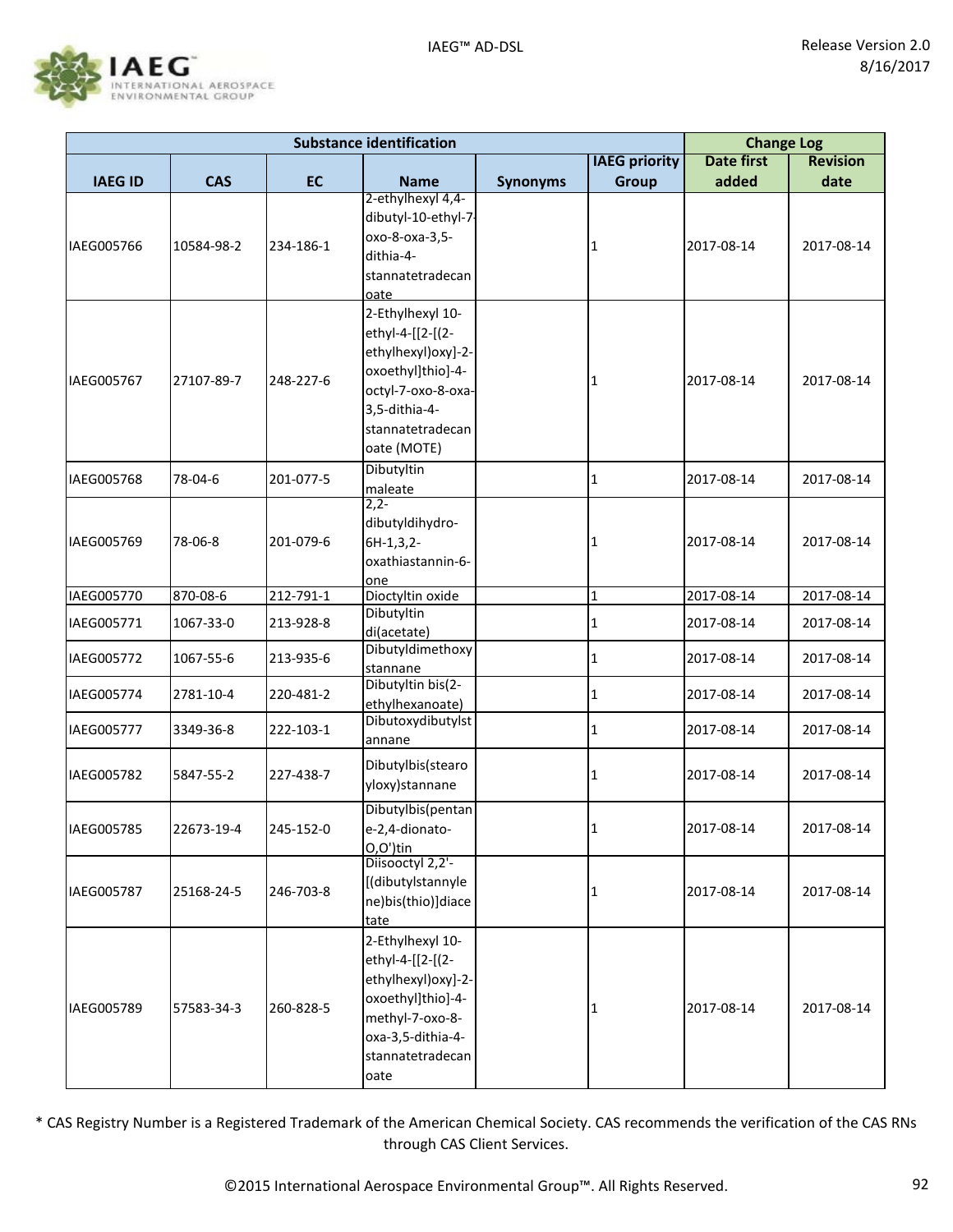| Substance identification | | | | | | Change Log | |
|---|---|---|---|---|---|---|---|
| IAEG ID | CAS | EC | Name | Synonyms | IAEG priority Group | Date first added | Revision date |
| IAEG005766 | 10584-98-2 | 234-186-1 | 2-ethylhexyl 4,4-dibutyl-10-ethyl-7-oxo-8-oxa-3,5-dithia-4-stannatetradecanoate | | 1 | 2017-08-14 | 2017-08-14 |
| IAEG005767 | 27107-89-7 | 248-227-6 | 2-Ethylhexyl 10-ethyl-4-[[2-[(2-ethylhexyl)oxy]-2-oxoethyl]thio]-4-octyl-7-oxo-8-oxa-3,5-dithia-4-stannatetradecanoate (MOTE) | | 1 | 2017-08-14 | 2017-08-14 |
| IAEG005768 | 78-04-6 | 201-077-5 | Dibutyltin maleate | | 1 | 2017-08-14 | 2017-08-14 |
| IAEG005769 | 78-06-8 | 201-079-6 | 2,2-dibutyldihydro-6H-1,3,2-oxathiastannin-6-one | | 1 | 2017-08-14 | 2017-08-14 |
| IAEG005770 | 870-08-6 | 212-791-1 | Dioctyltin oxide | | 1 | 2017-08-14 | 2017-08-14 |
| IAEG005771 | 1067-33-0 | 213-928-8 | Dibutyltin di(acetate) | | 1 | 2017-08-14 | 2017-08-14 |
| IAEG005772 | 1067-55-6 | 213-935-6 | Dibutyldimethoxystannane | | 1 | 2017-08-14 | 2017-08-14 |
| IAEG005774 | 2781-10-4 | 220-481-2 | Dibutyltin bis(2-ethylhexanoate) | | 1 | 2017-08-14 | 2017-08-14 |
| IAEG005777 | 3349-36-8 | 222-103-1 | Dibutoxydibutylstannane | | 1 | 2017-08-14 | 2017-08-14 |
| IAEG005782 | 5847-55-2 | 227-438-7 | Dibutylbis(stearoyloxy)stannane | | 1 | 2017-08-14 | 2017-08-14 |
| IAEG005785 | 22673-19-4 | 245-152-0 | Dibutylbis(pentane-2,4-dionato-O,O')tin | | 1 | 2017-08-14 | 2017-08-14 |
| IAEG005787 | 25168-24-5 | 246-703-8 | Diisooctyl 2,2'-[(dibutylstannylene)bis(thio)]diacetate | | 1 | 2017-08-14 | 2017-08-14 |
| IAEG005789 | 57583-34-3 | 260-828-5 | 2-Ethylhexyl 10-ethyl-4-[[2-[(2-ethylhexyl)oxy]-2-oxoethyl]thio]-4-methyl-7-oxo-8-oxa-3,5-dithia-4-stannatetradecanoate | | 1 | 2017-08-14 | 2017-08-14 |

* CAS Registry Number is a Registered Trademark of the American Chemical Society. CAS recommends the verification of the CAS RNs through CAS Client Services.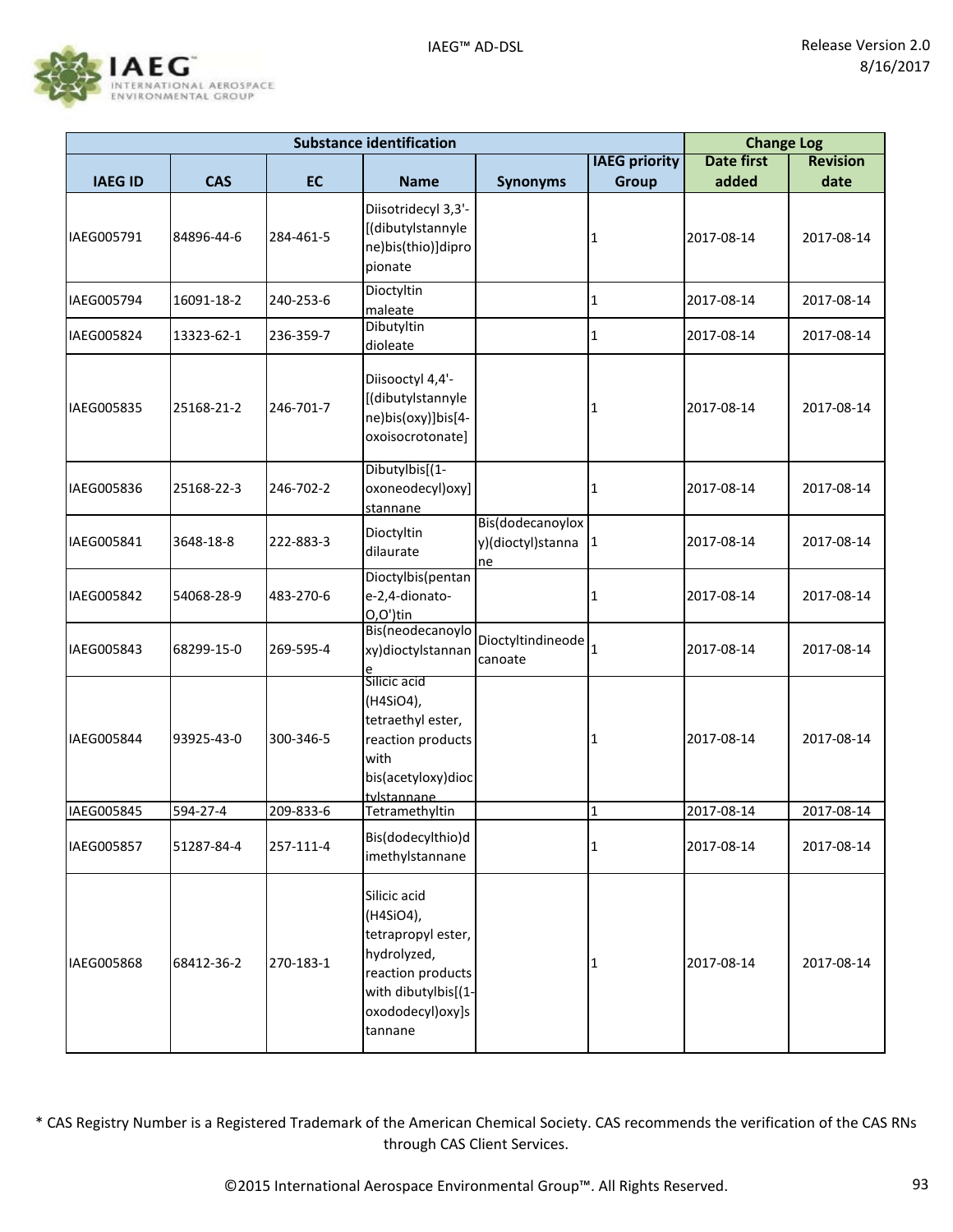| Substance identification | | | | | | Change Log | |
|---|---|---|---|---|---|---|---|
| IAEG ID | CAS | EC | Name | Synonyms | IAEG priority Group | Date first added | Revision date |
| IAEG005791 | 84896-44-6 | 284-461-5 | Diisotridecyl 3,3'-[(dibutylstannylene)bis(thio)]dipropionate | | 1 | 2017-08-14 | 2017-08-14 |
| IAEG005794 | 16091-18-2 | 240-253-6 | Dioctyltin maleate | | 1 | 2017-08-14 | 2017-08-14 |
| IAEG005824 | 13323-62-1 | 236-359-7 | Dibutyltin dioleate | | 1 | 2017-08-14 | 2017-08-14 |
| IAEG005835 | 25168-21-2 | 246-701-7 | Diisooctyl 4,4'-[(dibutylstannylene)bis(oxy)]bis[4-oxoisocrotonate] | | 1 | 2017-08-14 | 2017-08-14 |
| IAEG005836 | 25168-22-3 | 246-702-2 | Dibutylbis[(1-oxoneodecyl)oxy]stannane | | 1 | 2017-08-14 | 2017-08-14 |
| IAEG005841 | 3648-18-8 | 222-883-3 | Dioctyltin dilaurate | Bis(dodecanoyloxy)(dioctyl)stannane | 1 | 2017-08-14 | 2017-08-14 |
| IAEG005842 | 54068-28-9 | 483-270-6 | Dioctylbis(pentane-2,4-dionato-O,O')tin | | 1 | 2017-08-14 | 2017-08-14 |
| IAEG005843 | 68299-15-0 | 269-595-4 | Bis(neodecanoyloxy)dioctylstannane | Dioctyltindineodecanoate | 1 | 2017-08-14 | 2017-08-14 |
| IAEG005844 | 93925-43-0 | 300-346-5 | Silicic acid (H4SiO4), tetraethyl ester, reaction products with bis(acetyloxy)dioctylstannane | | 1 | 2017-08-14 | 2017-08-14 |
| IAEG005845 | 594-27-4 | 209-833-6 | Tetramethyltin | | 1 | 2017-08-14 | 2017-08-14 |
| IAEG005857 | 51287-84-4 | 257-111-4 | Bis(dodecylthio)dimethylstannane | | 1 | 2017-08-14 | 2017-08-14 |
| IAEG005868 | 68412-36-2 | 270-183-1 | Silicic acid (H4SiO4), tetrapropyl ester, hydrolyzed, reaction products with dibutylbis[(1-oxododecyl)oxy]stannane | | 1 | 2017-08-14 | 2017-08-14 |

* CAS Registry Number is a Registered Trademark of the American Chemical Society. CAS recommends the verification of the CAS RNs through CAS Client Services.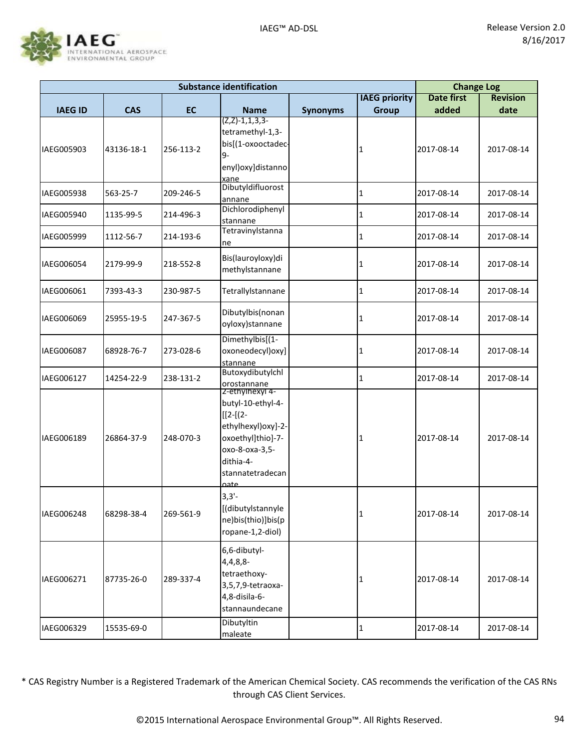| Substance identification | | | | | | Change Log | |
|---|---|---|---|---|---|---|---|
| IAEG ID | CAS | EC | Name | Synonyms | IAEG priority Group | Date first added | Revision date |
| IAEG005903 | 43136-18-1 | 256-113-2 | (Z,Z)-1,1,3,3-tetramethyl-1,3-bis[(1-oxooctadec-9-enyl)oxy]distannoxane | | 1 | 2017-08-14 | 2017-08-14 |
| IAEG005938 | 563-25-7 | 209-246-5 | Dibutyldifluorostannane | | 1 | 2017-08-14 | 2017-08-14 |
| IAEG005940 | 1135-99-5 | 214-496-3 | Dichlorodiphenylstannane | | 1 | 2017-08-14 | 2017-08-14 |
| IAEG005999 | 1112-56-7 | 214-193-6 | Tetravinylstannane | | 1 | 2017-08-14 | 2017-08-14 |
| IAEG006054 | 2179-99-9 | 218-552-8 | Bis(lauroyloxy)dimethylstannane | | 1 | 2017-08-14 | 2017-08-14 |
| IAEG006061 | 7393-43-3 | 230-987-5 | Tetrallylstannane | | 1 | 2017-08-14 | 2017-08-14 |
| IAEG006069 | 25955-19-5 | 247-367-5 | Dibutylbis(nonanoyloxy)stannane | | 1 | 2017-08-14 | 2017-08-14 |
| IAEG006087 | 68928-76-7 | 273-028-6 | Dimethylbis[(1-oxoneodecyl)oxy]stannane | | 1 | 2017-08-14 | 2017-08-14 |
| IAEG006127 | 14254-22-9 | 238-131-2 | Butoxydibutylchlorostannane | | 1 | 2017-08-14 | 2017-08-14 |
| IAEG006189 | 26864-37-9 | 248-070-3 | 2-ethylhexyl 4-butyl-10-ethyl-4-[[2-[(2-ethylhexyl)oxy]-2-oxoethyl]thio]-7-oxo-8-oxa-3,5-dithia-4-stannatetradecanoate | | 1 | 2017-08-14 | 2017-08-14 |
| IAEG006248 | 68298-38-4 | 269-561-9 | 3,3'-[(dibutylstannylene)bis(thio)]bis(propane-1,2-diol) | | 1 | 2017-08-14 | 2017-08-14 |
| IAEG006271 | 87735-26-0 | 289-337-4 | 6,6-dibutyl-4,4,8,8-tetraethoxy-3,5,7,9-tetraoxa-4,8-disila-6-stannaundecane | | 1 | 2017-08-14 | 2017-08-14 |
| IAEG006329 | 15535-69-0 | | Dibutyltin maleate | | 1 | 2017-08-14 | 2017-08-14 |

* CAS Registry Number is a Registered Trademark of the American Chemical Society. CAS recommends the verification of the CAS RNs through CAS Client Services.

©2015 International Aerospace Environmental Group™. All Rights Reserved.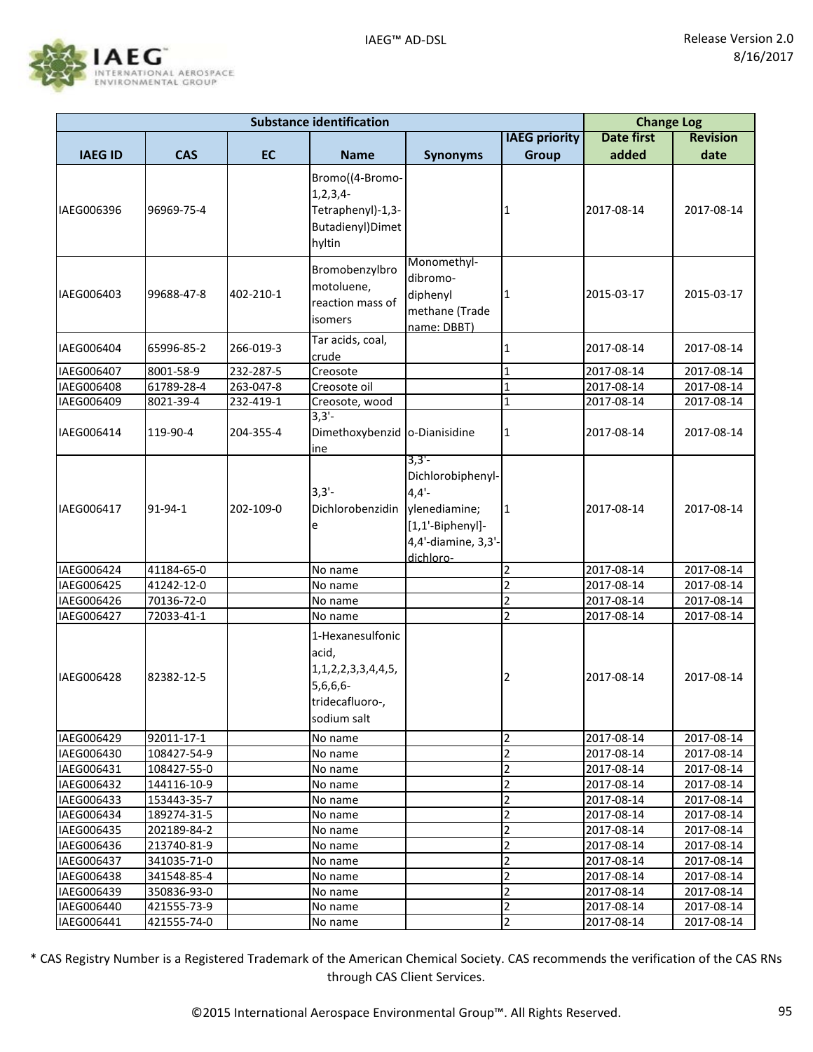| Substance identification | | | | | | Change Log | |
|---|---|---|---|---|---|---|---|
| IAEG ID | CAS | EC | Name | Synonyms | IAEG priority Group | Date first added | Revision date |
| IAEG006396 | 96969-75-4 | | Bromo((4-Bromo-1,2,3,4-Tetraphenyl)-1,3-Butadienyl)Dimethyltin | | 1 | 2017-08-14 | 2017-08-14 |
| IAEG006403 | 99688-47-8 | 402-210-1 | Bromobenzylbromotoluene, reaction mass of isomers | Monomethyl-dibromo-diphenyl methane (Trade name: DBBT) | 1 | 2015-03-17 | 2015-03-17 |
| IAEG006404 | 65996-85-2 | 266-019-3 | Tar acids, coal, crude | | 1 | 2017-08-14 | 2017-08-14 |
| IAEG006407 | 8001-58-9 | 232-287-5 | Creosote | | 1 | 2017-08-14 | 2017-08-14 |
| IAEG006408 | 61789-28-4 | 263-047-8 | Creosote oil | | 1 | 2017-08-14 | 2017-08-14 |
| IAEG006409 | 8021-39-4 | 232-419-1 | Creosote, wood | | 1 | 2017-08-14 | 2017-08-14 |
| IAEG006414 | 119-90-4 | 204-355-4 | 3,3'-Dimethoxybenzidine | o-Dianisidine | 1 | 2017-08-14 | 2017-08-14 |
| IAEG006417 | 91-94-1 | 202-109-0 | 3,3'-Dichlorobenzidine | 3,3'-Dichlorobiphenyl-4,4'-ylenediamine; [1,1'-Biphenyl]-4,4'-diamine, 3,3'-dichloro- | 1 | 2017-08-14 | 2017-08-14 |
| IAEG006424 | 41184-65-0 | | No name | | 2 | 2017-08-14 | 2017-08-14 |
| IAEG006425 | 41242-12-0 | | No name | | 2 | 2017-08-14 | 2017-08-14 |
| IAEG006426 | 70136-72-0 | | No name | | 2 | 2017-08-14 | 2017-08-14 |
| IAEG006427 | 72033-41-1 | | No name | | 2 | 2017-08-14 | 2017-08-14 |
| IAEG006428 | 82382-12-5 | | 1-Hexanesulfonic acid, 1,1,2,2,3,3,4,4,5,5,6,6,6-tridecafluoro-, sodium salt | | 2 | 2017-08-14 | 2017-08-14 |
| IAEG006429 | 92011-17-1 | | No name | | 2 | 2017-08-14 | 2017-08-14 |
| IAEG006430 | 108427-54-9 | | No name | | 2 | 2017-08-14 | 2017-08-14 |
| IAEG006431 | 108427-55-0 | | No name | | 2 | 2017-08-14 | 2017-08-14 |
| IAEG006432 | 144116-10-9 | | No name | | 2 | 2017-08-14 | 2017-08-14 |
| IAEG006433 | 153443-35-7 | | No name | | 2 | 2017-08-14 | 2017-08-14 |
| IAEG006434 | 189274-31-5 | | No name | | 2 | 2017-08-14 | 2017-08-14 |
| IAEG006435 | 202189-84-2 | | No name | | 2 | 2017-08-14 | 2017-08-14 |
| IAEG006436 | 213740-81-9 | | No name | | 2 | 2017-08-14 | 2017-08-14 |
| IAEG006437 | 341035-71-0 | | No name | | 2 | 2017-08-14 | 2017-08-14 |
| IAEG006438 | 341548-85-4 | | No name | | 2 | 2017-08-14 | 2017-08-14 |
| IAEG006439 | 350836-93-0 | | No name | | 2 | 2017-08-14 | 2017-08-14 |
| IAEG006440 | 421555-73-9 | | No name | | 2 | 2017-08-14 | 2017-08-14 |
| IAEG006441 | 421555-74-0 | | No name | | 2 | 2017-08-14 | 2017-08-14 |

* CAS Registry Number is a Registered Trademark of the American Chemical Society. CAS recommends the verification of the CAS RNs through CAS Client Services.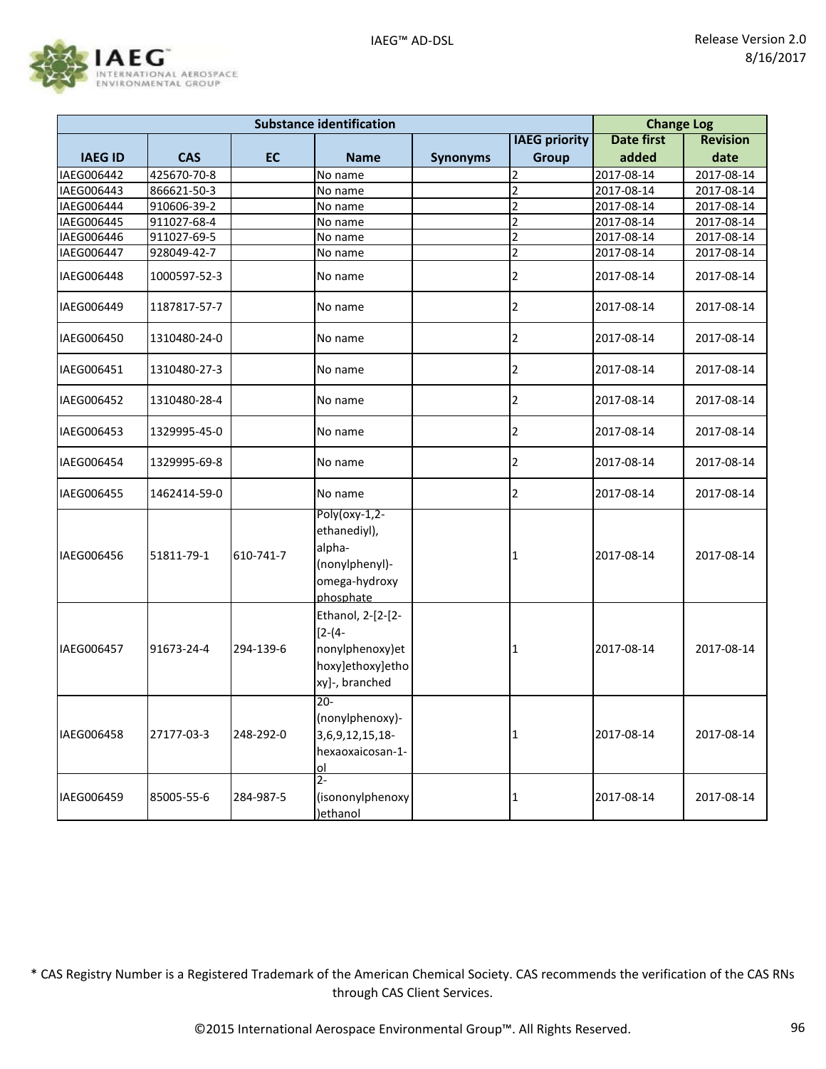| Substance identification | | | | | | Change Log | |
|---|---|---|---|---|---|---|---|
| IAEG ID | CAS | EC | Name | Synonyms | IAEG priority Group | Date first added | Revision date |
| IAEG006442 | 425670-70-8 | | No name | | 2 | 2017-08-14 | 2017-08-14 |
| IAEG006443 | 866621-50-3 | | No name | | 2 | 2017-08-14 | 2017-08-14 |
| IAEG006444 | 910606-39-2 | | No name | | 2 | 2017-08-14 | 2017-08-14 |
| IAEG006445 | 911027-68-4 | | No name | | 2 | 2017-08-14 | 2017-08-14 |
| IAEG006446 | 911027-69-5 | | No name | | 2 | 2017-08-14 | 2017-08-14 |
| IAEG006447 | 928049-42-7 | | No name | | 2 | 2017-08-14 | 2017-08-14 |
| IAEG006448 | 1000597-52-3 | | No name | | 2 | 2017-08-14 | 2017-08-14 |
| IAEG006449 | 1187817-57-7 | | No name | | 2 | 2017-08-14 | 2017-08-14 |
| IAEG006450 | 1310480-24-0 | | No name | | 2 | 2017-08-14 | 2017-08-14 |
| IAEG006451 | 1310480-27-3 | | No name | | 2 | 2017-08-14 | 2017-08-14 |
| IAEG006452 | 1310480-28-4 | | No name | | 2 | 2017-08-14 | 2017-08-14 |
| IAEG006453 | 1329995-45-0 | | No name | | 2 | 2017-08-14 | 2017-08-14 |
| IAEG006454 | 1329995-69-8 | | No name | | 2 | 2017-08-14 | 2017-08-14 |
| IAEG006455 | 1462414-59-0 | | No name | | 2 | 2017-08-14 | 2017-08-14 |
| IAEG006456 | 51811-79-1 | 610-741-7 | Poly(oxy-1,2-ethanediyl), alpha-(nonylphenyl)-omega-hydroxy phosphate | | 1 | 2017-08-14 | 2017-08-14 |
| IAEG006457 | 91673-24-4 | 294-139-6 | Ethanol, 2-[2-[2-[2-(4-nonylphenoxy)ethoxy]ethoxy]ethoxy]-, branched | | 1 | 2017-08-14 | 2017-08-14 |
| IAEG006458 | 27177-03-3 | 248-292-0 | 20-(nonylphenoxy)-3,6,9,12,15,18-hexaoxaicosan-1-ol | | 1 | 2017-08-14 | 2017-08-14 |
| IAEG006459 | 85005-55-6 | 284-987-5 | 2-(isononylphenoxy)ethanol | | 1 | 2017-08-14 | 2017-08-14 |

* CAS Registry Number is a Registered Trademark of the American Chemical Society. CAS recommends the verification of the CAS RNs through CAS Client Services.